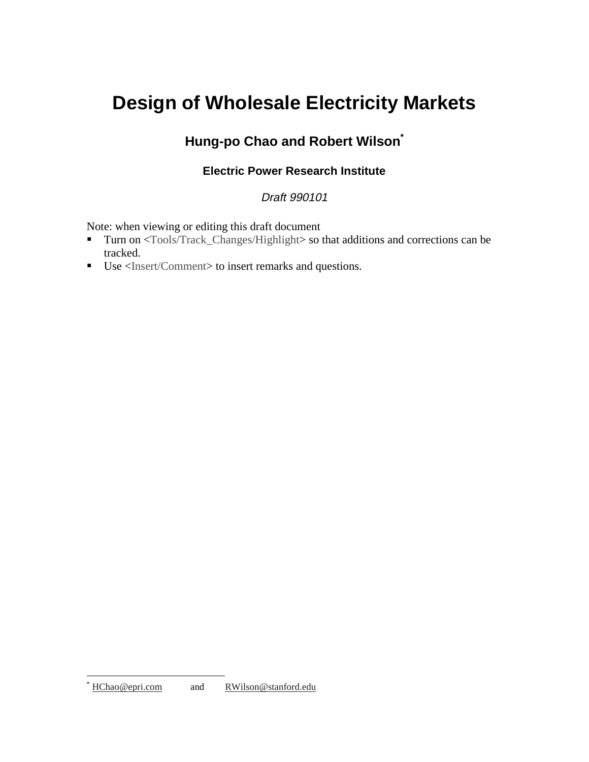# Design of Wholesale Electricity Markets

### Hung-po Chao and Robert Wilson[*]

**Electric Power Research Institute**

*Draft 990101*

Note: when viewing or editing this draft document

- Turn on <Tools/Track_Changes/Highlight> so that additions and corrections can be tracked.
- Use <Insert/Comment> to insert remarks and questions.

---

[*] HChao@epri.com and RWilson@stanford.edu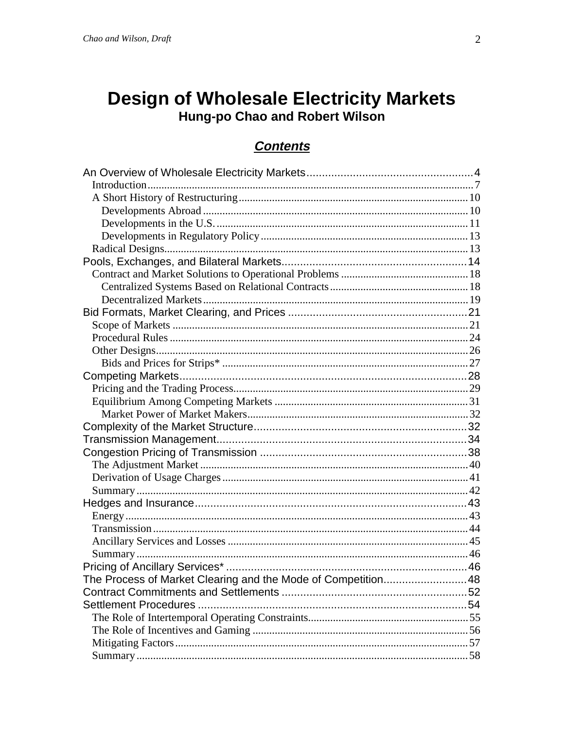# Design of Wholesale Electricity Markets

**Hung-po Chao and Robert Wilson**

## *Contents*

An Overview of Wholesale Electricity Markets ........................................ 4
- Introduction ........................................ 7
- A Short History of Restructuring ........................................ 10
  - Developments Abroad ........................................ 10
  - Developments in the U.S. ........................................ 11
  - Developments in Regulatory Policy ........................................ 13
- Radical Designs ........................................ 13

Pools, Exchanges, and Bilateral Markets ........................................ 14
- Contract and Market Solutions to Operational Problems ........................................ 18
  - Centralized Systems Based on Relational Contracts ........................................ 18
  - Decentralized Markets ........................................ 19

Bid Formats, Market Clearing, and Prices ........................................ 21
- Scope of Markets ........................................ 21
- Procedural Rules ........................................ 24
- Other Designs ........................................ 26
  - Bids and Prices for Strips* ........................................ 27

Competing Markets ........................................ 28
- Pricing and the Trading Process ........................................ 29
- Equilibrium Among Competing Markets ........................................ 31
  - Market Power of Market Makers ........................................ 32

Complexity of the Market Structure ........................................ 32

Transmission Management ........................................ 34

Congestion Pricing of Transmission ........................................ 38
- The Adjustment Market ........................................ 40
- Derivation of Usage Charges ........................................ 41
- Summary ........................................ 42

Hedges and Insurance ........................................ 43
- Energy ........................................ 43
- Transmission ........................................ 44
- Ancillary Services and Losses ........................................ 45
- Summary ........................................ 46

Pricing of Ancillary Services* ........................................ 46

The Process of Market Clearing and the Mode of Competition ........................................ 48

Contract Commitments and Settlements ........................................ 52

Settlement Procedures ........................................ 54
- The Role of Intertemporal Operating Constraints ........................................ 55
- The Role of Incentives and Gaming ........................................ 56
- Mitigating Factors ........................................ 57
- Summary ........................................ 58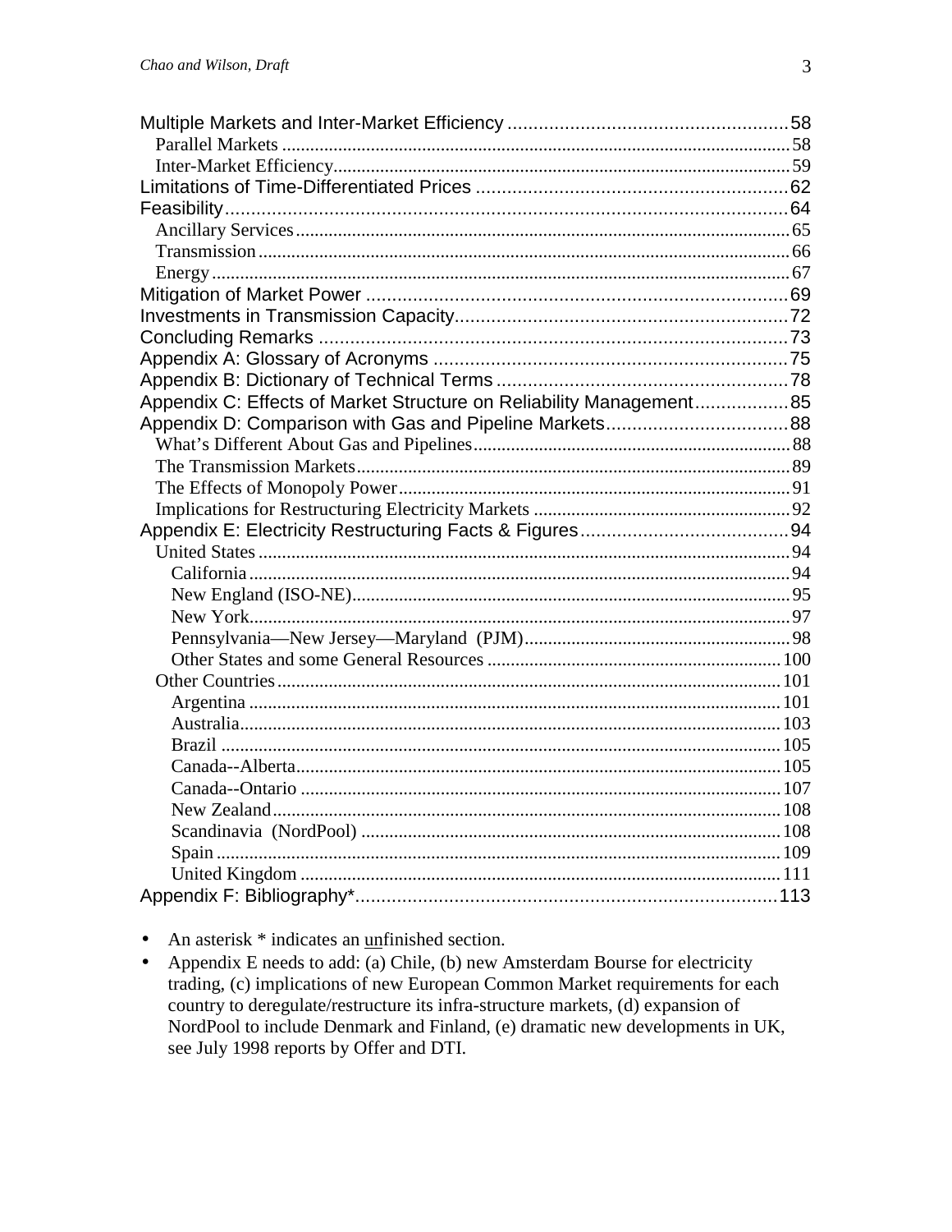Multiple Markets and Inter-Market Efficiency ..................................................... 58
  Parallel Markets ..................................................................................................... 58
  Inter-Market Efficiency......................................................................................... 59
Limitations of Time-Differentiated Prices ............................................................ 62
Feasibility............................................................................................................. 64
  Ancillary Services.................................................................................................. 65
  Transmission.......................................................................................................... 66
  Energy.................................................................................................................... 67
Mitigation of Market Power ................................................................................. 69
Investments in Transmission Capacity................................................................ 72
Concluding Remarks ........................................................................................... 73
Appendix A: Glossary of Acronyms .................................................................... 75
Appendix B: Dictionary of Technical Terms ........................................................ 78
Appendix C: Effects of Market Structure on Reliability Management.................. 85
Appendix D: Comparison with Gas and Pipeline Markets................................... 88
  What's Different About Gas and Pipelines............................................................ 88
  The Transmission Markets..................................................................................... 89
  The Effects of Monopoly Power............................................................................ 91
  Implications for Restructuring Electricity Markets ............................................... 92
Appendix E: Electricity Restructuring Facts & Figures........................................ 94
  United States.......................................................................................................... 94
    California ............................................................................................................ 94
    New England (ISO-NE)...................................................................................... 95
    New York............................................................................................................ 97
    Pennsylvania—New Jersey—Maryland (PJM).................................................. 98
    Other States and some General Resources ....................................................... 100
  Other Countries................................................................................................... 101
    Argentina .......................................................................................................... 101
    Australia............................................................................................................ 103
    Brazil ................................................................................................................ 105
    Canada--Alberta................................................................................................ 105
    Canada--Ontario ............................................................................................... 107
    New Zealand...................................................................................................... 108
    Scandinavia (NordPool) ................................................................................... 108
    Spain ................................................................................................................. 109
    United Kingdom ............................................................................................... 111
Appendix F: Bibliography*.................................................................................. 113

- An asterisk * indicates an <u>un</u>finished section.
- Appendix E needs to add: (a) Chile, (b) new Amsterdam Bourse for electricity trading, (c) implications of new European Common Market requirements for each country to deregulate/restructure its infra-structure markets, (d) expansion of NordPool to include Denmark and Finland, (e) dramatic new developments in UK, see July 1998 reports by Offer and DTI.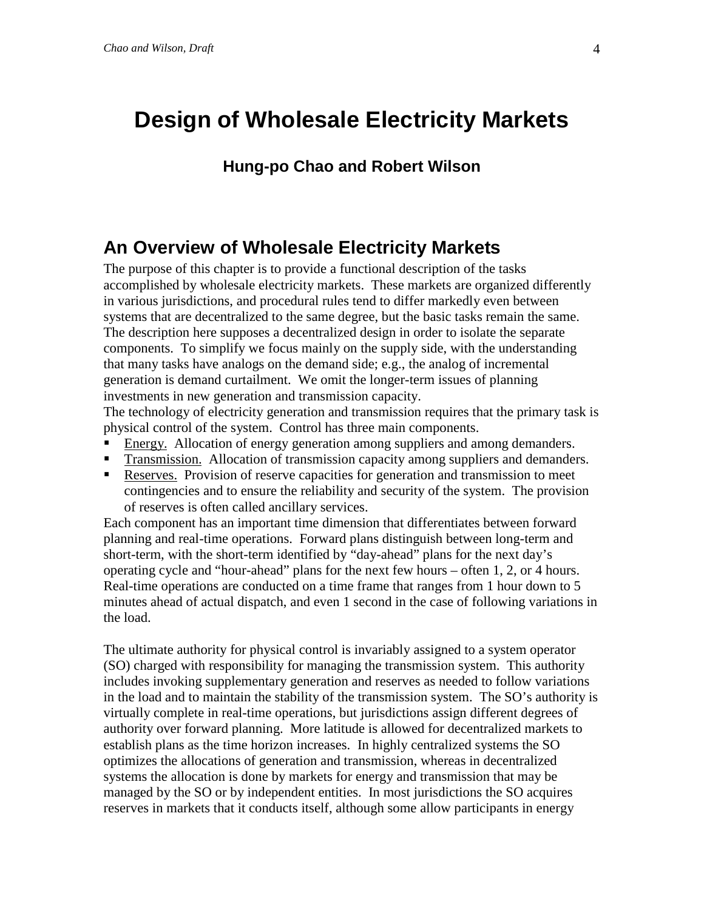# Design of Wholesale Electricity Markets

### Hung-po Chao and Robert Wilson

## An Overview of Wholesale Electricity Markets

The purpose of this chapter is to provide a functional description of the tasks accomplished by wholesale electricity markets. These markets are organized differently in various jurisdictions, and procedural rules tend to differ markedly even between systems that are decentralized to the same degree, but the basic tasks remain the same. The description here supposes a decentralized design in order to isolate the separate components. To simplify we focus mainly on the supply side, with the understanding that many tasks have analogs on the demand side; e.g., the analog of incremental generation is demand curtailment. We omit the longer-term issues of planning investments in new generation and transmission capacity.

The technology of electricity generation and transmission requires that the primary task is physical control of the system. Control has three main components.

- Energy. Allocation of energy generation among suppliers and among demanders.
- Transmission. Allocation of transmission capacity among suppliers and demanders.
- Reserves. Provision of reserve capacities for generation and transmission to meet contingencies and to ensure the reliability and security of the system. The provision of reserves is often called ancillary services.

Each component has an important time dimension that differentiates between forward planning and real-time operations. Forward plans distinguish between long-term and short-term, with the short-term identified by "day-ahead" plans for the next day's operating cycle and "hour-ahead" plans for the next few hours – often 1, 2, or 4 hours. Real-time operations are conducted on a time frame that ranges from 1 hour down to 5 minutes ahead of actual dispatch, and even 1 second in the case of following variations in the load.

The ultimate authority for physical control is invariably assigned to a system operator (SO) charged with responsibility for managing the transmission system. This authority includes invoking supplementary generation and reserves as needed to follow variations in the load and to maintain the stability of the transmission system. The SO's authority is virtually complete in real-time operations, but jurisdictions assign different degrees of authority over forward planning. More latitude is allowed for decentralized markets to establish plans as the time horizon increases. In highly centralized systems the SO optimizes the allocations of generation and transmission, whereas in decentralized systems the allocation is done by markets for energy and transmission that may be managed by the SO or by independent entities. In most jurisdictions the SO acquires reserves in markets that it conducts itself, although some allow participants in energy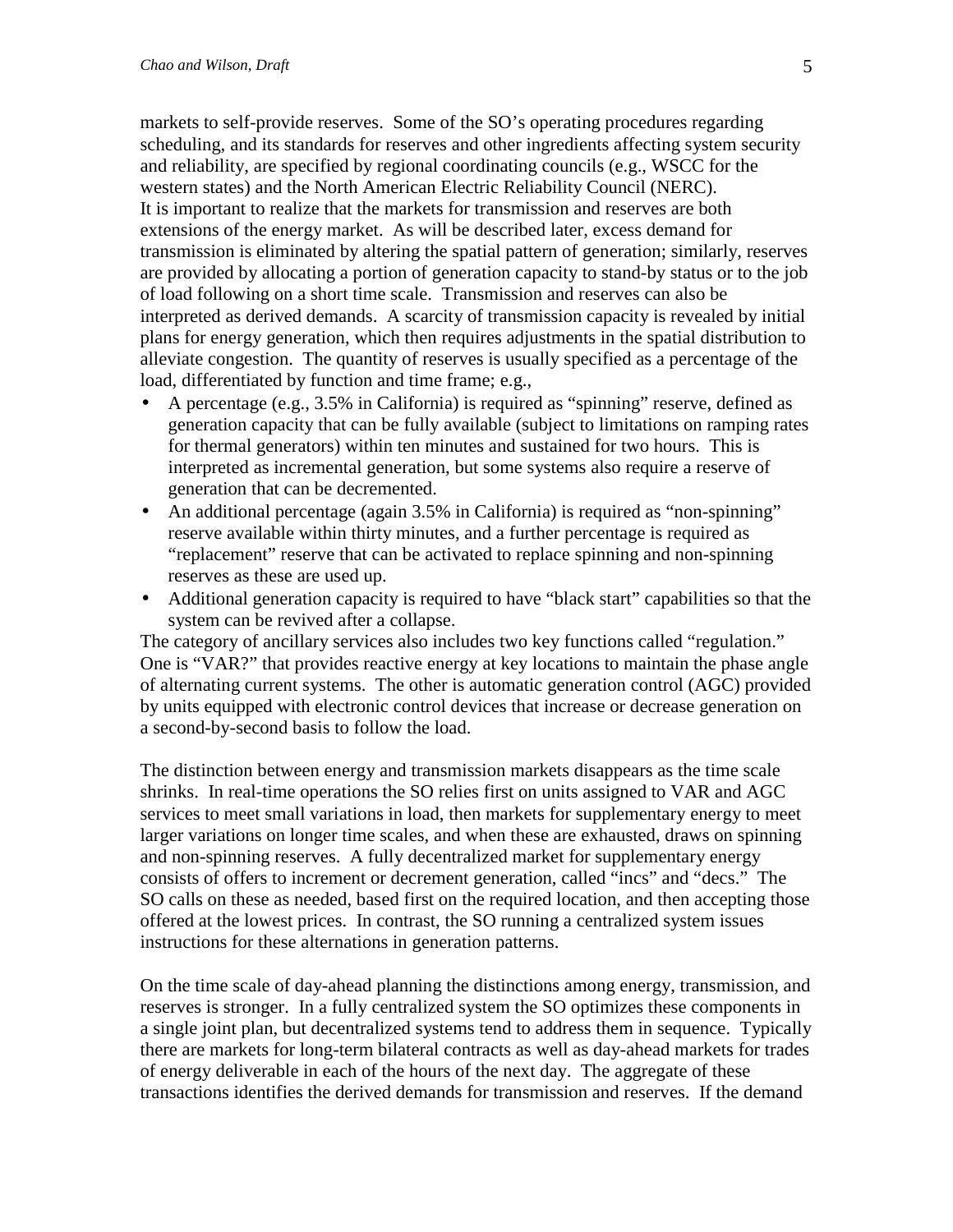markets to self-provide reserves. Some of the SO's operating procedures regarding scheduling, and its standards for reserves and other ingredients affecting system security and reliability, are specified by regional coordinating councils (e.g., WSCC for the western states) and the North American Electric Reliability Council (NERC).
It is important to realize that the markets for transmission and reserves are both extensions of the energy market. As will be described later, excess demand for transmission is eliminated by altering the spatial pattern of generation; similarly, reserves are provided by allocating a portion of generation capacity to stand-by status or to the job of load following on a short time scale. Transmission and reserves can also be interpreted as derived demands. A scarcity of transmission capacity is revealed by initial plans for energy generation, which then requires adjustments in the spatial distribution to alleviate congestion. The quantity of reserves is usually specified as a percentage of the load, differentiated by function and time frame; e.g.,

- A percentage (e.g., 3.5% in California) is required as "spinning" reserve, defined as generation capacity that can be fully available (subject to limitations on ramping rates for thermal generators) within ten minutes and sustained for two hours. This is interpreted as incremental generation, but some systems also require a reserve of generation that can be decremented.
- An additional percentage (again 3.5% in California) is required as "non-spinning" reserve available within thirty minutes, and a further percentage is required as "replacement" reserve that can be activated to replace spinning and non-spinning reserves as these are used up.
- Additional generation capacity is required to have "black start" capabilities so that the system can be revived after a collapse.

The category of ancillary services also includes two key functions called "regulation." One is "VAR?" that provides reactive energy at key locations to maintain the phase angle of alternating current systems. The other is automatic generation control (AGC) provided by units equipped with electronic control devices that increase or decrease generation on a second-by-second basis to follow the load.

The distinction between energy and transmission markets disappears as the time scale shrinks. In real-time operations the SO relies first on units assigned to VAR and AGC services to meet small variations in load, then markets for supplementary energy to meet larger variations on longer time scales, and when these are exhausted, draws on spinning and non-spinning reserves. A fully decentralized market for supplementary energy consists of offers to increment or decrement generation, called "incs" and "decs." The SO calls on these as needed, based first on the required location, and then accepting those offered at the lowest prices. In contrast, the SO running a centralized system issues instructions for these alternations in generation patterns.

On the time scale of day-ahead planning the distinctions among energy, transmission, and reserves is stronger. In a fully centralized system the SO optimizes these components in a single joint plan, but decentralized systems tend to address them in sequence. Typically there are markets for long-term bilateral contracts as well as day-ahead markets for trades of energy deliverable in each of the hours of the next day. The aggregate of these transactions identifies the derived demands for transmission and reserves. If the demand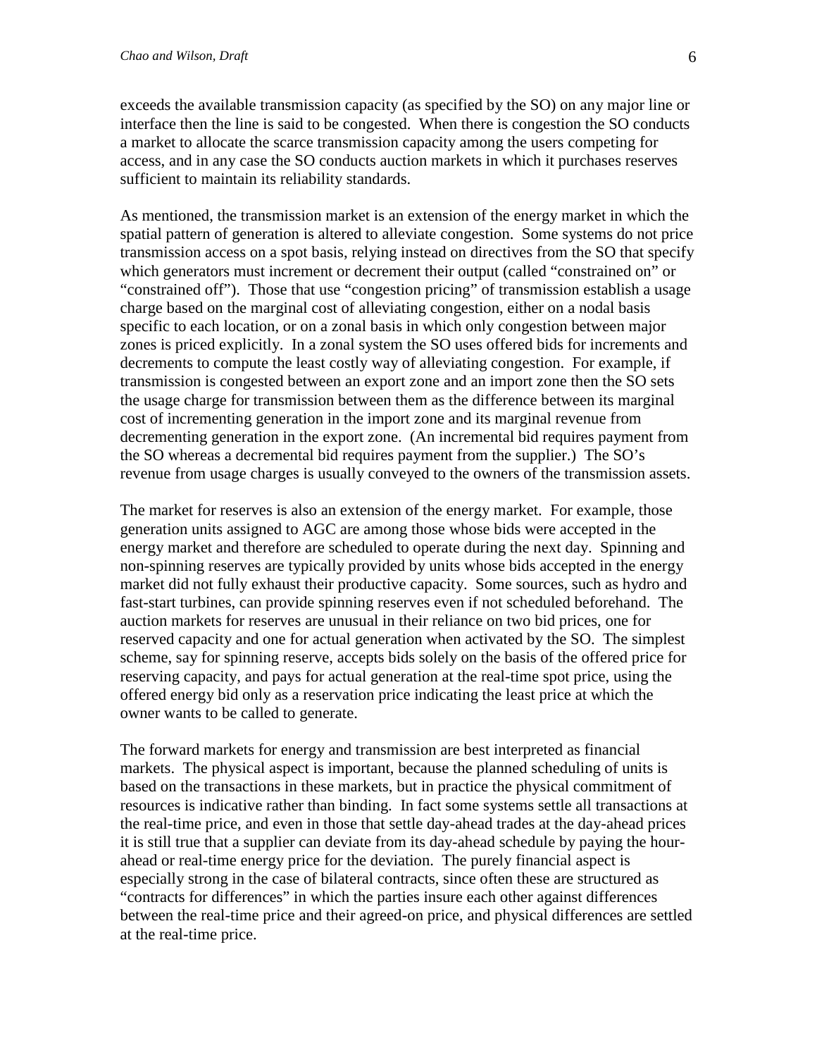exceeds the available transmission capacity (as specified by the SO) on any major line or interface then the line is said to be congested. When there is congestion the SO conducts a market to allocate the scarce transmission capacity among the users competing for access, and in any case the SO conducts auction markets in which it purchases reserves sufficient to maintain its reliability standards.

As mentioned, the transmission market is an extension of the energy market in which the spatial pattern of generation is altered to alleviate congestion. Some systems do not price transmission access on a spot basis, relying instead on directives from the SO that specify which generators must increment or decrement their output (called "constrained on" or "constrained off"). Those that use "congestion pricing" of transmission establish a usage charge based on the marginal cost of alleviating congestion, either on a nodal basis specific to each location, or on a zonal basis in which only congestion between major zones is priced explicitly. In a zonal system the SO uses offered bids for increments and decrements to compute the least costly way of alleviating congestion. For example, if transmission is congested between an export zone and an import zone then the SO sets the usage charge for transmission between them as the difference between its marginal cost of incrementing generation in the import zone and its marginal revenue from decrementing generation in the export zone. (An incremental bid requires payment from the SO whereas a decremental bid requires payment from the supplier.) The SO's revenue from usage charges is usually conveyed to the owners of the transmission assets.

The market for reserves is also an extension of the energy market. For example, those generation units assigned to AGC are among those whose bids were accepted in the energy market and therefore are scheduled to operate during the next day. Spinning and non-spinning reserves are typically provided by units whose bids accepted in the energy market did not fully exhaust their productive capacity. Some sources, such as hydro and fast-start turbines, can provide spinning reserves even if not scheduled beforehand. The auction markets for reserves are unusual in their reliance on two bid prices, one for reserved capacity and one for actual generation when activated by the SO. The simplest scheme, say for spinning reserve, accepts bids solely on the basis of the offered price for reserving capacity, and pays for actual generation at the real-time spot price, using the offered energy bid only as a reservation price indicating the least price at which the owner wants to be called to generate.

The forward markets for energy and transmission are best interpreted as financial markets. The physical aspect is important, because the planned scheduling of units is based on the transactions in these markets, but in practice the physical commitment of resources is indicative rather than binding. In fact some systems settle all transactions at the real-time price, and even in those that settle day-ahead trades at the day-ahead prices it is still true that a supplier can deviate from its day-ahead schedule by paying the hour-ahead or real-time energy price for the deviation. The purely financial aspect is especially strong in the case of bilateral contracts, since often these are structured as "contracts for differences" in which the parties insure each other against differences between the real-time price and their agreed-on price, and physical differences are settled at the real-time price.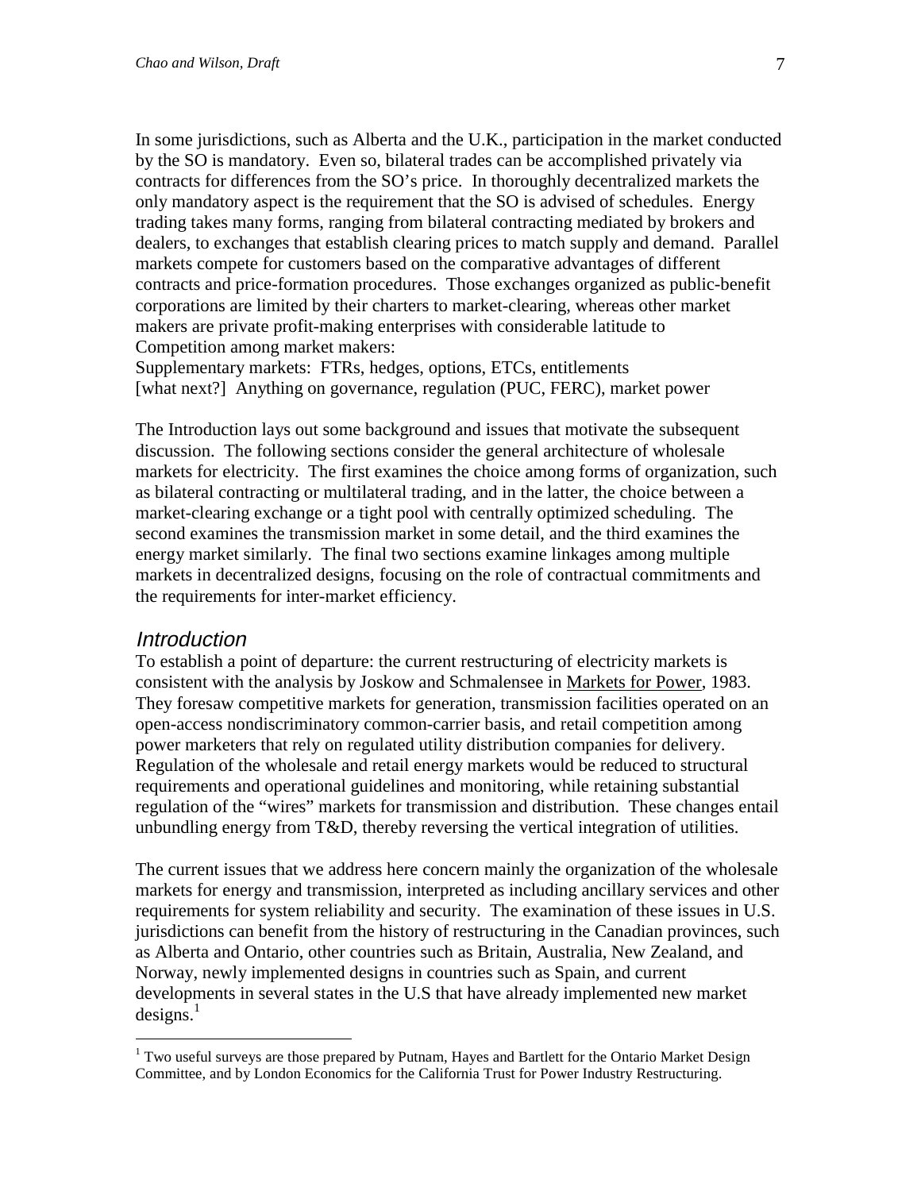In some jurisdictions, such as Alberta and the U.K., participation in the market conducted by the SO is mandatory. Even so, bilateral trades can be accomplished privately via contracts for differences from the SO's price. In thoroughly decentralized markets the only mandatory aspect is the requirement that the SO is advised of schedules. Energy trading takes many forms, ranging from bilateral contracting mediated by brokers and dealers, to exchanges that establish clearing prices to match supply and demand. Parallel markets compete for customers based on the comparative advantages of different contracts and price-formation procedures. Those exchanges organized as public-benefit corporations are limited by their charters to market-clearing, whereas other market makers are private profit-making enterprises with considerable latitude to
Competition among market makers:
Supplementary markets: FTRs, hedges, options, ETCs, entitlements
[what next?] Anything on governance, regulation (PUC, FERC), market power

The Introduction lays out some background and issues that motivate the subsequent discussion. The following sections consider the general architecture of wholesale markets for electricity. The first examines the choice among forms of organization, such as bilateral contracting or multilateral trading, and in the latter, the choice between a market-clearing exchange or a tight pool with centrally optimized scheduling. The second examines the transmission market in some detail, and the third examines the energy market similarly. The final two sections examine linkages among multiple markets in decentralized designs, focusing on the role of contractual commitments and the requirements for inter-market efficiency.

## *Introduction*

To establish a point of departure: the current restructuring of electricity markets is consistent with the analysis by Joskow and Schmalensee in Markets for Power, 1983. They foresaw competitive markets for generation, transmission facilities operated on an open-access nondiscriminatory common-carrier basis, and retail competition among power marketers that rely on regulated utility distribution companies for delivery. Regulation of the wholesale and retail energy markets would be reduced to structural requirements and operational guidelines and monitoring, while retaining substantial regulation of the "wires" markets for transmission and distribution. These changes entail unbundling energy from T&D, thereby reversing the vertical integration of utilities.

The current issues that we address here concern mainly the organization of the wholesale markets for energy and transmission, interpreted as including ancillary services and other requirements for system reliability and security. The examination of these issues in U.S. jurisdictions can benefit from the history of restructuring in the Canadian provinces, such as Alberta and Ontario, other countries such as Britain, Australia, New Zealand, and Norway, newly implemented designs in countries such as Spain, and current developments in several states in the U.S that have already implemented new market designs.[1]

[1] Two useful surveys are those prepared by Putnam, Hayes and Bartlett for the Ontario Market Design Committee, and by London Economics for the California Trust for Power Industry Restructuring.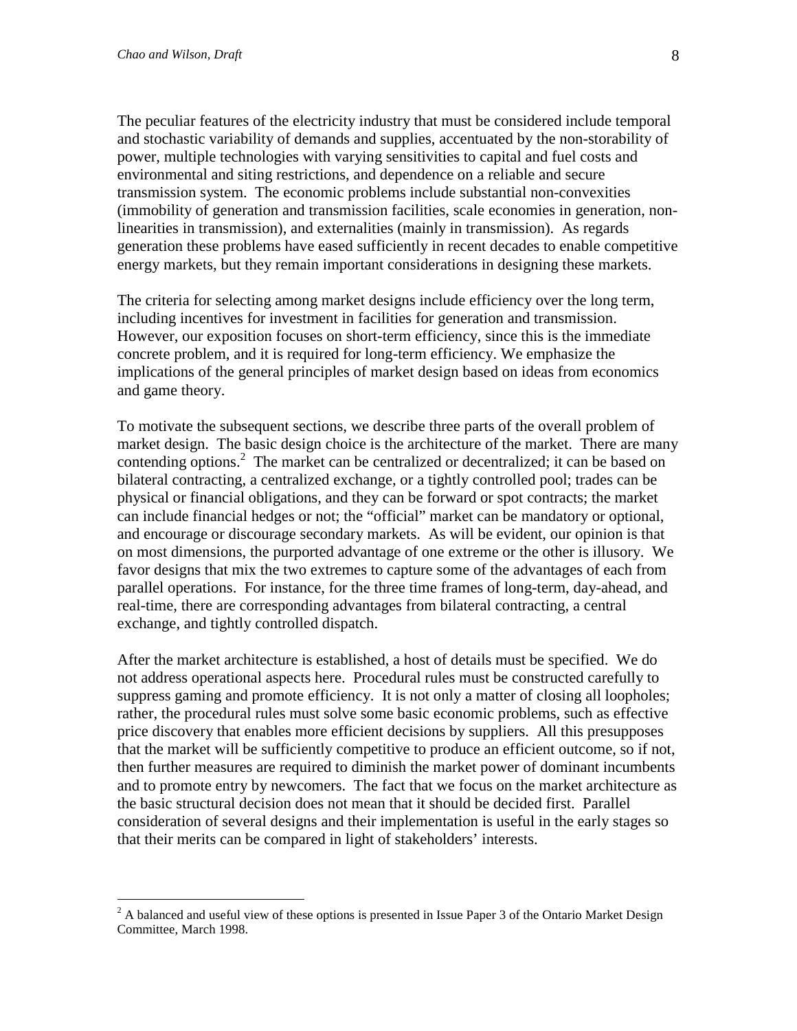The peculiar features of the electricity industry that must be considered include temporal and stochastic variability of demands and supplies, accentuated by the non-storability of power, multiple technologies with varying sensitivities to capital and fuel costs and environmental and siting restrictions, and dependence on a reliable and secure transmission system. The economic problems include substantial non-convexities (immobility of generation and transmission facilities, scale economies in generation, non-linearities in transmission), and externalities (mainly in transmission). As regards generation these problems have eased sufficiently in recent decades to enable competitive energy markets, but they remain important considerations in designing these markets.

The criteria for selecting among market designs include efficiency over the long term, including incentives for investment in facilities for generation and transmission. However, our exposition focuses on short-term efficiency, since this is the immediate concrete problem, and it is required for long-term efficiency. We emphasize the implications of the general principles of market design based on ideas from economics and game theory.

To motivate the subsequent sections, we describe three parts of the overall problem of market design. The basic design choice is the architecture of the market. There are many contending options.[2] The market can be centralized or decentralized; it can be based on bilateral contracting, a centralized exchange, or a tightly controlled pool; trades can be physical or financial obligations, and they can be forward or spot contracts; the market can include financial hedges or not; the "official" market can be mandatory or optional, and encourage or discourage secondary markets. As will be evident, our opinion is that on most dimensions, the purported advantage of one extreme or the other is illusory. We favor designs that mix the two extremes to capture some of the advantages of each from parallel operations. For instance, for the three time frames of long-term, day-ahead, and real-time, there are corresponding advantages from bilateral contracting, a central exchange, and tightly controlled dispatch.

After the market architecture is established, a host of details must be specified. We do not address operational aspects here. Procedural rules must be constructed carefully to suppress gaming and promote efficiency. It is not only a matter of closing all loopholes; rather, the procedural rules must solve some basic economic problems, such as effective price discovery that enables more efficient decisions by suppliers. All this presupposes that the market will be sufficiently competitive to produce an efficient outcome, so if not, then further measures are required to diminish the market power of dominant incumbents and to promote entry by newcomers. The fact that we focus on the market architecture as the basic structural decision does not mean that it should be decided first. Parallel consideration of several designs and their implementation is useful in the early stages so that their merits can be compared in light of stakeholders' interests.

[2] A balanced and useful view of these options is presented in Issue Paper 3 of the Ontario Market Design Committee, March 1998.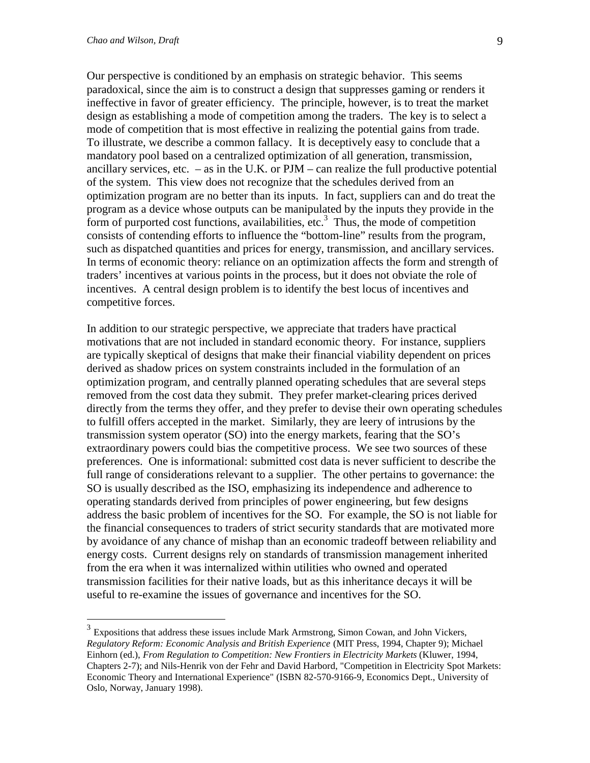Our perspective is conditioned by an emphasis on strategic behavior. This seems paradoxical, since the aim is to construct a design that suppresses gaming or renders it ineffective in favor of greater efficiency. The principle, however, is to treat the market design as establishing a mode of competition among the traders. The key is to select a mode of competition that is most effective in realizing the potential gains from trade. To illustrate, we describe a common fallacy. It is deceptively easy to conclude that a mandatory pool based on a centralized optimization of all generation, transmission, ancillary services, etc. – as in the U.K. or PJM – can realize the full productive potential of the system. This view does not recognize that the schedules derived from an optimization program are no better than its inputs. In fact, suppliers can and do treat the program as a device whose outputs can be manipulated by the inputs they provide in the form of purported cost functions, availabilities, etc.[3] Thus, the mode of competition consists of contending efforts to influence the "bottom-line" results from the program, such as dispatched quantities and prices for energy, transmission, and ancillary services. In terms of economic theory: reliance on an optimization affects the form and strength of traders' incentives at various points in the process, but it does not obviate the role of incentives. A central design problem is to identify the best locus of incentives and competitive forces.

In addition to our strategic perspective, we appreciate that traders have practical motivations that are not included in standard economic theory. For instance, suppliers are typically skeptical of designs that make their financial viability dependent on prices derived as shadow prices on system constraints included in the formulation of an optimization program, and centrally planned operating schedules that are several steps removed from the cost data they submit. They prefer market-clearing prices derived directly from the terms they offer, and they prefer to devise their own operating schedules to fulfill offers accepted in the market. Similarly, they are leery of intrusions by the transmission system operator (SO) into the energy markets, fearing that the SO's extraordinary powers could bias the competitive process. We see two sources of these preferences. One is informational: submitted cost data is never sufficient to describe the full range of considerations relevant to a supplier. The other pertains to governance: the SO is usually described as the ISO, emphasizing its independence and adherence to operating standards derived from principles of power engineering, but few designs address the basic problem of incentives for the SO. For example, the SO is not liable for the financial consequences to traders of strict security standards that are motivated more by avoidance of any chance of mishap than an economic tradeoff between reliability and energy costs. Current designs rely on standards of transmission management inherited from the era when it was internalized within utilities who owned and operated transmission facilities for their native loads, but as this inheritance decays it will be useful to re-examine the issues of governance and incentives for the SO.

---

[3] Expositions that address these issues include Mark Armstrong, Simon Cowan, and John Vickers, *Regulatory Reform: Economic Analysis and British Experience* (MIT Press, 1994, Chapter 9); Michael Einhorn (ed.), *From Regulation to Competition: New Frontiers in Electricity Markets* (Kluwer, 1994, Chapters 2-7); and Nils-Henrik von der Fehr and David Harbord, "Competition in Electricity Spot Markets: Economic Theory and International Experience" (ISBN 82-570-9166-9, Economics Dept., University of Oslo, Norway, January 1998).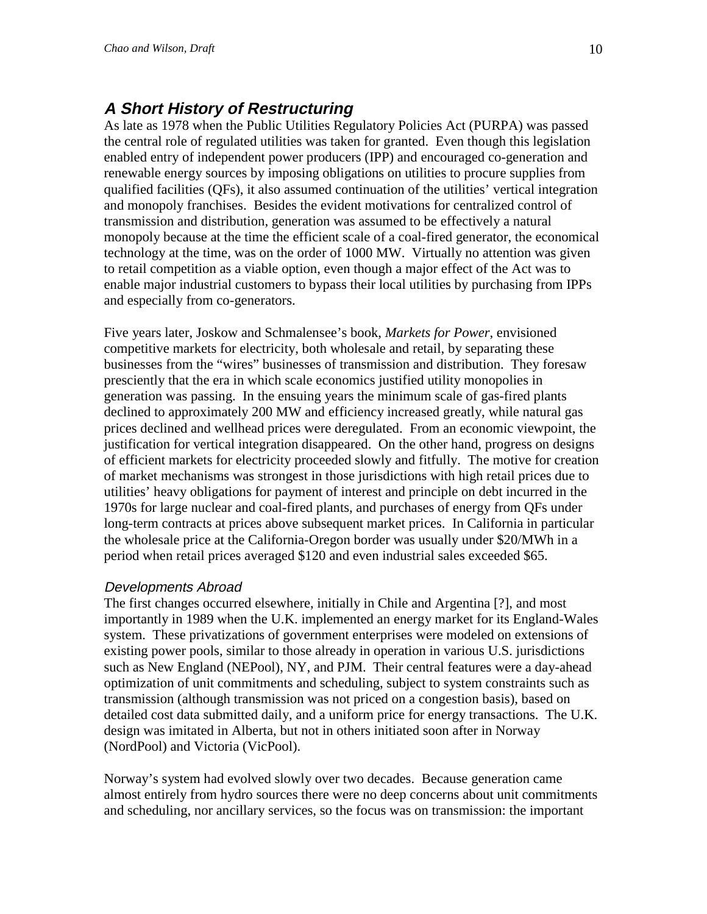## *A Short History of Restructuring*

As late as 1978 when the Public Utilities Regulatory Policies Act (PURPA) was passed the central role of regulated utilities was taken for granted. Even though this legislation enabled entry of independent power producers (IPP) and encouraged co-generation and renewable energy sources by imposing obligations on utilities to procure supplies from qualified facilities (QFs), it also assumed continuation of the utilities' vertical integration and monopoly franchises. Besides the evident motivations for centralized control of transmission and distribution, generation was assumed to be effectively a natural monopoly because at the time the efficient scale of a coal-fired generator, the economical technology at the time, was on the order of 1000 MW. Virtually no attention was given to retail competition as a viable option, even though a major effect of the Act was to enable major industrial customers to bypass their local utilities by purchasing from IPPs and especially from co-generators.

Five years later, Joskow and Schmalensee's book, *Markets for Power*, envisioned competitive markets for electricity, both wholesale and retail, by separating these businesses from the "wires" businesses of transmission and distribution. They foresaw presciently that the era in which scale economics justified utility monopolies in generation was passing. In the ensuing years the minimum scale of gas-fired plants declined to approximately 200 MW and efficiency increased greatly, while natural gas prices declined and wellhead prices were deregulated. From an economic viewpoint, the justification for vertical integration disappeared. On the other hand, progress on designs of efficient markets for electricity proceeded slowly and fitfully. The motive for creation of market mechanisms was strongest in those jurisdictions with high retail prices due to utilities' heavy obligations for payment of interest and principle on debt incurred in the 1970s for large nuclear and coal-fired plants, and purchases of energy from QFs under long-term contracts at prices above subsequent market prices. In California in particular the wholesale price at the California-Oregon border was usually under $20/MWh in a period when retail prices averaged $120 and even industrial sales exceeded $65.

### *Developments Abroad*

The first changes occurred elsewhere, initially in Chile and Argentina [?], and most importantly in 1989 when the U.K. implemented an energy market for its England-Wales system. These privatizations of government enterprises were modeled on extensions of existing power pools, similar to those already in operation in various U.S. jurisdictions such as New England (NEPool), NY, and PJM. Their central features were a day-ahead optimization of unit commitments and scheduling, subject to system constraints such as transmission (although transmission was not priced on a congestion basis), based on detailed cost data submitted daily, and a uniform price for energy transactions. The U.K. design was imitated in Alberta, but not in others initiated soon after in Norway (NordPool) and Victoria (VicPool).

Norway's system had evolved slowly over two decades. Because generation came almost entirely from hydro sources there were no deep concerns about unit commitments and scheduling, nor ancillary services, so the focus was on transmission: the important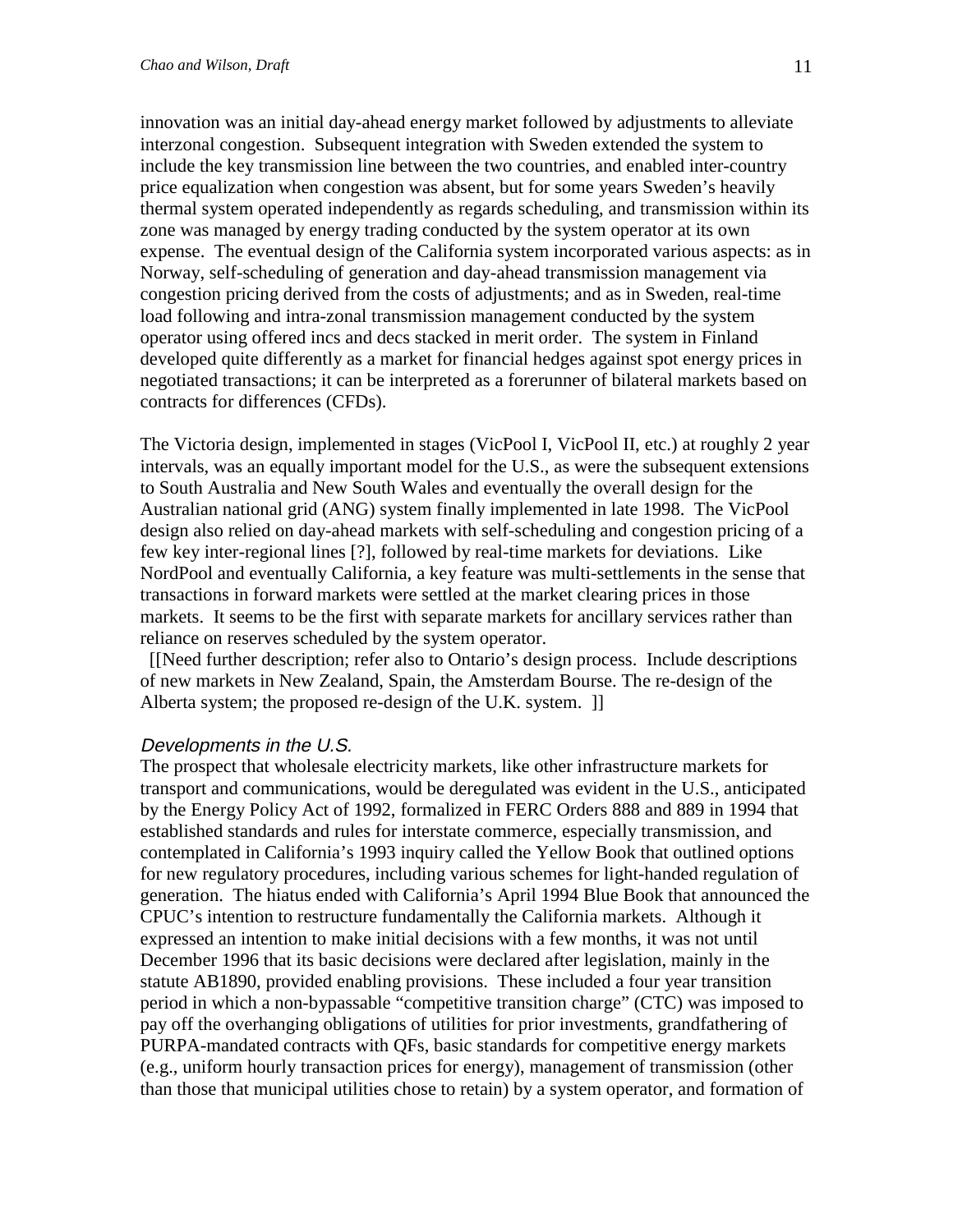innovation was an initial day-ahead energy market followed by adjustments to alleviate interzonal congestion. Subsequent integration with Sweden extended the system to include the key transmission line between the two countries, and enabled inter-country price equalization when congestion was absent, but for some years Sweden's heavily thermal system operated independently as regards scheduling, and transmission within its zone was managed by energy trading conducted by the system operator at its own expense. The eventual design of the California system incorporated various aspects: as in Norway, self-scheduling of generation and day-ahead transmission management via congestion pricing derived from the costs of adjustments; and as in Sweden, real-time load following and intra-zonal transmission management conducted by the system operator using offered incs and decs stacked in merit order. The system in Finland developed quite differently as a market for financial hedges against spot energy prices in negotiated transactions; it can be interpreted as a forerunner of bilateral markets based on contracts for differences (CFDs).

The Victoria design, implemented in stages (VicPool I, VicPool II, etc.) at roughly 2 year intervals, was an equally important model for the U.S., as were the subsequent extensions to South Australia and New South Wales and eventually the overall design for the Australian national grid (ANG) system finally implemented in late 1998. The VicPool design also relied on day-ahead markets with self-scheduling and congestion pricing of a few key inter-regional lines [?], followed by real-time markets for deviations. Like NordPool and eventually California, a key feature was multi-settlements in the sense that transactions in forward markets were settled at the market clearing prices in those markets. It seems to be the first with separate markets for ancillary services rather than reliance on reserves scheduled by the system operator.

[[Need further description; refer also to Ontario's design process. Include descriptions of new markets in New Zealand, Spain, the Amsterdam Bourse. The re-design of the Alberta system; the proposed re-design of the U.K. system. ]]

### *Developments in the U.S.*

The prospect that wholesale electricity markets, like other infrastructure markets for transport and communications, would be deregulated was evident in the U.S., anticipated by the Energy Policy Act of 1992, formalized in FERC Orders 888 and 889 in 1994 that established standards and rules for interstate commerce, especially transmission, and contemplated in California's 1993 inquiry called the Yellow Book that outlined options for new regulatory procedures, including various schemes for light-handed regulation of generation. The hiatus ended with California's April 1994 Blue Book that announced the CPUC's intention to restructure fundamentally the California markets. Although it expressed an intention to make initial decisions with a few months, it was not until December 1996 that its basic decisions were declared after legislation, mainly in the statute AB1890, provided enabling provisions. These included a four year transition period in which a non-bypassable "competitive transition charge" (CTC) was imposed to pay off the overhanging obligations of utilities for prior investments, grandfathering of PURPA-mandated contracts with QFs, basic standards for competitive energy markets (e.g., uniform hourly transaction prices for energy), management of transmission (other than those that municipal utilities chose to retain) by a system operator, and formation of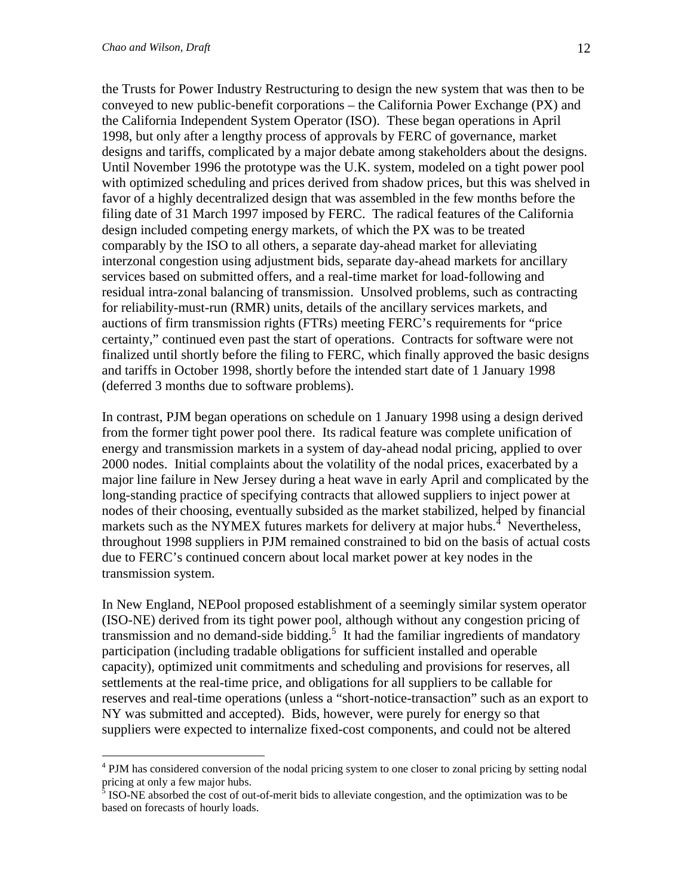the Trusts for Power Industry Restructuring to design the new system that was then to be conveyed to new public-benefit corporations – the California Power Exchange (PX) and the California Independent System Operator (ISO). These began operations in April 1998, but only after a lengthy process of approvals by FERC of governance, market designs and tariffs, complicated by a major debate among stakeholders about the designs. Until November 1996 the prototype was the U.K. system, modeled on a tight power pool with optimized scheduling and prices derived from shadow prices, but this was shelved in favor of a highly decentralized design that was assembled in the few months before the filing date of 31 March 1997 imposed by FERC. The radical features of the California design included competing energy markets, of which the PX was to be treated comparably by the ISO to all others, a separate day-ahead market for alleviating interzonal congestion using adjustment bids, separate day-ahead markets for ancillary services based on submitted offers, and a real-time market for load-following and residual intra-zonal balancing of transmission. Unsolved problems, such as contracting for reliability-must-run (RMR) units, details of the ancillary services markets, and auctions of firm transmission rights (FTRs) meeting FERC's requirements for "price certainty," continued even past the start of operations. Contracts for software were not finalized until shortly before the filing to FERC, which finally approved the basic designs and tariffs in October 1998, shortly before the intended start date of 1 January 1998 (deferred 3 months due to software problems).

In contrast, PJM began operations on schedule on 1 January 1998 using a design derived from the former tight power pool there. Its radical feature was complete unification of energy and transmission markets in a system of day-ahead nodal pricing, applied to over 2000 nodes. Initial complaints about the volatility of the nodal prices, exacerbated by a major line failure in New Jersey during a heat wave in early April and complicated by the long-standing practice of specifying contracts that allowed suppliers to inject power at nodes of their choosing, eventually subsided as the market stabilized, helped by financial markets such as the NYMEX futures markets for delivery at major hubs.[4] Nevertheless, throughout 1998 suppliers in PJM remained constrained to bid on the basis of actual costs due to FERC's continued concern about local market power at key nodes in the transmission system.

In New England, NEPool proposed establishment of a seemingly similar system operator (ISO-NE) derived from its tight power pool, although without any congestion pricing of transmission and no demand-side bidding.[5] It had the familiar ingredients of mandatory participation (including tradable obligations for sufficient installed and operable capacity), optimized unit commitments and scheduling and provisions for reserves, all settlements at the real-time price, and obligations for all suppliers to be callable for reserves and real-time operations (unless a "short-notice-transaction" such as an export to NY was submitted and accepted). Bids, however, were purely for energy so that suppliers were expected to internalize fixed-cost components, and could not be altered

---

[4] PJM has considered conversion of the nodal pricing system to one closer to zonal pricing by setting nodal pricing at only a few major hubs.

[5] ISO-NE absorbed the cost of out-of-merit bids to alleviate congestion, and the optimization was to be based on forecasts of hourly loads.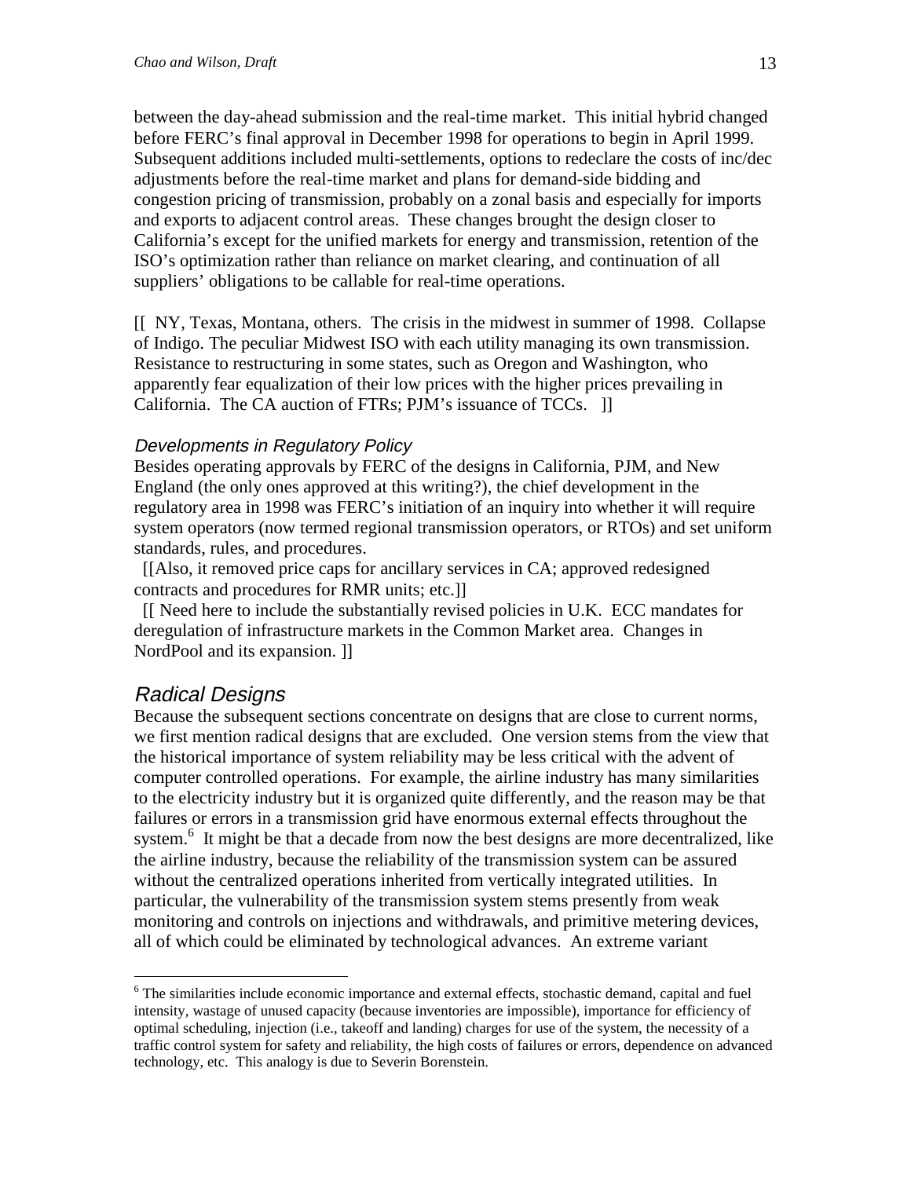between the day-ahead submission and the real-time market. This initial hybrid changed before FERC's final approval in December 1998 for operations to begin in April 1999. Subsequent additions included multi-settlements, options to redeclare the costs of inc/dec adjustments before the real-time market and plans for demand-side bidding and congestion pricing of transmission, probably on a zonal basis and especially for imports and exports to adjacent control areas. These changes brought the design closer to California's except for the unified markets for energy and transmission, retention of the ISO's optimization rather than reliance on market clearing, and continuation of all suppliers' obligations to be callable for real-time operations.

[[ NY, Texas, Montana, others. The crisis in the midwest in summer of 1998. Collapse of Indigo. The peculiar Midwest ISO with each utility managing its own transmission. Resistance to restructuring in some states, such as Oregon and Washington, who apparently fear equalization of their low prices with the higher prices prevailing in California. The CA auction of FTRs; PJM's issuance of TCCs. ]]

### *Developments in Regulatory Policy*

Besides operating approvals by FERC of the designs in California, PJM, and New England (the only ones approved at this writing?), the chief development in the regulatory area in 1998 was FERC's initiation of an inquiry into whether it will require system operators (now termed regional transmission operators, or RTOs) and set uniform standards, rules, and procedures.

[[Also, it removed price caps for ancillary services in CA; approved redesigned contracts and procedures for RMR units; etc.]]

[[ Need here to include the substantially revised policies in U.K. ECC mandates for deregulation of infrastructure markets in the Common Market area. Changes in NordPool and its expansion. ]]

## *Radical Designs*

Because the subsequent sections concentrate on designs that are close to current norms, we first mention radical designs that are excluded. One version stems from the view that the historical importance of system reliability may be less critical with the advent of computer controlled operations. For example, the airline industry has many similarities to the electricity industry but it is organized quite differently, and the reason may be that failures or errors in a transmission grid have enormous external effects throughout the system.[6] It might be that a decade from now the best designs are more decentralized, like the airline industry, because the reliability of the transmission system can be assured without the centralized operations inherited from vertically integrated utilities. In particular, the vulnerability of the transmission system stems presently from weak monitoring and controls on injections and withdrawals, and primitive metering devices, all of which could be eliminated by technological advances. An extreme variant

[6] The similarities include economic importance and external effects, stochastic demand, capital and fuel intensity, wastage of unused capacity (because inventories are impossible), importance for efficiency of optimal scheduling, injection (i.e., takeoff and landing) charges for use of the system, the necessity of a traffic control system for safety and reliability, the high costs of failures or errors, dependence on advanced technology, etc. This analogy is due to Severin Borenstein.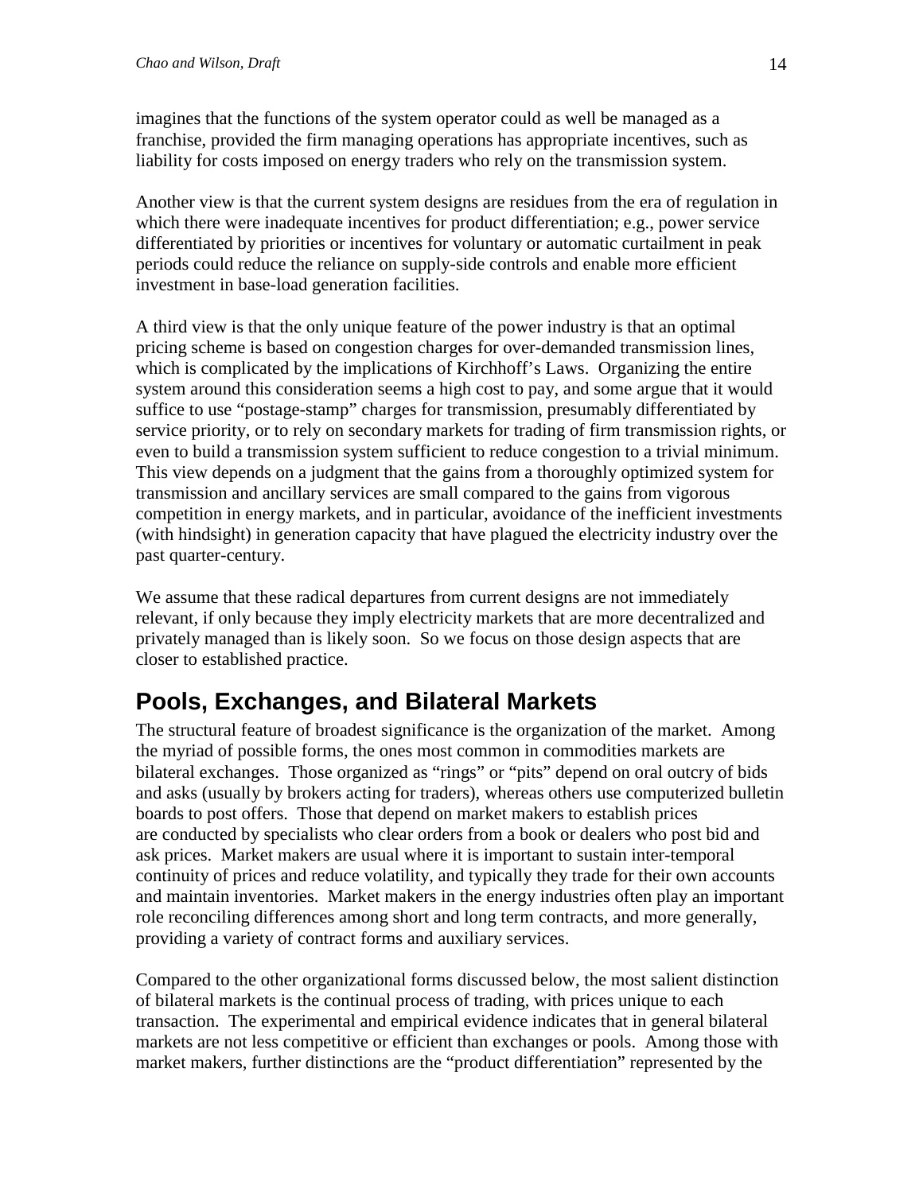imagines that the functions of the system operator could as well be managed as a franchise, provided the firm managing operations has appropriate incentives, such as liability for costs imposed on energy traders who rely on the transmission system.

Another view is that the current system designs are residues from the era of regulation in which there were inadequate incentives for product differentiation; e.g., power service differentiated by priorities or incentives for voluntary or automatic curtailment in peak periods could reduce the reliance on supply-side controls and enable more efficient investment in base-load generation facilities.

A third view is that the only unique feature of the power industry is that an optimal pricing scheme is based on congestion charges for over-demanded transmission lines, which is complicated by the implications of Kirchhoff's Laws. Organizing the entire system around this consideration seems a high cost to pay, and some argue that it would suffice to use "postage-stamp" charges for transmission, presumably differentiated by service priority, or to rely on secondary markets for trading of firm transmission rights, or even to build a transmission system sufficient to reduce congestion to a trivial minimum. This view depends on a judgment that the gains from a thoroughly optimized system for transmission and ancillary services are small compared to the gains from vigorous competition in energy markets, and in particular, avoidance of the inefficient investments (with hindsight) in generation capacity that have plagued the electricity industry over the past quarter-century.

We assume that these radical departures from current designs are not immediately relevant, if only because they imply electricity markets that are more decentralized and privately managed than is likely soon. So we focus on those design aspects that are closer to established practice.

## Pools, Exchanges, and Bilateral Markets

The structural feature of broadest significance is the organization of the market. Among the myriad of possible forms, the ones most common in commodities markets are bilateral exchanges. Those organized as "rings" or "pits" depend on oral outcry of bids and asks (usually by brokers acting for traders), whereas others use computerized bulletin boards to post offers. Those that depend on market makers to establish prices are conducted by specialists who clear orders from a book or dealers who post bid and ask prices. Market makers are usual where it is important to sustain inter-temporal continuity of prices and reduce volatility, and typically they trade for their own accounts and maintain inventories. Market makers in the energy industries often play an important role reconciling differences among short and long term contracts, and more generally, providing a variety of contract forms and auxiliary services.

Compared to the other organizational forms discussed below, the most salient distinction of bilateral markets is the continual process of trading, with prices unique to each transaction. The experimental and empirical evidence indicates that in general bilateral markets are not less competitive or efficient than exchanges or pools. Among those with market makers, further distinctions are the "product differentiation" represented by the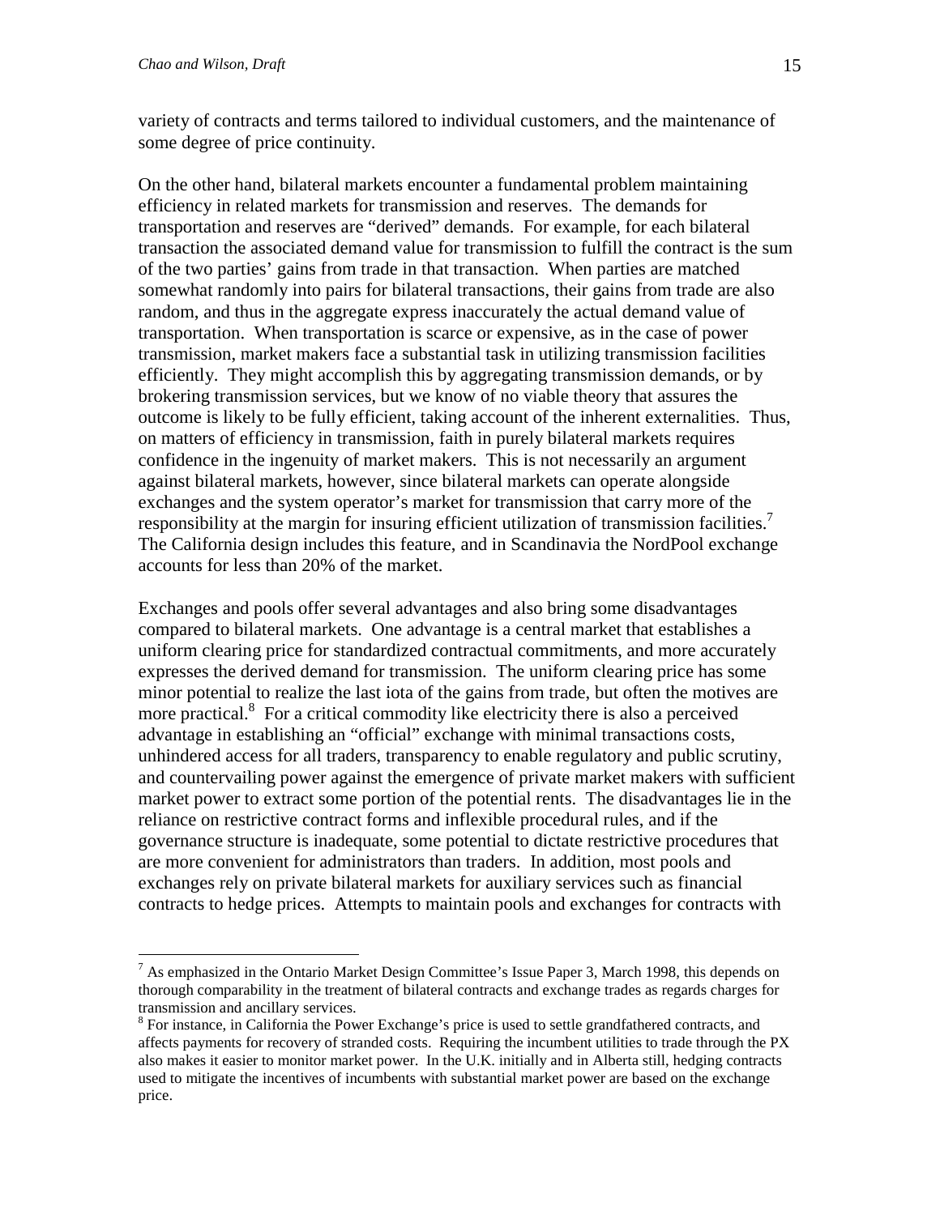variety of contracts and terms tailored to individual customers, and the maintenance of some degree of price continuity.

On the other hand, bilateral markets encounter a fundamental problem maintaining efficiency in related markets for transmission and reserves. The demands for transportation and reserves are "derived" demands. For example, for each bilateral transaction the associated demand value for transmission to fulfill the contract is the sum of the two parties' gains from trade in that transaction. When parties are matched somewhat randomly into pairs for bilateral transactions, their gains from trade are also random, and thus in the aggregate express inaccurately the actual demand value of transportation. When transportation is scarce or expensive, as in the case of power transmission, market makers face a substantial task in utilizing transmission facilities efficiently. They might accomplish this by aggregating transmission demands, or by brokering transmission services, but we know of no viable theory that assures the outcome is likely to be fully efficient, taking account of the inherent externalities. Thus, on matters of efficiency in transmission, faith in purely bilateral markets requires confidence in the ingenuity of market makers. This is not necessarily an argument against bilateral markets, however, since bilateral markets can operate alongside exchanges and the system operator's market for transmission that carry more of the responsibility at the margin for insuring efficient utilization of transmission facilities.[7] The California design includes this feature, and in Scandinavia the NordPool exchange accounts for less than 20% of the market.

Exchanges and pools offer several advantages and also bring some disadvantages compared to bilateral markets. One advantage is a central market that establishes a uniform clearing price for standardized contractual commitments, and more accurately expresses the derived demand for transmission. The uniform clearing price has some minor potential to realize the last iota of the gains from trade, but often the motives are more practical.[8] For a critical commodity like electricity there is also a perceived advantage in establishing an "official" exchange with minimal transactions costs, unhindered access for all traders, transparency to enable regulatory and public scrutiny, and countervailing power against the emergence of private market makers with sufficient market power to extract some portion of the potential rents. The disadvantages lie in the reliance on restrictive contract forms and inflexible procedural rules, and if the governance structure is inadequate, some potential to dictate restrictive procedures that are more convenient for administrators than traders. In addition, most pools and exchanges rely on private bilateral markets for auxiliary services such as financial contracts to hedge prices. Attempts to maintain pools and exchanges for contracts with

---

[7] As emphasized in the Ontario Market Design Committee's Issue Paper 3, March 1998, this depends on thorough comparability in the treatment of bilateral contracts and exchange trades as regards charges for transmission and ancillary services.

[8] For instance, in California the Power Exchange's price is used to settle grandfathered contracts, and affects payments for recovery of stranded costs. Requiring the incumbent utilities to trade through the PX also makes it easier to monitor market power. In the U.K. initially and in Alberta still, hedging contracts used to mitigate the incentives of incumbents with substantial market power are based on the exchange price.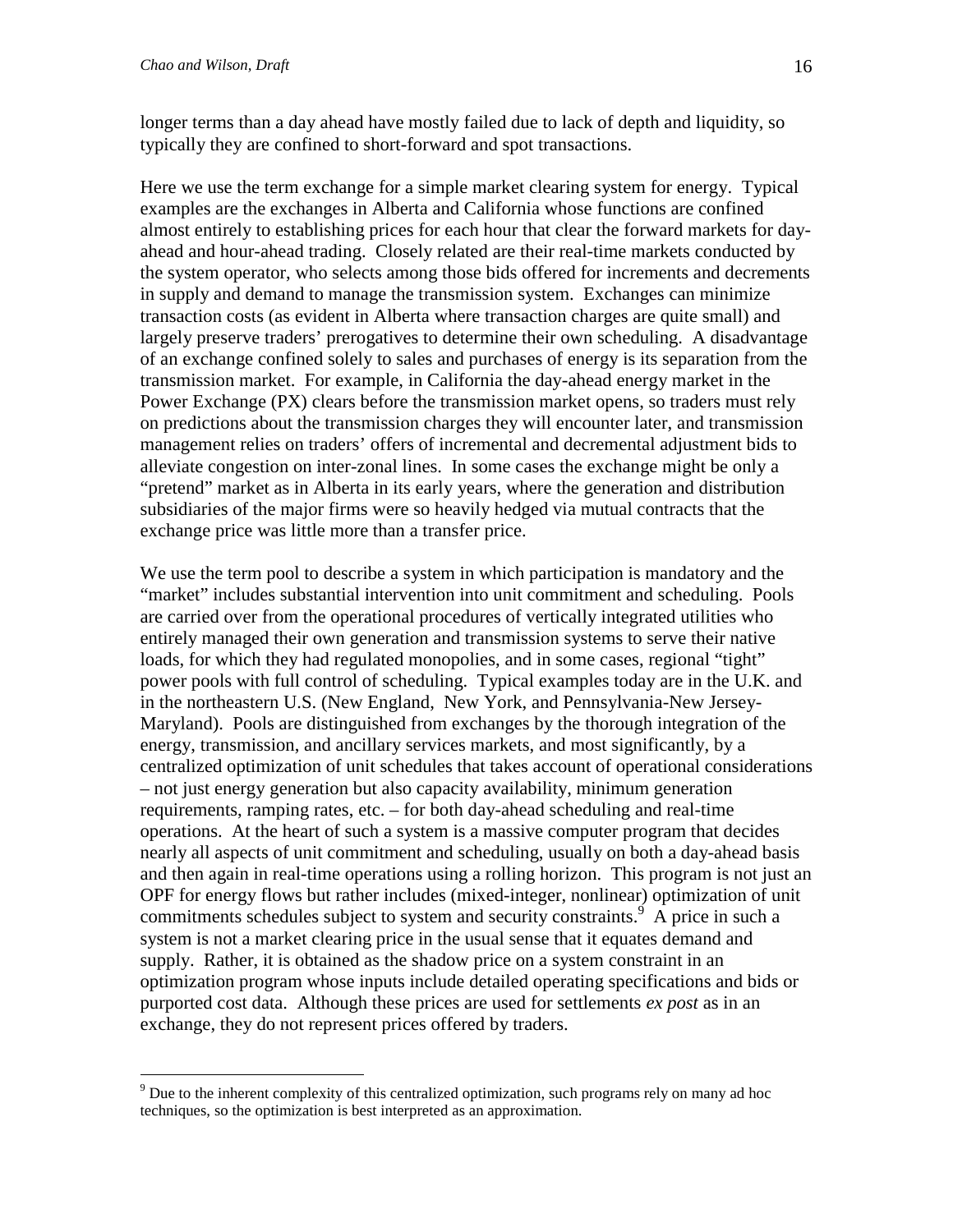longer terms than a day ahead have mostly failed due to lack of depth and liquidity, so typically they are confined to short-forward and spot transactions.

Here we use the term exchange for a simple market clearing system for energy. Typical examples are the exchanges in Alberta and California whose functions are confined almost entirely to establishing prices for each hour that clear the forward markets for day-ahead and hour-ahead trading. Closely related are their real-time markets conducted by the system operator, who selects among those bids offered for increments and decrements in supply and demand to manage the transmission system. Exchanges can minimize transaction costs (as evident in Alberta where transaction charges are quite small) and largely preserve traders' prerogatives to determine their own scheduling. A disadvantage of an exchange confined solely to sales and purchases of energy is its separation from the transmission market. For example, in California the day-ahead energy market in the Power Exchange (PX) clears before the transmission market opens, so traders must rely on predictions about the transmission charges they will encounter later, and transmission management relies on traders' offers of incremental and decremental adjustment bids to alleviate congestion on inter-zonal lines. In some cases the exchange might be only a "pretend" market as in Alberta in its early years, where the generation and distribution subsidiaries of the major firms were so heavily hedged via mutual contracts that the exchange price was little more than a transfer price.

We use the term pool to describe a system in which participation is mandatory and the "market" includes substantial intervention into unit commitment and scheduling. Pools are carried over from the operational procedures of vertically integrated utilities who entirely managed their own generation and transmission systems to serve their native loads, for which they had regulated monopolies, and in some cases, regional "tight" power pools with full control of scheduling. Typical examples today are in the U.K. and in the northeastern U.S. (New England, New York, and Pennsylvania-New Jersey-Maryland). Pools are distinguished from exchanges by the thorough integration of the energy, transmission, and ancillary services markets, and most significantly, by a centralized optimization of unit schedules that takes account of operational considerations – not just energy generation but also capacity availability, minimum generation requirements, ramping rates, etc. – for both day-ahead scheduling and real-time operations. At the heart of such a system is a massive computer program that decides nearly all aspects of unit commitment and scheduling, usually on both a day-ahead basis and then again in real-time operations using a rolling horizon. This program is not just an OPF for energy flows but rather includes (mixed-integer, nonlinear) optimization of unit commitments schedules subject to system and security constraints.[9] A price in such a system is not a market clearing price in the usual sense that it equates demand and supply. Rather, it is obtained as the shadow price on a system constraint in an optimization program whose inputs include detailed operating specifications and bids or purported cost data. Although these prices are used for settlements *ex post* as in an exchange, they do not represent prices offered by traders.

[9] Due to the inherent complexity of this centralized optimization, such programs rely on many ad hoc techniques, so the optimization is best interpreted as an approximation.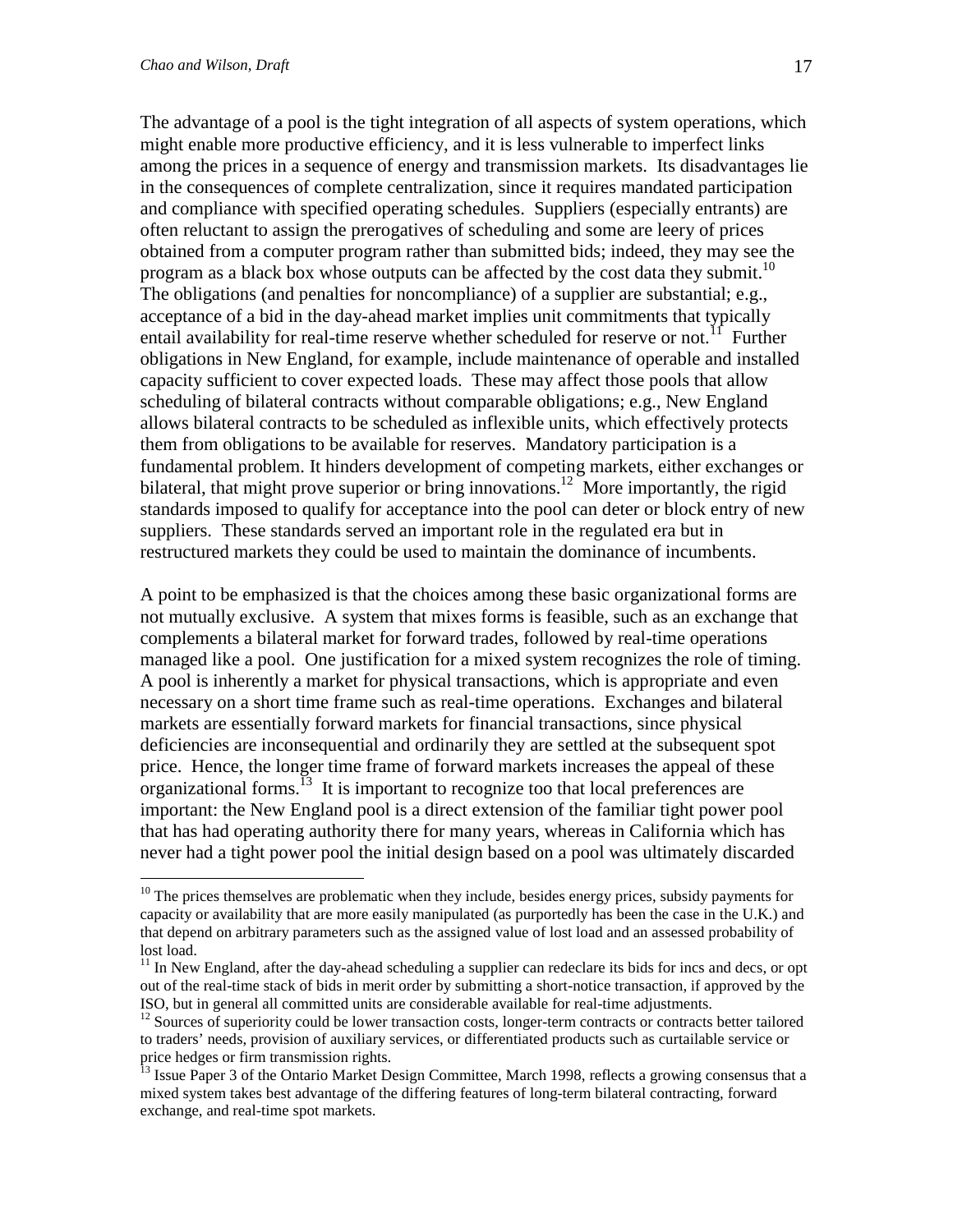The advantage of a pool is the tight integration of all aspects of system operations, which might enable more productive efficiency, and it is less vulnerable to imperfect links among the prices in a sequence of energy and transmission markets. Its disadvantages lie in the consequences of complete centralization, since it requires mandated participation and compliance with specified operating schedules. Suppliers (especially entrants) are often reluctant to assign the prerogatives of scheduling and some are leery of prices obtained from a computer program rather than submitted bids; indeed, they may see the program as a black box whose outputs can be affected by the cost data they submit.[10] The obligations (and penalties for noncompliance) of a supplier are substantial; e.g., acceptance of a bid in the day-ahead market implies unit commitments that typically entail availability for real-time reserve whether scheduled for reserve or not.[11] Further obligations in New England, for example, include maintenance of operable and installed capacity sufficient to cover expected loads. These may affect those pools that allow scheduling of bilateral contracts without comparable obligations; e.g., New England allows bilateral contracts to be scheduled as inflexible units, which effectively protects them from obligations to be available for reserves. Mandatory participation is a fundamental problem. It hinders development of competing markets, either exchanges or bilateral, that might prove superior or bring innovations.[12] More importantly, the rigid standards imposed to qualify for acceptance into the pool can deter or block entry of new suppliers. These standards served an important role in the regulated era but in restructured markets they could be used to maintain the dominance of incumbents.

A point to be emphasized is that the choices among these basic organizational forms are not mutually exclusive. A system that mixes forms is feasible, such as an exchange that complements a bilateral market for forward trades, followed by real-time operations managed like a pool. One justification for a mixed system recognizes the role of timing. A pool is inherently a market for physical transactions, which is appropriate and even necessary on a short time frame such as real-time operations. Exchanges and bilateral markets are essentially forward markets for financial transactions, since physical deficiencies are inconsequential and ordinarily they are settled at the subsequent spot price. Hence, the longer time frame of forward markets increases the appeal of these organizational forms.[13] It is important to recognize too that local preferences are important: the New England pool is a direct extension of the familiar tight power pool that has had operating authority there for many years, whereas in California which has never had a tight power pool the initial design based on a pool was ultimately discarded

---

[10] The prices themselves are problematic when they include, besides energy prices, subsidy payments for capacity or availability that are more easily manipulated (as purportedly has been the case in the U.K.) and that depend on arbitrary parameters such as the assigned value of lost load and an assessed probability of lost load.

[11] In New England, after the day-ahead scheduling a supplier can redeclare its bids for incs and decs, or opt out of the real-time stack of bids in merit order by submitting a short-notice transaction, if approved by the ISO, but in general all committed units are considerable available for real-time adjustments.

[12] Sources of superiority could be lower transaction costs, longer-term contracts or contracts better tailored to traders' needs, provision of auxiliary services, or differentiated products such as curtailable service or price hedges or firm transmission rights.

[13] Issue Paper 3 of the Ontario Market Design Committee, March 1998, reflects a growing consensus that a mixed system takes best advantage of the differing features of long-term bilateral contracting, forward exchange, and real-time spot markets.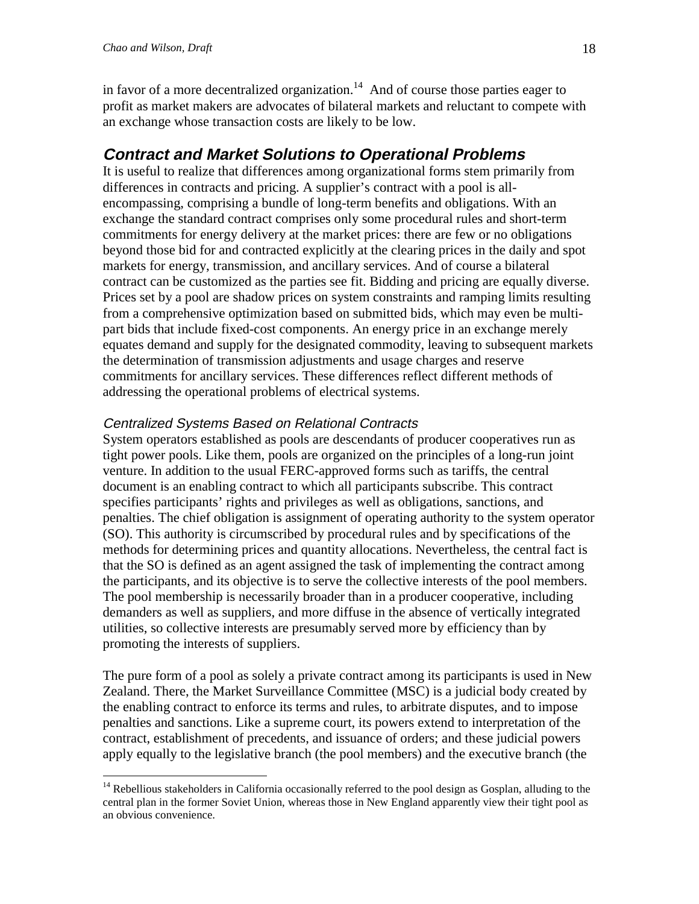in favor of a more decentralized organization.[14] And of course those parties eager to profit as market makers are advocates of bilateral markets and reluctant to compete with an exchange whose transaction costs are likely to be low.

## *Contract and Market Solutions to Operational Problems*

It is useful to realize that differences among organizational forms stem primarily from differences in contracts and pricing. A supplier's contract with a pool is all-encompassing, comprising a bundle of long-term benefits and obligations. With an exchange the standard contract comprises only some procedural rules and short-term commitments for energy delivery at the market prices: there are few or no obligations beyond those bid for and contracted explicitly at the clearing prices in the daily and spot markets for energy, transmission, and ancillary services. And of course a bilateral contract can be customized as the parties see fit. Bidding and pricing are equally diverse. Prices set by a pool are shadow prices on system constraints and ramping limits resulting from a comprehensive optimization based on submitted bids, which may even be multi-part bids that include fixed-cost components. An energy price in an exchange merely equates demand and supply for the designated commodity, leaving to subsequent markets the determination of transmission adjustments and usage charges and reserve commitments for ancillary services. These differences reflect different methods of addressing the operational problems of electrical systems.

### *Centralized Systems Based on Relational Contracts*

System operators established as pools are descendants of producer cooperatives run as tight power pools. Like them, pools are organized on the principles of a long-run joint venture. In addition to the usual FERC-approved forms such as tariffs, the central document is an enabling contract to which all participants subscribe. This contract specifies participants' rights and privileges as well as obligations, sanctions, and penalties. The chief obligation is assignment of operating authority to the system operator (SO). This authority is circumscribed by procedural rules and by specifications of the methods for determining prices and quantity allocations. Nevertheless, the central fact is that the SO is defined as an agent assigned the task of implementing the contract among the participants, and its objective is to serve the collective interests of the pool members. The pool membership is necessarily broader than in a producer cooperative, including demanders as well as suppliers, and more diffuse in the absence of vertically integrated utilities, so collective interests are presumably served more by efficiency than by promoting the interests of suppliers.

The pure form of a pool as solely a private contract among its participants is used in New Zealand. There, the Market Surveillance Committee (MSC) is a judicial body created by the enabling contract to enforce its terms and rules, to arbitrate disputes, and to impose penalties and sanctions. Like a supreme court, its powers extend to interpretation of the contract, establishment of precedents, and issuance of orders; and these judicial powers apply equally to the legislative branch (the pool members) and the executive branch (the

---

[14] Rebellious stakeholders in California occasionally referred to the pool design as Gosplan, alluding to the central plan in the former Soviet Union, whereas those in New England apparently view their tight pool as an obvious convenience.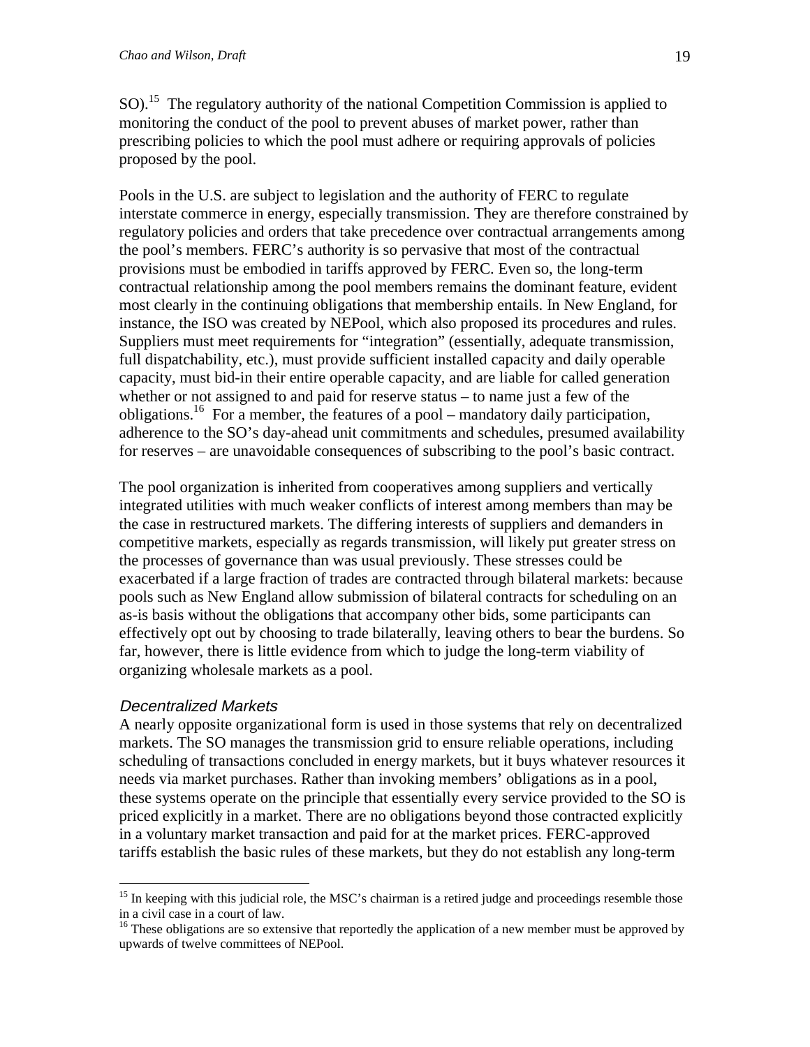SO).[15] The regulatory authority of the national Competition Commission is applied to monitoring the conduct of the pool to prevent abuses of market power, rather than prescribing policies to which the pool must adhere or requiring approvals of policies proposed by the pool.

Pools in the U.S. are subject to legislation and the authority of FERC to regulate interstate commerce in energy, especially transmission. They are therefore constrained by regulatory policies and orders that take precedence over contractual arrangements among the pool's members. FERC's authority is so pervasive that most of the contractual provisions must be embodied in tariffs approved by FERC. Even so, the long-term contractual relationship among the pool members remains the dominant feature, evident most clearly in the continuing obligations that membership entails. In New England, for instance, the ISO was created by NEPool, which also proposed its procedures and rules. Suppliers must meet requirements for "integration" (essentially, adequate transmission, full dispatchability, etc.), must provide sufficient installed capacity and daily operable capacity, must bid-in their entire operable capacity, and are liable for called generation whether or not assigned to and paid for reserve status – to name just a few of the obligations.[16] For a member, the features of a pool – mandatory daily participation, adherence to the SO's day-ahead unit commitments and schedules, presumed availability for reserves – are unavoidable consequences of subscribing to the pool's basic contract.

The pool organization is inherited from cooperatives among suppliers and vertically integrated utilities with much weaker conflicts of interest among members than may be the case in restructured markets. The differing interests of suppliers and demanders in competitive markets, especially as regards transmission, will likely put greater stress on the processes of governance than was usual previously. These stresses could be exacerbated if a large fraction of trades are contracted through bilateral markets: because pools such as New England allow submission of bilateral contracts for scheduling on an as-is basis without the obligations that accompany other bids, some participants can effectively opt out by choosing to trade bilaterally, leaving others to bear the burdens. So far, however, there is little evidence from which to judge the long-term viability of organizing wholesale markets as a pool.

### *Decentralized Markets*

A nearly opposite organizational form is used in those systems that rely on decentralized markets. The SO manages the transmission grid to ensure reliable operations, including scheduling of transactions concluded in energy markets, but it buys whatever resources it needs via market purchases. Rather than invoking members' obligations as in a pool, these systems operate on the principle that essentially every service provided to the SO is priced explicitly in a market. There are no obligations beyond those contracted explicitly in a voluntary market transaction and paid for at the market prices. FERC-approved tariffs establish the basic rules of these markets, but they do not establish any long-term

---

[15] In keeping with this judicial role, the MSC's chairman is a retired judge and proceedings resemble those in a civil case in a court of law.

[16] These obligations are so extensive that reportedly the application of a new member must be approved by upwards of twelve committees of NEPool.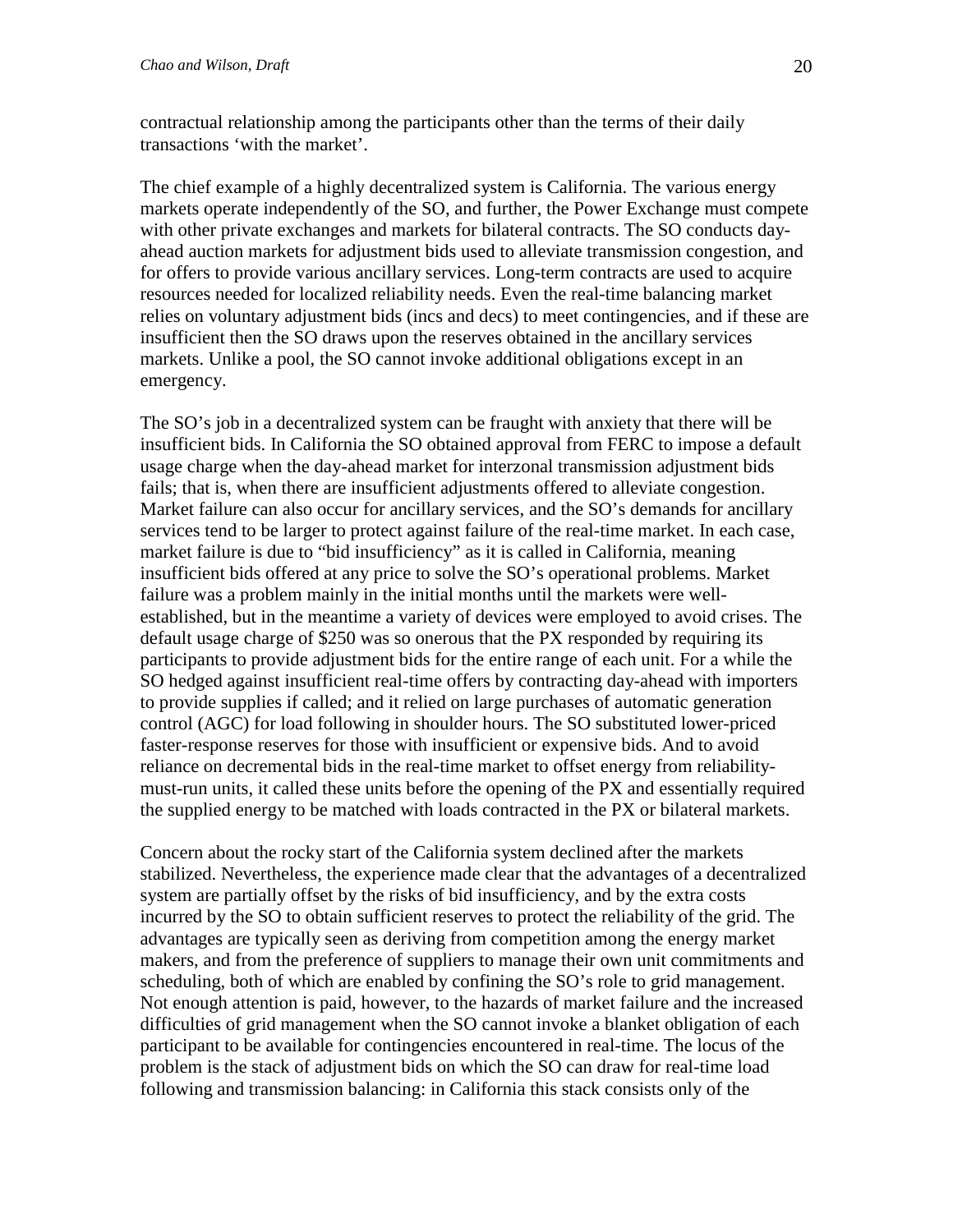contractual relationship among the participants other than the terms of their daily transactions 'with the market'.

The chief example of a highly decentralized system is California. The various energy markets operate independently of the SO, and further, the Power Exchange must compete with other private exchanges and markets for bilateral contracts. The SO conducts day-ahead auction markets for adjustment bids used to alleviate transmission congestion, and for offers to provide various ancillary services. Long-term contracts are used to acquire resources needed for localized reliability needs. Even the real-time balancing market relies on voluntary adjustment bids (incs and decs) to meet contingencies, and if these are insufficient then the SO draws upon the reserves obtained in the ancillary services markets. Unlike a pool, the SO cannot invoke additional obligations except in an emergency.

The SO's job in a decentralized system can be fraught with anxiety that there will be insufficient bids. In California the SO obtained approval from FERC to impose a default usage charge when the day-ahead market for interzonal transmission adjustment bids fails; that is, when there are insufficient adjustments offered to alleviate congestion. Market failure can also occur for ancillary services, and the SO's demands for ancillary services tend to be larger to protect against failure of the real-time market. In each case, market failure is due to "bid insufficiency" as it is called in California, meaning insufficient bids offered at any price to solve the SO's operational problems. Market failure was a problem mainly in the initial months until the markets were well-established, but in the meantime a variety of devices were employed to avoid crises. The default usage charge of $250 was so onerous that the PX responded by requiring its participants to provide adjustment bids for the entire range of each unit. For a while the SO hedged against insufficient real-time offers by contracting day-ahead with importers to provide supplies if called; and it relied on large purchases of automatic generation control (AGC) for load following in shoulder hours. The SO substituted lower-priced faster-response reserves for those with insufficient or expensive bids. And to avoid reliance on decremental bids in the real-time market to offset energy from reliability-must-run units, it called these units before the opening of the PX and essentially required the supplied energy to be matched with loads contracted in the PX or bilateral markets.

Concern about the rocky start of the California system declined after the markets stabilized. Nevertheless, the experience made clear that the advantages of a decentralized system are partially offset by the risks of bid insufficiency, and by the extra costs incurred by the SO to obtain sufficient reserves to protect the reliability of the grid. The advantages are typically seen as deriving from competition among the energy market makers, and from the preference of suppliers to manage their own unit commitments and scheduling, both of which are enabled by confining the SO's role to grid management. Not enough attention is paid, however, to the hazards of market failure and the increased difficulties of grid management when the SO cannot invoke a blanket obligation of each participant to be available for contingencies encountered in real-time. The locus of the problem is the stack of adjustment bids on which the SO can draw for real-time load following and transmission balancing: in California this stack consists only of the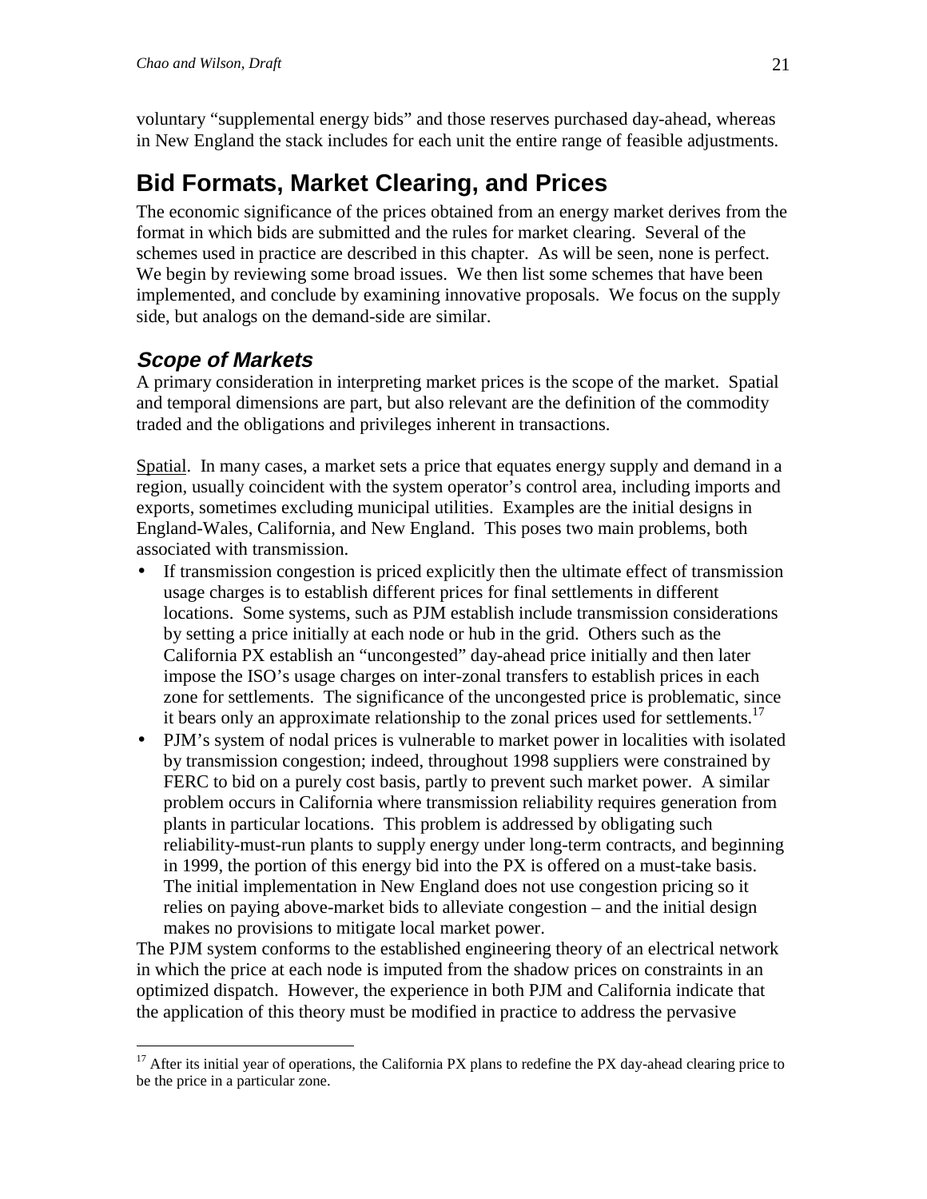voluntary "supplemental energy bids" and those reserves purchased day-ahead, whereas in New England the stack includes for each unit the entire range of feasible adjustments.

# Bid Formats, Market Clearing, and Prices

The economic significance of the prices obtained from an energy market derives from the format in which bids are submitted and the rules for market clearing. Several of the schemes used in practice are described in this chapter. As will be seen, none is perfect. We begin by reviewing some broad issues. We then list some schemes that have been implemented, and conclude by examining innovative proposals. We focus on the supply side, but analogs on the demand-side are similar.

## *Scope of Markets*

A primary consideration in interpreting market prices is the scope of the market. Spatial and temporal dimensions are part, but also relevant are the definition of the commodity traded and the obligations and privileges inherent in transactions.

Spatial. In many cases, a market sets a price that equates energy supply and demand in a region, usually coincident with the system operator's control area, including imports and exports, sometimes excluding municipal utilities. Examples are the initial designs in England-Wales, California, and New England. This poses two main problems, both associated with transmission.

- If transmission congestion is priced explicitly then the ultimate effect of transmission usage charges is to establish different prices for final settlements in different locations. Some systems, such as PJM establish include transmission considerations by setting a price initially at each node or hub in the grid. Others such as the California PX establish an "uncongested" day-ahead price initially and then later impose the ISO's usage charges on inter-zonal transfers to establish prices in each zone for settlements. The significance of the uncongested price is problematic, since it bears only an approximate relationship to the zonal prices used for settlements.[17]
- PJM's system of nodal prices is vulnerable to market power in localities with isolated by transmission congestion; indeed, throughout 1998 suppliers were constrained by FERC to bid on a purely cost basis, partly to prevent such market power. A similar problem occurs in California where transmission reliability requires generation from plants in particular locations. This problem is addressed by obligating such reliability-must-run plants to supply energy under long-term contracts, and beginning in 1999, the portion of this energy bid into the PX is offered on a must-take basis. The initial implementation in New England does not use congestion pricing so it relies on paying above-market bids to alleviate congestion – and the initial design makes no provisions to mitigate local market power.

The PJM system conforms to the established engineering theory of an electrical network in which the price at each node is imputed from the shadow prices on constraints in an optimized dispatch. However, the experience in both PJM and California indicate that the application of this theory must be modified in practice to address the pervasive

[17] After its initial year of operations, the California PX plans to redefine the PX day-ahead clearing price to be the price in a particular zone.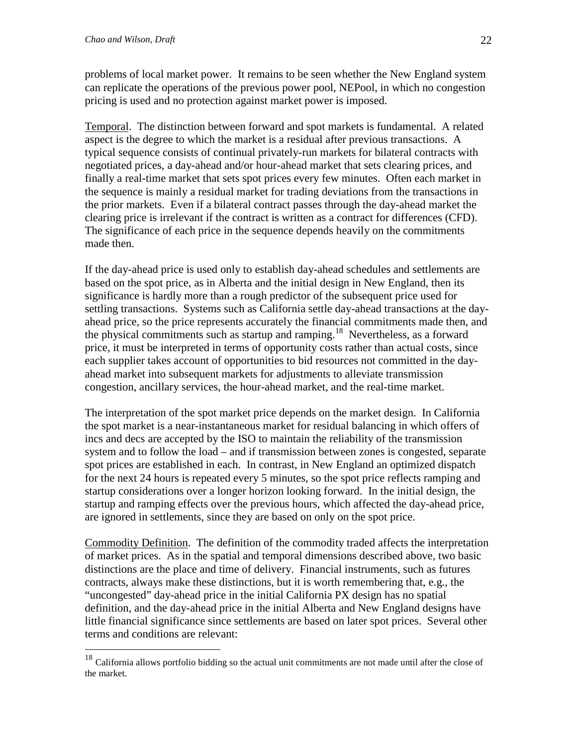problems of local market power. It remains to be seen whether the New England system can replicate the operations of the previous power pool, NEPool, in which no congestion pricing is used and no protection against market power is imposed.

Temporal. The distinction between forward and spot markets is fundamental. A related aspect is the degree to which the market is a residual after previous transactions. A typical sequence consists of continual privately-run markets for bilateral contracts with negotiated prices, a day-ahead and/or hour-ahead market that sets clearing prices, and finally a real-time market that sets spot prices every few minutes. Often each market in the sequence is mainly a residual market for trading deviations from the transactions in the prior markets. Even if a bilateral contract passes through the day-ahead market the clearing price is irrelevant if the contract is written as a contract for differences (CFD). The significance of each price in the sequence depends heavily on the commitments made then.

If the day-ahead price is used only to establish day-ahead schedules and settlements are based on the spot price, as in Alberta and the initial design in New England, then its significance is hardly more than a rough predictor of the subsequent price used for settling transactions. Systems such as California settle day-ahead transactions at the day-ahead price, so the price represents accurately the financial commitments made then, and the physical commitments such as startup and ramping.[18] Nevertheless, as a forward price, it must be interpreted in terms of opportunity costs rather than actual costs, since each supplier takes account of opportunities to bid resources not committed in the day-ahead market into subsequent markets for adjustments to alleviate transmission congestion, ancillary services, the hour-ahead market, and the real-time market.

The interpretation of the spot market price depends on the market design. In California the spot market is a near-instantaneous market for residual balancing in which offers of incs and decs are accepted by the ISO to maintain the reliability of the transmission system and to follow the load – and if transmission between zones is congested, separate spot prices are established in each. In contrast, in New England an optimized dispatch for the next 24 hours is repeated every 5 minutes, so the spot price reflects ramping and startup considerations over a longer horizon looking forward. In the initial design, the startup and ramping effects over the previous hours, which affected the day-ahead price, are ignored in settlements, since they are based on only on the spot price.

Commodity Definition. The definition of the commodity traded affects the interpretation of market prices. As in the spatial and temporal dimensions described above, two basic distinctions are the place and time of delivery. Financial instruments, such as futures contracts, always make these distinctions, but it is worth remembering that, e.g., the "uncongested" day-ahead price in the initial California PX design has no spatial definition, and the day-ahead price in the initial Alberta and New England designs have little financial significance since settlements are based on later spot prices. Several other terms and conditions are relevant:

[18] California allows portfolio bidding so the actual unit commitments are not made until after the close of the market.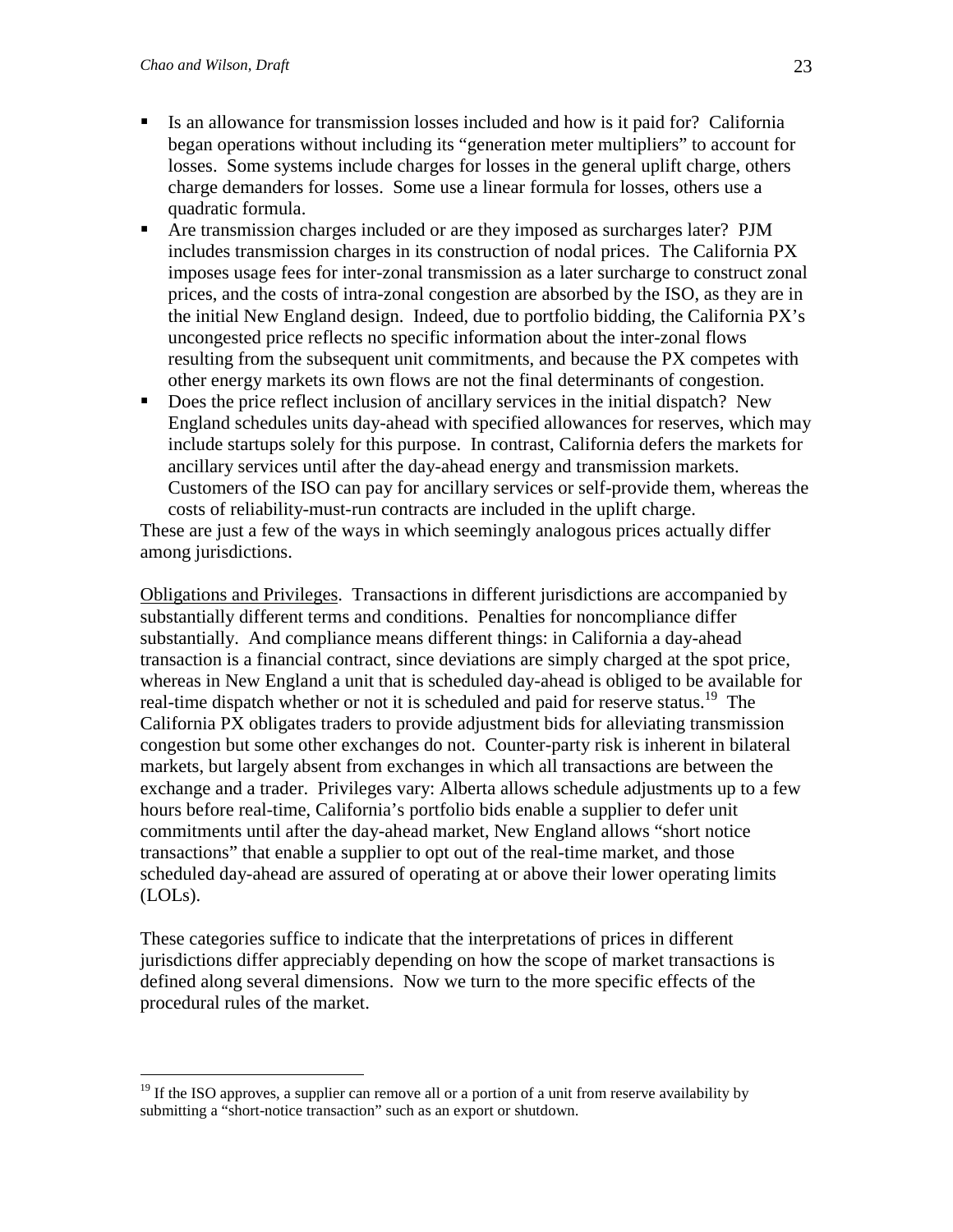- Is an allowance for transmission losses included and how is it paid for? California began operations without including its "generation meter multipliers" to account for losses. Some systems include charges for losses in the general uplift charge, others charge demanders for losses. Some use a linear formula for losses, others use a quadratic formula.
- Are transmission charges included or are they imposed as surcharges later? PJM includes transmission charges in its construction of nodal prices. The California PX imposes usage fees for inter-zonal transmission as a later surcharge to construct zonal prices, and the costs of intra-zonal congestion are absorbed by the ISO, as they are in the initial New England design. Indeed, due to portfolio bidding, the California PX's uncongested price reflects no specific information about the inter-zonal flows resulting from the subsequent unit commitments, and because the PX competes with other energy markets its own flows are not the final determinants of congestion.
- Does the price reflect inclusion of ancillary services in the initial dispatch? New England schedules units day-ahead with specified allowances for reserves, which may include startups solely for this purpose. In contrast, California defers the markets for ancillary services until after the day-ahead energy and transmission markets. Customers of the ISO can pay for ancillary services or self-provide them, whereas the costs of reliability-must-run contracts are included in the uplift charge.

These are just a few of the ways in which seemingly analogous prices actually differ among jurisdictions.

Obligations and Privileges. Transactions in different jurisdictions are accompanied by substantially different terms and conditions. Penalties for noncompliance differ substantially. And compliance means different things: in California a day-ahead transaction is a financial contract, since deviations are simply charged at the spot price, whereas in New England a unit that is scheduled day-ahead is obliged to be available for real-time dispatch whether or not it is scheduled and paid for reserve status.[19] The California PX obligates traders to provide adjustment bids for alleviating transmission congestion but some other exchanges do not. Counter-party risk is inherent in bilateral markets, but largely absent from exchanges in which all transactions are between the exchange and a trader. Privileges vary: Alberta allows schedule adjustments up to a few hours before real-time, California's portfolio bids enable a supplier to defer unit commitments until after the day-ahead market, New England allows "short notice transactions" that enable a supplier to opt out of the real-time market, and those scheduled day-ahead are assured of operating at or above their lower operating limits (LOLs).

These categories suffice to indicate that the interpretations of prices in different jurisdictions differ appreciably depending on how the scope of market transactions is defined along several dimensions. Now we turn to the more specific effects of the procedural rules of the market.

---

[19] If the ISO approves, a supplier can remove all or a portion of a unit from reserve availability by submitting a "short-notice transaction" such as an export or shutdown.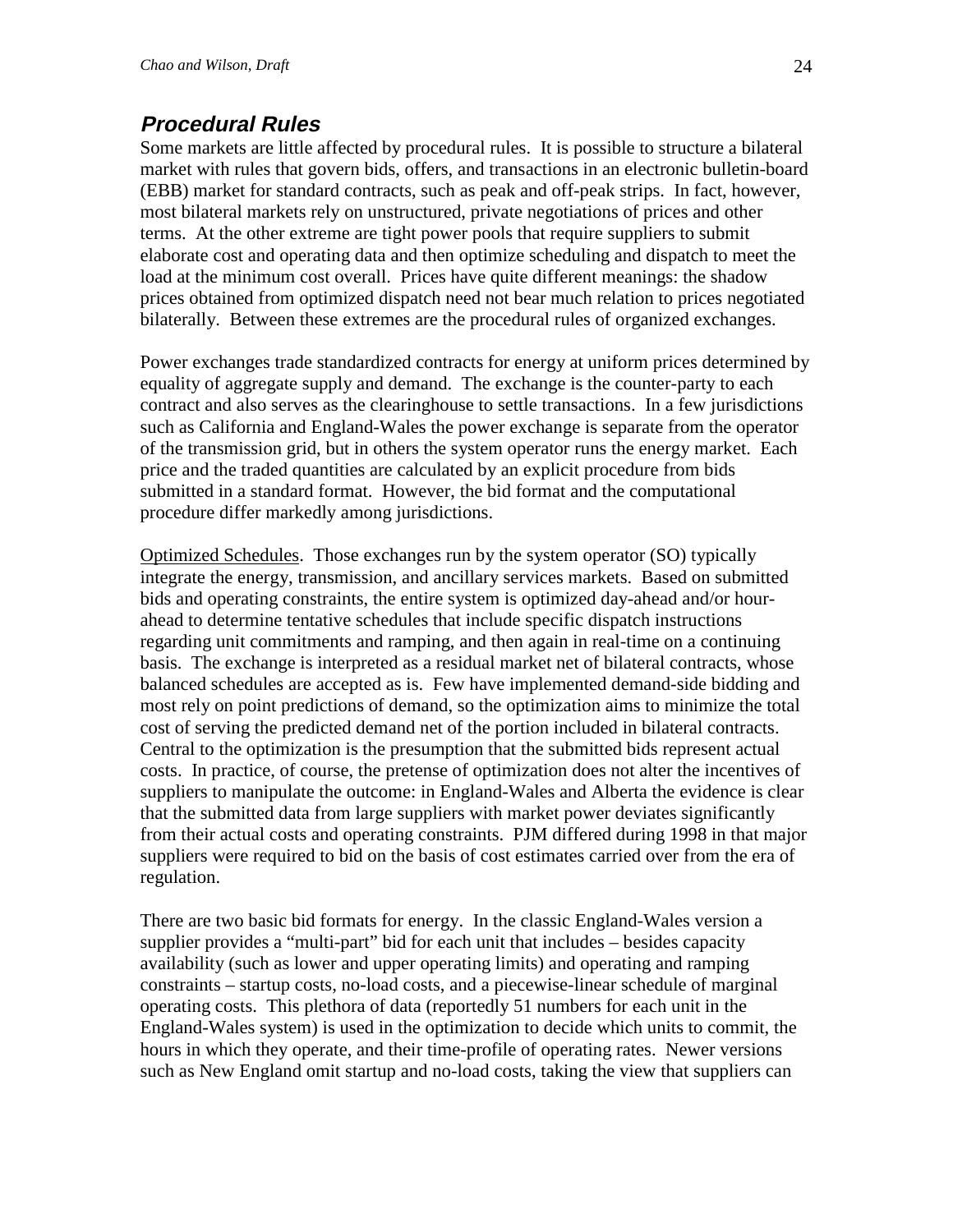### ***Procedural Rules***

Some markets are little affected by procedural rules. It is possible to structure a bilateral market with rules that govern bids, offers, and transactions in an electronic bulletin-board (EBB) market for standard contracts, such as peak and off-peak strips. In fact, however, most bilateral markets rely on unstructured, private negotiations of prices and other terms. At the other extreme are tight power pools that require suppliers to submit elaborate cost and operating data and then optimize scheduling and dispatch to meet the load at the minimum cost overall. Prices have quite different meanings: the shadow prices obtained from optimized dispatch need not bear much relation to prices negotiated bilaterally. Between these extremes are the procedural rules of organized exchanges.

Power exchanges trade standardized contracts for energy at uniform prices determined by equality of aggregate supply and demand. The exchange is the counter-party to each contract and also serves as the clearinghouse to settle transactions. In a few jurisdictions such as California and England-Wales the power exchange is separate from the operator of the transmission grid, but in others the system operator runs the energy market. Each price and the traded quantities are calculated by an explicit procedure from bids submitted in a standard format. However, the bid format and the computational procedure differ markedly among jurisdictions.

<u>Optimized Schedules</u>. Those exchanges run by the system operator (SO) typically integrate the energy, transmission, and ancillary services markets. Based on submitted bids and operating constraints, the entire system is optimized day-ahead and/or hour-ahead to determine tentative schedules that include specific dispatch instructions regarding unit commitments and ramping, and then again in real-time on a continuing basis. The exchange is interpreted as a residual market net of bilateral contracts, whose balanced schedules are accepted as is. Few have implemented demand-side bidding and most rely on point predictions of demand, so the optimization aims to minimize the total cost of serving the predicted demand net of the portion included in bilateral contracts. Central to the optimization is the presumption that the submitted bids represent actual costs. In practice, of course, the pretense of optimization does not alter the incentives of suppliers to manipulate the outcome: in England-Wales and Alberta the evidence is clear that the submitted data from large suppliers with market power deviates significantly from their actual costs and operating constraints. PJM differed during 1998 in that major suppliers were required to bid on the basis of cost estimates carried over from the era of regulation.

There are two basic bid formats for energy. In the classic England-Wales version a supplier provides a "multi-part" bid for each unit that includes – besides capacity availability (such as lower and upper operating limits) and operating and ramping constraints – startup costs, no-load costs, and a piecewise-linear schedule of marginal operating costs. This plethora of data (reportedly 51 numbers for each unit in the England-Wales system) is used in the optimization to decide which units to commit, the hours in which they operate, and their time-profile of operating rates. Newer versions such as New England omit startup and no-load costs, taking the view that suppliers can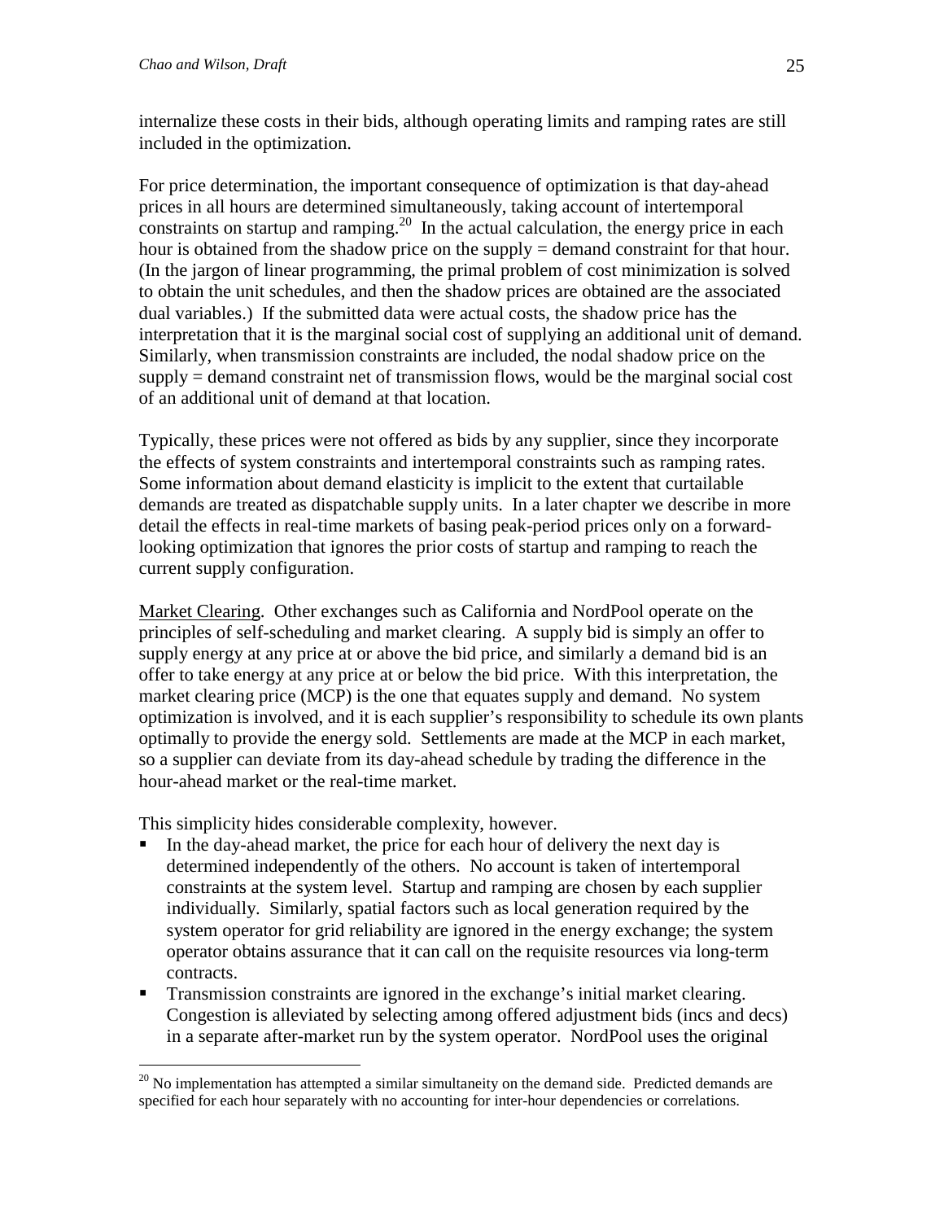internalize these costs in their bids, although operating limits and ramping rates are still included in the optimization.

For price determination, the important consequence of optimization is that day-ahead prices in all hours are determined simultaneously, taking account of intertemporal constraints on startup and ramping.[20] In the actual calculation, the energy price in each hour is obtained from the shadow price on the supply = demand constraint for that hour. (In the jargon of linear programming, the primal problem of cost minimization is solved to obtain the unit schedules, and then the shadow prices are obtained are the associated dual variables.) If the submitted data were actual costs, the shadow price has the interpretation that it is the marginal social cost of supplying an additional unit of demand. Similarly, when transmission constraints are included, the nodal shadow price on the supply = demand constraint net of transmission flows, would be the marginal social cost of an additional unit of demand at that location.

Typically, these prices were not offered as bids by any supplier, since they incorporate the effects of system constraints and intertemporal constraints such as ramping rates. Some information about demand elasticity is implicit to the extent that curtailable demands are treated as dispatchable supply units. In a later chapter we describe in more detail the effects in real-time markets of basing peak-period prices only on a forward-looking optimization that ignores the prior costs of startup and ramping to reach the current supply configuration.

Market Clearing. Other exchanges such as California and NordPool operate on the principles of self-scheduling and market clearing. A supply bid is simply an offer to supply energy at any price at or above the bid price, and similarly a demand bid is an offer to take energy at any price at or below the bid price. With this interpretation, the market clearing price (MCP) is the one that equates supply and demand. No system optimization is involved, and it is each supplier's responsibility to schedule its own plants optimally to provide the energy sold. Settlements are made at the MCP in each market, so a supplier can deviate from its day-ahead schedule by trading the difference in the hour-ahead market or the real-time market.

This simplicity hides considerable complexity, however.

- In the day-ahead market, the price for each hour of delivery the next day is determined independently of the others. No account is taken of intertemporal constraints at the system level. Startup and ramping are chosen by each supplier individually. Similarly, spatial factors such as local generation required by the system operator for grid reliability are ignored in the energy exchange; the system operator obtains assurance that it can call on the requisite resources via long-term contracts.
- Transmission constraints are ignored in the exchange's initial market clearing. Congestion is alleviated by selecting among offered adjustment bids (incs and decs) in a separate after-market run by the system operator. NordPool uses the original

[20] No implementation has attempted a similar simultaneity on the demand side. Predicted demands are specified for each hour separately with no accounting for inter-hour dependencies or correlations.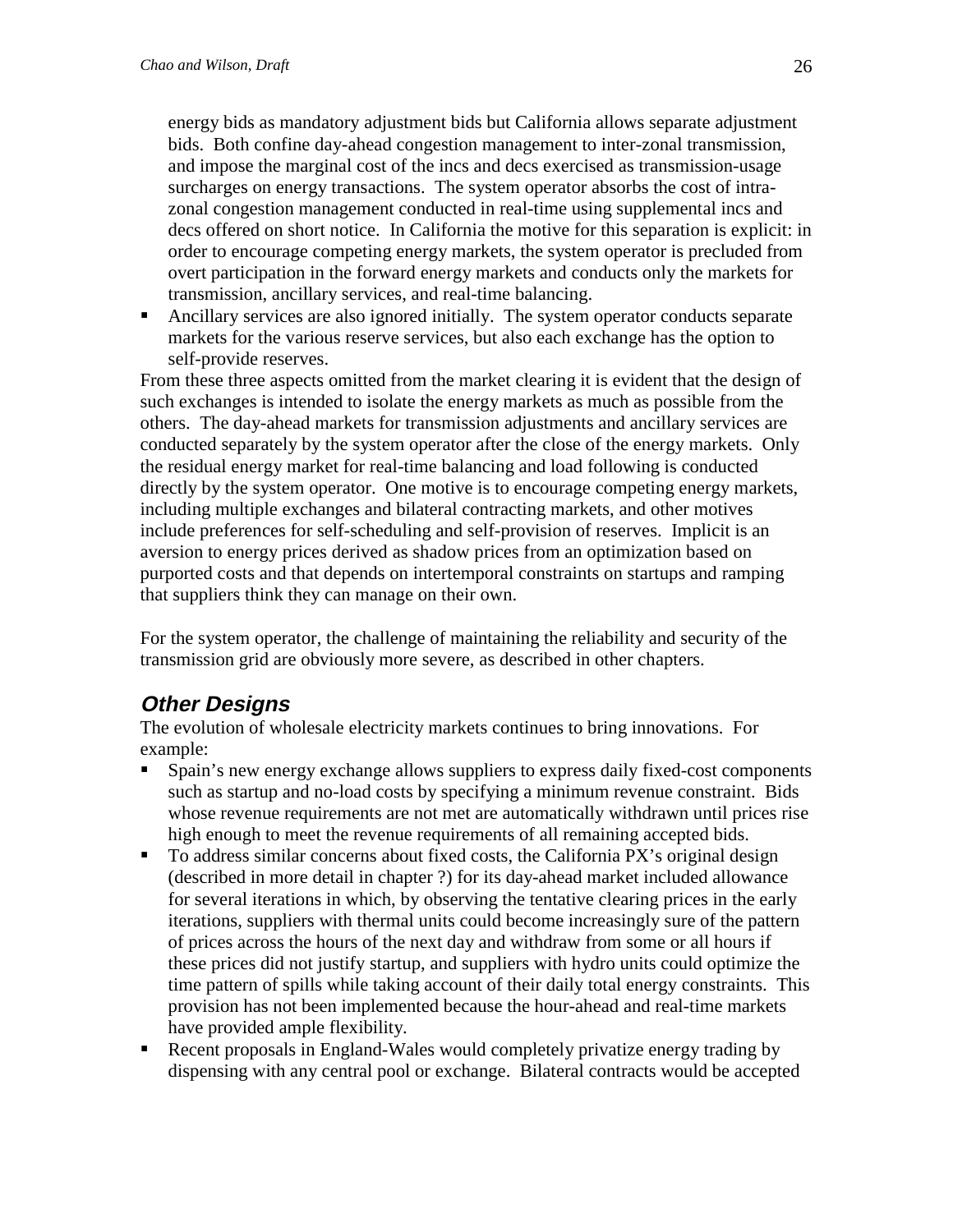energy bids as mandatory adjustment bids but California allows separate adjustment bids. Both confine day-ahead congestion management to inter-zonal transmission, and impose the marginal cost of the incs and decs exercised as transmission-usage surcharges on energy transactions. The system operator absorbs the cost of intra-zonal congestion management conducted in real-time using supplemental incs and decs offered on short notice. In California the motive for this separation is explicit: in order to encourage competing energy markets, the system operator is precluded from overt participation in the forward energy markets and conducts only the markets for transmission, ancillary services, and real-time balancing.

- Ancillary services are also ignored initially. The system operator conducts separate markets for the various reserve services, but also each exchange has the option to self-provide reserves.

From these three aspects omitted from the market clearing it is evident that the design of such exchanges is intended to isolate the energy markets as much as possible from the others. The day-ahead markets for transmission adjustments and ancillary services are conducted separately by the system operator after the close of the energy markets. Only the residual energy market for real-time balancing and load following is conducted directly by the system operator. One motive is to encourage competing energy markets, including multiple exchanges and bilateral contracting markets, and other motives include preferences for self-scheduling and self-provision of reserves. Implicit is an aversion to energy prices derived as shadow prices from an optimization based on purported costs and that depends on intertemporal constraints on startups and ramping that suppliers think they can manage on their own.

For the system operator, the challenge of maintaining the reliability and security of the transmission grid are obviously more severe, as described in other chapters.

## *Other Designs*

The evolution of wholesale electricity markets continues to bring innovations. For example:

- Spain's new energy exchange allows suppliers to express daily fixed-cost components such as startup and no-load costs by specifying a minimum revenue constraint. Bids whose revenue requirements are not met are automatically withdrawn until prices rise high enough to meet the revenue requirements of all remaining accepted bids.
- To address similar concerns about fixed costs, the California PX's original design (described in more detail in chapter ?) for its day-ahead market included allowance for several iterations in which, by observing the tentative clearing prices in the early iterations, suppliers with thermal units could become increasingly sure of the pattern of prices across the hours of the next day and withdraw from some or all hours if these prices did not justify startup, and suppliers with hydro units could optimize the time pattern of spills while taking account of their daily total energy constraints. This provision has not been implemented because the hour-ahead and real-time markets have provided ample flexibility.
- Recent proposals in England-Wales would completely privatize energy trading by dispensing with any central pool or exchange. Bilateral contracts would be accepted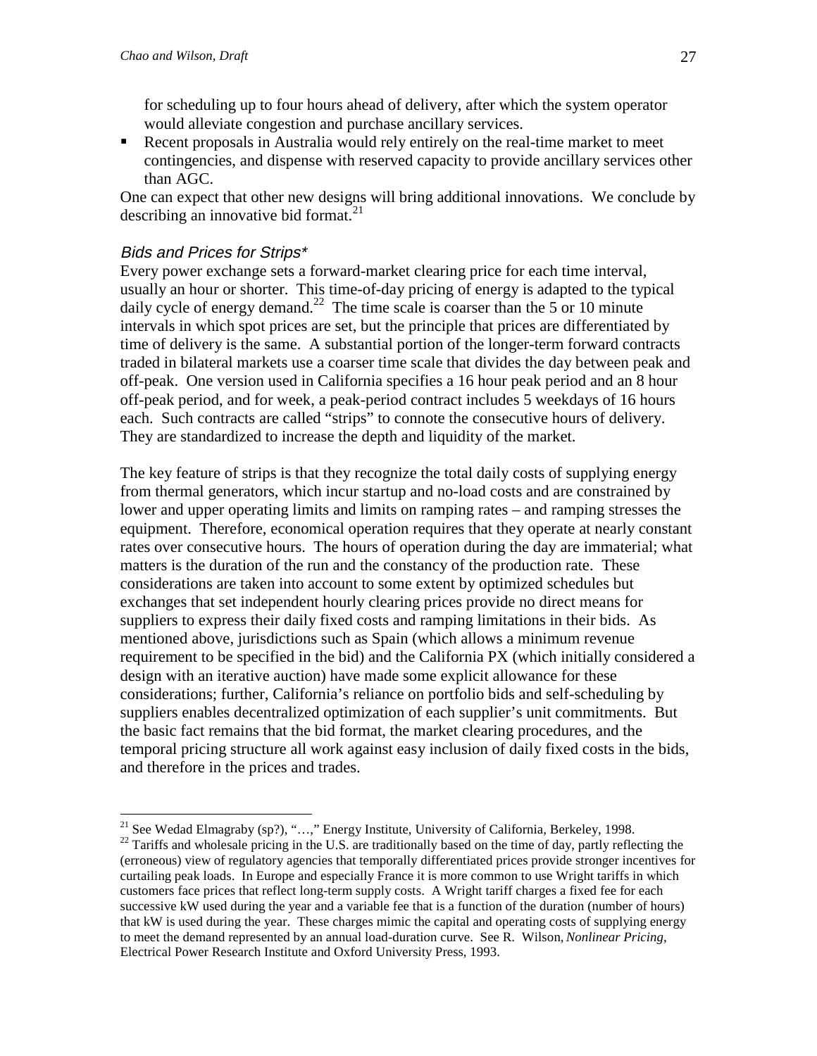for scheduling up to four hours ahead of delivery, after which the system operator would alleviate congestion and purchase ancillary services.

- Recent proposals in Australia would rely entirely on the real-time market to meet contingencies, and dispense with reserved capacity to provide ancillary services other than AGC.

One can expect that other new designs will bring additional innovations. We conclude by describing an innovative bid format.[21]

### *Bids and Prices for Strips\**

Every power exchange sets a forward-market clearing price for each time interval, usually an hour or shorter. This time-of-day pricing of energy is adapted to the typical daily cycle of energy demand.[22] The time scale is coarser than the 5 or 10 minute intervals in which spot prices are set, but the principle that prices are differentiated by time of delivery is the same. A substantial portion of the longer-term forward contracts traded in bilateral markets use a coarser time scale that divides the day between peak and off-peak. One version used in California specifies a 16 hour peak period and an 8 hour off-peak period, and for week, a peak-period contract includes 5 weekdays of 16 hours each. Such contracts are called "strips" to connote the consecutive hours of delivery. They are standardized to increase the depth and liquidity of the market.

The key feature of strips is that they recognize the total daily costs of supplying energy from thermal generators, which incur startup and no-load costs and are constrained by lower and upper operating limits and limits on ramping rates – and ramping stresses the equipment. Therefore, economical operation requires that they operate at nearly constant rates over consecutive hours. The hours of operation during the day are immaterial; what matters is the duration of the run and the constancy of the production rate. These considerations are taken into account to some extent by optimized schedules but exchanges that set independent hourly clearing prices provide no direct means for suppliers to express their daily fixed costs and ramping limitations in their bids. As mentioned above, jurisdictions such as Spain (which allows a minimum revenue requirement to be specified in the bid) and the California PX (which initially considered a design with an iterative auction) have made some explicit allowance for these considerations; further, California's reliance on portfolio bids and self-scheduling by suppliers enables decentralized optimization of each supplier's unit commitments. But the basic fact remains that the bid format, the market clearing procedures, and the temporal pricing structure all work against easy inclusion of daily fixed costs in the bids, and therefore in the prices and trades.

---

[21] See Wedad Elmagraby (sp?), "…," Energy Institute, University of California, Berkeley, 1998.

[22] Tariffs and wholesale pricing in the U.S. are traditionally based on the time of day, partly reflecting the (erroneous) view of regulatory agencies that temporally differentiated prices provide stronger incentives for curtailing peak loads. In Europe and especially France it is more common to use Wright tariffs in which customers face prices that reflect long-term supply costs. A Wright tariff charges a fixed fee for each successive kW used during the year and a variable fee that is a function of the duration (number of hours) that kW is used during the year. These charges mimic the capital and operating costs of supplying energy to meet the demand represented by an annual load-duration curve. See R. Wilson, *Nonlinear Pricing*, Electrical Power Research Institute and Oxford University Press, 1993.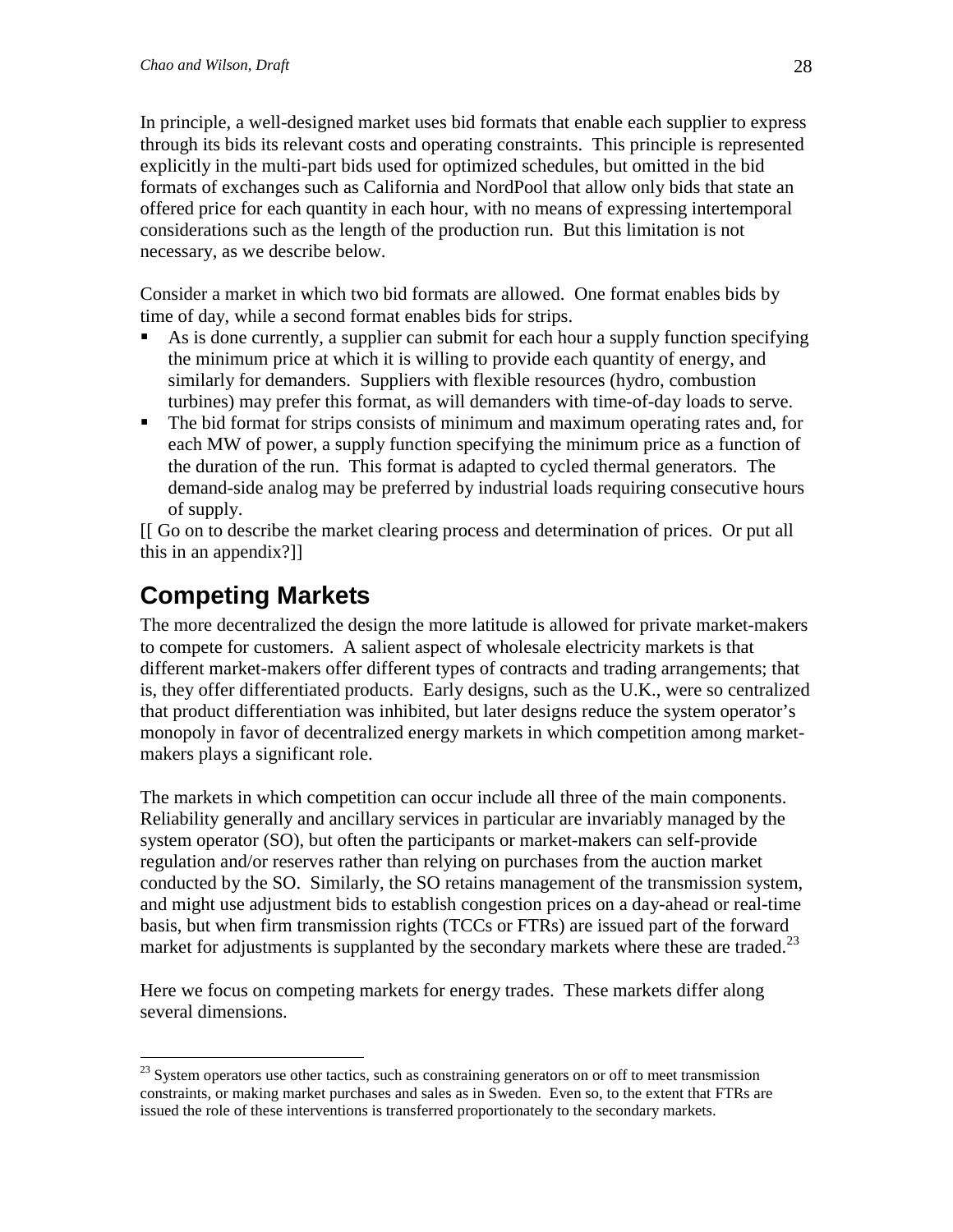In principle, a well-designed market uses bid formats that enable each supplier to express through its bids its relevant costs and operating constraints. This principle is represented explicitly in the multi-part bids used for optimized schedules, but omitted in the bid formats of exchanges such as California and NordPool that allow only bids that state an offered price for each quantity in each hour, with no means of expressing intertemporal considerations such as the length of the production run. But this limitation is not necessary, as we describe below.

Consider a market in which two bid formats are allowed. One format enables bids by time of day, while a second format enables bids for strips.

- As is done currently, a supplier can submit for each hour a supply function specifying the minimum price at which it is willing to provide each quantity of energy, and similarly for demanders. Suppliers with flexible resources (hydro, combustion turbines) may prefer this format, as will demanders with time-of-day loads to serve.
- The bid format for strips consists of minimum and maximum operating rates and, for each MW of power, a supply function specifying the minimum price as a function of the duration of the run. This format is adapted to cycled thermal generators. The demand-side analog may be preferred by industrial loads requiring consecutive hours of supply.

[[ Go on to describe the market clearing process and determination of prices. Or put all this in an appendix?]]

## Competing Markets

The more decentralized the design the more latitude is allowed for private market-makers to compete for customers. A salient aspect of wholesale electricity markets is that different market-makers offer different types of contracts and trading arrangements; that is, they offer differentiated products. Early designs, such as the U.K., were so centralized that product differentiation was inhibited, but later designs reduce the system operator's monopoly in favor of decentralized energy markets in which competition among market-makers plays a significant role.

The markets in which competition can occur include all three of the main components. Reliability generally and ancillary services in particular are invariably managed by the system operator (SO), but often the participants or market-makers can self-provide regulation and/or reserves rather than relying on purchases from the auction market conducted by the SO. Similarly, the SO retains management of the transmission system, and might use adjustment bids to establish congestion prices on a day-ahead or real-time basis, but when firm transmission rights (TCCs or FTRs) are issued part of the forward market for adjustments is supplanted by the secondary markets where these are traded.[23]

Here we focus on competing markets for energy trades. These markets differ along several dimensions.

---

[23] System operators use other tactics, such as constraining generators on or off to meet transmission constraints, or making market purchases and sales as in Sweden. Even so, to the extent that FTRs are issued the role of these interventions is transferred proportionately to the secondary markets.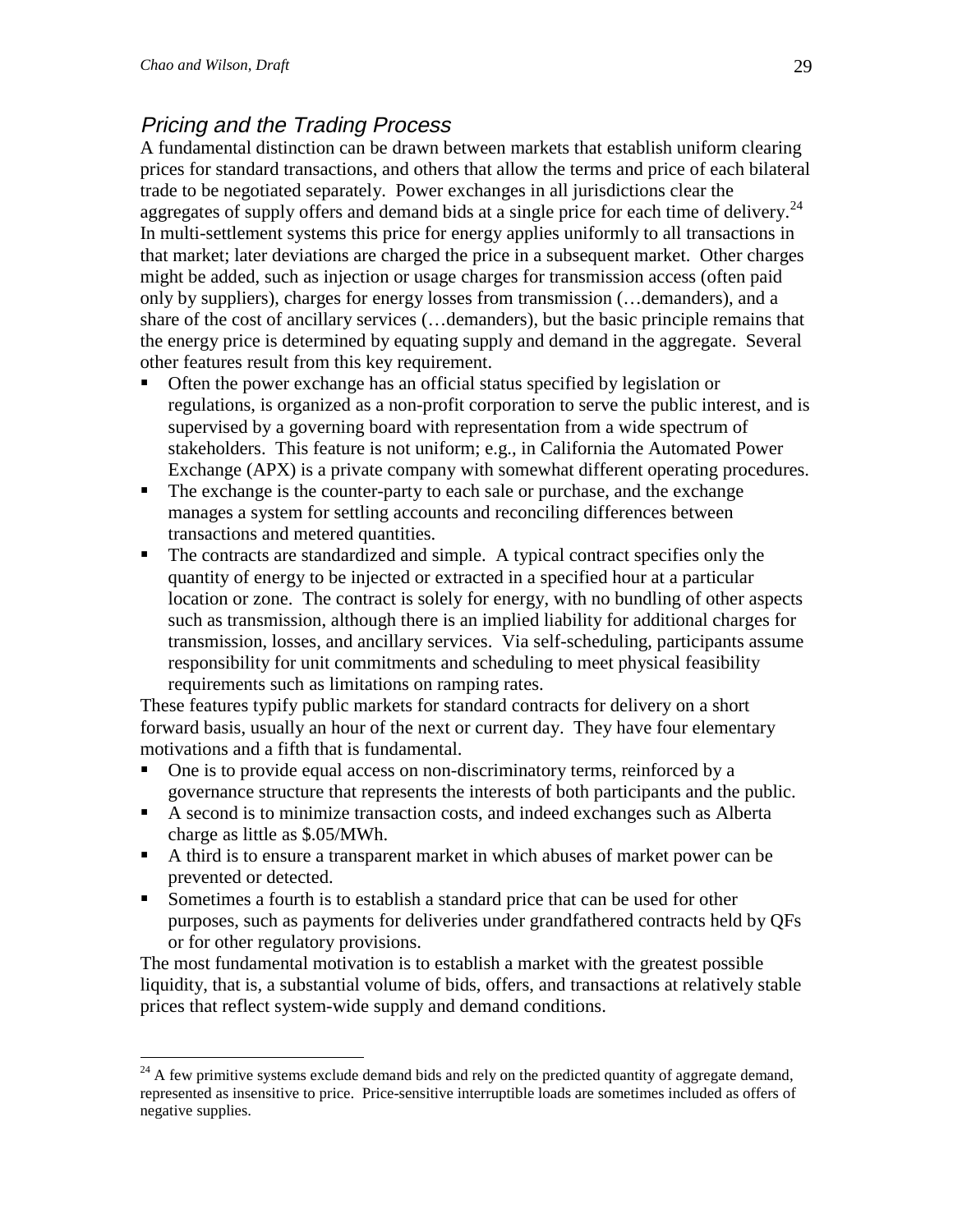## *Pricing and the Trading Process*

A fundamental distinction can be drawn between markets that establish uniform clearing prices for standard transactions, and others that allow the terms and price of each bilateral trade to be negotiated separately. Power exchanges in all jurisdictions clear the aggregates of supply offers and demand bids at a single price for each time of delivery.[24] In multi-settlement systems this price for energy applies uniformly to all transactions in that market; later deviations are charged the price in a subsequent market. Other charges might be added, such as injection or usage charges for transmission access (often paid only by suppliers), charges for energy losses from transmission (…demanders), and a share of the cost of ancillary services (…demanders), but the basic principle remains that the energy price is determined by equating supply and demand in the aggregate. Several other features result from this key requirement.

- Often the power exchange has an official status specified by legislation or regulations, is organized as a non-profit corporation to serve the public interest, and is supervised by a governing board with representation from a wide spectrum of stakeholders. This feature is not uniform; e.g., in California the Automated Power Exchange (APX) is a private company with somewhat different operating procedures.
- The exchange is the counter-party to each sale or purchase, and the exchange manages a system for settling accounts and reconciling differences between transactions and metered quantities.
- The contracts are standardized and simple. A typical contract specifies only the quantity of energy to be injected or extracted in a specified hour at a particular location or zone. The contract is solely for energy, with no bundling of other aspects such as transmission, although there is an implied liability for additional charges for transmission, losses, and ancillary services. Via self-scheduling, participants assume responsibility for unit commitments and scheduling to meet physical feasibility requirements such as limitations on ramping rates.

These features typify public markets for standard contracts for delivery on a short forward basis, usually an hour of the next or current day. They have four elementary motivations and a fifth that is fundamental.

- One is to provide equal access on non-discriminatory terms, reinforced by a governance structure that represents the interests of both participants and the public.
- A second is to minimize transaction costs, and indeed exchanges such as Alberta charge as little as \$.05/MWh.
- A third is to ensure a transparent market in which abuses of market power can be prevented or detected.
- Sometimes a fourth is to establish a standard price that can be used for other purposes, such as payments for deliveries under grandfathered contracts held by QFs or for other regulatory provisions.

The most fundamental motivation is to establish a market with the greatest possible liquidity, that is, a substantial volume of bids, offers, and transactions at relatively stable prices that reflect system-wide supply and demand conditions.

---

[24] A few primitive systems exclude demand bids and rely on the predicted quantity of aggregate demand, represented as insensitive to price. Price-sensitive interruptible loads are sometimes included as offers of negative supplies.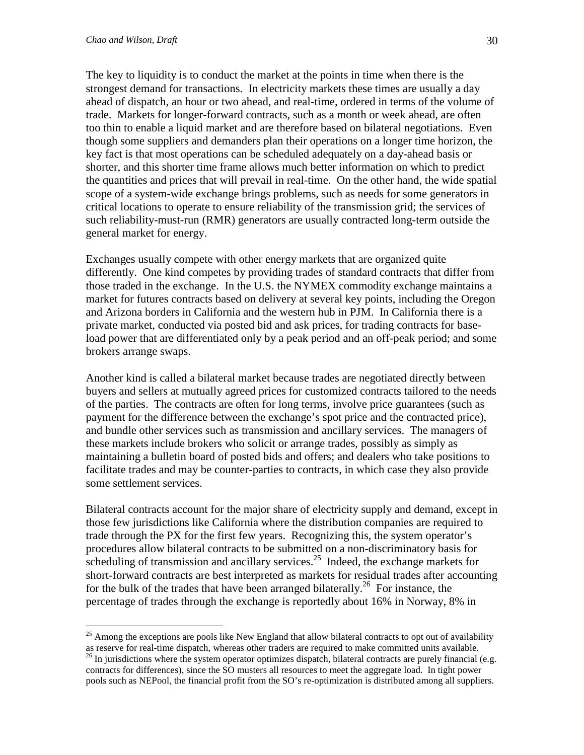The key to liquidity is to conduct the market at the points in time when there is the strongest demand for transactions. In electricity markets these times are usually a day ahead of dispatch, an hour or two ahead, and real-time, ordered in terms of the volume of trade. Markets for longer-forward contracts, such as a month or week ahead, are often too thin to enable a liquid market and are therefore based on bilateral negotiations. Even though some suppliers and demanders plan their operations on a longer time horizon, the key fact is that most operations can be scheduled adequately on a day-ahead basis or shorter, and this shorter time frame allows much better information on which to predict the quantities and prices that will prevail in real-time. On the other hand, the wide spatial scope of a system-wide exchange brings problems, such as needs for some generators in critical locations to operate to ensure reliability of the transmission grid; the services of such reliability-must-run (RMR) generators are usually contracted long-term outside the general market for energy.

Exchanges usually compete with other energy markets that are organized quite differently. One kind competes by providing trades of standard contracts that differ from those traded in the exchange. In the U.S. the NYMEX commodity exchange maintains a market for futures contracts based on delivery at several key points, including the Oregon and Arizona borders in California and the western hub in PJM. In California there is a private market, conducted via posted bid and ask prices, for trading contracts for base-load power that are differentiated only by a peak period and an off-peak period; and some brokers arrange swaps.

Another kind is called a bilateral market because trades are negotiated directly between buyers and sellers at mutually agreed prices for customized contracts tailored to the needs of the parties. The contracts are often for long terms, involve price guarantees (such as payment for the difference between the exchange's spot price and the contracted price), and bundle other services such as transmission and ancillary services. The managers of these markets include brokers who solicit or arrange trades, possibly as simply as maintaining a bulletin board of posted bids and offers; and dealers who take positions to facilitate trades and may be counter-parties to contracts, in which case they also provide some settlement services.

Bilateral contracts account for the major share of electricity supply and demand, except in those few jurisdictions like California where the distribution companies are required to trade through the PX for the first few years. Recognizing this, the system operator's procedures allow bilateral contracts to be submitted on a non-discriminatory basis for scheduling of transmission and ancillary services.[25] Indeed, the exchange markets for short-forward contracts are best interpreted as markets for residual trades after accounting for the bulk of the trades that have been arranged bilaterally.[26] For instance, the percentage of trades through the exchange is reportedly about 16% in Norway, 8% in

---

[25] Among the exceptions are pools like New England that allow bilateral contracts to opt out of availability as reserve for real-time dispatch, whereas other traders are required to make committed units available.

[26] In jurisdictions where the system operator optimizes dispatch, bilateral contracts are purely financial (e.g. contracts for differences), since the SO musters all resources to meet the aggregate load. In tight power pools such as NEPool, the financial profit from the SO's re-optimization is distributed among all suppliers.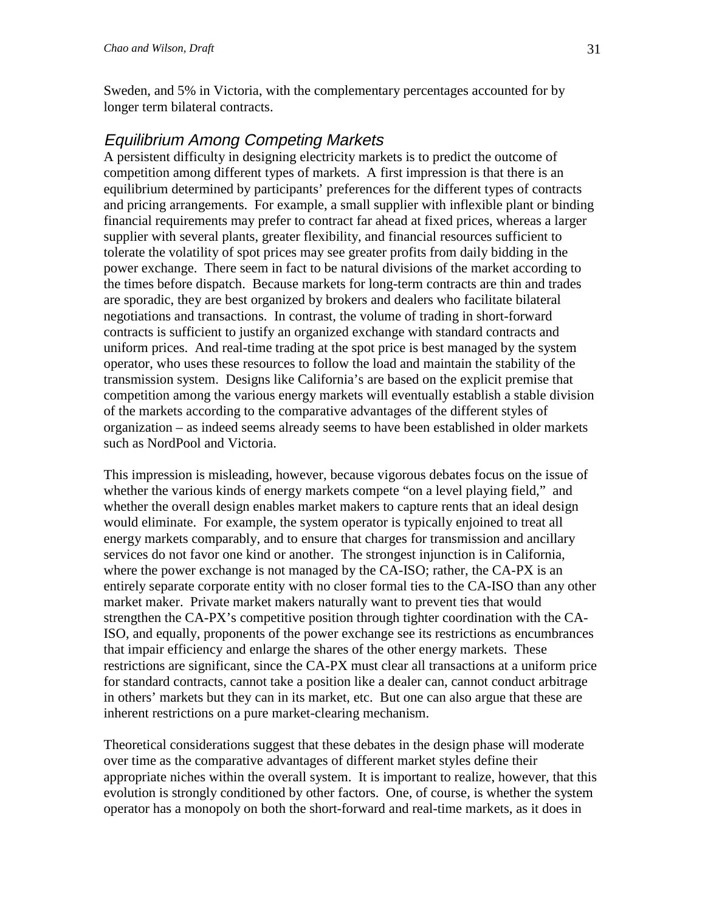Sweden, and 5% in Victoria, with the complementary percentages accounted for by longer term bilateral contracts.

## Equilibrium Among Competing Markets

A persistent difficulty in designing electricity markets is to predict the outcome of competition among different types of markets. A first impression is that there is an equilibrium determined by participants' preferences for the different types of contracts and pricing arrangements. For example, a small supplier with inflexible plant or binding financial requirements may prefer to contract far ahead at fixed prices, whereas a larger supplier with several plants, greater flexibility, and financial resources sufficient to tolerate the volatility of spot prices may see greater profits from daily bidding in the power exchange. There seem in fact to be natural divisions of the market according to the times before dispatch. Because markets for long-term contracts are thin and trades are sporadic, they are best organized by brokers and dealers who facilitate bilateral negotiations and transactions. In contrast, the volume of trading in short-forward contracts is sufficient to justify an organized exchange with standard contracts and uniform prices. And real-time trading at the spot price is best managed by the system operator, who uses these resources to follow the load and maintain the stability of the transmission system. Designs like California's are based on the explicit premise that competition among the various energy markets will eventually establish a stable division of the markets according to the comparative advantages of the different styles of organization – as indeed seems already seems to have been established in older markets such as NordPool and Victoria.

This impression is misleading, however, because vigorous debates focus on the issue of whether the various kinds of energy markets compete "on a level playing field," and whether the overall design enables market makers to capture rents that an ideal design would eliminate. For example, the system operator is typically enjoined to treat all energy markets comparably, and to ensure that charges for transmission and ancillary services do not favor one kind or another. The strongest injunction is in California, where the power exchange is not managed by the CA-ISO; rather, the CA-PX is an entirely separate corporate entity with no closer formal ties to the CA-ISO than any other market maker. Private market makers naturally want to prevent ties that would strengthen the CA-PX's competitive position through tighter coordination with the CA-ISO, and equally, proponents of the power exchange see its restrictions as encumbrances that impair efficiency and enlarge the shares of the other energy markets. These restrictions are significant, since the CA-PX must clear all transactions at a uniform price for standard contracts, cannot take a position like a dealer can, cannot conduct arbitrage in others' markets but they can in its market, etc. But one can also argue that these are inherent restrictions on a pure market-clearing mechanism.

Theoretical considerations suggest that these debates in the design phase will moderate over time as the comparative advantages of different market styles define their appropriate niches within the overall system. It is important to realize, however, that this evolution is strongly conditioned by other factors. One, of course, is whether the system operator has a monopoly on both the short-forward and real-time markets, as it does in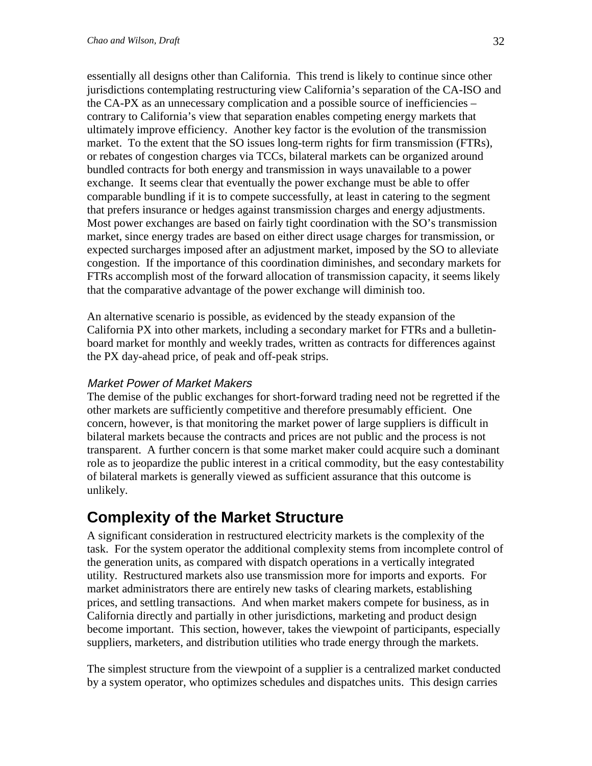essentially all designs other than California. This trend is likely to continue since other jurisdictions contemplating restructuring view California's separation of the CA-ISO and the CA-PX as an unnecessary complication and a possible source of inefficiencies – contrary to California's view that separation enables competing energy markets that ultimately improve efficiency. Another key factor is the evolution of the transmission market. To the extent that the SO issues long-term rights for firm transmission (FTRs), or rebates of congestion charges via TCCs, bilateral markets can be organized around bundled contracts for both energy and transmission in ways unavailable to a power exchange. It seems clear that eventually the power exchange must be able to offer comparable bundling if it is to compete successfully, at least in catering to the segment that prefers insurance or hedges against transmission charges and energy adjustments. Most power exchanges are based on fairly tight coordination with the SO's transmission market, since energy trades are based on either direct usage charges for transmission, or expected surcharges imposed after an adjustment market, imposed by the SO to alleviate congestion. If the importance of this coordination diminishes, and secondary markets for FTRs accomplish most of the forward allocation of transmission capacity, it seems likely that the comparative advantage of the power exchange will diminish too.

An alternative scenario is possible, as evidenced by the steady expansion of the California PX into other markets, including a secondary market for FTRs and a bulletin-board market for monthly and weekly trades, written as contracts for differences against the PX day-ahead price, of peak and off-peak strips.

### *Market Power of Market Makers*

The demise of the public exchanges for short-forward trading need not be regretted if the other markets are sufficiently competitive and therefore presumably efficient. One concern, however, is that monitoring the market power of large suppliers is difficult in bilateral markets because the contracts and prices are not public and the process is not transparent. A further concern is that some market maker could acquire such a dominant role as to jeopardize the public interest in a critical commodity, but the easy contestability of bilateral markets is generally viewed as sufficient assurance that this outcome is unlikely.

## Complexity of the Market Structure

A significant consideration in restructured electricity markets is the complexity of the task. For the system operator the additional complexity stems from incomplete control of the generation units, as compared with dispatch operations in a vertically integrated utility. Restructured markets also use transmission more for imports and exports. For market administrators there are entirely new tasks of clearing markets, establishing prices, and settling transactions. And when market makers compete for business, as in California directly and partially in other jurisdictions, marketing and product design become important. This section, however, takes the viewpoint of participants, especially suppliers, marketers, and distribution utilities who trade energy through the markets.

The simplest structure from the viewpoint of a supplier is a centralized market conducted by a system operator, who optimizes schedules and dispatches units. This design carries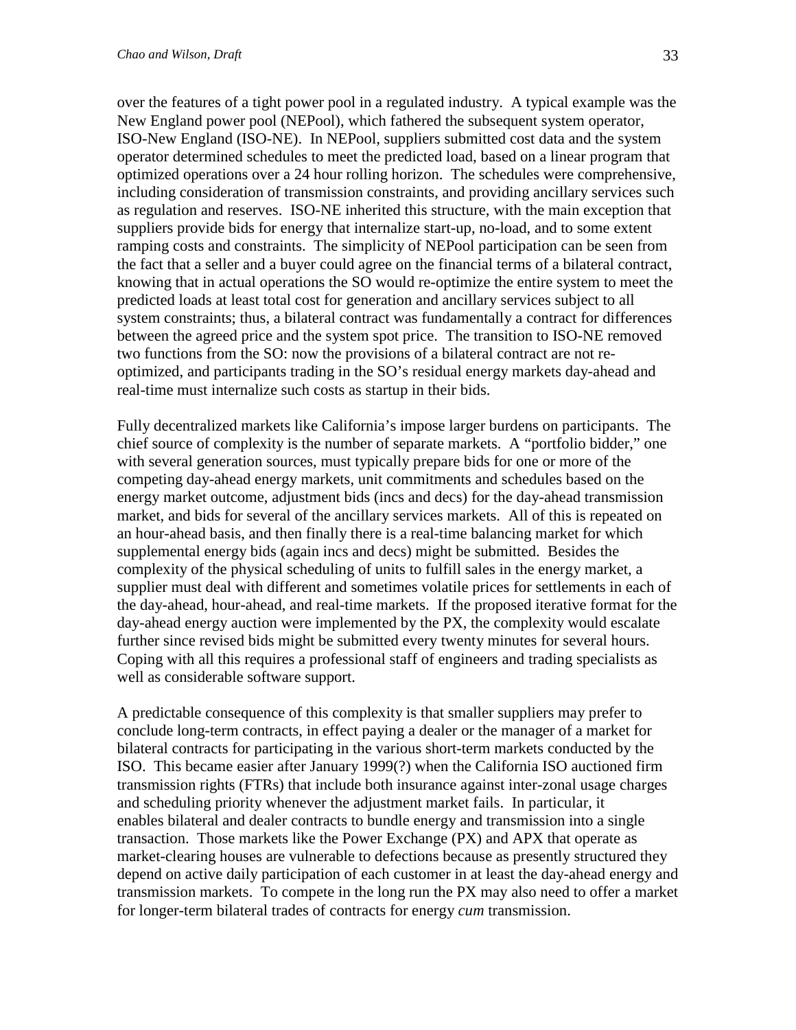over the features of a tight power pool in a regulated industry. A typical example was the New England power pool (NEPool), which fathered the subsequent system operator, ISO-New England (ISO-NE). In NEPool, suppliers submitted cost data and the system operator determined schedules to meet the predicted load, based on a linear program that optimized operations over a 24 hour rolling horizon. The schedules were comprehensive, including consideration of transmission constraints, and providing ancillary services such as regulation and reserves. ISO-NE inherited this structure, with the main exception that suppliers provide bids for energy that internalize start-up, no-load, and to some extent ramping costs and constraints. The simplicity of NEPool participation can be seen from the fact that a seller and a buyer could agree on the financial terms of a bilateral contract, knowing that in actual operations the SO would re-optimize the entire system to meet the predicted loads at least total cost for generation and ancillary services subject to all system constraints; thus, a bilateral contract was fundamentally a contract for differences between the agreed price and the system spot price. The transition to ISO-NE removed two functions from the SO: now the provisions of a bilateral contract are not re-optimized, and participants trading in the SO's residual energy markets day-ahead and real-time must internalize such costs as startup in their bids.

Fully decentralized markets like California's impose larger burdens on participants. The chief source of complexity is the number of separate markets. A "portfolio bidder," one with several generation sources, must typically prepare bids for one or more of the competing day-ahead energy markets, unit commitments and schedules based on the energy market outcome, adjustment bids (incs and decs) for the day-ahead transmission market, and bids for several of the ancillary services markets. All of this is repeated on an hour-ahead basis, and then finally there is a real-time balancing market for which supplemental energy bids (again incs and decs) might be submitted. Besides the complexity of the physical scheduling of units to fulfill sales in the energy market, a supplier must deal with different and sometimes volatile prices for settlements in each of the day-ahead, hour-ahead, and real-time markets. If the proposed iterative format for the day-ahead energy auction were implemented by the PX, the complexity would escalate further since revised bids might be submitted every twenty minutes for several hours. Coping with all this requires a professional staff of engineers and trading specialists as well as considerable software support.

A predictable consequence of this complexity is that smaller suppliers may prefer to conclude long-term contracts, in effect paying a dealer or the manager of a market for bilateral contracts for participating in the various short-term markets conducted by the ISO. This became easier after January 1999(?) when the California ISO auctioned firm transmission rights (FTRs) that include both insurance against inter-zonal usage charges and scheduling priority whenever the adjustment market fails. In particular, it enables bilateral and dealer contracts to bundle energy and transmission into a single transaction. Those markets like the Power Exchange (PX) and APX that operate as market-clearing houses are vulnerable to defections because as presently structured they depend on active daily participation of each customer in at least the day-ahead energy and transmission markets. To compete in the long run the PX may also need to offer a market for longer-term bilateral trades of contracts for energy *cum* transmission.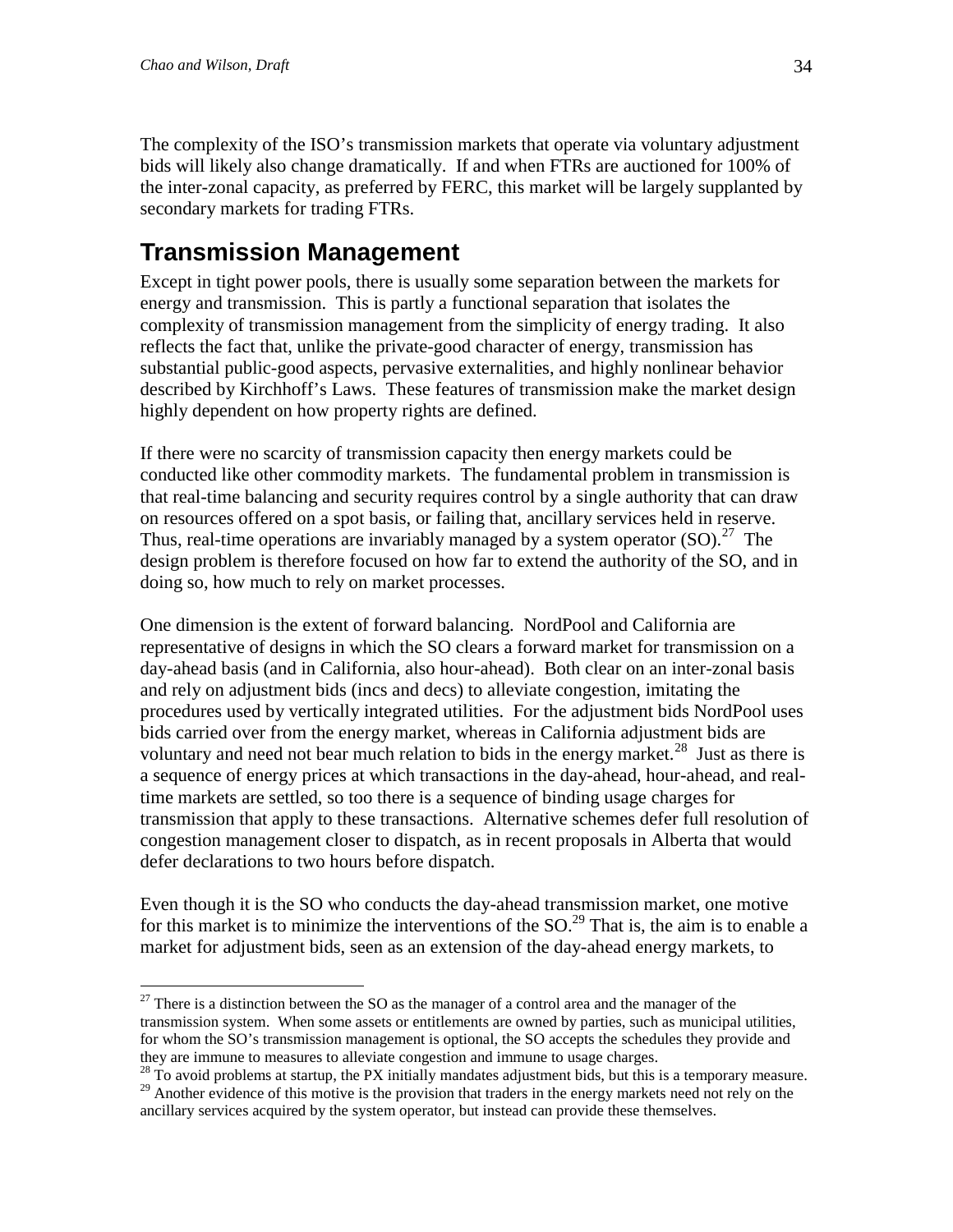The complexity of the ISO's transmission markets that operate via voluntary adjustment bids will likely also change dramatically. If and when FTRs are auctioned for 100% of the inter-zonal capacity, as preferred by FERC, this market will be largely supplanted by secondary markets for trading FTRs.

## Transmission Management

Except in tight power pools, there is usually some separation between the markets for energy and transmission. This is partly a functional separation that isolates the complexity of transmission management from the simplicity of energy trading. It also reflects the fact that, unlike the private-good character of energy, transmission has substantial public-good aspects, pervasive externalities, and highly nonlinear behavior described by Kirchhoff's Laws. These features of transmission make the market design highly dependent on how property rights are defined.

If there were no scarcity of transmission capacity then energy markets could be conducted like other commodity markets. The fundamental problem in transmission is that real-time balancing and security requires control by a single authority that can draw on resources offered on a spot basis, or failing that, ancillary services held in reserve. Thus, real-time operations are invariably managed by a system operator (SO).[27] The design problem is therefore focused on how far to extend the authority of the SO, and in doing so, how much to rely on market processes.

One dimension is the extent of forward balancing. NordPool and California are representative of designs in which the SO clears a forward market for transmission on a day-ahead basis (and in California, also hour-ahead). Both clear on an inter-zonal basis and rely on adjustment bids (incs and decs) to alleviate congestion, imitating the procedures used by vertically integrated utilities. For the adjustment bids NordPool uses bids carried over from the energy market, whereas in California adjustment bids are voluntary and need not bear much relation to bids in the energy market.[28] Just as there is a sequence of energy prices at which transactions in the day-ahead, hour-ahead, and real-time markets are settled, so too there is a sequence of binding usage charges for transmission that apply to these transactions. Alternative schemes defer full resolution of congestion management closer to dispatch, as in recent proposals in Alberta that would defer declarations to two hours before dispatch.

Even though it is the SO who conducts the day-ahead transmission market, one motive for this market is to minimize the interventions of the SO.[29] That is, the aim is to enable a market for adjustment bids, seen as an extension of the day-ahead energy markets, to

---

[27] There is a distinction between the SO as the manager of a control area and the manager of the transmission system. When some assets or entitlements are owned by parties, such as municipal utilities, for whom the SO's transmission management is optional, the SO accepts the schedules they provide and they are immune to measures to alleviate congestion and immune to usage charges.

[28] To avoid problems at startup, the PX initially mandates adjustment bids, but this is a temporary measure.

[29] Another evidence of this motive is the provision that traders in the energy markets need not rely on the ancillary services acquired by the system operator, but instead can provide these themselves.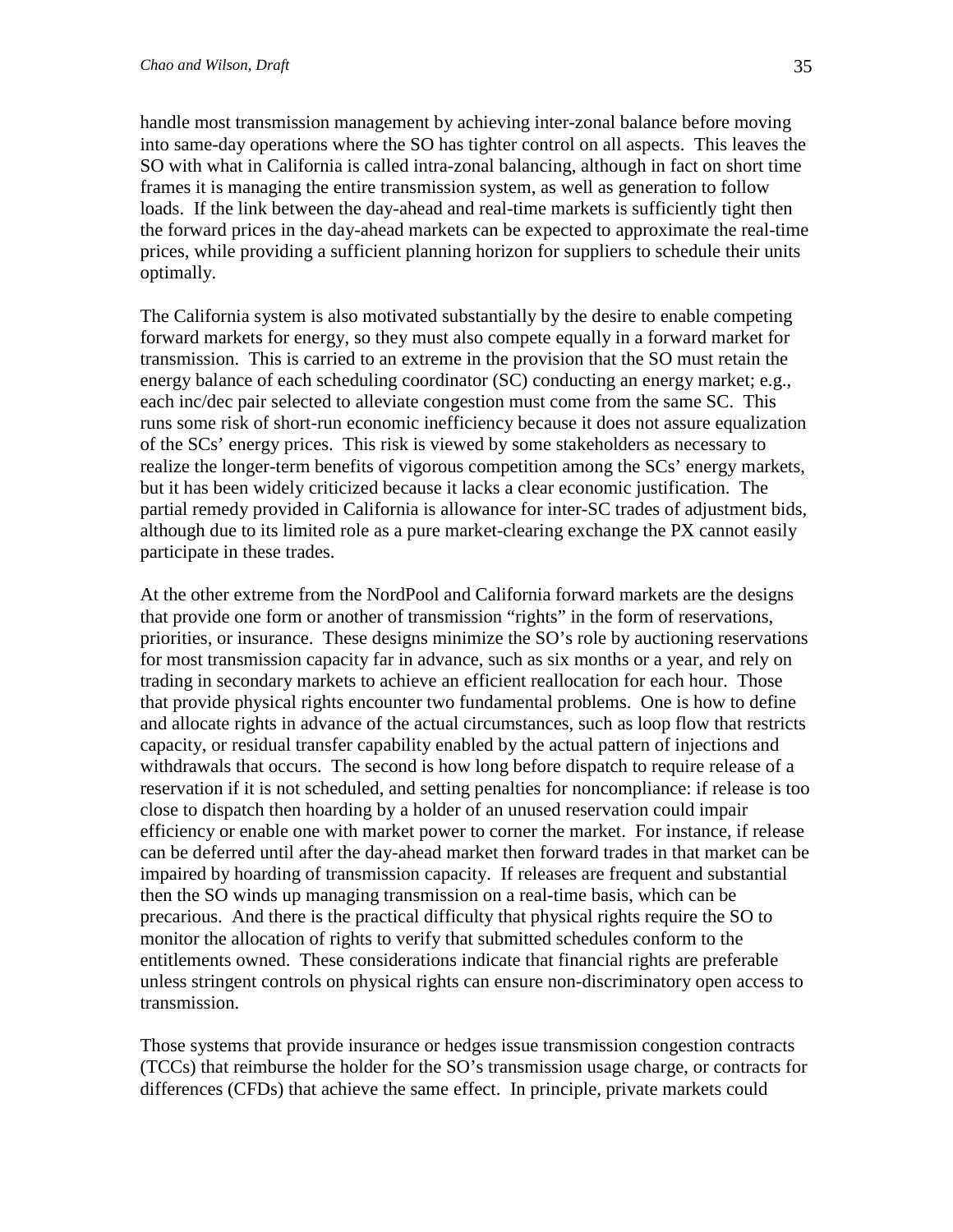handle most transmission management by achieving inter-zonal balance before moving into same-day operations where the SO has tighter control on all aspects. This leaves the SO with what in California is called intra-zonal balancing, although in fact on short time frames it is managing the entire transmission system, as well as generation to follow loads. If the link between the day-ahead and real-time markets is sufficiently tight then the forward prices in the day-ahead markets can be expected to approximate the real-time prices, while providing a sufficient planning horizon for suppliers to schedule their units optimally.

The California system is also motivated substantially by the desire to enable competing forward markets for energy, so they must also compete equally in a forward market for transmission. This is carried to an extreme in the provision that the SO must retain the energy balance of each scheduling coordinator (SC) conducting an energy market; e.g., each inc/dec pair selected to alleviate congestion must come from the same SC. This runs some risk of short-run economic inefficiency because it does not assure equalization of the SCs' energy prices. This risk is viewed by some stakeholders as necessary to realize the longer-term benefits of vigorous competition among the SCs' energy markets, but it has been widely criticized because it lacks a clear economic justification. The partial remedy provided in California is allowance for inter-SC trades of adjustment bids, although due to its limited role as a pure market-clearing exchange the PX cannot easily participate in these trades.

At the other extreme from the NordPool and California forward markets are the designs that provide one form or another of transmission "rights" in the form of reservations, priorities, or insurance. These designs minimize the SO's role by auctioning reservations for most transmission capacity far in advance, such as six months or a year, and rely on trading in secondary markets to achieve an efficient reallocation for each hour. Those that provide physical rights encounter two fundamental problems. One is how to define and allocate rights in advance of the actual circumstances, such as loop flow that restricts capacity, or residual transfer capability enabled by the actual pattern of injections and withdrawals that occurs. The second is how long before dispatch to require release of a reservation if it is not scheduled, and setting penalties for noncompliance: if release is too close to dispatch then hoarding by a holder of an unused reservation could impair efficiency or enable one with market power to corner the market. For instance, if release can be deferred until after the day-ahead market then forward trades in that market can be impaired by hoarding of transmission capacity. If releases are frequent and substantial then the SO winds up managing transmission on a real-time basis, which can be precarious. And there is the practical difficulty that physical rights require the SO to monitor the allocation of rights to verify that submitted schedules conform to the entitlements owned. These considerations indicate that financial rights are preferable unless stringent controls on physical rights can ensure non-discriminatory open access to transmission.

Those systems that provide insurance or hedges issue transmission congestion contracts (TCCs) that reimburse the holder for the SO's transmission usage charge, or contracts for differences (CFDs) that achieve the same effect. In principle, private markets could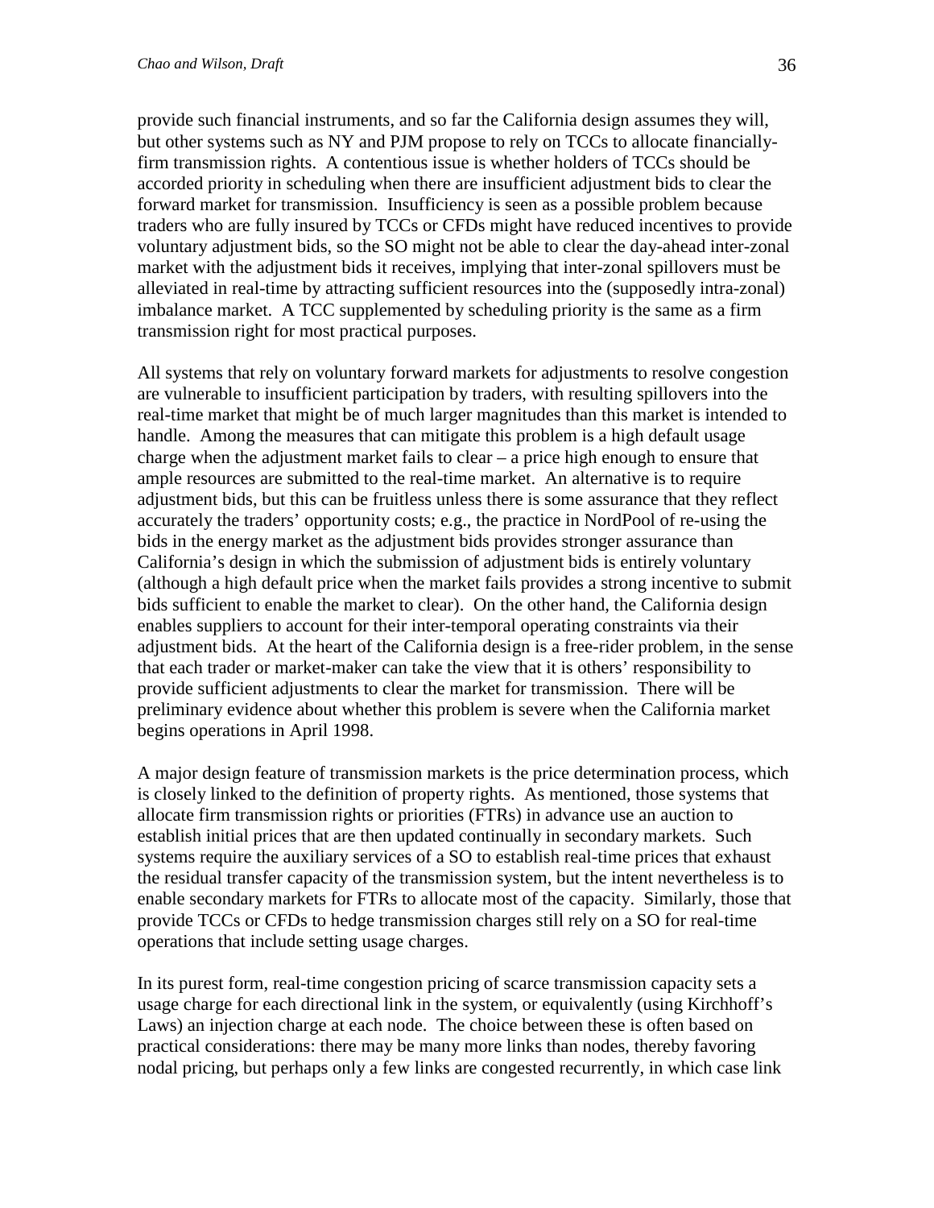provide such financial instruments, and so far the California design assumes they will, but other systems such as NY and PJM propose to rely on TCCs to allocate financially-firm transmission rights. A contentious issue is whether holders of TCCs should be accorded priority in scheduling when there are insufficient adjustment bids to clear the forward market for transmission. Insufficiency is seen as a possible problem because traders who are fully insured by TCCs or CFDs might have reduced incentives to provide voluntary adjustment bids, so the SO might not be able to clear the day-ahead inter-zonal market with the adjustment bids it receives, implying that inter-zonal spillovers must be alleviated in real-time by attracting sufficient resources into the (supposedly intra-zonal) imbalance market. A TCC supplemented by scheduling priority is the same as a firm transmission right for most practical purposes.

All systems that rely on voluntary forward markets for adjustments to resolve congestion are vulnerable to insufficient participation by traders, with resulting spillovers into the real-time market that might be of much larger magnitudes than this market is intended to handle. Among the measures that can mitigate this problem is a high default usage charge when the adjustment market fails to clear – a price high enough to ensure that ample resources are submitted to the real-time market. An alternative is to require adjustment bids, but this can be fruitless unless there is some assurance that they reflect accurately the traders' opportunity costs; e.g., the practice in NordPool of re-using the bids in the energy market as the adjustment bids provides stronger assurance than California's design in which the submission of adjustment bids is entirely voluntary (although a high default price when the market fails provides a strong incentive to submit bids sufficient to enable the market to clear). On the other hand, the California design enables suppliers to account for their inter-temporal operating constraints via their adjustment bids. At the heart of the California design is a free-rider problem, in the sense that each trader or market-maker can take the view that it is others' responsibility to provide sufficient adjustments to clear the market for transmission. There will be preliminary evidence about whether this problem is severe when the California market begins operations in April 1998.

A major design feature of transmission markets is the price determination process, which is closely linked to the definition of property rights. As mentioned, those systems that allocate firm transmission rights or priorities (FTRs) in advance use an auction to establish initial prices that are then updated continually in secondary markets. Such systems require the auxiliary services of a SO to establish real-time prices that exhaust the residual transfer capacity of the transmission system, but the intent nevertheless is to enable secondary markets for FTRs to allocate most of the capacity. Similarly, those that provide TCCs or CFDs to hedge transmission charges still rely on a SO for real-time operations that include setting usage charges.

In its purest form, real-time congestion pricing of scarce transmission capacity sets a usage charge for each directional link in the system, or equivalently (using Kirchhoff's Laws) an injection charge at each node. The choice between these is often based on practical considerations: there may be many more links than nodes, thereby favoring nodal pricing, but perhaps only a few links are congested recurrently, in which case link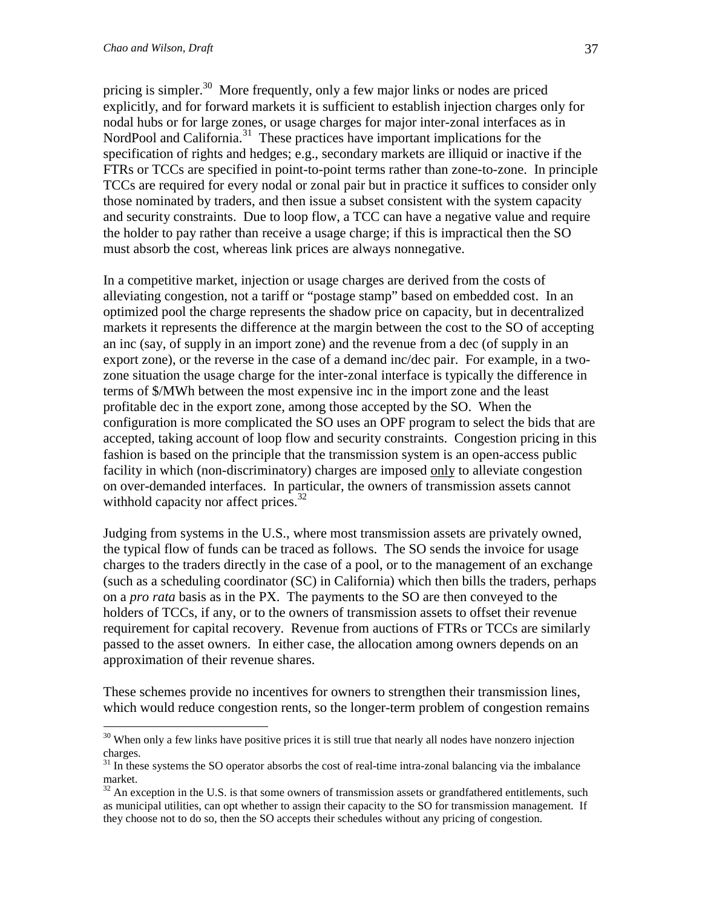pricing is simpler.[30] More frequently, only a few major links or nodes are priced explicitly, and for forward markets it is sufficient to establish injection charges only for nodal hubs or for large zones, or usage charges for major inter-zonal interfaces as in NordPool and California.[31] These practices have important implications for the specification of rights and hedges; e.g., secondary markets are illiquid or inactive if the FTRs or TCCs are specified in point-to-point terms rather than zone-to-zone. In principle TCCs are required for every nodal or zonal pair but in practice it suffices to consider only those nominated by traders, and then issue a subset consistent with the system capacity and security constraints. Due to loop flow, a TCC can have a negative value and require the holder to pay rather than receive a usage charge; if this is impractical then the SO must absorb the cost, whereas link prices are always nonnegative.

In a competitive market, injection or usage charges are derived from the costs of alleviating congestion, not a tariff or "postage stamp" based on embedded cost. In an optimized pool the charge represents the shadow price on capacity, but in decentralized markets it represents the difference at the margin between the cost to the SO of accepting an inc (say, of supply in an import zone) and the revenue from a dec (of supply in an export zone), or the reverse in the case of a demand inc/dec pair. For example, in a two-zone situation the usage charge for the inter-zonal interface is typically the difference in terms of $/MWh between the most expensive inc in the import zone and the least profitable dec in the export zone, among those accepted by the SO. When the configuration is more complicated the SO uses an OPF program to select the bids that are accepted, taking account of loop flow and security constraints. Congestion pricing in this fashion is based on the principle that the transmission system is an open-access public facility in which (non-discriminatory) charges are imposed <u>only</u> to alleviate congestion on over-demanded interfaces. In particular, the owners of transmission assets cannot withhold capacity nor affect prices.[32]

Judging from systems in the U.S., where most transmission assets are privately owned, the typical flow of funds can be traced as follows. The SO sends the invoice for usage charges to the traders directly in the case of a pool, or to the management of an exchange (such as a scheduling coordinator (SC) in California) which then bills the traders, perhaps on a *pro rata* basis as in the PX. The payments to the SO are then conveyed to the holders of TCCs, if any, or to the owners of transmission assets to offset their revenue requirement for capital recovery. Revenue from auctions of FTRs or TCCs are similarly passed to the asset owners. In either case, the allocation among owners depends on an approximation of their revenue shares.

These schemes provide no incentives for owners to strengthen their transmission lines, which would reduce congestion rents, so the longer-term problem of congestion remains

---

[30] When only a few links have positive prices it is still true that nearly all nodes have nonzero injection charges.

[31] In these systems the SO operator absorbs the cost of real-time intra-zonal balancing via the imbalance market.

[32] An exception in the U.S. is that some owners of transmission assets or grandfathered entitlements, such as municipal utilities, can opt whether to assign their capacity to the SO for transmission management. If they choose not to do so, then the SO accepts their schedules without any pricing of congestion.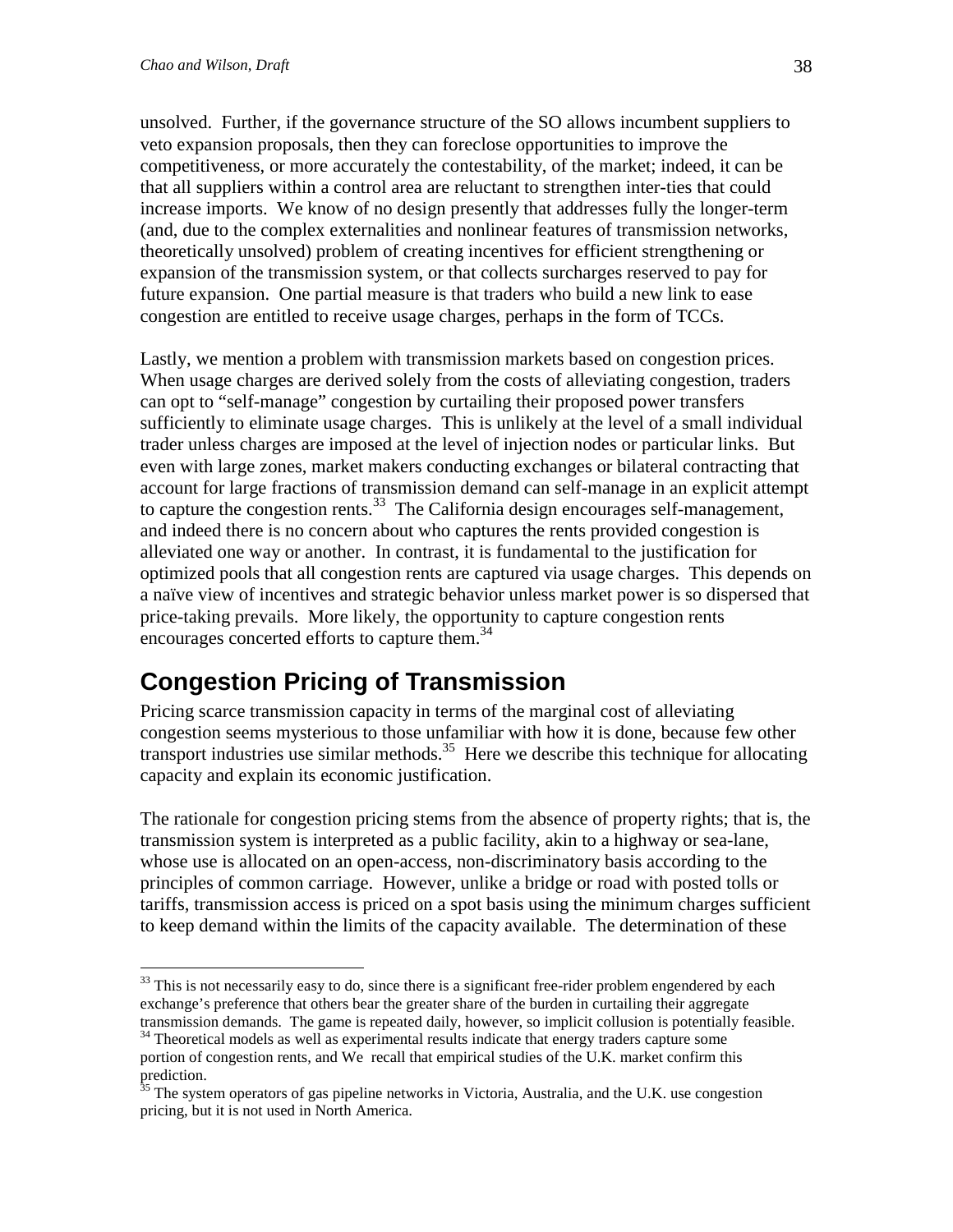unsolved. Further, if the governance structure of the SO allows incumbent suppliers to veto expansion proposals, then they can foreclose opportunities to improve the competitiveness, or more accurately the contestability, of the market; indeed, it can be that all suppliers within a control area are reluctant to strengthen inter-ties that could increase imports. We know of no design presently that addresses fully the longer-term (and, due to the complex externalities and nonlinear features of transmission networks, theoretically unsolved) problem of creating incentives for efficient strengthening or expansion of the transmission system, or that collects surcharges reserved to pay for future expansion. One partial measure is that traders who build a new link to ease congestion are entitled to receive usage charges, perhaps in the form of TCCs.

Lastly, we mention a problem with transmission markets based on congestion prices. When usage charges are derived solely from the costs of alleviating congestion, traders can opt to "self-manage" congestion by curtailing their proposed power transfers sufficiently to eliminate usage charges. This is unlikely at the level of a small individual trader unless charges are imposed at the level of injection nodes or particular links. But even with large zones, market makers conducting exchanges or bilateral contracting that account for large fractions of transmission demand can self-manage in an explicit attempt to capture the congestion rents.[33] The California design encourages self-management, and indeed there is no concern about who captures the rents provided congestion is alleviated one way or another. In contrast, it is fundamental to the justification for optimized pools that all congestion rents are captured via usage charges. This depends on a naïve view of incentives and strategic behavior unless market power is so dispersed that price-taking prevails. More likely, the opportunity to capture congestion rents encourages concerted efforts to capture them.[34]

## Congestion Pricing of Transmission

Pricing scarce transmission capacity in terms of the marginal cost of alleviating congestion seems mysterious to those unfamiliar with how it is done, because few other transport industries use similar methods.[35] Here we describe this technique for allocating capacity and explain its economic justification.

The rationale for congestion pricing stems from the absence of property rights; that is, the transmission system is interpreted as a public facility, akin to a highway or sea-lane, whose use is allocated on an open-access, non-discriminatory basis according to the principles of common carriage. However, unlike a bridge or road with posted tolls or tariffs, transmission access is priced on a spot basis using the minimum charges sufficient to keep demand within the limits of the capacity available. The determination of these

[33] This is not necessarily easy to do, since there is a significant free-rider problem engendered by each exchange's preference that others bear the greater share of the burden in curtailing their aggregate transmission demands. The game is repeated daily, however, so implicit collusion is potentially feasible.

[34] Theoretical models as well as experimental results indicate that energy traders capture some portion of congestion rents, and We recall that empirical studies of the U.K. market confirm this prediction.

[35] The system operators of gas pipeline networks in Victoria, Australia, and the U.K. use congestion pricing, but it is not used in North America.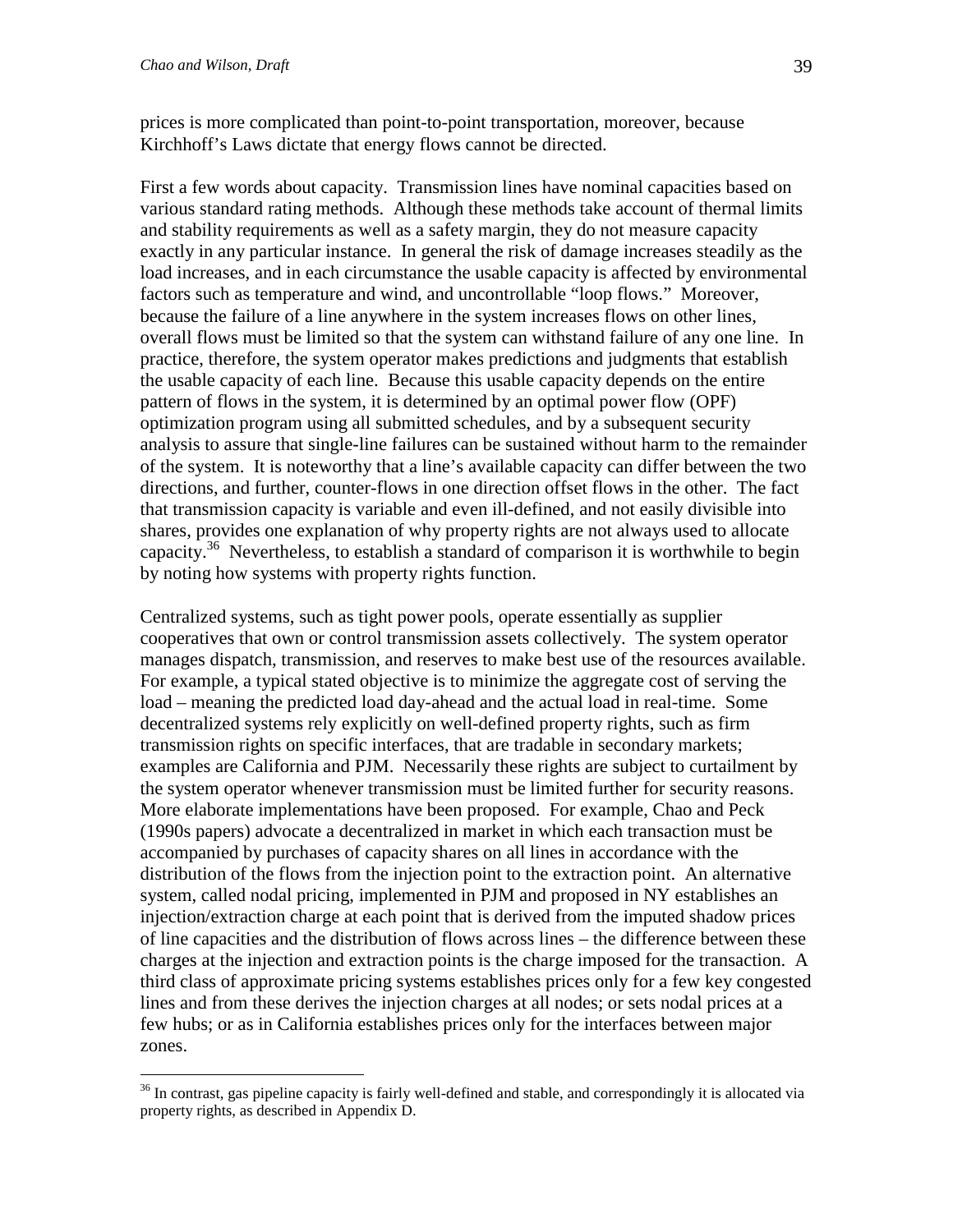prices is more complicated than point-to-point transportation, moreover, because Kirchhoff's Laws dictate that energy flows cannot be directed.

First a few words about capacity. Transmission lines have nominal capacities based on various standard rating methods. Although these methods take account of thermal limits and stability requirements as well as a safety margin, they do not measure capacity exactly in any particular instance. In general the risk of damage increases steadily as the load increases, and in each circumstance the usable capacity is affected by environmental factors such as temperature and wind, and uncontrollable "loop flows." Moreover, because the failure of a line anywhere in the system increases flows on other lines, overall flows must be limited so that the system can withstand failure of any one line. In practice, therefore, the system operator makes predictions and judgments that establish the usable capacity of each line. Because this usable capacity depends on the entire pattern of flows in the system, it is determined by an optimal power flow (OPF) optimization program using all submitted schedules, and by a subsequent security analysis to assure that single-line failures can be sustained without harm to the remainder of the system. It is noteworthy that a line's available capacity can differ between the two directions, and further, counter-flows in one direction offset flows in the other. The fact that transmission capacity is variable and even ill-defined, and not easily divisible into shares, provides one explanation of why property rights are not always used to allocate capacity.[36] Nevertheless, to establish a standard of comparison it is worthwhile to begin by noting how systems with property rights function.

Centralized systems, such as tight power pools, operate essentially as supplier cooperatives that own or control transmission assets collectively. The system operator manages dispatch, transmission, and reserves to make best use of the resources available. For example, a typical stated objective is to minimize the aggregate cost of serving the load – meaning the predicted load day-ahead and the actual load in real-time. Some decentralized systems rely explicitly on well-defined property rights, such as firm transmission rights on specific interfaces, that are tradable in secondary markets; examples are California and PJM. Necessarily these rights are subject to curtailment by the system operator whenever transmission must be limited further for security reasons. More elaborate implementations have been proposed. For example, Chao and Peck (1990s papers) advocate a decentralized in market in which each transaction must be accompanied by purchases of capacity shares on all lines in accordance with the distribution of the flows from the injection point to the extraction point. An alternative system, called nodal pricing, implemented in PJM and proposed in NY establishes an injection/extraction charge at each point that is derived from the imputed shadow prices of line capacities and the distribution of flows across lines – the difference between these charges at the injection and extraction points is the charge imposed for the transaction. A third class of approximate pricing systems establishes prices only for a few key congested lines and from these derives the injection charges at all nodes; or sets nodal prices at a few hubs; or as in California establishes prices only for the interfaces between major zones.

[36] In contrast, gas pipeline capacity is fairly well-defined and stable, and correspondingly it is allocated via property rights, as described in Appendix D.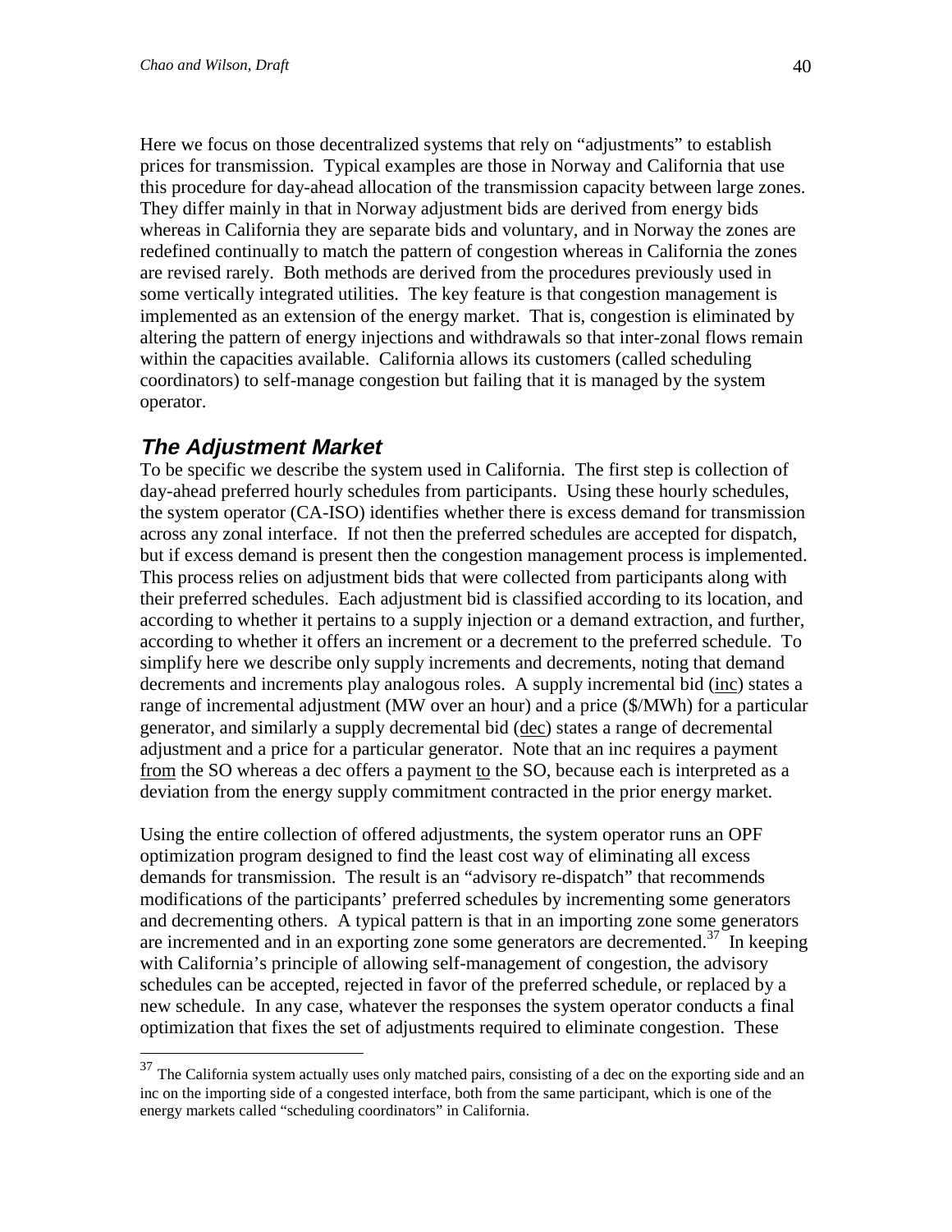Here we focus on those decentralized systems that rely on "adjustments" to establish prices for transmission. Typical examples are those in Norway and California that use this procedure for day-ahead allocation of the transmission capacity between large zones. They differ mainly in that in Norway adjustment bids are derived from energy bids whereas in California they are separate bids and voluntary, and in Norway the zones are redefined continually to match the pattern of congestion whereas in California the zones are revised rarely. Both methods are derived from the procedures previously used in some vertically integrated utilities. The key feature is that congestion management is implemented as an extension of the energy market. That is, congestion is eliminated by altering the pattern of energy injections and withdrawals so that inter-zonal flows remain within the capacities available. California allows its customers (called scheduling coordinators) to self-manage congestion but failing that it is managed by the system operator.

## *The Adjustment Market*

To be specific we describe the system used in California. The first step is collection of day-ahead preferred hourly schedules from participants. Using these hourly schedules, the system operator (CA-ISO) identifies whether there is excess demand for transmission across any zonal interface. If not then the preferred schedules are accepted for dispatch, but if excess demand is present then the congestion management process is implemented. This process relies on adjustment bids that were collected from participants along with their preferred schedules. Each adjustment bid is classified according to its location, and according to whether it pertains to a supply injection or a demand extraction, and further, according to whether it offers an increment or a decrement to the preferred schedule. To simplify here we describe only supply increments and decrements, noting that demand decrements and increments play analogous roles. A supply incremental bid (<u>inc</u>) states a range of incremental adjustment (MW over an hour) and a price (\$/MWh) for a particular generator, and similarly a supply decremental bid (<u>dec</u>) states a range of decremental adjustment and a price for a particular generator. Note that an inc requires a payment <u>from</u> the SO whereas a dec offers a payment <u>to</u> the SO, because each is interpreted as a deviation from the energy supply commitment contracted in the prior energy market.

Using the entire collection of offered adjustments, the system operator runs an OPF optimization program designed to find the least cost way of eliminating all excess demands for transmission. The result is an "advisory re-dispatch" that recommends modifications of the participants' preferred schedules by incrementing some generators and decrementing others. A typical pattern is that in an importing zone some generators are incremented and in an exporting zone some generators are decremented.[37] In keeping with California's principle of allowing self-management of congestion, the advisory schedules can be accepted, rejected in favor of the preferred schedule, or replaced by a new schedule. In any case, whatever the responses the system operator conducts a final optimization that fixes the set of adjustments required to eliminate congestion. These

[37] The California system actually uses only matched pairs, consisting of a dec on the exporting side and an inc on the importing side of a congested interface, both from the same participant, which is one of the energy markets called "scheduling coordinators" in California.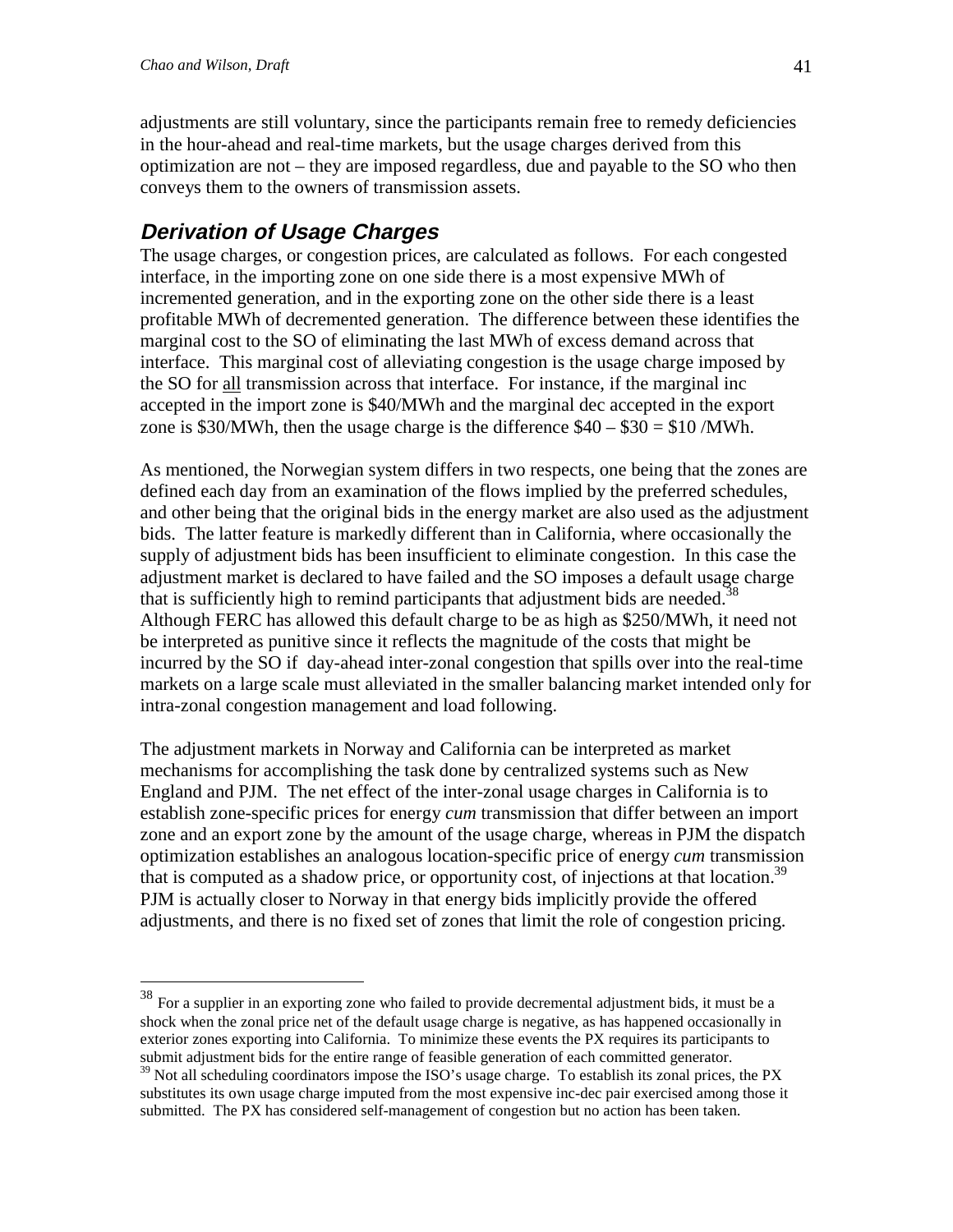adjustments are still voluntary, since the participants remain free to remedy deficiencies in the hour-ahead and real-time markets, but the usage charges derived from this optimization are not – they are imposed regardless, due and payable to the SO who then conveys them to the owners of transmission assets.

## *Derivation of Usage Charges*

The usage charges, or congestion prices, are calculated as follows. For each congested interface, in the importing zone on one side there is a most expensive MWh of incremented generation, and in the exporting zone on the other side there is a least profitable MWh of decremented generation. The difference between these identifies the marginal cost to the SO of eliminating the last MWh of excess demand across that interface. This marginal cost of alleviating congestion is the usage charge imposed by the SO for all transmission across that interface. For instance, if the marginal inc accepted in the import zone is $40/MWh and the marginal dec accepted in the export zone is $30/MWh, then the usage charge is the difference $40 – $30 = $10 /MWh.

As mentioned, the Norwegian system differs in two respects, one being that the zones are defined each day from an examination of the flows implied by the preferred schedules, and other being that the original bids in the energy market are also used as the adjustment bids. The latter feature is markedly different than in California, where occasionally the supply of adjustment bids has been insufficient to eliminate congestion. In this case the adjustment market is declared to have failed and the SO imposes a default usage charge that is sufficiently high to remind participants that adjustment bids are needed.[38] Although FERC has allowed this default charge to be as high as $250/MWh, it need not be interpreted as punitive since it reflects the magnitude of the costs that might be incurred by the SO if day-ahead inter-zonal congestion that spills over into the real-time markets on a large scale must alleviated in the smaller balancing market intended only for intra-zonal congestion management and load following.

The adjustment markets in Norway and California can be interpreted as market mechanisms for accomplishing the task done by centralized systems such as New England and PJM. The net effect of the inter-zonal usage charges in California is to establish zone-specific prices for energy *cum* transmission that differ between an import zone and an export zone by the amount of the usage charge, whereas in PJM the dispatch optimization establishes an analogous location-specific price of energy *cum* transmission that is computed as a shadow price, or opportunity cost, of injections at that location.[39] PJM is actually closer to Norway in that energy bids implicitly provide the offered adjustments, and there is no fixed set of zones that limit the role of congestion pricing.

---

[38] For a supplier in an exporting zone who failed to provide decremental adjustment bids, it must be a shock when the zonal price net of the default usage charge is negative, as has happened occasionally in exterior zones exporting into California. To minimize these events the PX requires its participants to submit adjustment bids for the entire range of feasible generation of each committed generator.

[39] Not all scheduling coordinators impose the ISO's usage charge. To establish its zonal prices, the PX substitutes its own usage charge imputed from the most expensive inc-dec pair exercised among those it submitted. The PX has considered self-management of congestion but no action has been taken.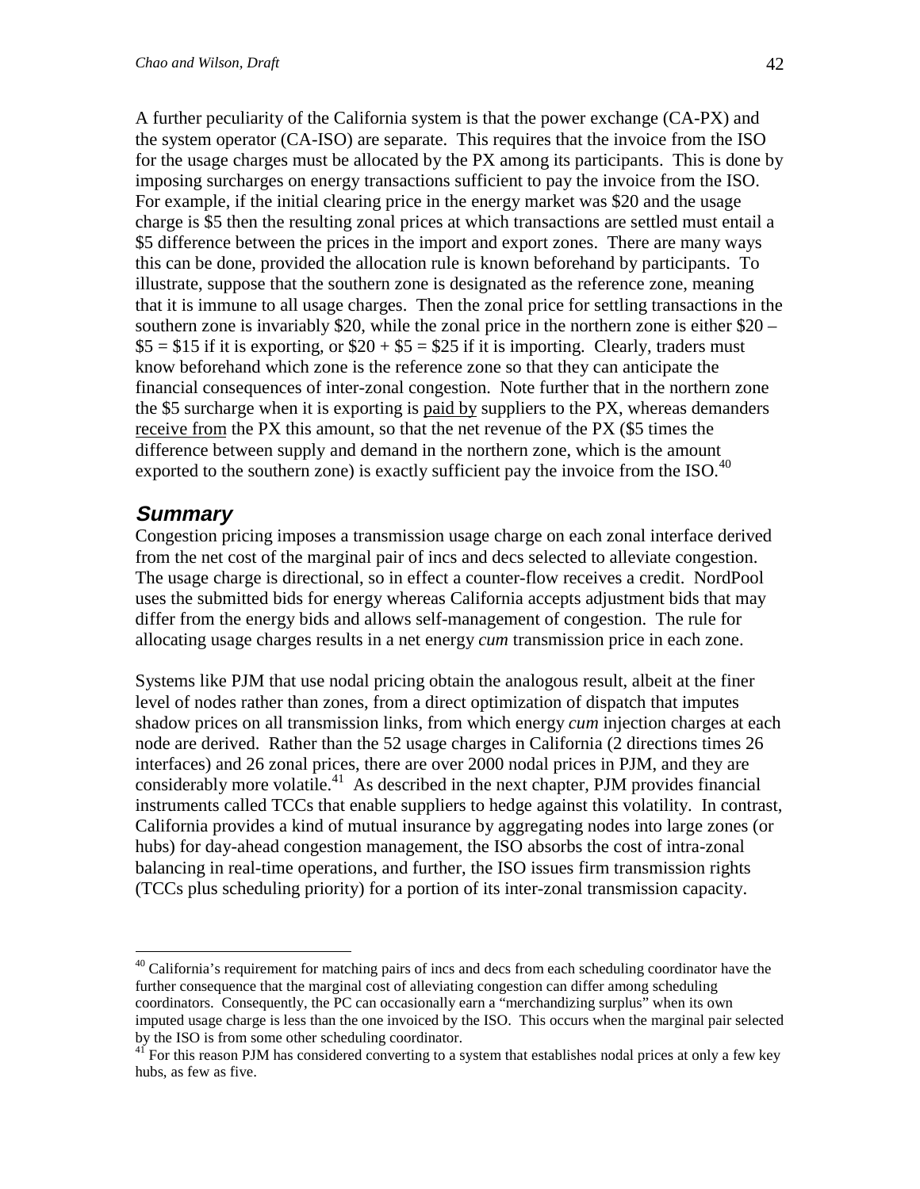A further peculiarity of the California system is that the power exchange (CA-PX) and the system operator (CA-ISO) are separate. This requires that the invoice from the ISO for the usage charges must be allocated by the PX among its participants. This is done by imposing surcharges on energy transactions sufficient to pay the invoice from the ISO. For example, if the initial clearing price in the energy market was \$20 and the usage charge is \$5 then the resulting zonal prices at which transactions are settled must entail a \$5 difference between the prices in the import and export zones. There are many ways this can be done, provided the allocation rule is known beforehand by participants. To illustrate, suppose that the southern zone is designated as the reference zone, meaning that it is immune to all usage charges. Then the zonal price for settling transactions in the southern zone is invariably \$20, while the zonal price in the northern zone is either \$20 – \$5 = \$15 if it is exporting, or \$20 + \$5 = \$25 if it is importing. Clearly, traders must know beforehand which zone is the reference zone so that they can anticipate the financial consequences of inter-zonal congestion. Note further that in the northern zone the \$5 surcharge when it is exporting is <u>paid by</u> suppliers to the PX, whereas demanders <u>receive from</u> the PX this amount, so that the net revenue of the PX (\$5 times the difference between supply and demand in the northern zone, which is the amount exported to the southern zone) is exactly sufficient pay the invoice from the ISO.[40]

## *Summary*

Congestion pricing imposes a transmission usage charge on each zonal interface derived from the net cost of the marginal pair of incs and decs selected to alleviate congestion. The usage charge is directional, so in effect a counter-flow receives a credit. NordPool uses the submitted bids for energy whereas California accepts adjustment bids that may differ from the energy bids and allows self-management of congestion. The rule for allocating usage charges results in a net energy *cum* transmission price in each zone.

Systems like PJM that use nodal pricing obtain the analogous result, albeit at the finer level of nodes rather than zones, from a direct optimization of dispatch that imputes shadow prices on all transmission links, from which energy *cum* injection charges at each node are derived. Rather than the 52 usage charges in California (2 directions times 26 interfaces) and 26 zonal prices, there are over 2000 nodal prices in PJM, and they are considerably more volatile.[41] As described in the next chapter, PJM provides financial instruments called TCCs that enable suppliers to hedge against this volatility. In contrast, California provides a kind of mutual insurance by aggregating nodes into large zones (or hubs) for day-ahead congestion management, the ISO absorbs the cost of intra-zonal balancing in real-time operations, and further, the ISO issues firm transmission rights (TCCs plus scheduling priority) for a portion of its inter-zonal transmission capacity.

---

[40] California's requirement for matching pairs of incs and decs from each scheduling coordinator have the further consequence that the marginal cost of alleviating congestion can differ among scheduling coordinators. Consequently, the PC can occasionally earn a "merchandizing surplus" when its own imputed usage charge is less than the one invoiced by the ISO. This occurs when the marginal pair selected by the ISO is from some other scheduling coordinator.

[41] For this reason PJM has considered converting to a system that establishes nodal prices at only a few key hubs, as few as five.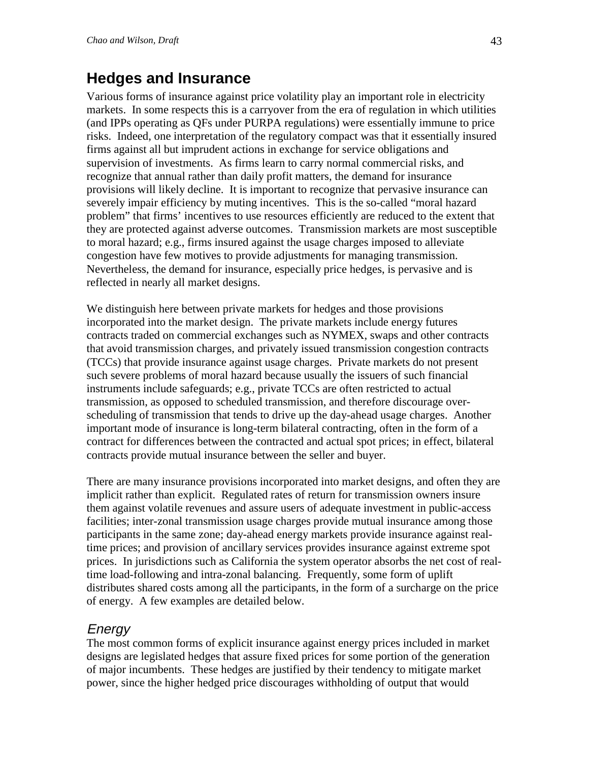## Hedges and Insurance

Various forms of insurance against price volatility play an important role in electricity markets. In some respects this is a carryover from the era of regulation in which utilities (and IPPs operating as QFs under PURPA regulations) were essentially immune to price risks. Indeed, one interpretation of the regulatory compact was that it essentially insured firms against all but imprudent actions in exchange for service obligations and supervision of investments. As firms learn to carry normal commercial risks, and recognize that annual rather than daily profit matters, the demand for insurance provisions will likely decline. It is important to recognize that pervasive insurance can severely impair efficiency by muting incentives. This is the so-called "moral hazard problem" that firms' incentives to use resources efficiently are reduced to the extent that they are protected against adverse outcomes. Transmission markets are most susceptible to moral hazard; e.g., firms insured against the usage charges imposed to alleviate congestion have few motives to provide adjustments for managing transmission. Nevertheless, the demand for insurance, especially price hedges, is pervasive and is reflected in nearly all market designs.

We distinguish here between private markets for hedges and those provisions incorporated into the market design. The private markets include energy futures contracts traded on commercial exchanges such as NYMEX, swaps and other contracts that avoid transmission charges, and privately issued transmission congestion contracts (TCCs) that provide insurance against usage charges. Private markets do not present such severe problems of moral hazard because usually the issuers of such financial instruments include safeguards; e.g., private TCCs are often restricted to actual transmission, as opposed to scheduled transmission, and therefore discourage over-scheduling of transmission that tends to drive up the day-ahead usage charges. Another important mode of insurance is long-term bilateral contracting, often in the form of a contract for differences between the contracted and actual spot prices; in effect, bilateral contracts provide mutual insurance between the seller and buyer.

There are many insurance provisions incorporated into market designs, and often they are implicit rather than explicit. Regulated rates of return for transmission owners insure them against volatile revenues and assure users of adequate investment in public-access facilities; inter-zonal transmission usage charges provide mutual insurance among those participants in the same zone; day-ahead energy markets provide insurance against real-time prices; and provision of ancillary services provides insurance against extreme spot prices. In jurisdictions such as California the system operator absorbs the net cost of real-time load-following and intra-zonal balancing. Frequently, some form of uplift distributes shared costs among all the participants, in the form of a surcharge on the price of energy. A few examples are detailed below.

### *Energy*

The most common forms of explicit insurance against energy prices included in market designs are legislated hedges that assure fixed prices for some portion of the generation of major incumbents. These hedges are justified by their tendency to mitigate market power, since the higher hedged price discourages withholding of output that would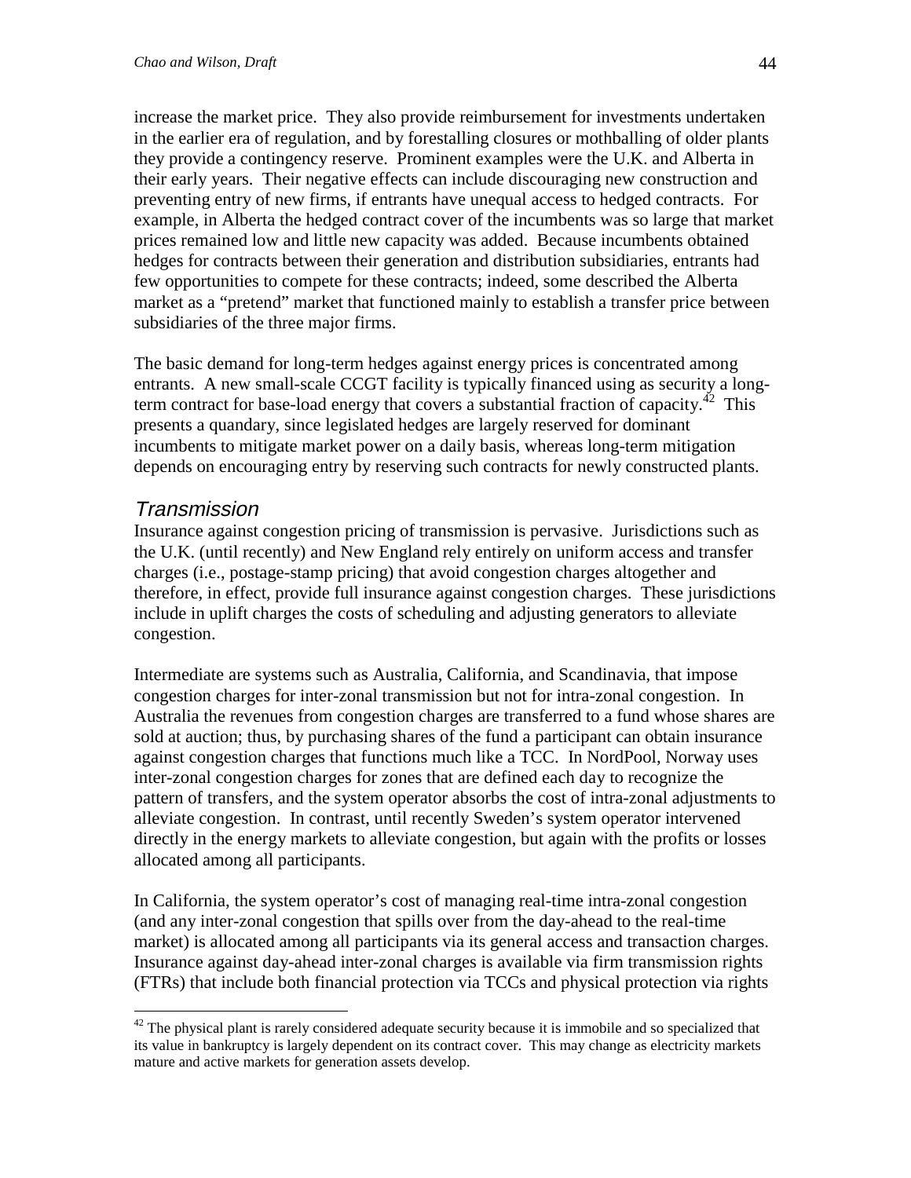increase the market price. They also provide reimbursement for investments undertaken in the earlier era of regulation, and by forestalling closures or mothballing of older plants they provide a contingency reserve. Prominent examples were the U.K. and Alberta in their early years. Their negative effects can include discouraging new construction and preventing entry of new firms, if entrants have unequal access to hedged contracts. For example, in Alberta the hedged contract cover of the incumbents was so large that market prices remained low and little new capacity was added. Because incumbents obtained hedges for contracts between their generation and distribution subsidiaries, entrants had few opportunities to compete for these contracts; indeed, some described the Alberta market as a "pretend" market that functioned mainly to establish a transfer price between subsidiaries of the three major firms.

The basic demand for long-term hedges against energy prices is concentrated among entrants. A new small-scale CCGT facility is typically financed using as security a long-term contract for base-load energy that covers a substantial fraction of capacity.[42] This presents a quandary, since legislated hedges are largely reserved for dominant incumbents to mitigate market power on a daily basis, whereas long-term mitigation depends on encouraging entry by reserving such contracts for newly constructed plants.

## *Transmission*

Insurance against congestion pricing of transmission is pervasive. Jurisdictions such as the U.K. (until recently) and New England rely entirely on uniform access and transfer charges (i.e., postage-stamp pricing) that avoid congestion charges altogether and therefore, in effect, provide full insurance against congestion charges. These jurisdictions include in uplift charges the costs of scheduling and adjusting generators to alleviate congestion.

Intermediate are systems such as Australia, California, and Scandinavia, that impose congestion charges for inter-zonal transmission but not for intra-zonal congestion. In Australia the revenues from congestion charges are transferred to a fund whose shares are sold at auction; thus, by purchasing shares of the fund a participant can obtain insurance against congestion charges that functions much like a TCC. In NordPool, Norway uses inter-zonal congestion charges for zones that are defined each day to recognize the pattern of transfers, and the system operator absorbs the cost of intra-zonal adjustments to alleviate congestion. In contrast, until recently Sweden's system operator intervened directly in the energy markets to alleviate congestion, but again with the profits or losses allocated among all participants.

In California, the system operator's cost of managing real-time intra-zonal congestion (and any inter-zonal congestion that spills over from the day-ahead to the real-time market) is allocated among all participants via its general access and transaction charges. Insurance against day-ahead inter-zonal charges is available via firm transmission rights (FTRs) that include both financial protection via TCCs and physical protection via rights

---

[42] The physical plant is rarely considered adequate security because it is immobile and so specialized that its value in bankruptcy is largely dependent on its contract cover. This may change as electricity markets mature and active markets for generation assets develop.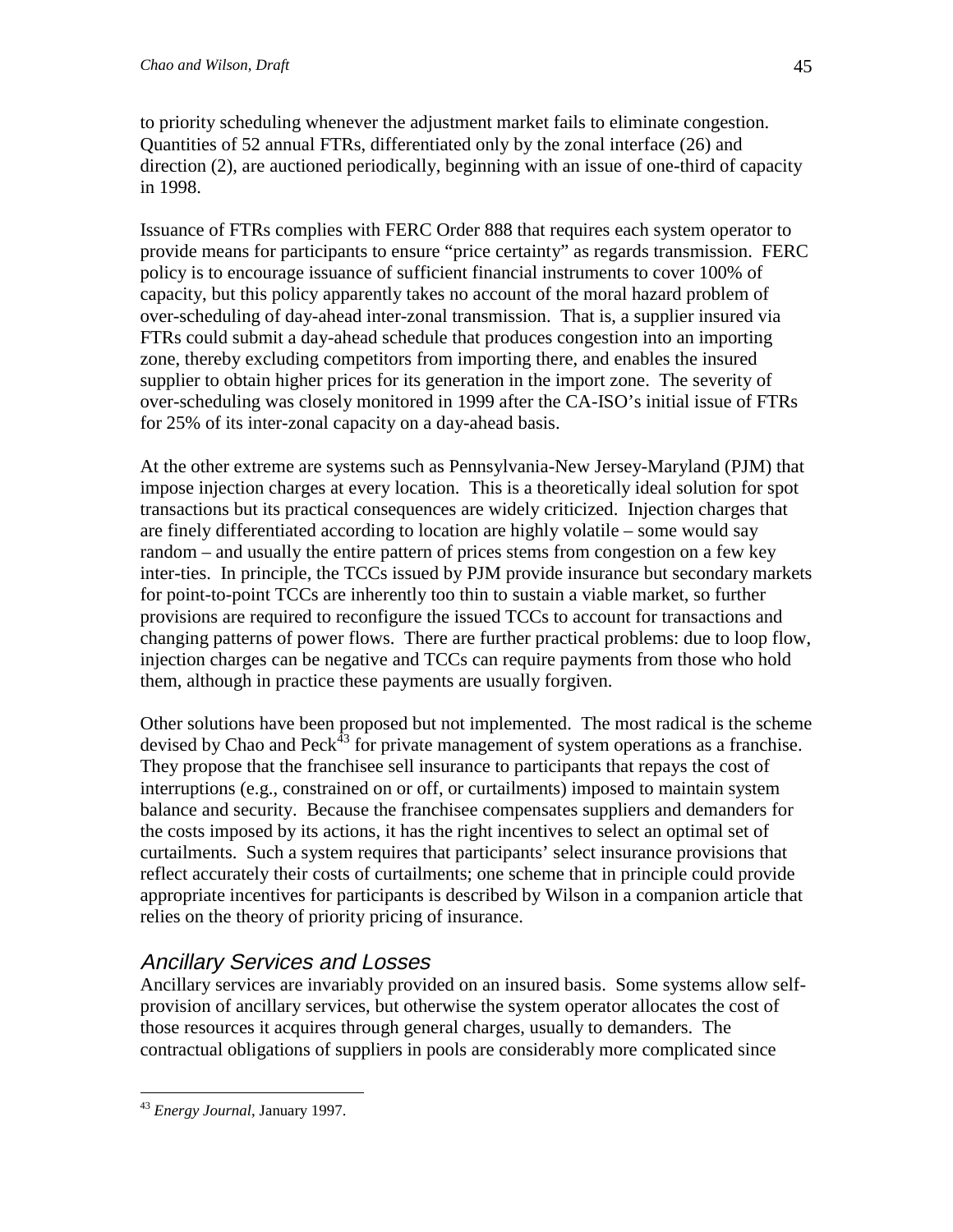to priority scheduling whenever the adjustment market fails to eliminate congestion. Quantities of 52 annual FTRs, differentiated only by the zonal interface (26) and direction (2), are auctioned periodically, beginning with an issue of one-third of capacity in 1998.

Issuance of FTRs complies with FERC Order 888 that requires each system operator to provide means for participants to ensure "price certainty" as regards transmission. FERC policy is to encourage issuance of sufficient financial instruments to cover 100% of capacity, but this policy apparently takes no account of the moral hazard problem of over-scheduling of day-ahead inter-zonal transmission. That is, a supplier insured via FTRs could submit a day-ahead schedule that produces congestion into an importing zone, thereby excluding competitors from importing there, and enables the insured supplier to obtain higher prices for its generation in the import zone. The severity of over-scheduling was closely monitored in 1999 after the CA-ISO's initial issue of FTRs for 25% of its inter-zonal capacity on a day-ahead basis.

At the other extreme are systems such as Pennsylvania-New Jersey-Maryland (PJM) that impose injection charges at every location. This is a theoretically ideal solution for spot transactions but its practical consequences are widely criticized. Injection charges that are finely differentiated according to location are highly volatile – some would say random – and usually the entire pattern of prices stems from congestion on a few key inter-ties. In principle, the TCCs issued by PJM provide insurance but secondary markets for point-to-point TCCs are inherently too thin to sustain a viable market, so further provisions are required to reconfigure the issued TCCs to account for transactions and changing patterns of power flows. There are further practical problems: due to loop flow, injection charges can be negative and TCCs can require payments from those who hold them, although in practice these payments are usually forgiven.

Other solutions have been proposed but not implemented. The most radical is the scheme devised by Chao and Peck[43] for private management of system operations as a franchise. They propose that the franchisee sell insurance to participants that repays the cost of interruptions (e.g., constrained on or off, or curtailments) imposed to maintain system balance and security. Because the franchisee compensates suppliers and demanders for the costs imposed by its actions, it has the right incentives to select an optimal set of curtailments. Such a system requires that participants' select insurance provisions that reflect accurately their costs of curtailments; one scheme that in principle could provide appropriate incentives for participants is described by Wilson in a companion article that relies on the theory of priority pricing of insurance.

## *Ancillary Services and Losses*

Ancillary services are invariably provided on an insured basis. Some systems allow self-provision of ancillary services, but otherwise the system operator allocates the cost of those resources it acquires through general charges, usually to demanders. The contractual obligations of suppliers in pools are considerably more complicated since

---

[43] *Energy Journal*, January 1997.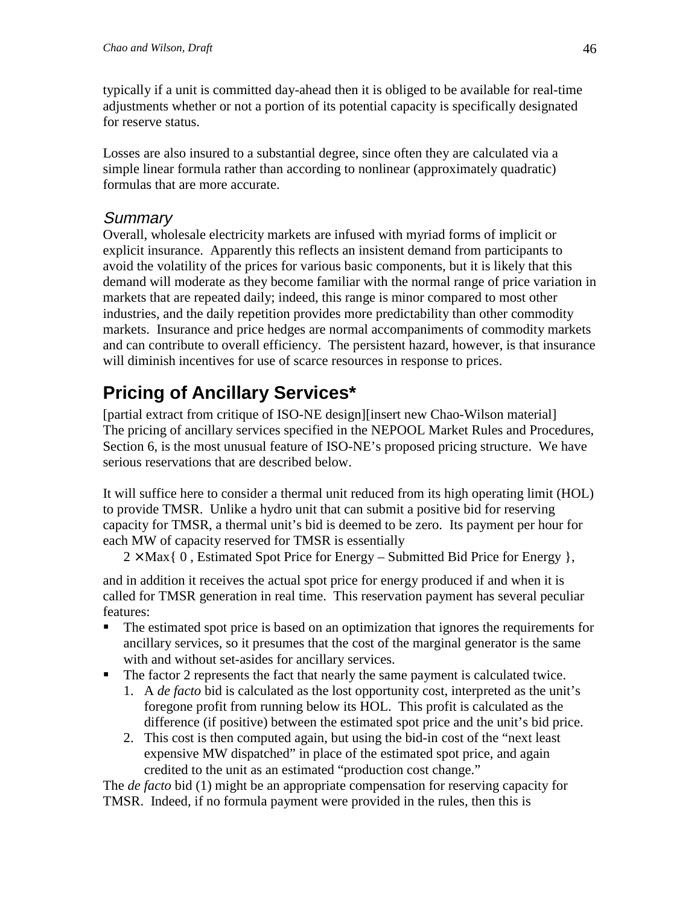typically if a unit is committed day-ahead then it is obliged to be available for real-time adjustments whether or not a portion of its potential capacity is specifically designated for reserve status.

Losses are also insured to a substantial degree, since often they are calculated via a simple linear formula rather than according to nonlinear (approximately quadratic) formulas that are more accurate.

### *Summary*

Overall, wholesale electricity markets are infused with myriad forms of implicit or explicit insurance. Apparently this reflects an insistent demand from participants to avoid the volatility of the prices for various basic components, but it is likely that this demand will moderate as they become familiar with the normal range of price variation in markets that are repeated daily; indeed, this range is minor compared to most other industries, and the daily repetition provides more predictability than other commodity markets. Insurance and price hedges are normal accompaniments of commodity markets and can contribute to overall efficiency. The persistent hazard, however, is that insurance will diminish incentives for use of scarce resources in response to prices.

## Pricing of Ancillary Services*

[partial extract from critique of ISO-NE design][insert new Chao-Wilson material]
The pricing of ancillary services specified in the NEPOOL Market Rules and Procedures, Section 6, is the most unusual feature of ISO-NE's proposed pricing structure. We have serious reservations that are described below.

It will suffice here to consider a thermal unit reduced from its high operating limit (HOL) to provide TMSR. Unlike a hydro unit that can submit a positive bid for reserving capacity for TMSR, a thermal unit's bid is deemed to be zero. Its payment per hour for each MW of capacity reserved for TMSR is essentially

$2 \times \text{Max}\{\ 0\ ,\ \text{Estimated Spot Price for Energy} - \text{Submitted Bid Price for Energy}\ \}$,

and in addition it receives the actual spot price for energy produced if and when it is called for TMSR generation in real time. This reservation payment has several peculiar features:

- The estimated spot price is based on an optimization that ignores the requirements for ancillary services, so it presumes that the cost of the marginal generator is the same with and without set-asides for ancillary services.
- The factor 2 represents the fact that nearly the same payment is calculated twice.
  1. A *de facto* bid is calculated as the lost opportunity cost, interpreted as the unit's foregone profit from running below its HOL. This profit is calculated as the difference (if positive) between the estimated spot price and the unit's bid price.
  2. This cost is then computed again, but using the bid-in cost of the "next least expensive MW dispatched" in place of the estimated spot price, and again credited to the unit as an estimated "production cost change."

The *de facto* bid (1) might be an appropriate compensation for reserving capacity for TMSR. Indeed, if no formula payment were provided in the rules, then this is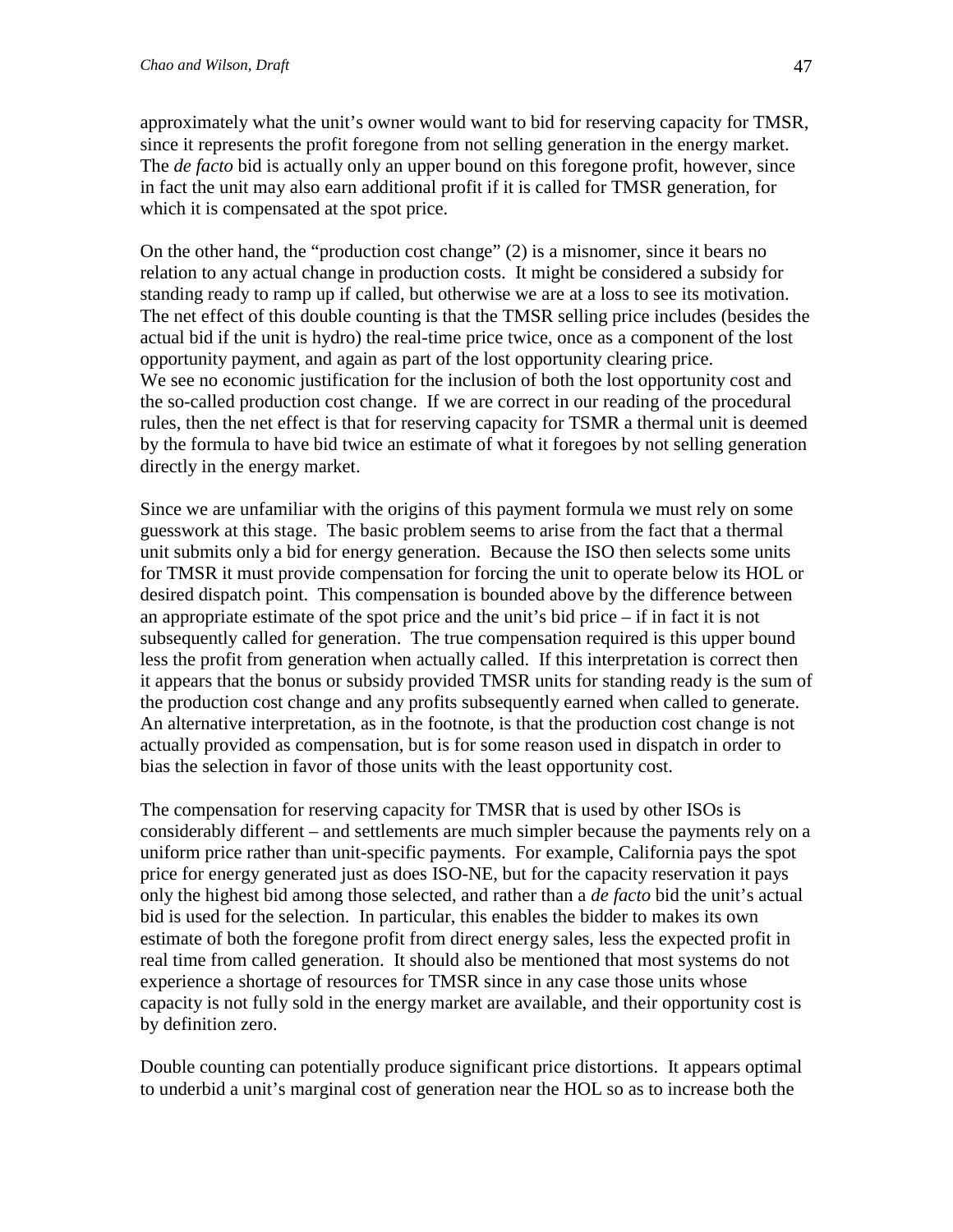approximately what the unit's owner would want to bid for reserving capacity for TMSR, since it represents the profit foregone from not selling generation in the energy market. The *de facto* bid is actually only an upper bound on this foregone profit, however, since in fact the unit may also earn additional profit if it is called for TMSR generation, for which it is compensated at the spot price.

On the other hand, the "production cost change" (2) is a misnomer, since it bears no relation to any actual change in production costs. It might be considered a subsidy for standing ready to ramp up if called, but otherwise we are at a loss to see its motivation. The net effect of this double counting is that the TMSR selling price includes (besides the actual bid if the unit is hydro) the real-time price twice, once as a component of the lost opportunity payment, and again as part of the lost opportunity clearing price.
We see no economic justification for the inclusion of both the lost opportunity cost and the so-called production cost change. If we are correct in our reading of the procedural rules, then the net effect is that for reserving capacity for TSMR a thermal unit is deemed by the formula to have bid twice an estimate of what it foregoes by not selling generation directly in the energy market.

Since we are unfamiliar with the origins of this payment formula we must rely on some guesswork at this stage. The basic problem seems to arise from the fact that a thermal unit submits only a bid for energy generation. Because the ISO then selects some units for TMSR it must provide compensation for forcing the unit to operate below its HOL or desired dispatch point. This compensation is bounded above by the difference between an appropriate estimate of the spot price and the unit's bid price – if in fact it is not subsequently called for generation. The true compensation required is this upper bound less the profit from generation when actually called. If this interpretation is correct then it appears that the bonus or subsidy provided TMSR units for standing ready is the sum of the production cost change and any profits subsequently earned when called to generate. An alternative interpretation, as in the footnote, is that the production cost change is not actually provided as compensation, but is for some reason used in dispatch in order to bias the selection in favor of those units with the least opportunity cost.

The compensation for reserving capacity for TMSR that is used by other ISOs is considerably different – and settlements are much simpler because the payments rely on a uniform price rather than unit-specific payments. For example, California pays the spot price for energy generated just as does ISO-NE, but for the capacity reservation it pays only the highest bid among those selected, and rather than a *de facto* bid the unit's actual bid is used for the selection. In particular, this enables the bidder to makes its own estimate of both the foregone profit from direct energy sales, less the expected profit in real time from called generation. It should also be mentioned that most systems do not experience a shortage of resources for TMSR since in any case those units whose capacity is not fully sold in the energy market are available, and their opportunity cost is by definition zero.

Double counting can potentially produce significant price distortions. It appears optimal to underbid a unit's marginal cost of generation near the HOL so as to increase both the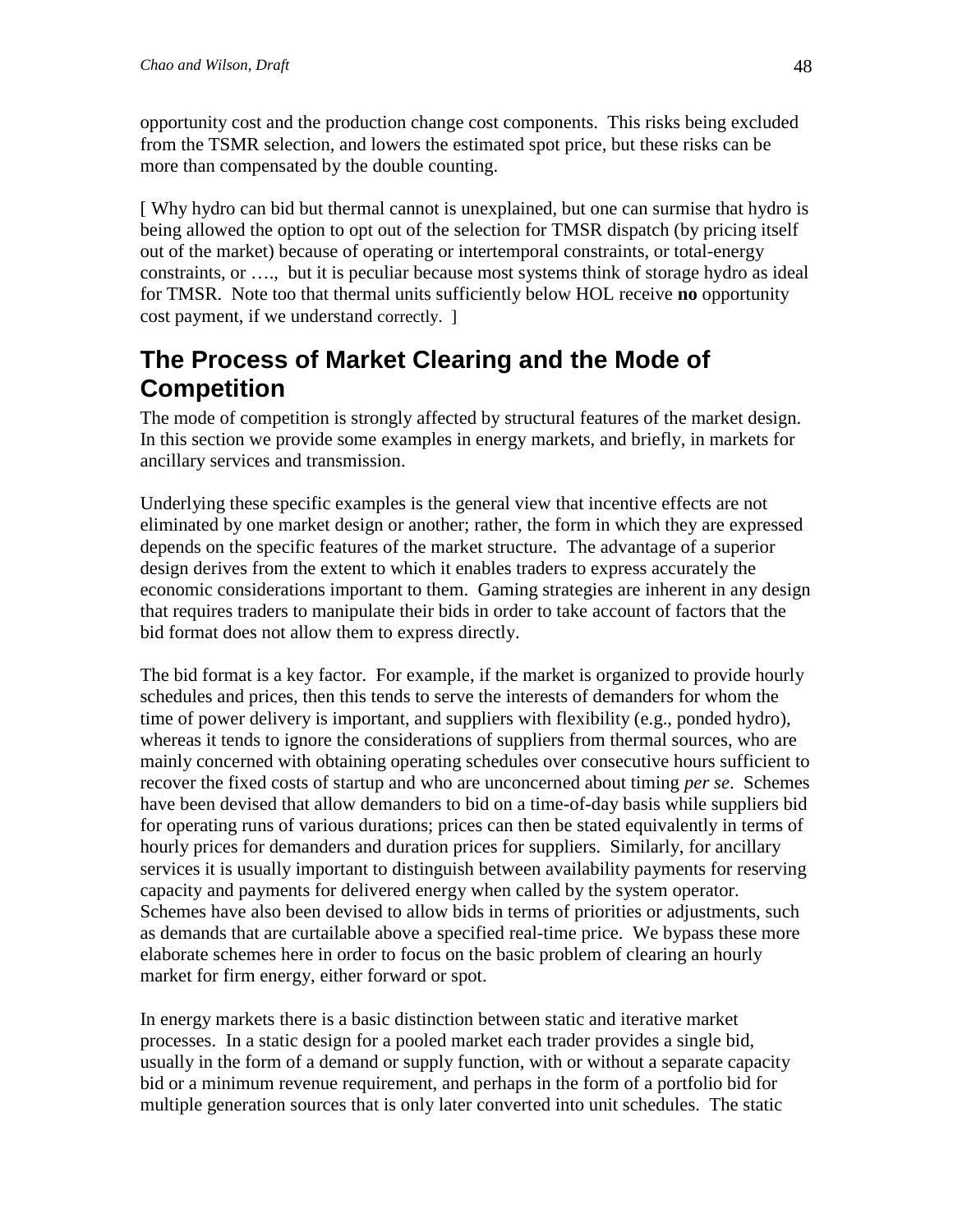opportunity cost and the production change cost components. This risks being excluded from the TSMR selection, and lowers the estimated spot price, but these risks can be more than compensated by the double counting.

[ Why hydro can bid but thermal cannot is unexplained, but one can surmise that hydro is being allowed the option to opt out of the selection for TMSR dispatch (by pricing itself out of the market) because of operating or intertemporal constraints, or total-energy constraints, or …., but it is peculiar because most systems think of storage hydro as ideal for TMSR. Note too that thermal units sufficiently below HOL receive **no** opportunity cost payment, if we understand correctly. ]

## The Process of Market Clearing and the Mode of Competition

The mode of competition is strongly affected by structural features of the market design. In this section we provide some examples in energy markets, and briefly, in markets for ancillary services and transmission.

Underlying these specific examples is the general view that incentive effects are not eliminated by one market design or another; rather, the form in which they are expressed depends on the specific features of the market structure. The advantage of a superior design derives from the extent to which it enables traders to express accurately the economic considerations important to them. Gaming strategies are inherent in any design that requires traders to manipulate their bids in order to take account of factors that the bid format does not allow them to express directly.

The bid format is a key factor. For example, if the market is organized to provide hourly schedules and prices, then this tends to serve the interests of demanders for whom the time of power delivery is important, and suppliers with flexibility (e.g., ponded hydro), whereas it tends to ignore the considerations of suppliers from thermal sources, who are mainly concerned with obtaining operating schedules over consecutive hours sufficient to recover the fixed costs of startup and who are unconcerned about timing *per se*. Schemes have been devised that allow demanders to bid on a time-of-day basis while suppliers bid for operating runs of various durations; prices can then be stated equivalently in terms of hourly prices for demanders and duration prices for suppliers. Similarly, for ancillary services it is usually important to distinguish between availability payments for reserving capacity and payments for delivered energy when called by the system operator. Schemes have also been devised to allow bids in terms of priorities or adjustments, such as demands that are curtailable above a specified real-time price. We bypass these more elaborate schemes here in order to focus on the basic problem of clearing an hourly market for firm energy, either forward or spot.

In energy markets there is a basic distinction between static and iterative market processes. In a static design for a pooled market each trader provides a single bid, usually in the form of a demand or supply function, with or without a separate capacity bid or a minimum revenue requirement, and perhaps in the form of a portfolio bid for multiple generation sources that is only later converted into unit schedules. The static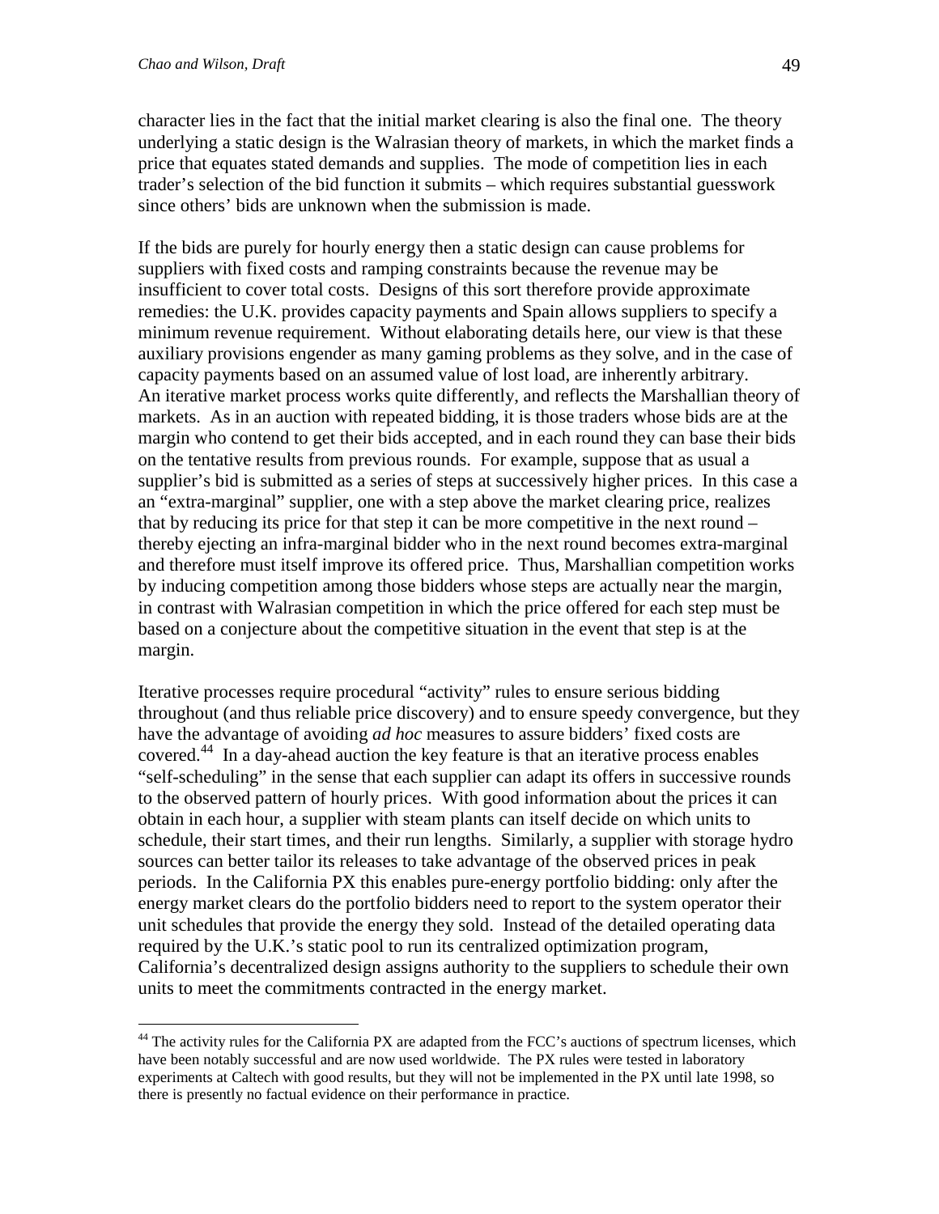character lies in the fact that the initial market clearing is also the final one. The theory underlying a static design is the Walrasian theory of markets, in which the market finds a price that equates stated demands and supplies. The mode of competition lies in each trader's selection of the bid function it submits – which requires substantial guesswork since others' bids are unknown when the submission is made.

If the bids are purely for hourly energy then a static design can cause problems for suppliers with fixed costs and ramping constraints because the revenue may be insufficient to cover total costs. Designs of this sort therefore provide approximate remedies: the U.K. provides capacity payments and Spain allows suppliers to specify a minimum revenue requirement. Without elaborating details here, our view is that these auxiliary provisions engender as many gaming problems as they solve, and in the case of capacity payments based on an assumed value of lost load, are inherently arbitrary. An iterative market process works quite differently, and reflects the Marshallian theory of markets. As in an auction with repeated bidding, it is those traders whose bids are at the margin who contend to get their bids accepted, and in each round they can base their bids on the tentative results from previous rounds. For example, suppose that as usual a supplier's bid is submitted as a series of steps at successively higher prices. In this case a an "extra-marginal" supplier, one with a step above the market clearing price, realizes that by reducing its price for that step it can be more competitive in the next round – thereby ejecting an infra-marginal bidder who in the next round becomes extra-marginal and therefore must itself improve its offered price. Thus, Marshallian competition works by inducing competition among those bidders whose steps are actually near the margin, in contrast with Walrasian competition in which the price offered for each step must be based on a conjecture about the competitive situation in the event that step is at the margin.

Iterative processes require procedural "activity" rules to ensure serious bidding throughout (and thus reliable price discovery) and to ensure speedy convergence, but they have the advantage of avoiding *ad hoc* measures to assure bidders' fixed costs are covered.[44] In a day-ahead auction the key feature is that an iterative process enables "self-scheduling" in the sense that each supplier can adapt its offers in successive rounds to the observed pattern of hourly prices. With good information about the prices it can obtain in each hour, a supplier with steam plants can itself decide on which units to schedule, their start times, and their run lengths. Similarly, a supplier with storage hydro sources can better tailor its releases to take advantage of the observed prices in peak periods. In the California PX this enables pure-energy portfolio bidding: only after the energy market clears do the portfolio bidders need to report to the system operator their unit schedules that provide the energy they sold. Instead of the detailed operating data required by the U.K.'s static pool to run its centralized optimization program, California's decentralized design assigns authority to the suppliers to schedule their own units to meet the commitments contracted in the energy market.

[44] The activity rules for the California PX are adapted from the FCC's auctions of spectrum licenses, which have been notably successful and are now used worldwide. The PX rules were tested in laboratory experiments at Caltech with good results, but they will not be implemented in the PX until late 1998, so there is presently no factual evidence on their performance in practice.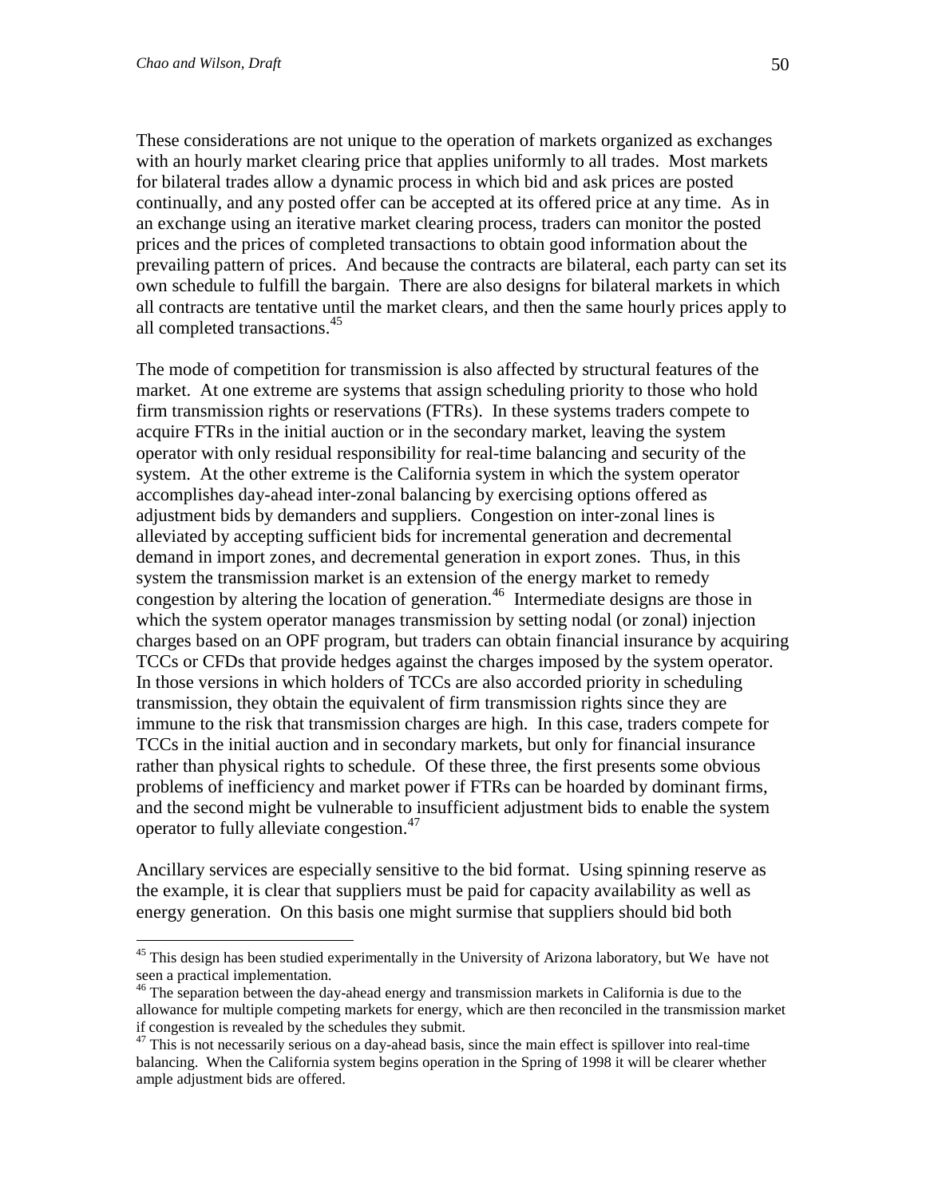These considerations are not unique to the operation of markets organized as exchanges with an hourly market clearing price that applies uniformly to all trades. Most markets for bilateral trades allow a dynamic process in which bid and ask prices are posted continually, and any posted offer can be accepted at its offered price at any time. As in an exchange using an iterative market clearing process, traders can monitor the posted prices and the prices of completed transactions to obtain good information about the prevailing pattern of prices. And because the contracts are bilateral, each party can set its own schedule to fulfill the bargain. There are also designs for bilateral markets in which all contracts are tentative until the market clears, and then the same hourly prices apply to all completed transactions.[45]

The mode of competition for transmission is also affected by structural features of the market. At one extreme are systems that assign scheduling priority to those who hold firm transmission rights or reservations (FTRs). In these systems traders compete to acquire FTRs in the initial auction or in the secondary market, leaving the system operator with only residual responsibility for real-time balancing and security of the system. At the other extreme is the California system in which the system operator accomplishes day-ahead inter-zonal balancing by exercising options offered as adjustment bids by demanders and suppliers. Congestion on inter-zonal lines is alleviated by accepting sufficient bids for incremental generation and decremental demand in import zones, and decremental generation in export zones. Thus, in this system the transmission market is an extension of the energy market to remedy congestion by altering the location of generation.[46] Intermediate designs are those in which the system operator manages transmission by setting nodal (or zonal) injection charges based on an OPF program, but traders can obtain financial insurance by acquiring TCCs or CFDs that provide hedges against the charges imposed by the system operator. In those versions in which holders of TCCs are also accorded priority in scheduling transmission, they obtain the equivalent of firm transmission rights since they are immune to the risk that transmission charges are high. In this case, traders compete for TCCs in the initial auction and in secondary markets, but only for financial insurance rather than physical rights to schedule. Of these three, the first presents some obvious problems of inefficiency and market power if FTRs can be hoarded by dominant firms, and the second might be vulnerable to insufficient adjustment bids to enable the system operator to fully alleviate congestion.[47]

Ancillary services are especially sensitive to the bid format. Using spinning reserve as the example, it is clear that suppliers must be paid for capacity availability as well as energy generation. On this basis one might surmise that suppliers should bid both

---

[45] This design has been studied experimentally in the University of Arizona laboratory, but We have not seen a practical implementation.

[46] The separation between the day-ahead energy and transmission markets in California is due to the allowance for multiple competing markets for energy, which are then reconciled in the transmission market if congestion is revealed by the schedules they submit.

[47] This is not necessarily serious on a day-ahead basis, since the main effect is spillover into real-time balancing. When the California system begins operation in the Spring of 1998 it will be clearer whether ample adjustment bids are offered.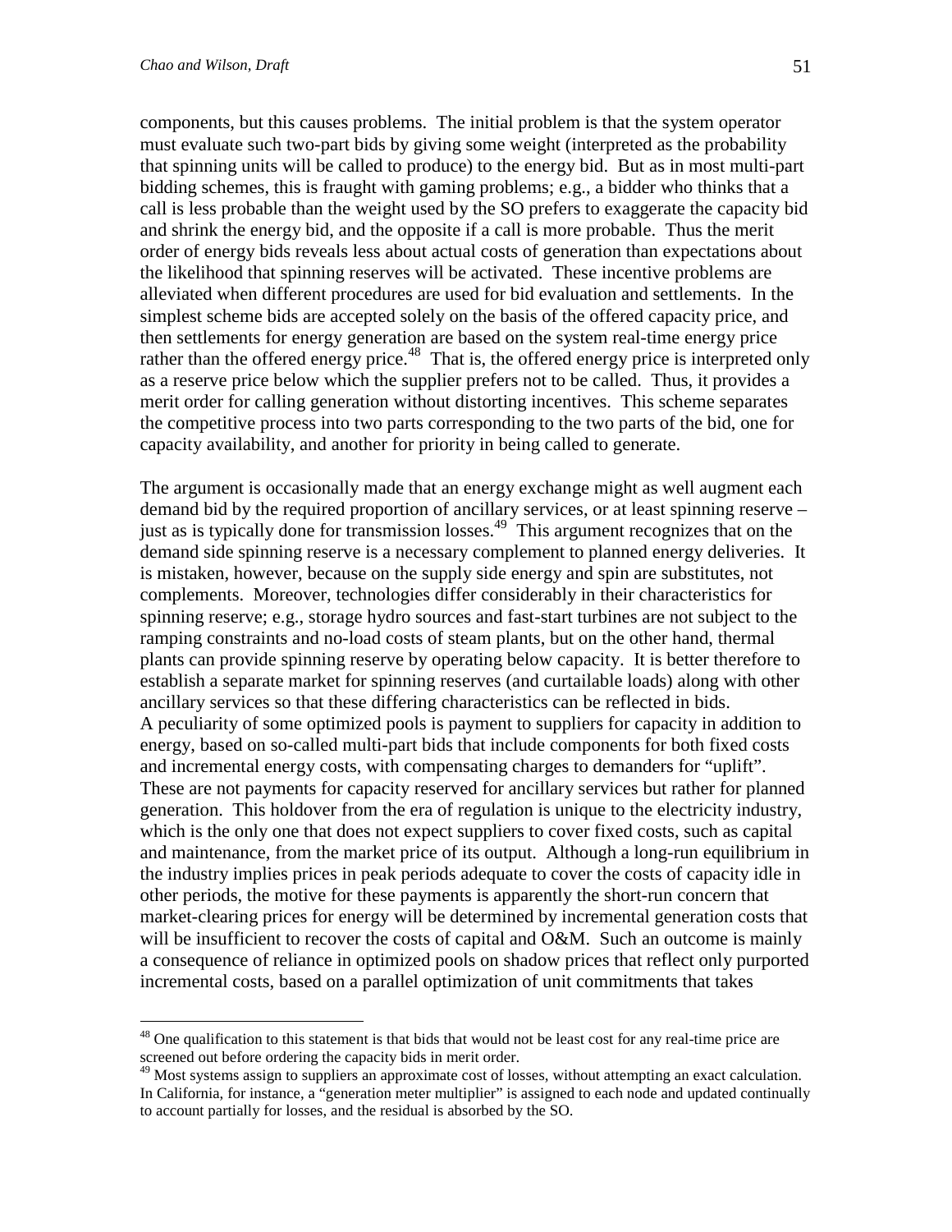components, but this causes problems. The initial problem is that the system operator must evaluate such two-part bids by giving some weight (interpreted as the probability that spinning units will be called to produce) to the energy bid. But as in most multi-part bidding schemes, this is fraught with gaming problems; e.g., a bidder who thinks that a call is less probable than the weight used by the SO prefers to exaggerate the capacity bid and shrink the energy bid, and the opposite if a call is more probable. Thus the merit order of energy bids reveals less about actual costs of generation than expectations about the likelihood that spinning reserves will be activated. These incentive problems are alleviated when different procedures are used for bid evaluation and settlements. In the simplest scheme bids are accepted solely on the basis of the offered capacity price, and then settlements for energy generation are based on the system real-time energy price rather than the offered energy price.[48] That is, the offered energy price is interpreted only as a reserve price below which the supplier prefers not to be called. Thus, it provides a merit order for calling generation without distorting incentives. This scheme separates the competitive process into two parts corresponding to the two parts of the bid, one for capacity availability, and another for priority in being called to generate.

The argument is occasionally made that an energy exchange might as well augment each demand bid by the required proportion of ancillary services, or at least spinning reserve – just as is typically done for transmission losses.[49] This argument recognizes that on the demand side spinning reserve is a necessary complement to planned energy deliveries. It is mistaken, however, because on the supply side energy and spin are substitutes, not complements. Moreover, technologies differ considerably in their characteristics for spinning reserve; e.g., storage hydro sources and fast-start turbines are not subject to the ramping constraints and no-load costs of steam plants, but on the other hand, thermal plants can provide spinning reserve by operating below capacity. It is better therefore to establish a separate market for spinning reserves (and curtailable loads) along with other ancillary services so that these differing characteristics can be reflected in bids.

A peculiarity of some optimized pools is payment to suppliers for capacity in addition to energy, based on so-called multi-part bids that include components for both fixed costs and incremental energy costs, with compensating charges to demanders for "uplift". These are not payments for capacity reserved for ancillary services but rather for planned generation. This holdover from the era of regulation is unique to the electricity industry, which is the only one that does not expect suppliers to cover fixed costs, such as capital and maintenance, from the market price of its output. Although a long-run equilibrium in the industry implies prices in peak periods adequate to cover the costs of capacity idle in other periods, the motive for these payments is apparently the short-run concern that market-clearing prices for energy will be determined by incremental generation costs that will be insufficient to recover the costs of capital and O&M. Such an outcome is mainly a consequence of reliance in optimized pools on shadow prices that reflect only purported incremental costs, based on a parallel optimization of unit commitments that takes

[48] One qualification to this statement is that bids that would not be least cost for any real-time price are screened out before ordering the capacity bids in merit order.

[49] Most systems assign to suppliers an approximate cost of losses, without attempting an exact calculation. In California, for instance, a "generation meter multiplier" is assigned to each node and updated continually to account partially for losses, and the residual is absorbed by the SO.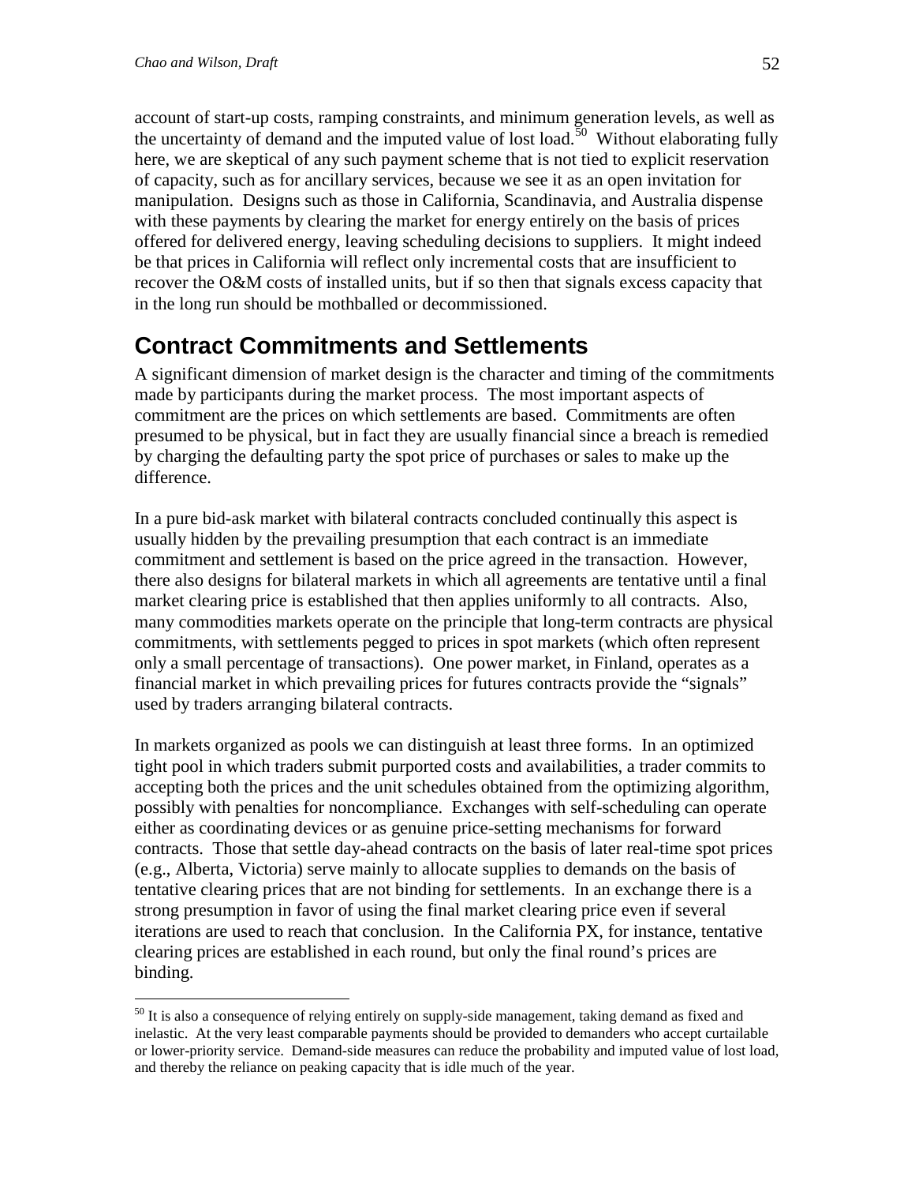account of start-up costs, ramping constraints, and minimum generation levels, as well as the uncertainty of demand and the imputed value of lost load.[50] Without elaborating fully here, we are skeptical of any such payment scheme that is not tied to explicit reservation of capacity, such as for ancillary services, because we see it as an open invitation for manipulation. Designs such as those in California, Scandinavia, and Australia dispense with these payments by clearing the market for energy entirely on the basis of prices offered for delivered energy, leaving scheduling decisions to suppliers. It might indeed be that prices in California will reflect only incremental costs that are insufficient to recover the O&M costs of installed units, but if so then that signals excess capacity that in the long run should be mothballed or decommissioned.

## Contract Commitments and Settlements

A significant dimension of market design is the character and timing of the commitments made by participants during the market process. The most important aspects of commitment are the prices on which settlements are based. Commitments are often presumed to be physical, but in fact they are usually financial since a breach is remedied by charging the defaulting party the spot price of purchases or sales to make up the difference.

In a pure bid-ask market with bilateral contracts concluded continually this aspect is usually hidden by the prevailing presumption that each contract is an immediate commitment and settlement is based on the price agreed in the transaction. However, there also designs for bilateral markets in which all agreements are tentative until a final market clearing price is established that then applies uniformly to all contracts. Also, many commodities markets operate on the principle that long-term contracts are physical commitments, with settlements pegged to prices in spot markets (which often represent only a small percentage of transactions). One power market, in Finland, operates as a financial market in which prevailing prices for futures contracts provide the "signals" used by traders arranging bilateral contracts.

In markets organized as pools we can distinguish at least three forms. In an optimized tight pool in which traders submit purported costs and availabilities, a trader commits to accepting both the prices and the unit schedules obtained from the optimizing algorithm, possibly with penalties for noncompliance. Exchanges with self-scheduling can operate either as coordinating devices or as genuine price-setting mechanisms for forward contracts. Those that settle day-ahead contracts on the basis of later real-time spot prices (e.g., Alberta, Victoria) serve mainly to allocate supplies to demands on the basis of tentative clearing prices that are not binding for settlements. In an exchange there is a strong presumption in favor of using the final market clearing price even if several iterations are used to reach that conclusion. In the California PX, for instance, tentative clearing prices are established in each round, but only the final round's prices are binding.

---

[50] It is also a consequence of relying entirely on supply-side management, taking demand as fixed and inelastic. At the very least comparable payments should be provided to demanders who accept curtailable or lower-priority service. Demand-side measures can reduce the probability and imputed value of lost load, and thereby the reliance on peaking capacity that is idle much of the year.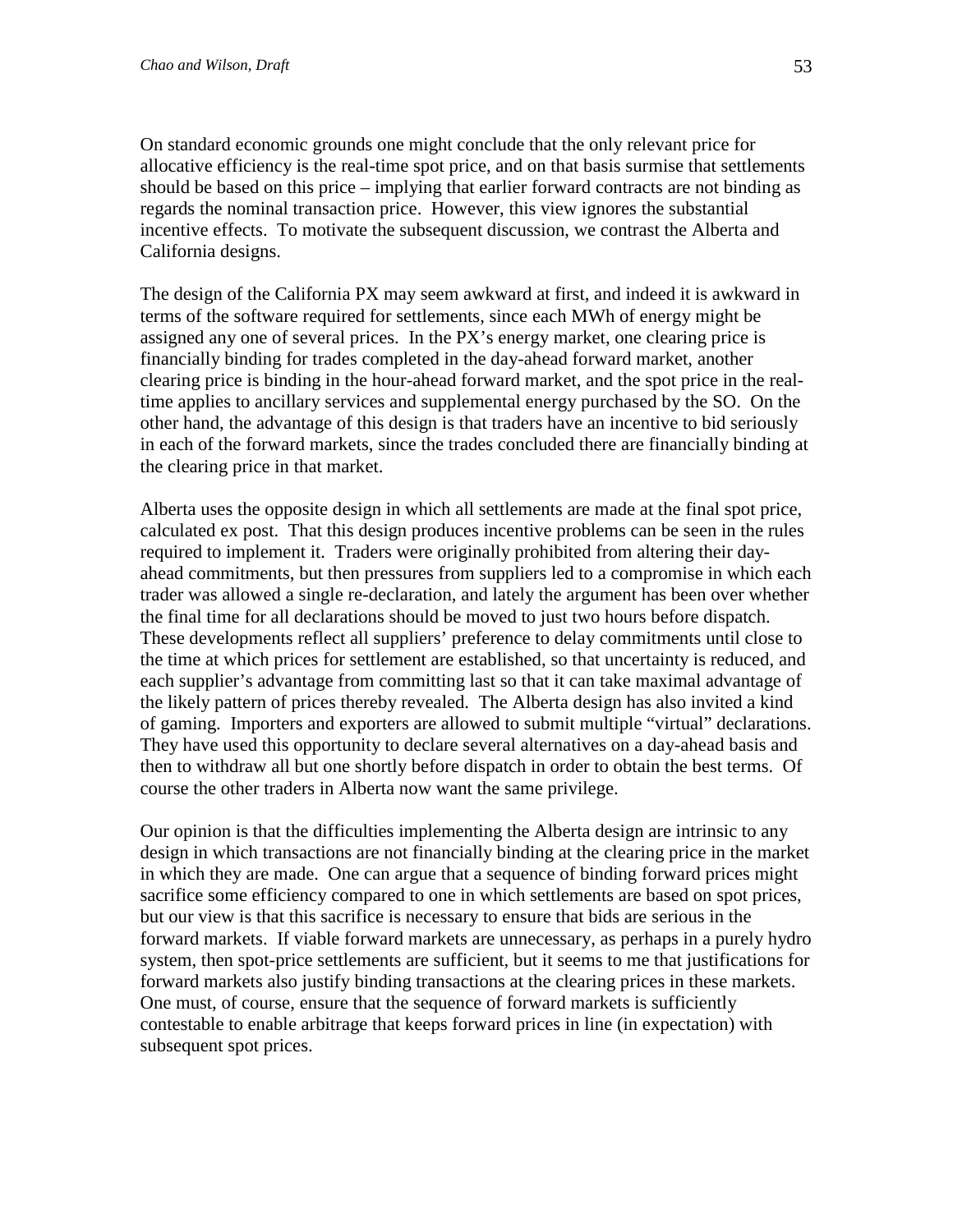On standard economic grounds one might conclude that the only relevant price for allocative efficiency is the real-time spot price, and on that basis surmise that settlements should be based on this price – implying that earlier forward contracts are not binding as regards the nominal transaction price. However, this view ignores the substantial incentive effects. To motivate the subsequent discussion, we contrast the Alberta and California designs.

The design of the California PX may seem awkward at first, and indeed it is awkward in terms of the software required for settlements, since each MWh of energy might be assigned any one of several prices. In the PX's energy market, one clearing price is financially binding for trades completed in the day-ahead forward market, another clearing price is binding in the hour-ahead forward market, and the spot price in the real-time applies to ancillary services and supplemental energy purchased by the SO. On the other hand, the advantage of this design is that traders have an incentive to bid seriously in each of the forward markets, since the trades concluded there are financially binding at the clearing price in that market.

Alberta uses the opposite design in which all settlements are made at the final spot price, calculated ex post. That this design produces incentive problems can be seen in the rules required to implement it. Traders were originally prohibited from altering their day-ahead commitments, but then pressures from suppliers led to a compromise in which each trader was allowed a single re-declaration, and lately the argument has been over whether the final time for all declarations should be moved to just two hours before dispatch. These developments reflect all suppliers' preference to delay commitments until close to the time at which prices for settlement are established, so that uncertainty is reduced, and each supplier's advantage from committing last so that it can take maximal advantage of the likely pattern of prices thereby revealed. The Alberta design has also invited a kind of gaming. Importers and exporters are allowed to submit multiple "virtual" declarations. They have used this opportunity to declare several alternatives on a day-ahead basis and then to withdraw all but one shortly before dispatch in order to obtain the best terms. Of course the other traders in Alberta now want the same privilege.

Our opinion is that the difficulties implementing the Alberta design are intrinsic to any design in which transactions are not financially binding at the clearing price in the market in which they are made. One can argue that a sequence of binding forward prices might sacrifice some efficiency compared to one in which settlements are based on spot prices, but our view is that this sacrifice is necessary to ensure that bids are serious in the forward markets. If viable forward markets are unnecessary, as perhaps in a purely hydro system, then spot-price settlements are sufficient, but it seems to me that justifications for forward markets also justify binding transactions at the clearing prices in these markets. One must, of course, ensure that the sequence of forward markets is sufficiently contestable to enable arbitrage that keeps forward prices in line (in expectation) with subsequent spot prices.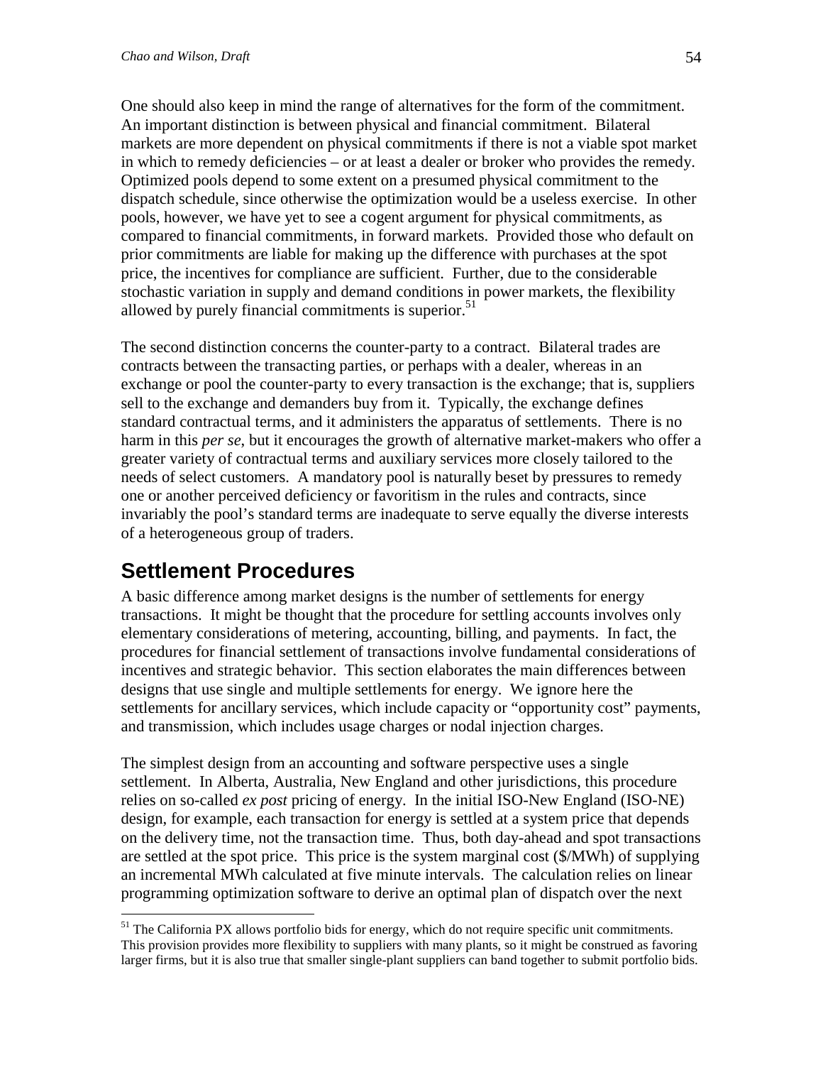One should also keep in mind the range of alternatives for the form of the commitment. An important distinction is between physical and financial commitment. Bilateral markets are more dependent on physical commitments if there is not a viable spot market in which to remedy deficiencies – or at least a dealer or broker who provides the remedy. Optimized pools depend to some extent on a presumed physical commitment to the dispatch schedule, since otherwise the optimization would be a useless exercise. In other pools, however, we have yet to see a cogent argument for physical commitments, as compared to financial commitments, in forward markets. Provided those who default on prior commitments are liable for making up the difference with purchases at the spot price, the incentives for compliance are sufficient. Further, due to the considerable stochastic variation in supply and demand conditions in power markets, the flexibility allowed by purely financial commitments is superior.[51]

The second distinction concerns the counter-party to a contract. Bilateral trades are contracts between the transacting parties, or perhaps with a dealer, whereas in an exchange or pool the counter-party to every transaction is the exchange; that is, suppliers sell to the exchange and demanders buy from it. Typically, the exchange defines standard contractual terms, and it administers the apparatus of settlements. There is no harm in this *per se*, but it encourages the growth of alternative market-makers who offer a greater variety of contractual terms and auxiliary services more closely tailored to the needs of select customers. A mandatory pool is naturally beset by pressures to remedy one or another perceived deficiency or favoritism in the rules and contracts, since invariably the pool's standard terms are inadequate to serve equally the diverse interests of a heterogeneous group of traders.

## Settlement Procedures

A basic difference among market designs is the number of settlements for energy transactions. It might be thought that the procedure for settling accounts involves only elementary considerations of metering, accounting, billing, and payments. In fact, the procedures for financial settlement of transactions involve fundamental considerations of incentives and strategic behavior. This section elaborates the main differences between designs that use single and multiple settlements for energy. We ignore here the settlements for ancillary services, which include capacity or "opportunity cost" payments, and transmission, which includes usage charges or nodal injection charges.

The simplest design from an accounting and software perspective uses a single settlement. In Alberta, Australia, New England and other jurisdictions, this procedure relies on so-called *ex post* pricing of energy. In the initial ISO-New England (ISO-NE) design, for example, each transaction for energy is settled at a system price that depends on the delivery time, not the transaction time. Thus, both day-ahead and spot transactions are settled at the spot price. This price is the system marginal cost ($/MWh) of supplying an incremental MWh calculated at five minute intervals. The calculation relies on linear programming optimization software to derive an optimal plan of dispatch over the next

[51] The California PX allows portfolio bids for energy, which do not require specific unit commitments. This provision provides more flexibility to suppliers with many plants, so it might be construed as favoring larger firms, but it is also true that smaller single-plant suppliers can band together to submit portfolio bids.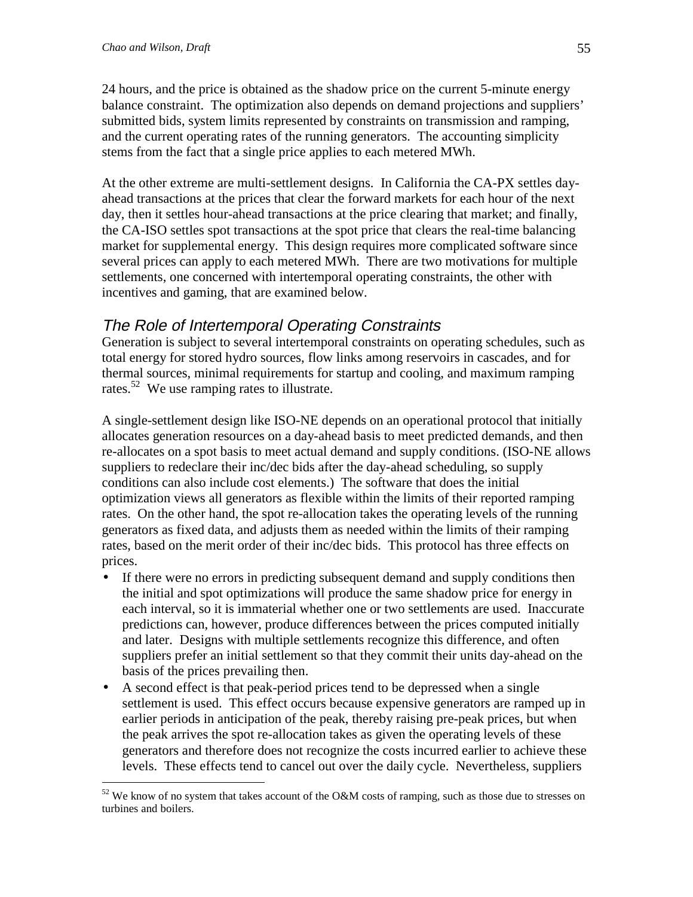24 hours, and the price is obtained as the shadow price on the current 5-minute energy balance constraint. The optimization also depends on demand projections and suppliers' submitted bids, system limits represented by constraints on transmission and ramping, and the current operating rates of the running generators. The accounting simplicity stems from the fact that a single price applies to each metered MWh.

At the other extreme are multi-settlement designs. In California the CA-PX settles day-ahead transactions at the prices that clear the forward markets for each hour of the next day, then it settles hour-ahead transactions at the price clearing that market; and finally, the CA-ISO settles spot transactions at the spot price that clears the real-time balancing market for supplemental energy. This design requires more complicated software since several prices can apply to each metered MWh. There are two motivations for multiple settlements, one concerned with intertemporal operating constraints, the other with incentives and gaming, that are examined below.

## *The Role of Intertemporal Operating Constraints*

Generation is subject to several intertemporal constraints on operating schedules, such as total energy for stored hydro sources, flow links among reservoirs in cascades, and for thermal sources, minimal requirements for startup and cooling, and maximum ramping rates.[52] We use ramping rates to illustrate.

A single-settlement design like ISO-NE depends on an operational protocol that initially allocates generation resources on a day-ahead basis to meet predicted demands, and then re-allocates on a spot basis to meet actual demand and supply conditions. (ISO-NE allows suppliers to redeclare their inc/dec bids after the day-ahead scheduling, so supply conditions can also include cost elements.) The software that does the initial optimization views all generators as flexible within the limits of their reported ramping rates. On the other hand, the spot re-allocation takes the operating levels of the running generators as fixed data, and adjusts them as needed within the limits of their ramping rates, based on the merit order of their inc/dec bids. This protocol has three effects on prices.

- If there were no errors in predicting subsequent demand and supply conditions then the initial and spot optimizations will produce the same shadow price for energy in each interval, so it is immaterial whether one or two settlements are used. Inaccurate predictions can, however, produce differences between the prices computed initially and later. Designs with multiple settlements recognize this difference, and often suppliers prefer an initial settlement so that they commit their units day-ahead on the basis of the prices prevailing then.
- A second effect is that peak-period prices tend to be depressed when a single settlement is used. This effect occurs because expensive generators are ramped up in earlier periods in anticipation of the peak, thereby raising pre-peak prices, but when the peak arrives the spot re-allocation takes as given the operating levels of these generators and therefore does not recognize the costs incurred earlier to achieve these levels. These effects tend to cancel out over the daily cycle. Nevertheless, suppliers

---

[52] We know of no system that takes account of the O&M costs of ramping, such as those due to stresses on turbines and boilers.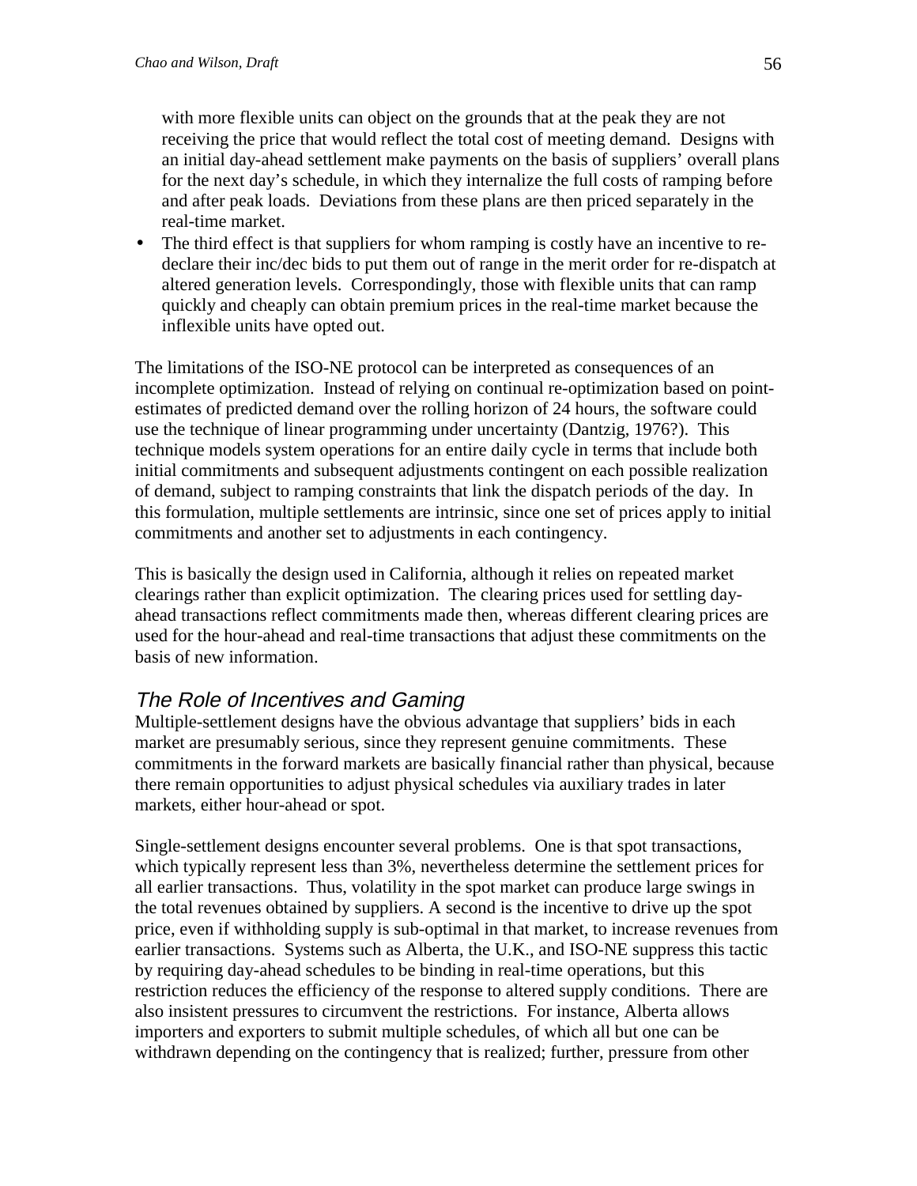with more flexible units can object on the grounds that at the peak they are not receiving the price that would reflect the total cost of meeting demand. Designs with an initial day-ahead settlement make payments on the basis of suppliers' overall plans for the next day's schedule, in which they internalize the full costs of ramping before and after peak loads. Deviations from these plans are then priced separately in the real-time market.

- The third effect is that suppliers for whom ramping is costly have an incentive to re-declare their inc/dec bids to put them out of range in the merit order for re-dispatch at altered generation levels. Correspondingly, those with flexible units that can ramp quickly and cheaply can obtain premium prices in the real-time market because the inflexible units have opted out.

The limitations of the ISO-NE protocol can be interpreted as consequences of an incomplete optimization. Instead of relying on continual re-optimization based on point-estimates of predicted demand over the rolling horizon of 24 hours, the software could use the technique of linear programming under uncertainty (Dantzig, 1976?). This technique models system operations for an entire daily cycle in terms that include both initial commitments and subsequent adjustments contingent on each possible realization of demand, subject to ramping constraints that link the dispatch periods of the day. In this formulation, multiple settlements are intrinsic, since one set of prices apply to initial commitments and another set to adjustments in each contingency.

This is basically the design used in California, although it relies on repeated market clearings rather than explicit optimization. The clearing prices used for settling day-ahead transactions reflect commitments made then, whereas different clearing prices are used for the hour-ahead and real-time transactions that adjust these commitments on the basis of new information.

## *The Role of Incentives and Gaming*

Multiple-settlement designs have the obvious advantage that suppliers' bids in each market are presumably serious, since they represent genuine commitments. These commitments in the forward markets are basically financial rather than physical, because there remain opportunities to adjust physical schedules via auxiliary trades in later markets, either hour-ahead or spot.

Single-settlement designs encounter several problems. One is that spot transactions, which typically represent less than 3%, nevertheless determine the settlement prices for all earlier transactions. Thus, volatility in the spot market can produce large swings in the total revenues obtained by suppliers. A second is the incentive to drive up the spot price, even if withholding supply is sub-optimal in that market, to increase revenues from earlier transactions. Systems such as Alberta, the U.K., and ISO-NE suppress this tactic by requiring day-ahead schedules to be binding in real-time operations, but this restriction reduces the efficiency of the response to altered supply conditions. There are also insistent pressures to circumvent the restrictions. For instance, Alberta allows importers and exporters to submit multiple schedules, of which all but one can be withdrawn depending on the contingency that is realized; further, pressure from other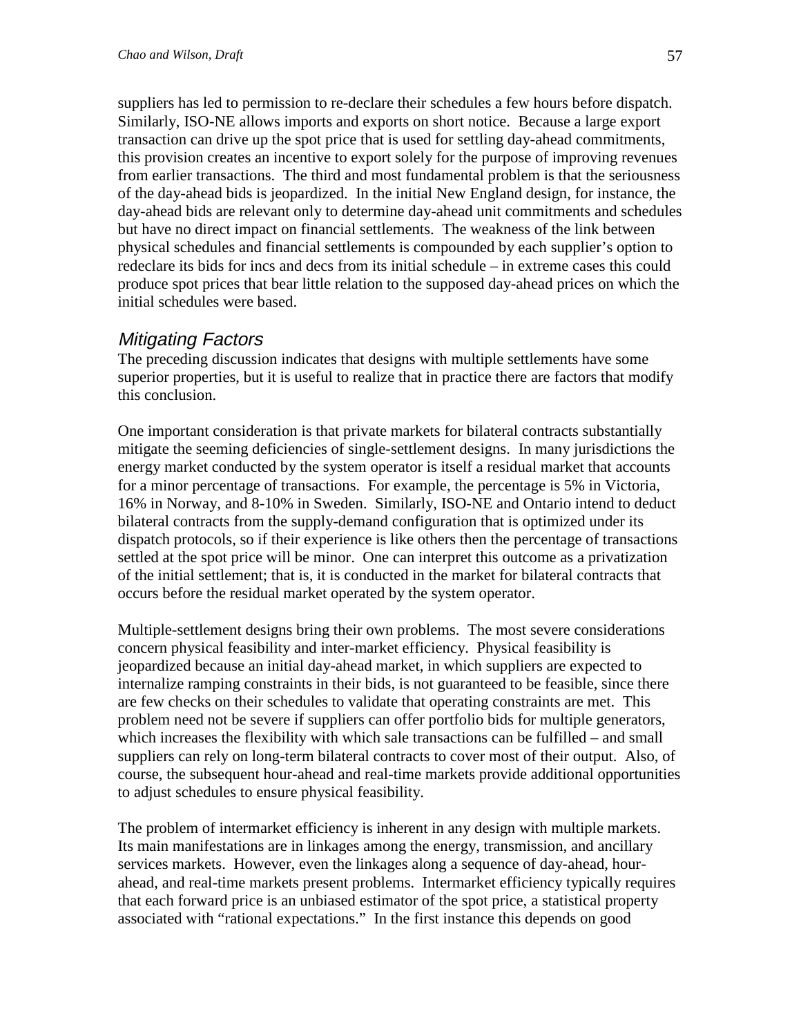suppliers has led to permission to re-declare their schedules a few hours before dispatch. Similarly, ISO-NE allows imports and exports on short notice. Because a large export transaction can drive up the spot price that is used for settling day-ahead commitments, this provision creates an incentive to export solely for the purpose of improving revenues from earlier transactions. The third and most fundamental problem is that the seriousness of the day-ahead bids is jeopardized. In the initial New England design, for instance, the day-ahead bids are relevant only to determine day-ahead unit commitments and schedules but have no direct impact on financial settlements. The weakness of the link between physical schedules and financial settlements is compounded by each supplier's option to redeclare its bids for incs and decs from its initial schedule – in extreme cases this could produce spot prices that bear little relation to the supposed day-ahead prices on which the initial schedules were based.

### *Mitigating Factors*

The preceding discussion indicates that designs with multiple settlements have some superior properties, but it is useful to realize that in practice there are factors that modify this conclusion.

One important consideration is that private markets for bilateral contracts substantially mitigate the seeming deficiencies of single-settlement designs. In many jurisdictions the energy market conducted by the system operator is itself a residual market that accounts for a minor percentage of transactions. For example, the percentage is 5% in Victoria, 16% in Norway, and 8-10% in Sweden. Similarly, ISO-NE and Ontario intend to deduct bilateral contracts from the supply-demand configuration that is optimized under its dispatch protocols, so if their experience is like others then the percentage of transactions settled at the spot price will be minor. One can interpret this outcome as a privatization of the initial settlement; that is, it is conducted in the market for bilateral contracts that occurs before the residual market operated by the system operator.

Multiple-settlement designs bring their own problems. The most severe considerations concern physical feasibility and inter-market efficiency. Physical feasibility is jeopardized because an initial day-ahead market, in which suppliers are expected to internalize ramping constraints in their bids, is not guaranteed to be feasible, since there are few checks on their schedules to validate that operating constraints are met. This problem need not be severe if suppliers can offer portfolio bids for multiple generators, which increases the flexibility with which sale transactions can be fulfilled – and small suppliers can rely on long-term bilateral contracts to cover most of their output. Also, of course, the subsequent hour-ahead and real-time markets provide additional opportunities to adjust schedules to ensure physical feasibility.

The problem of intermarket efficiency is inherent in any design with multiple markets. Its main manifestations are in linkages among the energy, transmission, and ancillary services markets. However, even the linkages along a sequence of day-ahead, hour-ahead, and real-time markets present problems. Intermarket efficiency typically requires that each forward price is an unbiased estimator of the spot price, a statistical property associated with "rational expectations." In the first instance this depends on good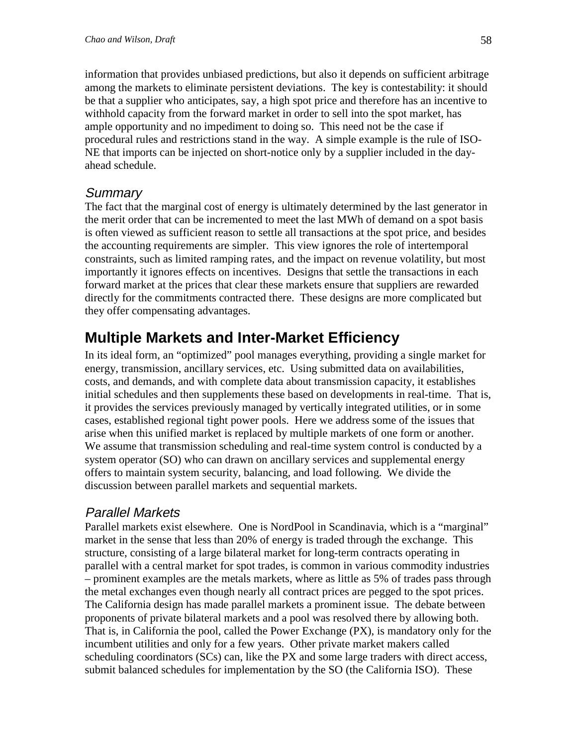information that provides unbiased predictions, but also it depends on sufficient arbitrage among the markets to eliminate persistent deviations. The key is contestability: it should be that a supplier who anticipates, say, a high spot price and therefore has an incentive to withhold capacity from the forward market in order to sell into the spot market, has ample opportunity and no impediment to doing so. This need not be the case if procedural rules and restrictions stand in the way. A simple example is the rule of ISO-NE that imports can be injected on short-notice only by a supplier included in the day-ahead schedule.

### Summary

The fact that the marginal cost of energy is ultimately determined by the last generator in the merit order that can be incremented to meet the last MWh of demand on a spot basis is often viewed as sufficient reason to settle all transactions at the spot price, and besides the accounting requirements are simpler. This view ignores the role of intertemporal constraints, such as limited ramping rates, and the impact on revenue volatility, but most importantly it ignores effects on incentives. Designs that settle the transactions in each forward market at the prices that clear these markets ensure that suppliers are rewarded directly for the commitments contracted there. These designs are more complicated but they offer compensating advantages.

## Multiple Markets and Inter-Market Efficiency

In its ideal form, an "optimized" pool manages everything, providing a single market for energy, transmission, ancillary services, etc. Using submitted data on availabilities, costs, and demands, and with complete data about transmission capacity, it establishes initial schedules and then supplements these based on developments in real-time. That is, it provides the services previously managed by vertically integrated utilities, or in some cases, established regional tight power pools. Here we address some of the issues that arise when this unified market is replaced by multiple markets of one form or another. We assume that transmission scheduling and real-time system control is conducted by a system operator (SO) who can drawn on ancillary services and supplemental energy offers to maintain system security, balancing, and load following. We divide the discussion between parallel markets and sequential markets.

### Parallel Markets

Parallel markets exist elsewhere. One is NordPool in Scandinavia, which is a "marginal" market in the sense that less than 20% of energy is traded through the exchange. This structure, consisting of a large bilateral market for long-term contracts operating in parallel with a central market for spot trades, is common in various commodity industries – prominent examples are the metals markets, where as little as 5% of trades pass through the metal exchanges even though nearly all contract prices are pegged to the spot prices. The California design has made parallel markets a prominent issue. The debate between proponents of private bilateral markets and a pool was resolved there by allowing both. That is, in California the pool, called the Power Exchange (PX), is mandatory only for the incumbent utilities and only for a few years. Other private market makers called scheduling coordinators (SCs) can, like the PX and some large traders with direct access, submit balanced schedules for implementation by the SO (the California ISO). These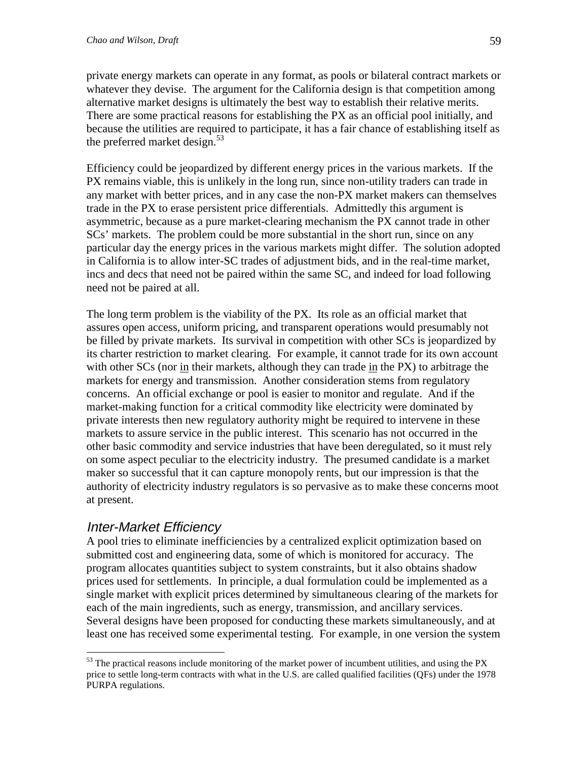private energy markets can operate in any format, as pools or bilateral contract markets or whatever they devise. The argument for the California design is that competition among alternative market designs is ultimately the best way to establish their relative merits. There are some practical reasons for establishing the PX as an official pool initially, and because the utilities are required to participate, it has a fair chance of establishing itself as the preferred market design.[53]

Efficiency could be jeopardized by different energy prices in the various markets. If the PX remains viable, this is unlikely in the long run, since non-utility traders can trade in any market with better prices, and in any case the non-PX market makers can themselves trade in the PX to erase persistent price differentials. Admittedly this argument is asymmetric, because as a pure market-clearing mechanism the PX cannot trade in other SCs' markets. The problem could be more substantial in the short run, since on any particular day the energy prices in the various markets might differ. The solution adopted in California is to allow inter-SC trades of adjustment bids, and in the real-time market, incs and decs that need not be paired within the same SC, and indeed for load following need not be paired at all.

The long term problem is the viability of the PX. Its role as an official market that assures open access, uniform pricing, and transparent operations would presumably not be filled by private markets. Its survival in competition with other SCs is jeopardized by its charter restriction to market clearing. For example, it cannot trade for its own account with other SCs (nor in their markets, although they can trade in the PX) to arbitrage the markets for energy and transmission. Another consideration stems from regulatory concerns. An official exchange or pool is easier to monitor and regulate. And if the market-making function for a critical commodity like electricity were dominated by private interests then new regulatory authority might be required to intervene in these markets to assure service in the public interest. This scenario has not occurred in the other basic commodity and service industries that have been deregulated, so it must rely on some aspect peculiar to the electricity industry. The presumed candidate is a market maker so successful that it can capture monopoly rents, but our impression is that the authority of electricity industry regulators is so pervasive as to make these concerns moot at present.

## *Inter-Market Efficiency*

A pool tries to eliminate inefficiencies by a centralized explicit optimization based on submitted cost and engineering data, some of which is monitored for accuracy. The program allocates quantities subject to system constraints, but it also obtains shadow prices used for settlements. In principle, a dual formulation could be implemented as a single market with explicit prices determined by simultaneous clearing of the markets for each of the main ingredients, such as energy, transmission, and ancillary services. Several designs have been proposed for conducting these markets simultaneously, and at least one has received some experimental testing. For example, in one version the system

[53] The practical reasons include monitoring of the market power of incumbent utilities, and using the PX price to settle long-term contracts with what in the U.S. are called qualified facilities (QFs) under the 1978 PURPA regulations.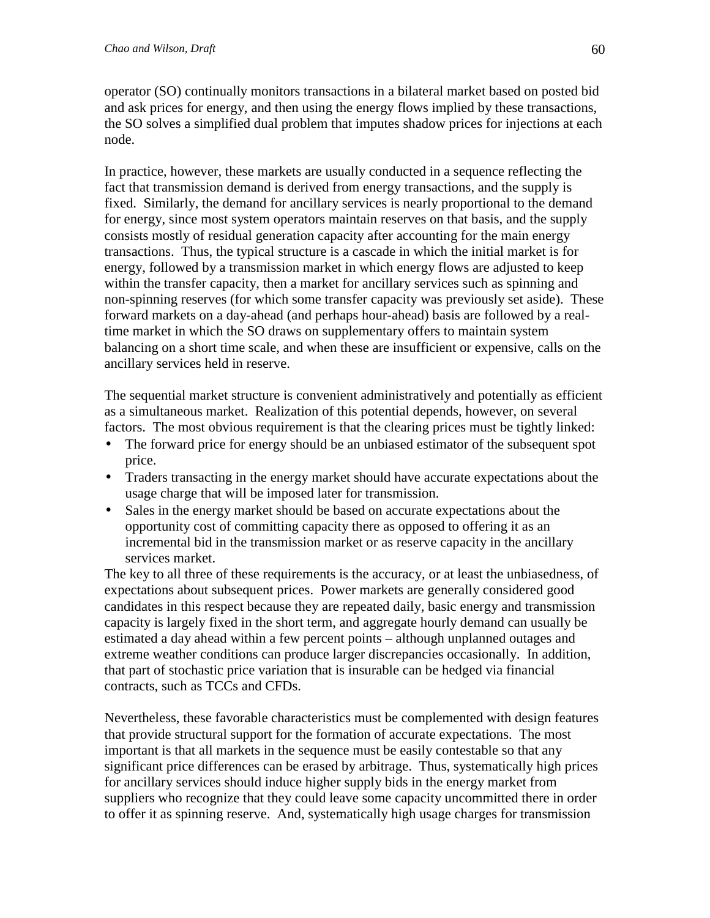operator (SO) continually monitors transactions in a bilateral market based on posted bid and ask prices for energy, and then using the energy flows implied by these transactions, the SO solves a simplified dual problem that imputes shadow prices for injections at each node.

In practice, however, these markets are usually conducted in a sequence reflecting the fact that transmission demand is derived from energy transactions, and the supply is fixed. Similarly, the demand for ancillary services is nearly proportional to the demand for energy, since most system operators maintain reserves on that basis, and the supply consists mostly of residual generation capacity after accounting for the main energy transactions. Thus, the typical structure is a cascade in which the initial market is for energy, followed by a transmission market in which energy flows are adjusted to keep within the transfer capacity, then a market for ancillary services such as spinning and non-spinning reserves (for which some transfer capacity was previously set aside). These forward markets on a day-ahead (and perhaps hour-ahead) basis are followed by a real-time market in which the SO draws on supplementary offers to maintain system balancing on a short time scale, and when these are insufficient or expensive, calls on the ancillary services held in reserve.

The sequential market structure is convenient administratively and potentially as efficient as a simultaneous market. Realization of this potential depends, however, on several factors. The most obvious requirement is that the clearing prices must be tightly linked:

- The forward price for energy should be an unbiased estimator of the subsequent spot price.
- Traders transacting in the energy market should have accurate expectations about the usage charge that will be imposed later for transmission.
- Sales in the energy market should be based on accurate expectations about the opportunity cost of committing capacity there as opposed to offering it as an incremental bid in the transmission market or as reserve capacity in the ancillary services market.

The key to all three of these requirements is the accuracy, or at least the unbiasedness, of expectations about subsequent prices. Power markets are generally considered good candidates in this respect because they are repeated daily, basic energy and transmission capacity is largely fixed in the short term, and aggregate hourly demand can usually be estimated a day ahead within a few percent points – although unplanned outages and extreme weather conditions can produce larger discrepancies occasionally. In addition, that part of stochastic price variation that is insurable can be hedged via financial contracts, such as TCCs and CFDs.

Nevertheless, these favorable characteristics must be complemented with design features that provide structural support for the formation of accurate expectations. The most important is that all markets in the sequence must be easily contestable so that any significant price differences can be erased by arbitrage. Thus, systematically high prices for ancillary services should induce higher supply bids in the energy market from suppliers who recognize that they could leave some capacity uncommitted there in order to offer it as spinning reserve. And, systematically high usage charges for transmission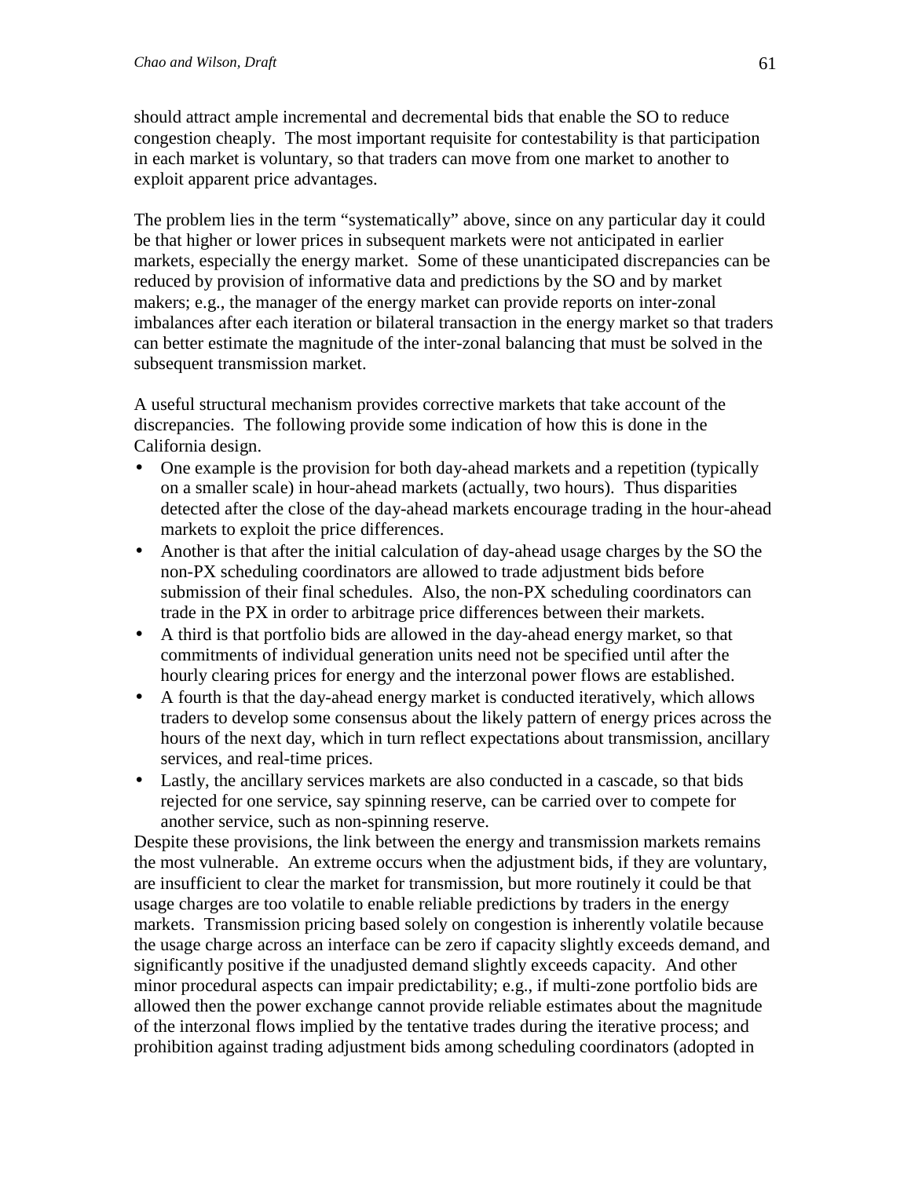should attract ample incremental and decremental bids that enable the SO to reduce congestion cheaply. The most important requisite for contestability is that participation in each market is voluntary, so that traders can move from one market to another to exploit apparent price advantages.

The problem lies in the term "systematically" above, since on any particular day it could be that higher or lower prices in subsequent markets were not anticipated in earlier markets, especially the energy market. Some of these unanticipated discrepancies can be reduced by provision of informative data and predictions by the SO and by market makers; e.g., the manager of the energy market can provide reports on inter-zonal imbalances after each iteration or bilateral transaction in the energy market so that traders can better estimate the magnitude of the inter-zonal balancing that must be solved in the subsequent transmission market.

A useful structural mechanism provides corrective markets that take account of the discrepancies. The following provide some indication of how this is done in the California design.

- One example is the provision for both day-ahead markets and a repetition (typically on a smaller scale) in hour-ahead markets (actually, two hours). Thus disparities detected after the close of the day-ahead markets encourage trading in the hour-ahead markets to exploit the price differences.
- Another is that after the initial calculation of day-ahead usage charges by the SO the non-PX scheduling coordinators are allowed to trade adjustment bids before submission of their final schedules. Also, the non-PX scheduling coordinators can trade in the PX in order to arbitrage price differences between their markets.
- A third is that portfolio bids are allowed in the day-ahead energy market, so that commitments of individual generation units need not be specified until after the hourly clearing prices for energy and the interzonal power flows are established.
- A fourth is that the day-ahead energy market is conducted iteratively, which allows traders to develop some consensus about the likely pattern of energy prices across the hours of the next day, which in turn reflect expectations about transmission, ancillary services, and real-time prices.
- Lastly, the ancillary services markets are also conducted in a cascade, so that bids rejected for one service, say spinning reserve, can be carried over to compete for another service, such as non-spinning reserve.

Despite these provisions, the link between the energy and transmission markets remains the most vulnerable. An extreme occurs when the adjustment bids, if they are voluntary, are insufficient to clear the market for transmission, but more routinely it could be that usage charges are too volatile to enable reliable predictions by traders in the energy markets. Transmission pricing based solely on congestion is inherently volatile because the usage charge across an interface can be zero if capacity slightly exceeds demand, and significantly positive if the unadjusted demand slightly exceeds capacity. And other minor procedural aspects can impair predictability; e.g., if multi-zone portfolio bids are allowed then the power exchange cannot provide reliable estimates about the magnitude of the interzonal flows implied by the tentative trades during the iterative process; and prohibition against trading adjustment bids among scheduling coordinators (adopted in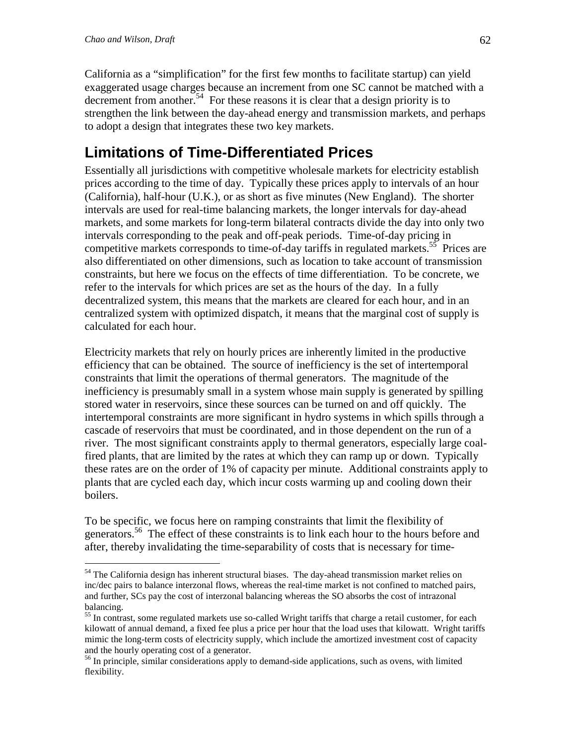California as a "simplification" for the first few months to facilitate startup) can yield exaggerated usage charges because an increment from one SC cannot be matched with a decrement from another.[54] For these reasons it is clear that a design priority is to strengthen the link between the day-ahead energy and transmission markets, and perhaps to adopt a design that integrates these two key markets.

## Limitations of Time-Differentiated Prices

Essentially all jurisdictions with competitive wholesale markets for electricity establish prices according to the time of day. Typically these prices apply to intervals of an hour (California), half-hour (U.K.), or as short as five minutes (New England). The shorter intervals are used for real-time balancing markets, the longer intervals for day-ahead markets, and some markets for long-term bilateral contracts divide the day into only two intervals corresponding to the peak and off-peak periods. Time-of-day pricing in competitive markets corresponds to time-of-day tariffs in regulated markets.[55] Prices are also differentiated on other dimensions, such as location to take account of transmission constraints, but here we focus on the effects of time differentiation. To be concrete, we refer to the intervals for which prices are set as the hours of the day. In a fully decentralized system, this means that the markets are cleared for each hour, and in an centralized system with optimized dispatch, it means that the marginal cost of supply is calculated for each hour.

Electricity markets that rely on hourly prices are inherently limited in the productive efficiency that can be obtained. The source of inefficiency is the set of intertemporal constraints that limit the operations of thermal generators. The magnitude of the inefficiency is presumably small in a system whose main supply is generated by spilling stored water in reservoirs, since these sources can be turned on and off quickly. The intertemporal constraints are more significant in hydro systems in which spills through a cascade of reservoirs that must be coordinated, and in those dependent on the run of a river. The most significant constraints apply to thermal generators, especially large coal-fired plants, that are limited by the rates at which they can ramp up or down. Typically these rates are on the order of 1% of capacity per minute. Additional constraints apply to plants that are cycled each day, which incur costs warming up and cooling down their boilers.

To be specific, we focus here on ramping constraints that limit the flexibility of generators.[56] The effect of these constraints is to link each hour to the hours before and after, thereby invalidating the time-separability of costs that is necessary for time-

---

[54] The California design has inherent structural biases. The day-ahead transmission market relies on inc/dec pairs to balance interzonal flows, whereas the real-time market is not confined to matched pairs, and further, SCs pay the cost of interzonal balancing whereas the SO absorbs the cost of intrazonal balancing.

[55] In contrast, some regulated markets use so-called Wright tariffs that charge a retail customer, for each kilowatt of annual demand, a fixed fee plus a price per hour that the load uses that kilowatt. Wright tariffs mimic the long-term costs of electricity supply, which include the amortized investment cost of capacity and the hourly operating cost of a generator.

[56] In principle, similar considerations apply to demand-side applications, such as ovens, with limited flexibility.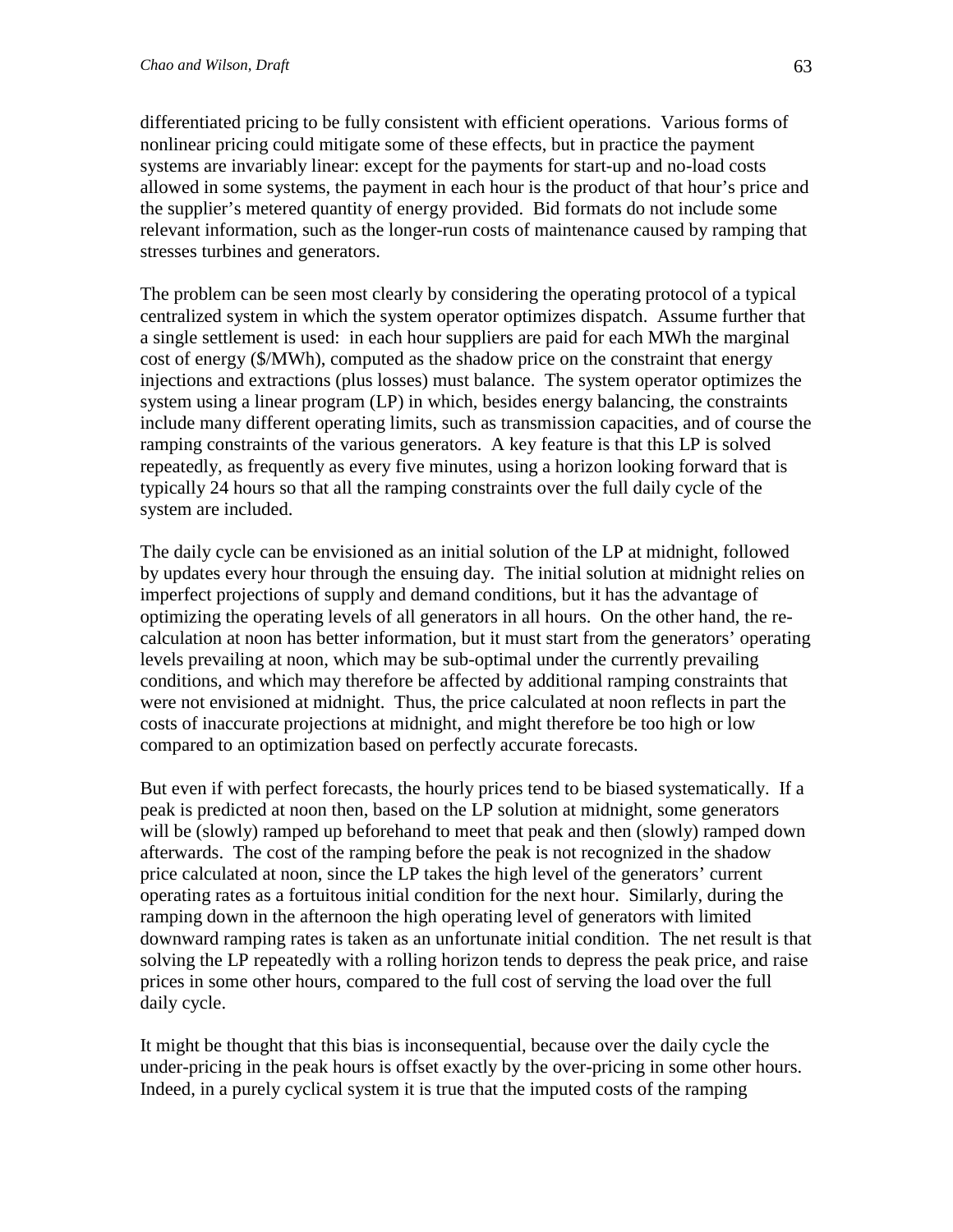differentiated pricing to be fully consistent with efficient operations. Various forms of nonlinear pricing could mitigate some of these effects, but in practice the payment systems are invariably linear: except for the payments for start-up and no-load costs allowed in some systems, the payment in each hour is the product of that hour's price and the supplier's metered quantity of energy provided. Bid formats do not include some relevant information, such as the longer-run costs of maintenance caused by ramping that stresses turbines and generators.

The problem can be seen most clearly by considering the operating protocol of a typical centralized system in which the system operator optimizes dispatch. Assume further that a single settlement is used: in each hour suppliers are paid for each MWh the marginal cost of energy ($/MWh), computed as the shadow price on the constraint that energy injections and extractions (plus losses) must balance. The system operator optimizes the system using a linear program (LP) in which, besides energy balancing, the constraints include many different operating limits, such as transmission capacities, and of course the ramping constraints of the various generators. A key feature is that this LP is solved repeatedly, as frequently as every five minutes, using a horizon looking forward that is typically 24 hours so that all the ramping constraints over the full daily cycle of the system are included.

The daily cycle can be envisioned as an initial solution of the LP at midnight, followed by updates every hour through the ensuing day. The initial solution at midnight relies on imperfect projections of supply and demand conditions, but it has the advantage of optimizing the operating levels of all generators in all hours. On the other hand, the re-calculation at noon has better information, but it must start from the generators' operating levels prevailing at noon, which may be sub-optimal under the currently prevailing conditions, and which may therefore be affected by additional ramping constraints that were not envisioned at midnight. Thus, the price calculated at noon reflects in part the costs of inaccurate projections at midnight, and might therefore be too high or low compared to an optimization based on perfectly accurate forecasts.

But even if with perfect forecasts, the hourly prices tend to be biased systematically. If a peak is predicted at noon then, based on the LP solution at midnight, some generators will be (slowly) ramped up beforehand to meet that peak and then (slowly) ramped down afterwards. The cost of the ramping before the peak is not recognized in the shadow price calculated at noon, since the LP takes the high level of the generators' current operating rates as a fortuitous initial condition for the next hour. Similarly, during the ramping down in the afternoon the high operating level of generators with limited downward ramping rates is taken as an unfortunate initial condition. The net result is that solving the LP repeatedly with a rolling horizon tends to depress the peak price, and raise prices in some other hours, compared to the full cost of serving the load over the full daily cycle.

It might be thought that this bias is inconsequential, because over the daily cycle the under-pricing in the peak hours is offset exactly by the over-pricing in some other hours. Indeed, in a purely cyclical system it is true that the imputed costs of the ramping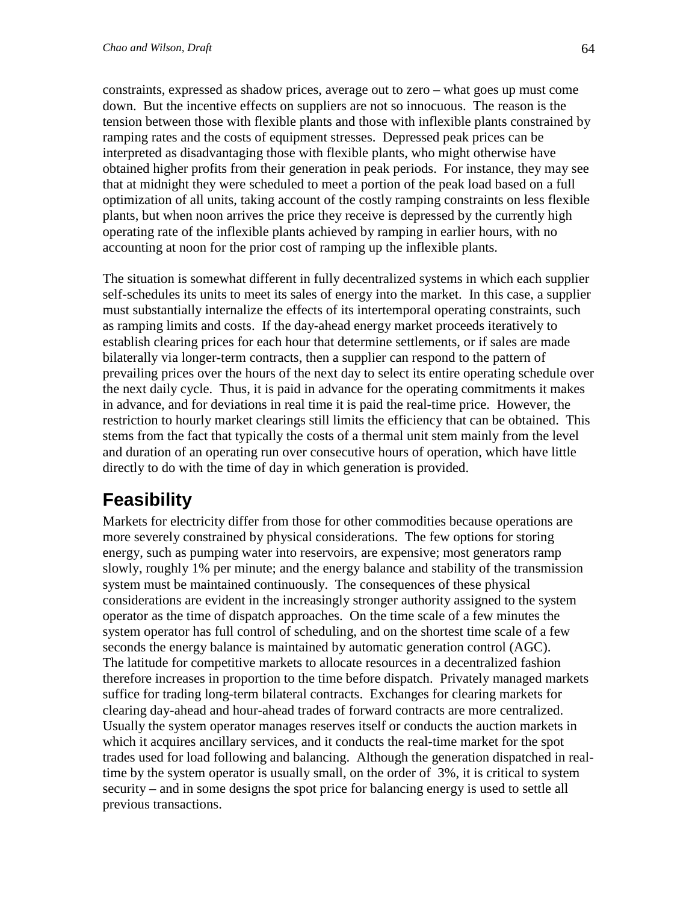constraints, expressed as shadow prices, average out to zero – what goes up must come down. But the incentive effects on suppliers are not so innocuous. The reason is the tension between those with flexible plants and those with inflexible plants constrained by ramping rates and the costs of equipment stresses. Depressed peak prices can be interpreted as disadvantaging those with flexible plants, who might otherwise have obtained higher profits from their generation in peak periods. For instance, they may see that at midnight they were scheduled to meet a portion of the peak load based on a full optimization of all units, taking account of the costly ramping constraints on less flexible plants, but when noon arrives the price they receive is depressed by the currently high operating rate of the inflexible plants achieved by ramping in earlier hours, with no accounting at noon for the prior cost of ramping up the inflexible plants.

The situation is somewhat different in fully decentralized systems in which each supplier self-schedules its units to meet its sales of energy into the market. In this case, a supplier must substantially internalize the effects of its intertemporal operating constraints, such as ramping limits and costs. If the day-ahead energy market proceeds iteratively to establish clearing prices for each hour that determine settlements, or if sales are made bilaterally via longer-term contracts, then a supplier can respond to the pattern of prevailing prices over the hours of the next day to select its entire operating schedule over the next daily cycle. Thus, it is paid in advance for the operating commitments it makes in advance, and for deviations in real time it is paid the real-time price. However, the restriction to hourly market clearings still limits the efficiency that can be obtained. This stems from the fact that typically the costs of a thermal unit stem mainly from the level and duration of an operating run over consecutive hours of operation, which have little directly to do with the time of day in which generation is provided.

## Feasibility

Markets for electricity differ from those for other commodities because operations are more severely constrained by physical considerations. The few options for storing energy, such as pumping water into reservoirs, are expensive; most generators ramp slowly, roughly 1% per minute; and the energy balance and stability of the transmission system must be maintained continuously. The consequences of these physical considerations are evident in the increasingly stronger authority assigned to the system operator as the time of dispatch approaches. On the time scale of a few minutes the system operator has full control of scheduling, and on the shortest time scale of a few seconds the energy balance is maintained by automatic generation control (AGC). The latitude for competitive markets to allocate resources in a decentralized fashion therefore increases in proportion to the time before dispatch. Privately managed markets suffice for trading long-term bilateral contracts. Exchanges for clearing markets for clearing day-ahead and hour-ahead trades of forward contracts are more centralized. Usually the system operator manages reserves itself or conducts the auction markets in which it acquires ancillary services, and it conducts the real-time market for the spot trades used for load following and balancing. Although the generation dispatched in real-time by the system operator is usually small, on the order of 3%, it is critical to system security – and in some designs the spot price for balancing energy is used to settle all previous transactions.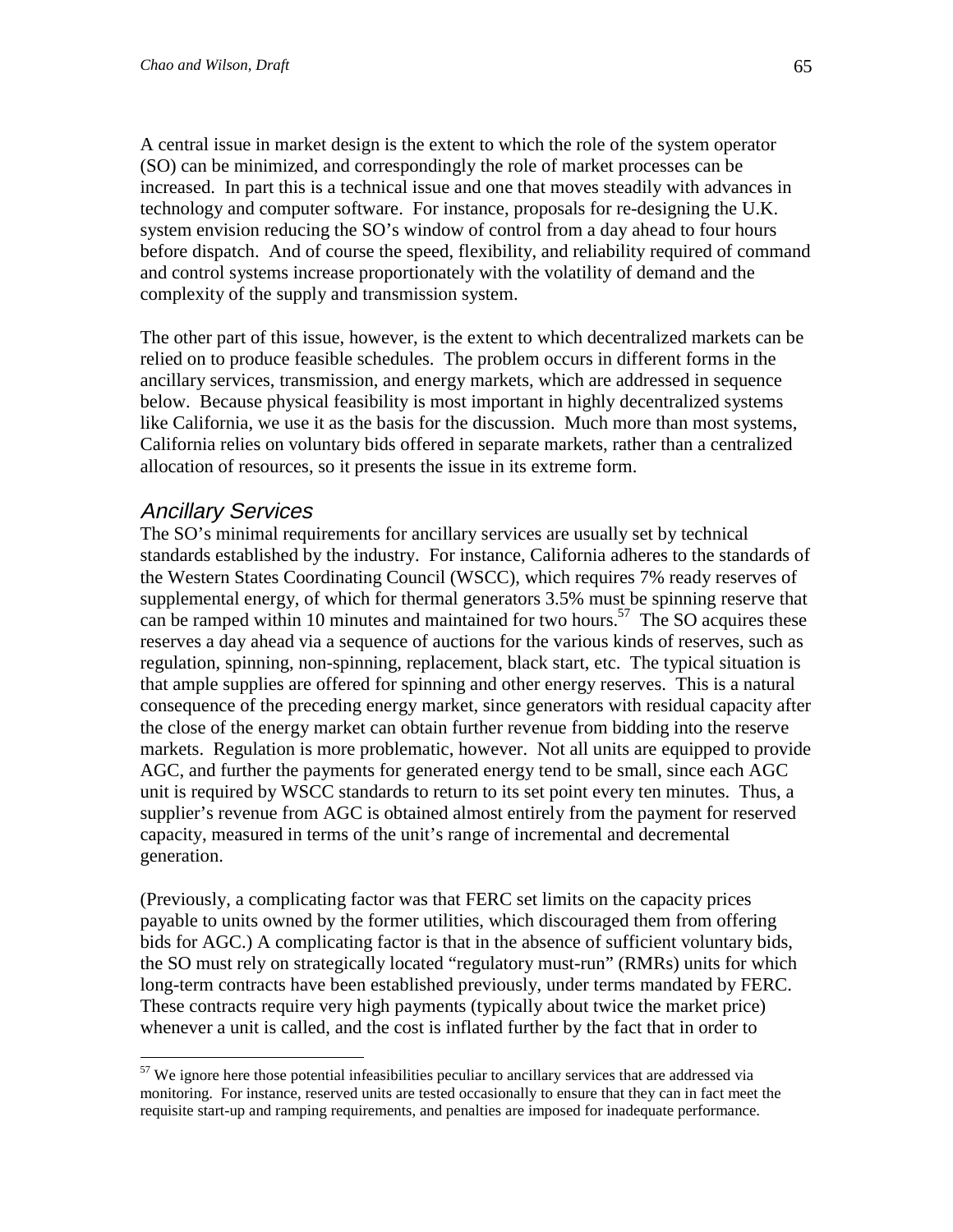A central issue in market design is the extent to which the role of the system operator (SO) can be minimized, and correspondingly the role of market processes can be increased. In part this is a technical issue and one that moves steadily with advances in technology and computer software. For instance, proposals for re-designing the U.K. system envision reducing the SO's window of control from a day ahead to four hours before dispatch. And of course the speed, flexibility, and reliability required of command and control systems increase proportionately with the volatility of demand and the complexity of the supply and transmission system.

The other part of this issue, however, is the extent to which decentralized markets can be relied on to produce feasible schedules. The problem occurs in different forms in the ancillary services, transmission, and energy markets, which are addressed in sequence below. Because physical feasibility is most important in highly decentralized systems like California, we use it as the basis for the discussion. Much more than most systems, California relies on voluntary bids offered in separate markets, rather than a centralized allocation of resources, so it presents the issue in its extreme form.

## *Ancillary Services*

The SO's minimal requirements for ancillary services are usually set by technical standards established by the industry. For instance, California adheres to the standards of the Western States Coordinating Council (WSCC), which requires 7% ready reserves of supplemental energy, of which for thermal generators 3.5% must be spinning reserve that can be ramped within 10 minutes and maintained for two hours.[57] The SO acquires these reserves a day ahead via a sequence of auctions for the various kinds of reserves, such as regulation, spinning, non-spinning, replacement, black start, etc. The typical situation is that ample supplies are offered for spinning and other energy reserves. This is a natural consequence of the preceding energy market, since generators with residual capacity after the close of the energy market can obtain further revenue from bidding into the reserve markets. Regulation is more problematic, however. Not all units are equipped to provide AGC, and further the payments for generated energy tend to be small, since each AGC unit is required by WSCC standards to return to its set point every ten minutes. Thus, a supplier's revenue from AGC is obtained almost entirely from the payment for reserved capacity, measured in terms of the unit's range of incremental and decremental generation.

(Previously, a complicating factor was that FERC set limits on the capacity prices payable to units owned by the former utilities, which discouraged them from offering bids for AGC.) A complicating factor is that in the absence of sufficient voluntary bids, the SO must rely on strategically located "regulatory must-run" (RMRs) units for which long-term contracts have been established previously, under terms mandated by FERC. These contracts require very high payments (typically about twice the market price) whenever a unit is called, and the cost is inflated further by the fact that in order to

[57] We ignore here those potential infeasibilities peculiar to ancillary services that are addressed via monitoring. For instance, reserved units are tested occasionally to ensure that they can in fact meet the requisite start-up and ramping requirements, and penalties are imposed for inadequate performance.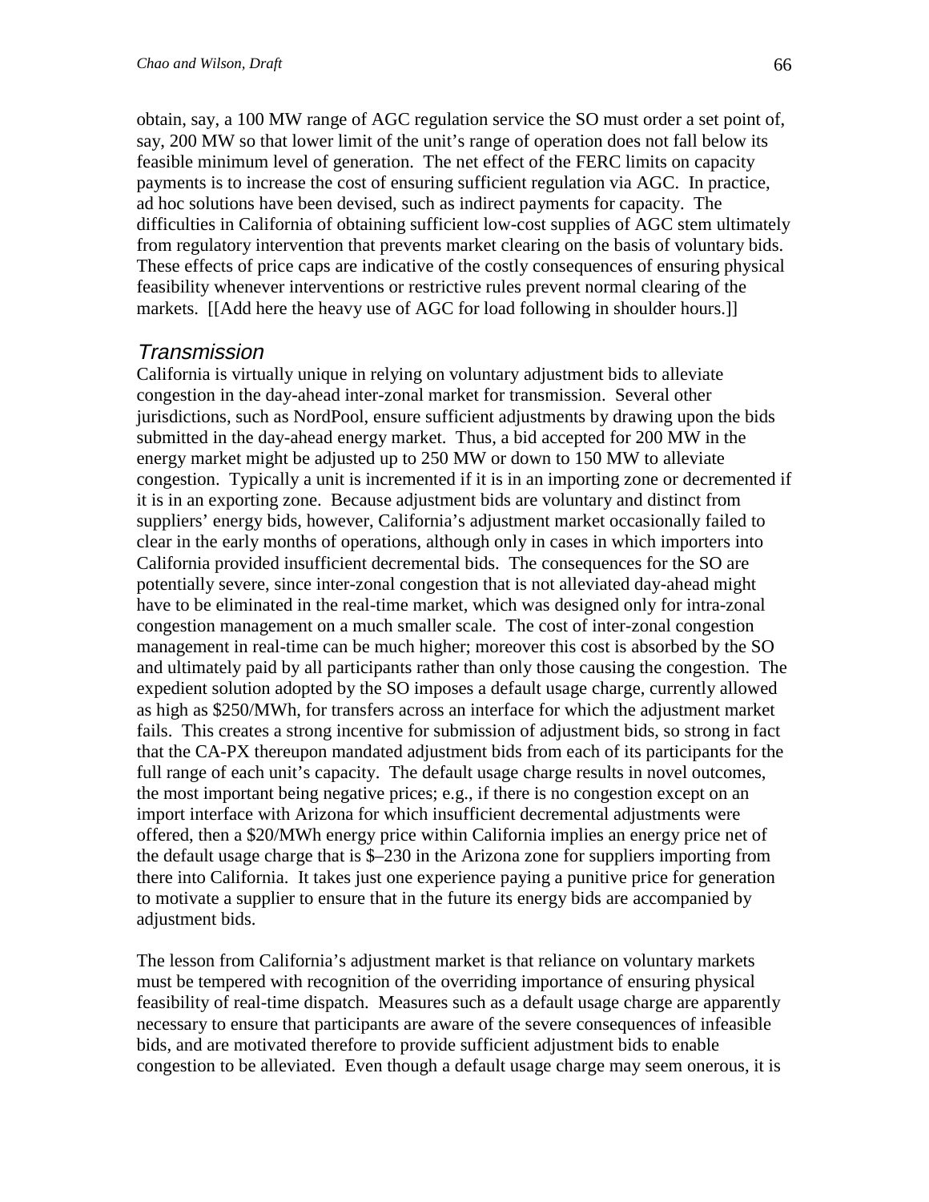obtain, say, a 100 MW range of AGC regulation service the SO must order a set point of, say, 200 MW so that lower limit of the unit's range of operation does not fall below its feasible minimum level of generation. The net effect of the FERC limits on capacity payments is to increase the cost of ensuring sufficient regulation via AGC. In practice, ad hoc solutions have been devised, such as indirect payments for capacity. The difficulties in California of obtaining sufficient low-cost supplies of AGC stem ultimately from regulatory intervention that prevents market clearing on the basis of voluntary bids. These effects of price caps are indicative of the costly consequences of ensuring physical feasibility whenever interventions or restrictive rules prevent normal clearing of the markets. [[Add here the heavy use of AGC for load following in shoulder hours.]]

### Transmission

California is virtually unique in relying on voluntary adjustment bids to alleviate congestion in the day-ahead inter-zonal market for transmission. Several other jurisdictions, such as NordPool, ensure sufficient adjustments by drawing upon the bids submitted in the day-ahead energy market. Thus, a bid accepted for 200 MW in the energy market might be adjusted up to 250 MW or down to 150 MW to alleviate congestion. Typically a unit is incremented if it is in an importing zone or decremented if it is in an exporting zone. Because adjustment bids are voluntary and distinct from suppliers' energy bids, however, California's adjustment market occasionally failed to clear in the early months of operations, although only in cases in which importers into California provided insufficient decremental bids. The consequences for the SO are potentially severe, since inter-zonal congestion that is not alleviated day-ahead might have to be eliminated in the real-time market, which was designed only for intra-zonal congestion management on a much smaller scale. The cost of inter-zonal congestion management in real-time can be much higher; moreover this cost is absorbed by the SO and ultimately paid by all participants rather than only those causing the congestion. The expedient solution adopted by the SO imposes a default usage charge, currently allowed as high as $250/MWh, for transfers across an interface for which the adjustment market fails. This creates a strong incentive for submission of adjustment bids, so strong in fact that the CA-PX thereupon mandated adjustment bids from each of its participants for the full range of each unit's capacity. The default usage charge results in novel outcomes, the most important being negative prices; e.g., if there is no congestion except on an import interface with Arizona for which insufficient decremental adjustments were offered, then a $20/MWh energy price within California implies an energy price net of the default usage charge that is $–230 in the Arizona zone for suppliers importing from there into California. It takes just one experience paying a punitive price for generation to motivate a supplier to ensure that in the future its energy bids are accompanied by adjustment bids.

The lesson from California's adjustment market is that reliance on voluntary markets must be tempered with recognition of the overriding importance of ensuring physical feasibility of real-time dispatch. Measures such as a default usage charge are apparently necessary to ensure that participants are aware of the severe consequences of infeasible bids, and are motivated therefore to provide sufficient adjustment bids to enable congestion to be alleviated. Even though a default usage charge may seem onerous, it is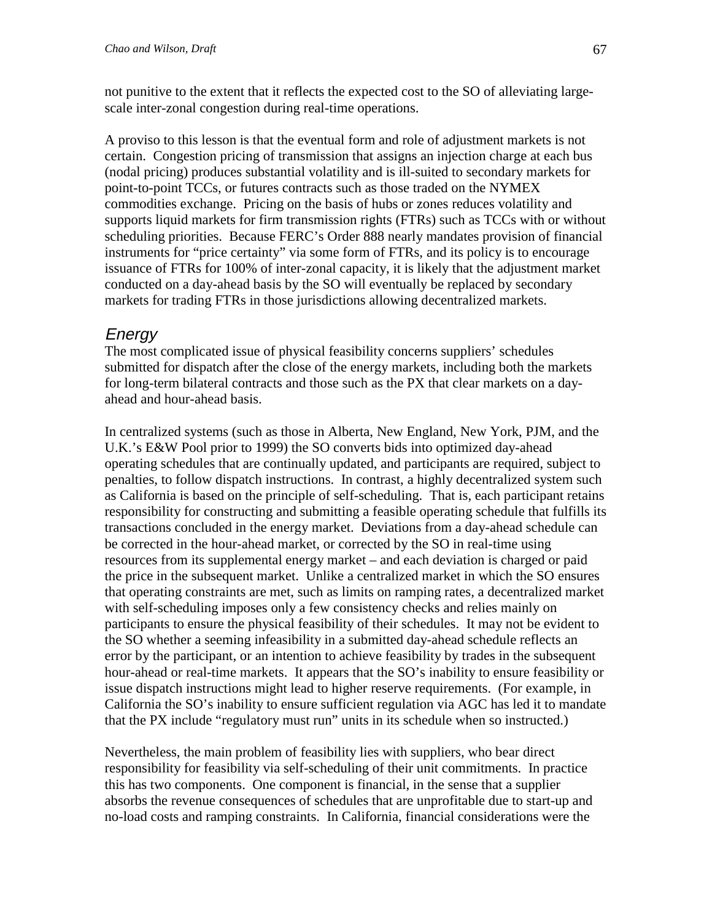not punitive to the extent that it reflects the expected cost to the SO of alleviating large-scale inter-zonal congestion during real-time operations.

A proviso to this lesson is that the eventual form and role of adjustment markets is not certain. Congestion pricing of transmission that assigns an injection charge at each bus (nodal pricing) produces substantial volatility and is ill-suited to secondary markets for point-to-point TCCs, or futures contracts such as those traded on the NYMEX commodities exchange. Pricing on the basis of hubs or zones reduces volatility and supports liquid markets for firm transmission rights (FTRs) such as TCCs with or without scheduling priorities. Because FERC's Order 888 nearly mandates provision of financial instruments for "price certainty" via some form of FTRs, and its policy is to encourage issuance of FTRs for 100% of inter-zonal capacity, it is likely that the adjustment market conducted on a day-ahead basis by the SO will eventually be replaced by secondary markets for trading FTRs in those jurisdictions allowing decentralized markets.

## *Energy*

The most complicated issue of physical feasibility concerns suppliers' schedules submitted for dispatch after the close of the energy markets, including both the markets for long-term bilateral contracts and those such as the PX that clear markets on a day-ahead and hour-ahead basis.

In centralized systems (such as those in Alberta, New England, New York, PJM, and the U.K.'s E&W Pool prior to 1999) the SO converts bids into optimized day-ahead operating schedules that are continually updated, and participants are required, subject to penalties, to follow dispatch instructions. In contrast, a highly decentralized system such as California is based on the principle of self-scheduling. That is, each participant retains responsibility for constructing and submitting a feasible operating schedule that fulfills its transactions concluded in the energy market. Deviations from a day-ahead schedule can be corrected in the hour-ahead market, or corrected by the SO in real-time using resources from its supplemental energy market – and each deviation is charged or paid the price in the subsequent market. Unlike a centralized market in which the SO ensures that operating constraints are met, such as limits on ramping rates, a decentralized market with self-scheduling imposes only a few consistency checks and relies mainly on participants to ensure the physical feasibility of their schedules. It may not be evident to the SO whether a seeming infeasibility in a submitted day-ahead schedule reflects an error by the participant, or an intention to achieve feasibility by trades in the subsequent hour-ahead or real-time markets. It appears that the SO's inability to ensure feasibility or issue dispatch instructions might lead to higher reserve requirements. (For example, in California the SO's inability to ensure sufficient regulation via AGC has led it to mandate that the PX include "regulatory must run" units in its schedule when so instructed.)

Nevertheless, the main problem of feasibility lies with suppliers, who bear direct responsibility for feasibility via self-scheduling of their unit commitments. In practice this has two components. One component is financial, in the sense that a supplier absorbs the revenue consequences of schedules that are unprofitable due to start-up and no-load costs and ramping constraints. In California, financial considerations were the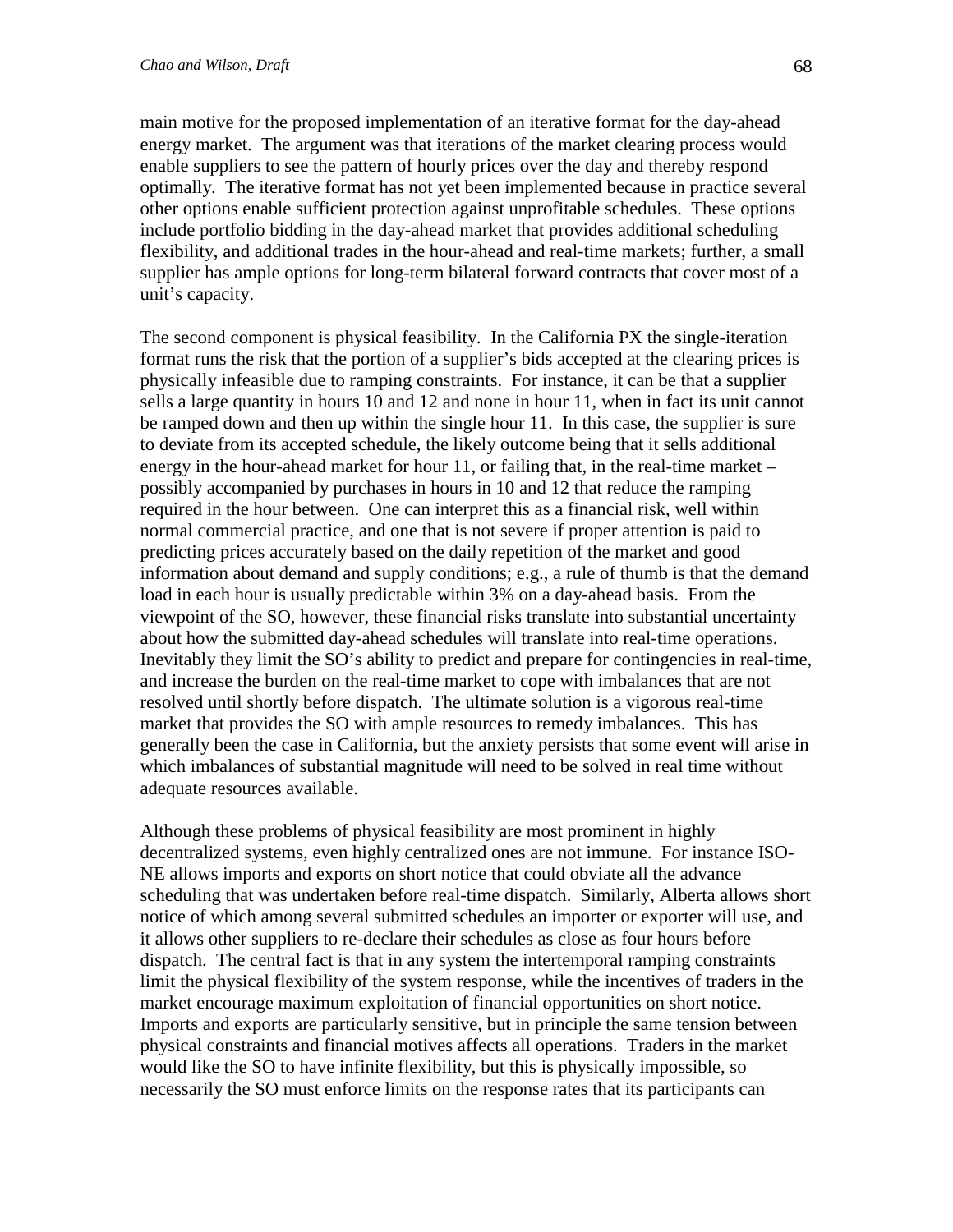main motive for the proposed implementation of an iterative format for the day-ahead energy market. The argument was that iterations of the market clearing process would enable suppliers to see the pattern of hourly prices over the day and thereby respond optimally. The iterative format has not yet been implemented because in practice several other options enable sufficient protection against unprofitable schedules. These options include portfolio bidding in the day-ahead market that provides additional scheduling flexibility, and additional trades in the hour-ahead and real-time markets; further, a small supplier has ample options for long-term bilateral forward contracts that cover most of a unit's capacity.

The second component is physical feasibility. In the California PX the single-iteration format runs the risk that the portion of a supplier's bids accepted at the clearing prices is physically infeasible due to ramping constraints. For instance, it can be that a supplier sells a large quantity in hours 10 and 12 and none in hour 11, when in fact its unit cannot be ramped down and then up within the single hour 11. In this case, the supplier is sure to deviate from its accepted schedule, the likely outcome being that it sells additional energy in the hour-ahead market for hour 11, or failing that, in the real-time market – possibly accompanied by purchases in hours in 10 and 12 that reduce the ramping required in the hour between. One can interpret this as a financial risk, well within normal commercial practice, and one that is not severe if proper attention is paid to predicting prices accurately based on the daily repetition of the market and good information about demand and supply conditions; e.g., a rule of thumb is that the demand load in each hour is usually predictable within 3% on a day-ahead basis. From the viewpoint of the SO, however, these financial risks translate into substantial uncertainty about how the submitted day-ahead schedules will translate into real-time operations. Inevitably they limit the SO's ability to predict and prepare for contingencies in real-time, and increase the burden on the real-time market to cope with imbalances that are not resolved until shortly before dispatch. The ultimate solution is a vigorous real-time market that provides the SO with ample resources to remedy imbalances. This has generally been the case in California, but the anxiety persists that some event will arise in which imbalances of substantial magnitude will need to be solved in real time without adequate resources available.

Although these problems of physical feasibility are most prominent in highly decentralized systems, even highly centralized ones are not immune. For instance ISO-NE allows imports and exports on short notice that could obviate all the advance scheduling that was undertaken before real-time dispatch. Similarly, Alberta allows short notice of which among several submitted schedules an importer or exporter will use, and it allows other suppliers to re-declare their schedules as close as four hours before dispatch. The central fact is that in any system the intertemporal ramping constraints limit the physical flexibility of the system response, while the incentives of traders in the market encourage maximum exploitation of financial opportunities on short notice. Imports and exports are particularly sensitive, but in principle the same tension between physical constraints and financial motives affects all operations. Traders in the market would like the SO to have infinite flexibility, but this is physically impossible, so necessarily the SO must enforce limits on the response rates that its participants can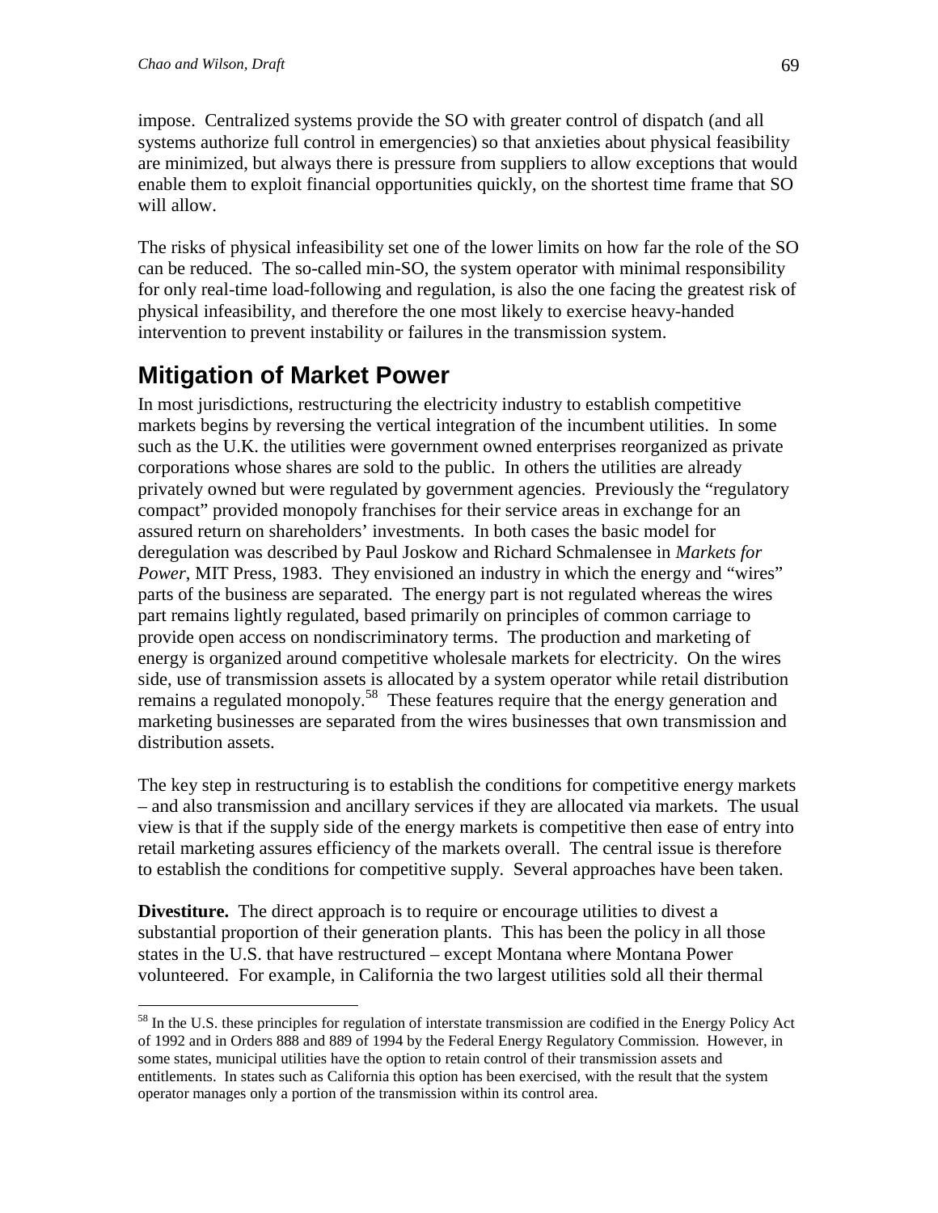impose. Centralized systems provide the SO with greater control of dispatch (and all systems authorize full control in emergencies) so that anxieties about physical feasibility are minimized, but always there is pressure from suppliers to allow exceptions that would enable them to exploit financial opportunities quickly, on the shortest time frame that SO will allow.

The risks of physical infeasibility set one of the lower limits on how far the role of the SO can be reduced. The so-called min-SO, the system operator with minimal responsibility for only real-time load-following and regulation, is also the one facing the greatest risk of physical infeasibility, and therefore the one most likely to exercise heavy-handed intervention to prevent instability or failures in the transmission system.

## Mitigation of Market Power

In most jurisdictions, restructuring the electricity industry to establish competitive markets begins by reversing the vertical integration of the incumbent utilities. In some such as the U.K. the utilities were government owned enterprises reorganized as private corporations whose shares are sold to the public. In others the utilities are already privately owned but were regulated by government agencies. Previously the "regulatory compact" provided monopoly franchises for their service areas in exchange for an assured return on shareholders' investments. In both cases the basic model for deregulation was described by Paul Joskow and Richard Schmalensee in *Markets for Power*, MIT Press, 1983. They envisioned an industry in which the energy and "wires" parts of the business are separated. The energy part is not regulated whereas the wires part remains lightly regulated, based primarily on principles of common carriage to provide open access on nondiscriminatory terms. The production and marketing of energy is organized around competitive wholesale markets for electricity. On the wires side, use of transmission assets is allocated by a system operator while retail distribution remains a regulated monopoly.[58] These features require that the energy generation and marketing businesses are separated from the wires businesses that own transmission and distribution assets.

The key step in restructuring is to establish the conditions for competitive energy markets – and also transmission and ancillary services if they are allocated via markets. The usual view is that if the supply side of the energy markets is competitive then ease of entry into retail marketing assures efficiency of the markets overall. The central issue is therefore to establish the conditions for competitive supply. Several approaches have been taken.

**Divestiture.** The direct approach is to require or encourage utilities to divest a substantial proportion of their generation plants. This has been the policy in all those states in the U.S. that have restructured – except Montana where Montana Power volunteered. For example, in California the two largest utilities sold all their thermal

---

[58] In the U.S. these principles for regulation of interstate transmission are codified in the Energy Policy Act of 1992 and in Orders 888 and 889 of 1994 by the Federal Energy Regulatory Commission. However, in some states, municipal utilities have the option to retain control of their transmission assets and entitlements. In states such as California this option has been exercised, with the result that the system operator manages only a portion of the transmission within its control area.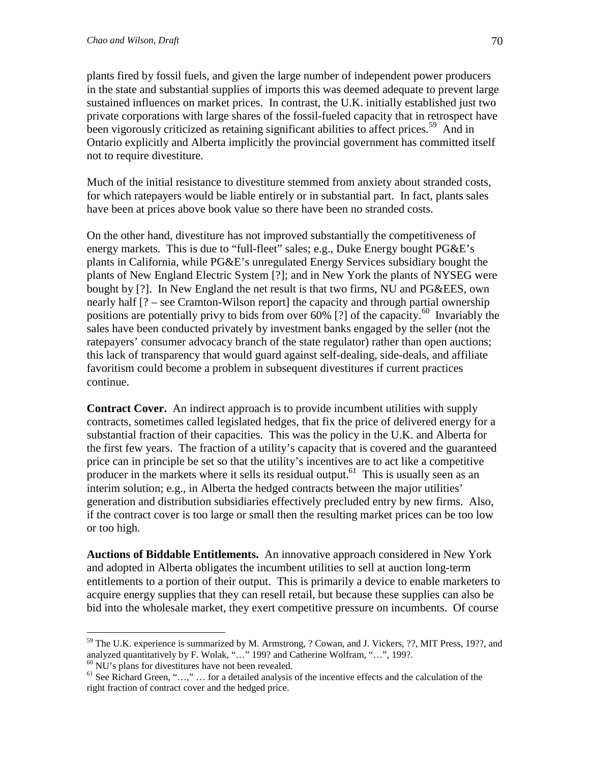plants fired by fossil fuels, and given the large number of independent power producers in the state and substantial supplies of imports this was deemed adequate to prevent large sustained influences on market prices. In contrast, the U.K. initially established just two private corporations with large shares of the fossil-fueled capacity that in retrospect have been vigorously criticized as retaining significant abilities to affect prices.[59] And in Ontario explicitly and Alberta implicitly the provincial government has committed itself not to require divestiture.

Much of the initial resistance to divestiture stemmed from anxiety about stranded costs, for which ratepayers would be liable entirely or in substantial part. In fact, plants sales have been at prices above book value so there have been no stranded costs.

On the other hand, divestiture has not improved substantially the competitiveness of energy markets. This is due to "full-fleet" sales; e.g., Duke Energy bought PG&E's plants in California, while PG&E's unregulated Energy Services subsidiary bought the plants of New England Electric System [?]; and in New York the plants of NYSEG were bought by [?]. In New England the net result is that two firms, NU and PG&EES, own nearly half [? – see Cramton-Wilson report] the capacity and through partial ownership positions are potentially privy to bids from over 60% [?] of the capacity.[60] Invariably the sales have been conducted privately by investment banks engaged by the seller (not the ratepayers' consumer advocacy branch of the state regulator) rather than open auctions; this lack of transparency that would guard against self-dealing, side-deals, and affiliate favoritism could become a problem in subsequent divestitures if current practices continue.

**Contract Cover.** An indirect approach is to provide incumbent utilities with supply contracts, sometimes called legislated hedges, that fix the price of delivered energy for a substantial fraction of their capacities. This was the policy in the U.K. and Alberta for the first few years. The fraction of a utility's capacity that is covered and the guaranteed price can in principle be set so that the utility's incentives are to act like a competitive producer in the markets where it sells its residual output.[61] This is usually seen as an interim solution; e.g., in Alberta the hedged contracts between the major utilities' generation and distribution subsidiaries effectively precluded entry by new firms. Also, if the contract cover is too large or small then the resulting market prices can be too low or too high.

**Auctions of Biddable Entitlements.** An innovative approach considered in New York and adopted in Alberta obligates the incumbent utilities to sell at auction long-term entitlements to a portion of their output. This is primarily a device to enable marketers to acquire energy supplies that they can resell retail, but because these supplies can also be bid into the wholesale market, they exert competitive pressure on incumbents. Of course

---

[59] The U.K. experience is summarized by M. Armstrong, ? Cowan, and J. Vickers, ??, MIT Press, 19??, and analyzed quantitatively by F. Wolak, "…" 199? and Catherine Wolfram, "…", 199?.

[60] NU's plans for divestitures have not been revealed.

[61] See Richard Green, "…," … for a detailed analysis of the incentive effects and the calculation of the right fraction of contract cover and the hedged price.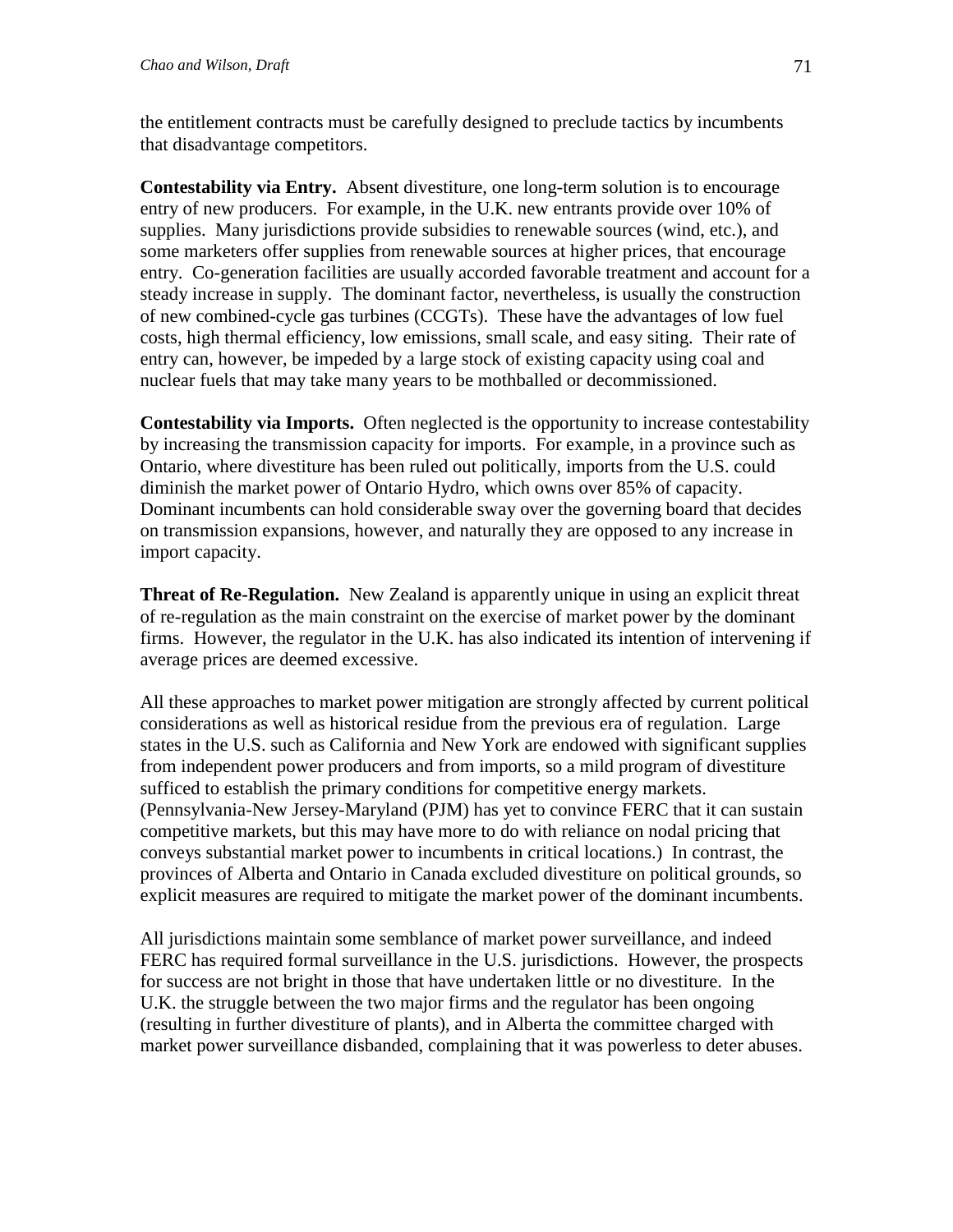the entitlement contracts must be carefully designed to preclude tactics by incumbents that disadvantage competitors.

**Contestability via Entry.** Absent divestiture, one long-term solution is to encourage entry of new producers. For example, in the U.K. new entrants provide over 10% of supplies. Many jurisdictions provide subsidies to renewable sources (wind, etc.), and some marketers offer supplies from renewable sources at higher prices, that encourage entry. Co-generation facilities are usually accorded favorable treatment and account for a steady increase in supply. The dominant factor, nevertheless, is usually the construction of new combined-cycle gas turbines (CCGTs). These have the advantages of low fuel costs, high thermal efficiency, low emissions, small scale, and easy siting. Their rate of entry can, however, be impeded by a large stock of existing capacity using coal and nuclear fuels that may take many years to be mothballed or decommissioned.

**Contestability via Imports.** Often neglected is the opportunity to increase contestability by increasing the transmission capacity for imports. For example, in a province such as Ontario, where divestiture has been ruled out politically, imports from the U.S. could diminish the market power of Ontario Hydro, which owns over 85% of capacity. Dominant incumbents can hold considerable sway over the governing board that decides on transmission expansions, however, and naturally they are opposed to any increase in import capacity.

**Threat of Re-Regulation.** New Zealand is apparently unique in using an explicit threat of re-regulation as the main constraint on the exercise of market power by the dominant firms. However, the regulator in the U.K. has also indicated its intention of intervening if average prices are deemed excessive.

All these approaches to market power mitigation are strongly affected by current political considerations as well as historical residue from the previous era of regulation. Large states in the U.S. such as California and New York are endowed with significant supplies from independent power producers and from imports, so a mild program of divestiture sufficed to establish the primary conditions for competitive energy markets. (Pennsylvania-New Jersey-Maryland (PJM) has yet to convince FERC that it can sustain competitive markets, but this may have more to do with reliance on nodal pricing that conveys substantial market power to incumbents in critical locations.) In contrast, the provinces of Alberta and Ontario in Canada excluded divestiture on political grounds, so explicit measures are required to mitigate the market power of the dominant incumbents.

All jurisdictions maintain some semblance of market power surveillance, and indeed FERC has required formal surveillance in the U.S. jurisdictions. However, the prospects for success are not bright in those that have undertaken little or no divestiture. In the U.K. the struggle between the two major firms and the regulator has been ongoing (resulting in further divestiture of plants), and in Alberta the committee charged with market power surveillance disbanded, complaining that it was powerless to deter abuses.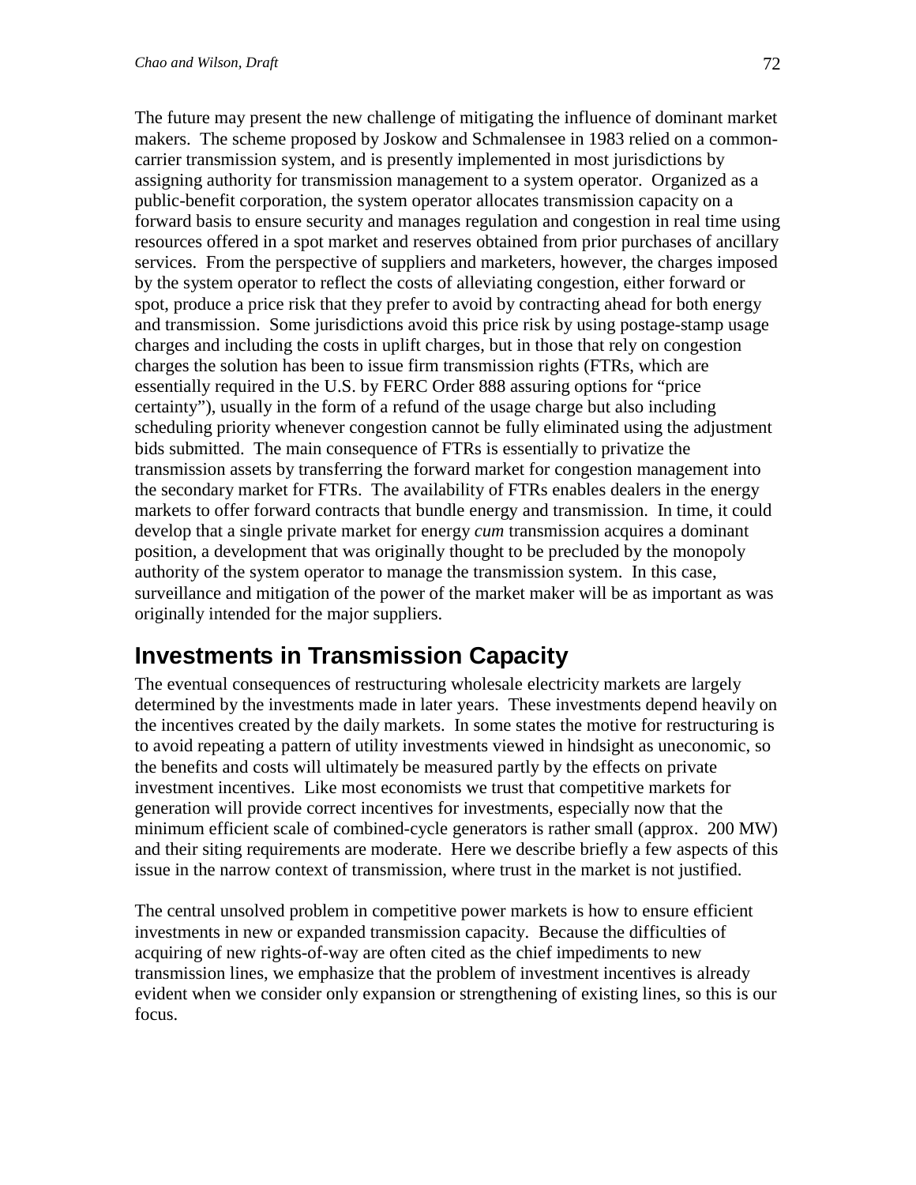The future may present the new challenge of mitigating the influence of dominant market makers. The scheme proposed by Joskow and Schmalensee in 1983 relied on a common-carrier transmission system, and is presently implemented in most jurisdictions by assigning authority for transmission management to a system operator. Organized as a public-benefit corporation, the system operator allocates transmission capacity on a forward basis to ensure security and manages regulation and congestion in real time using resources offered in a spot market and reserves obtained from prior purchases of ancillary services. From the perspective of suppliers and marketers, however, the charges imposed by the system operator to reflect the costs of alleviating congestion, either forward or spot, produce a price risk that they prefer to avoid by contracting ahead for both energy and transmission. Some jurisdictions avoid this price risk by using postage-stamp usage charges and including the costs in uplift charges, but in those that rely on congestion charges the solution has been to issue firm transmission rights (FTRs, which are essentially required in the U.S. by FERC Order 888 assuring options for "price certainty"), usually in the form of a refund of the usage charge but also including scheduling priority whenever congestion cannot be fully eliminated using the adjustment bids submitted. The main consequence of FTRs is essentially to privatize the transmission assets by transferring the forward market for congestion management into the secondary market for FTRs. The availability of FTRs enables dealers in the energy markets to offer forward contracts that bundle energy and transmission. In time, it could develop that a single private market for energy *cum* transmission acquires a dominant position, a development that was originally thought to be precluded by the monopoly authority of the system operator to manage the transmission system. In this case, surveillance and mitigation of the power of the market maker will be as important as was originally intended for the major suppliers.

## Investments in Transmission Capacity

The eventual consequences of restructuring wholesale electricity markets are largely determined by the investments made in later years. These investments depend heavily on the incentives created by the daily markets. In some states the motive for restructuring is to avoid repeating a pattern of utility investments viewed in hindsight as uneconomic, so the benefits and costs will ultimately be measured partly by the effects on private investment incentives. Like most economists we trust that competitive markets for generation will provide correct incentives for investments, especially now that the minimum efficient scale of combined-cycle generators is rather small (approx. 200 MW) and their siting requirements are moderate. Here we describe briefly a few aspects of this issue in the narrow context of transmission, where trust in the market is not justified.

The central unsolved problem in competitive power markets is how to ensure efficient investments in new or expanded transmission capacity. Because the difficulties of acquiring of new rights-of-way are often cited as the chief impediments to new transmission lines, we emphasize that the problem of investment incentives is already evident when we consider only expansion or strengthening of existing lines, so this is our focus.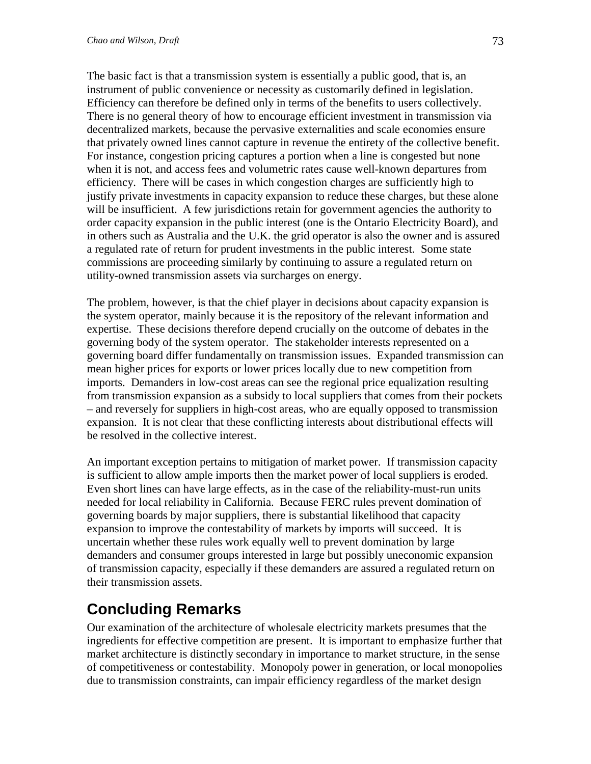The basic fact is that a transmission system is essentially a public good, that is, an instrument of public convenience or necessity as customarily defined in legislation. Efficiency can therefore be defined only in terms of the benefits to users collectively. There is no general theory of how to encourage efficient investment in transmission via decentralized markets, because the pervasive externalities and scale economies ensure that privately owned lines cannot capture in revenue the entirety of the collective benefit. For instance, congestion pricing captures a portion when a line is congested but none when it is not, and access fees and volumetric rates cause well-known departures from efficiency. There will be cases in which congestion charges are sufficiently high to justify private investments in capacity expansion to reduce these charges, but these alone will be insufficient. A few jurisdictions retain for government agencies the authority to order capacity expansion in the public interest (one is the Ontario Electricity Board), and in others such as Australia and the U.K. the grid operator is also the owner and is assured a regulated rate of return for prudent investments in the public interest. Some state commissions are proceeding similarly by continuing to assure a regulated return on utility-owned transmission assets via surcharges on energy.

The problem, however, is that the chief player in decisions about capacity expansion is the system operator, mainly because it is the repository of the relevant information and expertise. These decisions therefore depend crucially on the outcome of debates in the governing body of the system operator. The stakeholder interests represented on a governing board differ fundamentally on transmission issues. Expanded transmission can mean higher prices for exports or lower prices locally due to new competition from imports. Demanders in low-cost areas can see the regional price equalization resulting from transmission expansion as a subsidy to local suppliers that comes from their pockets – and reversely for suppliers in high-cost areas, who are equally opposed to transmission expansion. It is not clear that these conflicting interests about distributional effects will be resolved in the collective interest.

An important exception pertains to mitigation of market power. If transmission capacity is sufficient to allow ample imports then the market power of local suppliers is eroded. Even short lines can have large effects, as in the case of the reliability-must-run units needed for local reliability in California. Because FERC rules prevent domination of governing boards by major suppliers, there is substantial likelihood that capacity expansion to improve the contestability of markets by imports will succeed. It is uncertain whether these rules work equally well to prevent domination by large demanders and consumer groups interested in large but possibly uneconomic expansion of transmission capacity, especially if these demanders are assured a regulated return on their transmission assets.

## Concluding Remarks

Our examination of the architecture of wholesale electricity markets presumes that the ingredients for effective competition are present. It is important to emphasize further that market architecture is distinctly secondary in importance to market structure, in the sense of competitiveness or contestability. Monopoly power in generation, or local monopolies due to transmission constraints, can impair efficiency regardless of the market design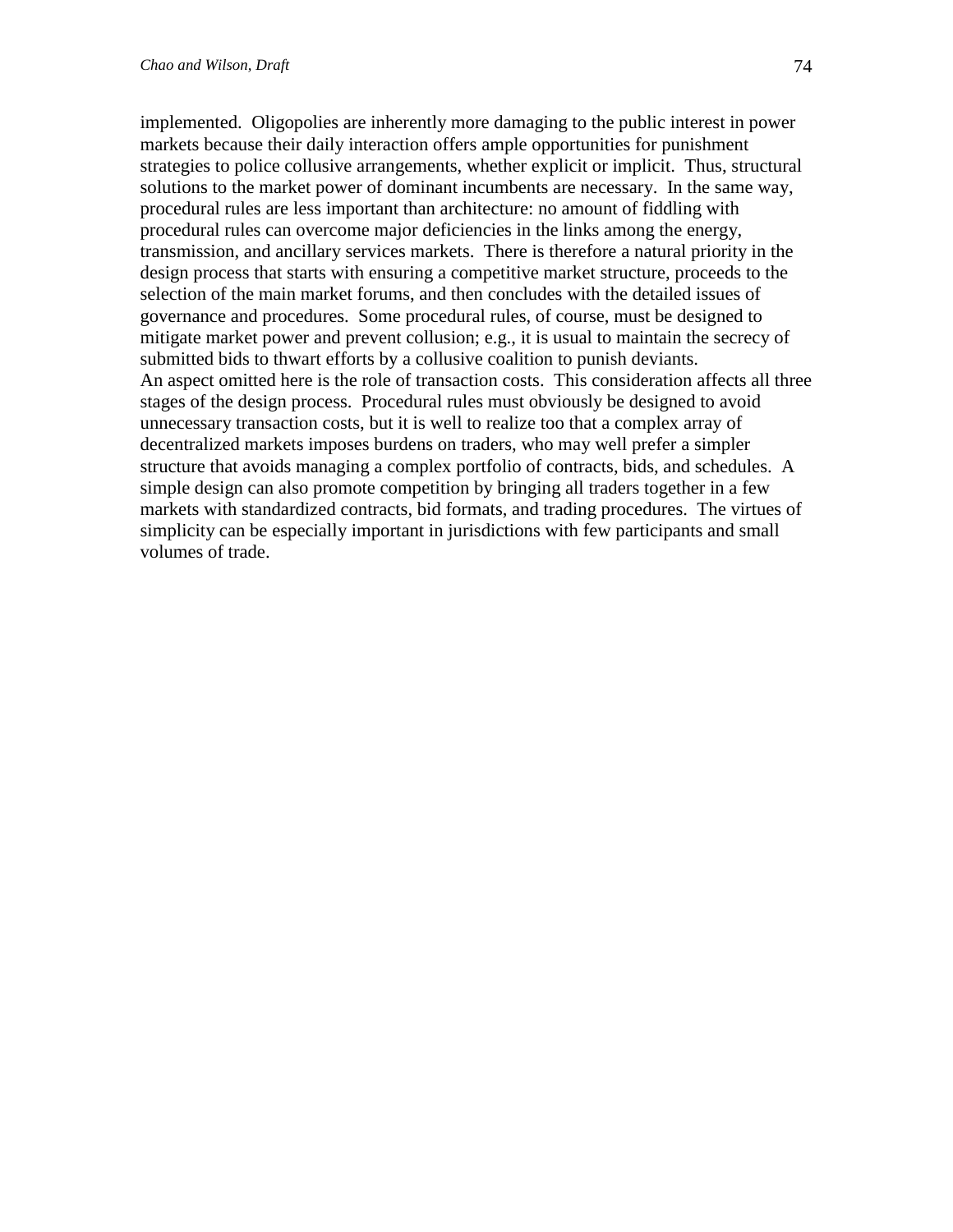implemented. Oligopolies are inherently more damaging to the public interest in power markets because their daily interaction offers ample opportunities for punishment strategies to police collusive arrangements, whether explicit or implicit. Thus, structural solutions to the market power of dominant incumbents are necessary. In the same way, procedural rules are less important than architecture: no amount of fiddling with procedural rules can overcome major deficiencies in the links among the energy, transmission, and ancillary services markets. There is therefore a natural priority in the design process that starts with ensuring a competitive market structure, proceeds to the selection of the main market forums, and then concludes with the detailed issues of governance and procedures. Some procedural rules, of course, must be designed to mitigate market power and prevent collusion; e.g., it is usual to maintain the secrecy of submitted bids to thwart efforts by a collusive coalition to punish deviants.

An aspect omitted here is the role of transaction costs. This consideration affects all three stages of the design process. Procedural rules must obviously be designed to avoid unnecessary transaction costs, but it is well to realize too that a complex array of decentralized markets imposes burdens on traders, who may well prefer a simpler structure that avoids managing a complex portfolio of contracts, bids, and schedules. A simple design can also promote competition by bringing all traders together in a few markets with standardized contracts, bid formats, and trading procedures. The virtues of simplicity can be especially important in jurisdictions with few participants and small volumes of trade.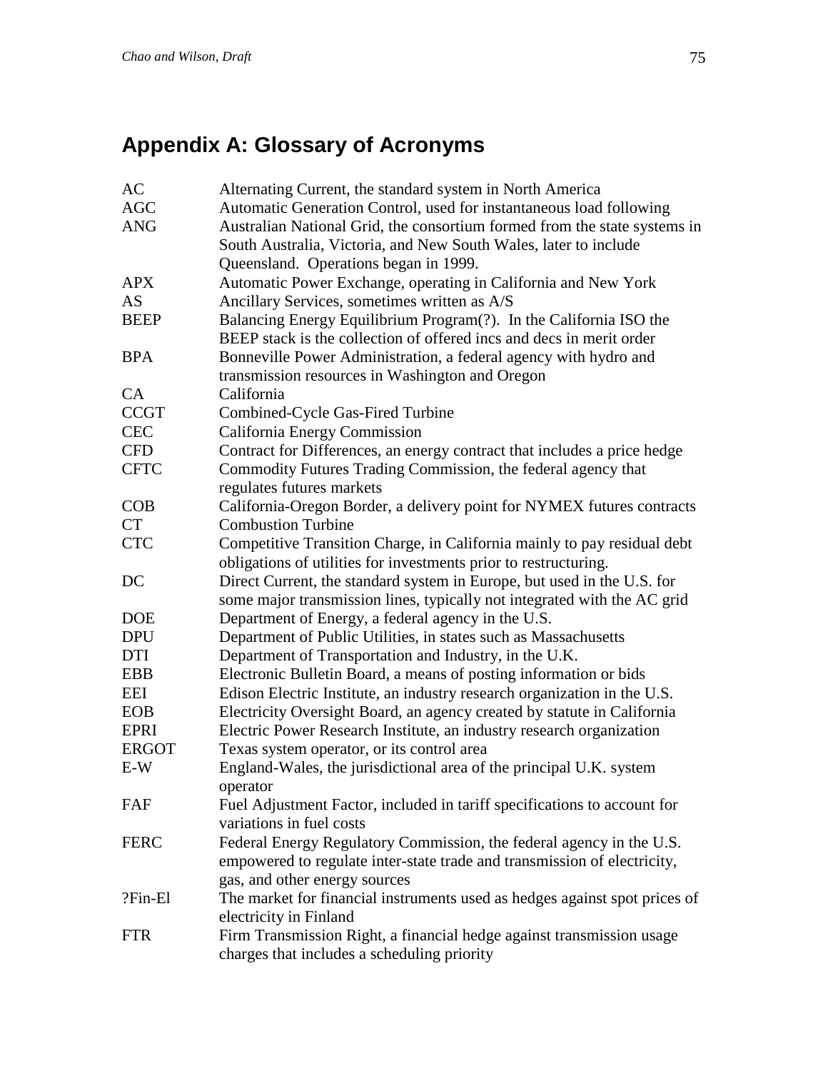## Appendix A: Glossary of Acronyms

| | |
|---|---|
| AC | Alternating Current, the standard system in North America |
| AGC | Automatic Generation Control, used for instantaneous load following |
| ANG | Australian National Grid, the consortium formed from the state systems in South Australia, Victoria, and New South Wales, later to include Queensland. Operations began in 1999. |
| APX | Automatic Power Exchange, operating in California and New York |
| AS | Ancillary Services, sometimes written as A/S |
| BEEP | Balancing Energy Equilibrium Program(?). In the California ISO the BEEP stack is the collection of offered incs and decs in merit order |
| BPA | Bonneville Power Administration, a federal agency with hydro and transmission resources in Washington and Oregon |
| CA | California |
| CCGT | Combined-Cycle Gas-Fired Turbine |
| CEC | California Energy Commission |
| CFD | Contract for Differences, an energy contract that includes a price hedge |
| CFTC | Commodity Futures Trading Commission, the federal agency that regulates futures markets |
| COB | California-Oregon Border, a delivery point for NYMEX futures contracts |
| CT | Combustion Turbine |
| CTC | Competitive Transition Charge, in California mainly to pay residual debt obligations of utilities for investments prior to restructuring. |
| DC | Direct Current, the standard system in Europe, but used in the U.S. for some major transmission lines, typically not integrated with the AC grid |
| DOE | Department of Energy, a federal agency in the U.S. |
| DPU | Department of Public Utilities, in states such as Massachusetts |
| DTI | Department of Transportation and Industry, in the U.K. |
| EBB | Electronic Bulletin Board, a means of posting information or bids |
| EEI | Edison Electric Institute, an industry research organization in the U.S. |
| EOB | Electricity Oversight Board, an agency created by statute in California |
| EPRI | Electric Power Research Institute, an industry research organization |
| ERGOT | Texas system operator, or its control area |
| E-W | England-Wales, the jurisdictional area of the principal U.K. system operator |
| FAF | Fuel Adjustment Factor, included in tariff specifications to account for variations in fuel costs |
| FERC | Federal Energy Regulatory Commission, the federal agency in the U.S. empowered to regulate inter-state trade and transmission of electricity, gas, and other energy sources |
| ?Fin-El | The market for financial instruments used as hedges against spot prices of electricity in Finland |
| FTR | Firm Transmission Right, a financial hedge against transmission usage charges that includes a scheduling priority |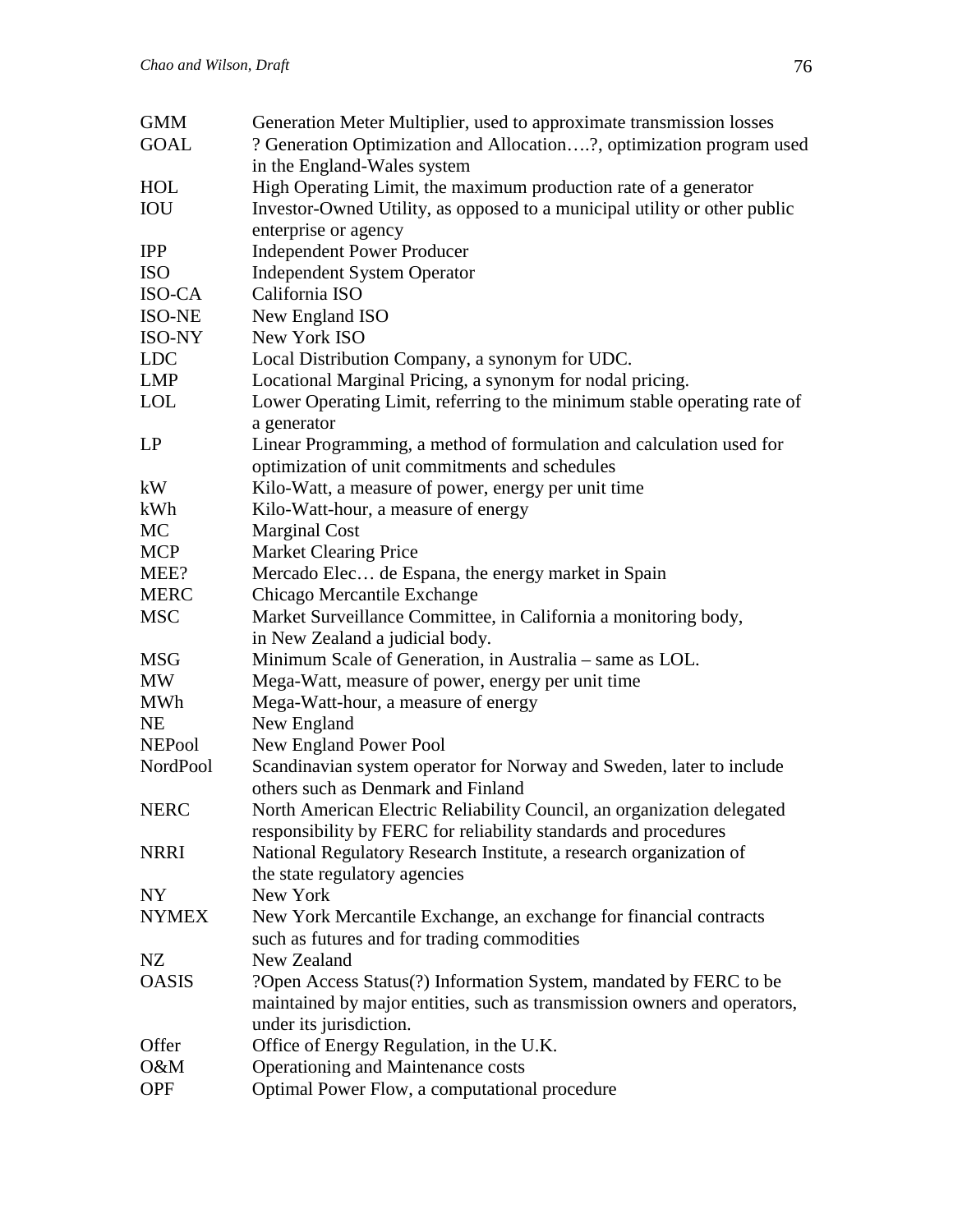| | |
|---|---|
| GMM | Generation Meter Multiplier, used to approximate transmission losses |
| GOAL | ? Generation Optimization and Allocation….?, optimization program used in the England-Wales system |
| HOL | High Operating Limit, the maximum production rate of a generator |
| IOU | Investor-Owned Utility, as opposed to a municipal utility or other public enterprise or agency |
| IPP | Independent Power Producer |
| ISO | Independent System Operator |
| ISO-CA | California ISO |
| ISO-NE | New England ISO |
| ISO-NY | New York ISO |
| LDC | Local Distribution Company, a synonym for UDC. |
| LMP | Locational Marginal Pricing, a synonym for nodal pricing. |
| LOL | Lower Operating Limit, referring to the minimum stable operating rate of a generator |
| LP | Linear Programming, a method of formulation and calculation used for optimization of unit commitments and schedules |
| kW | Kilo-Watt, a measure of power, energy per unit time |
| kWh | Kilo-Watt-hour, a measure of energy |
| MC | Marginal Cost |
| MCP | Market Clearing Price |
| MEE? | Mercado Elec… de Espana, the energy market in Spain |
| MERC | Chicago Mercantile Exchange |
| MSC | Market Surveillance Committee, in California a monitoring body, in New Zealand a judicial body. |
| MSG | Minimum Scale of Generation, in Australia – same as LOL. |
| MW | Mega-Watt, measure of power, energy per unit time |
| MWh | Mega-Watt-hour, a measure of energy |
| NE | New England |
| NEPool | New England Power Pool |
| NordPool | Scandinavian system operator for Norway and Sweden, later to include others such as Denmark and Finland |
| NERC | North American Electric Reliability Council, an organization delegated responsibility by FERC for reliability standards and procedures |
| NRRI | National Regulatory Research Institute, a research organization of the state regulatory agencies |
| NY | New York |
| NYMEX | New York Mercantile Exchange, an exchange for financial contracts such as futures and for trading commodities |
| NZ | New Zealand |
| OASIS | ?Open Access Status(?) Information System, mandated by FERC to be maintained by major entities, such as transmission owners and operators, under its jurisdiction. |
| Offer | Office of Energy Regulation, in the U.K. |
| O&M | Operationing and Maintenance costs |
| OPF | Optimal Power Flow, a computational procedure |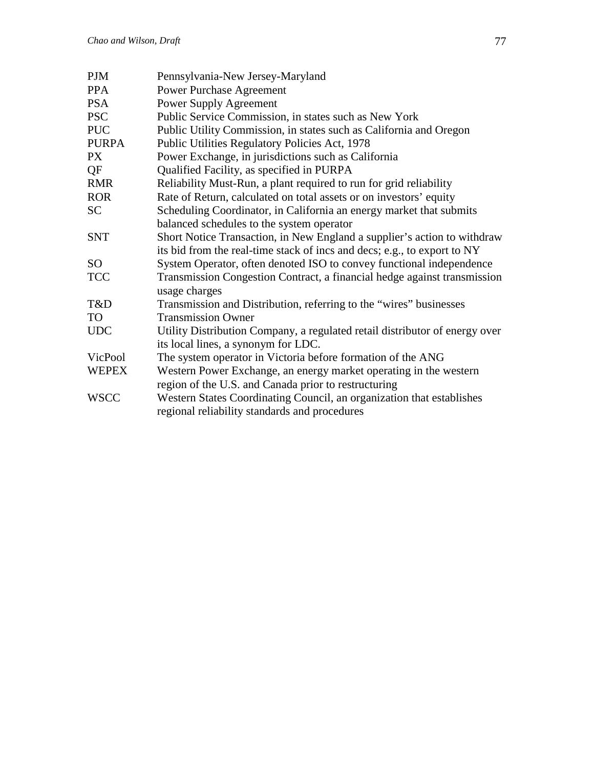| | |
|---|---|
| PJM | Pennsylvania-New Jersey-Maryland |
| PPA | Power Purchase Agreement |
| PSA | Power Supply Agreement |
| PSC | Public Service Commission, in states such as New York |
| PUC | Public Utility Commission, in states such as California and Oregon |
| PURPA | Public Utilities Regulatory Policies Act, 1978 |
| PX | Power Exchange, in jurisdictions such as California |
| QF | Qualified Facility, as specified in PURPA |
| RMR | Reliability Must-Run, a plant required to run for grid reliability |
| ROR | Rate of Return, calculated on total assets or on investors' equity |
| SC | Scheduling Coordinator, in California an energy market that submits balanced schedules to the system operator |
| SNT | Short Notice Transaction, in New England a supplier's action to withdraw its bid from the real-time stack of incs and decs; e.g., to export to NY |
| SO | System Operator, often denoted ISO to convey functional independence |
| TCC | Transmission Congestion Contract, a financial hedge against transmission usage charges |
| T&D | Transmission and Distribution, referring to the "wires" businesses |
| TO | Transmission Owner |
| UDC | Utility Distribution Company, a regulated retail distributor of energy over its local lines, a synonym for LDC. |
| VicPool | The system operator in Victoria before formation of the ANG |
| WEPEX | Western Power Exchange, an energy market operating in the western region of the U.S. and Canada prior to restructuring |
| WSCC | Western States Coordinating Council, an organization that establishes regional reliability standards and procedures |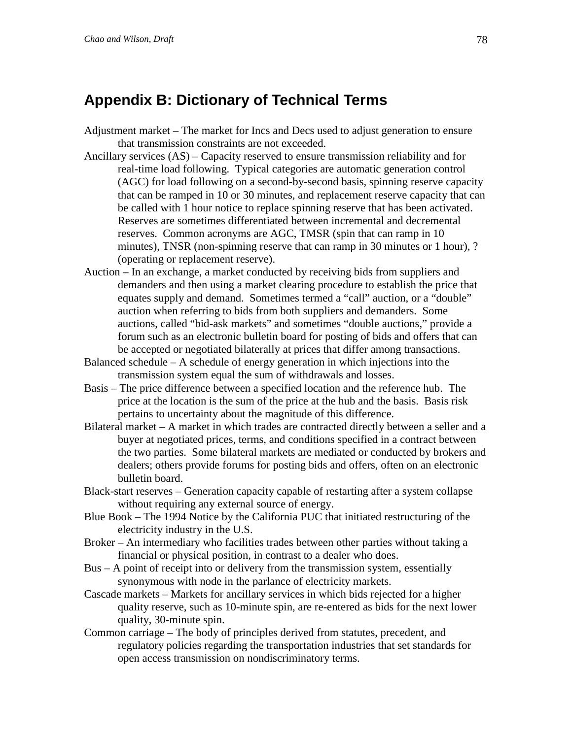## Appendix B: Dictionary of Technical Terms

Adjustment market – The market for Incs and Decs used to adjust generation to ensure that transmission constraints are not exceeded.

Ancillary services (AS) – Capacity reserved to ensure transmission reliability and for real-time load following. Typical categories are automatic generation control (AGC) for load following on a second-by-second basis, spinning reserve capacity that can be ramped in 10 or 30 minutes, and replacement reserve capacity that can be called with 1 hour notice to replace spinning reserve that has been activated. Reserves are sometimes differentiated between incremental and decremental reserves. Common acronyms are AGC, TMSR (spin that can ramp in 10 minutes), TNSR (non-spinning reserve that can ramp in 30 minutes or 1 hour), ? (operating or replacement reserve).

Auction – In an exchange, a market conducted by receiving bids from suppliers and demanders and then using a market clearing procedure to establish the price that equates supply and demand. Sometimes termed a "call" auction, or a "double" auction when referring to bids from both suppliers and demanders. Some auctions, called "bid-ask markets" and sometimes "double auctions," provide a forum such as an electronic bulletin board for posting of bids and offers that can be accepted or negotiated bilaterally at prices that differ among transactions.

Balanced schedule – A schedule of energy generation in which injections into the transmission system equal the sum of withdrawals and losses.

Basis – The price difference between a specified location and the reference hub. The price at the location is the sum of the price at the hub and the basis. Basis risk pertains to uncertainty about the magnitude of this difference.

Bilateral market – A market in which trades are contracted directly between a seller and a buyer at negotiated prices, terms, and conditions specified in a contract between the two parties. Some bilateral markets are mediated or conducted by brokers and dealers; others provide forums for posting bids and offers, often on an electronic bulletin board.

Black-start reserves – Generation capacity capable of restarting after a system collapse without requiring any external source of energy.

Blue Book – The 1994 Notice by the California PUC that initiated restructuring of the electricity industry in the U.S.

Broker – An intermediary who facilities trades between other parties without taking a financial or physical position, in contrast to a dealer who does.

Bus – A point of receipt into or delivery from the transmission system, essentially synonymous with node in the parlance of electricity markets.

Cascade markets – Markets for ancillary services in which bids rejected for a higher quality reserve, such as 10-minute spin, are re-entered as bids for the next lower quality, 30-minute spin.

Common carriage – The body of principles derived from statutes, precedent, and regulatory policies regarding the transportation industries that set standards for open access transmission on nondiscriminatory terms.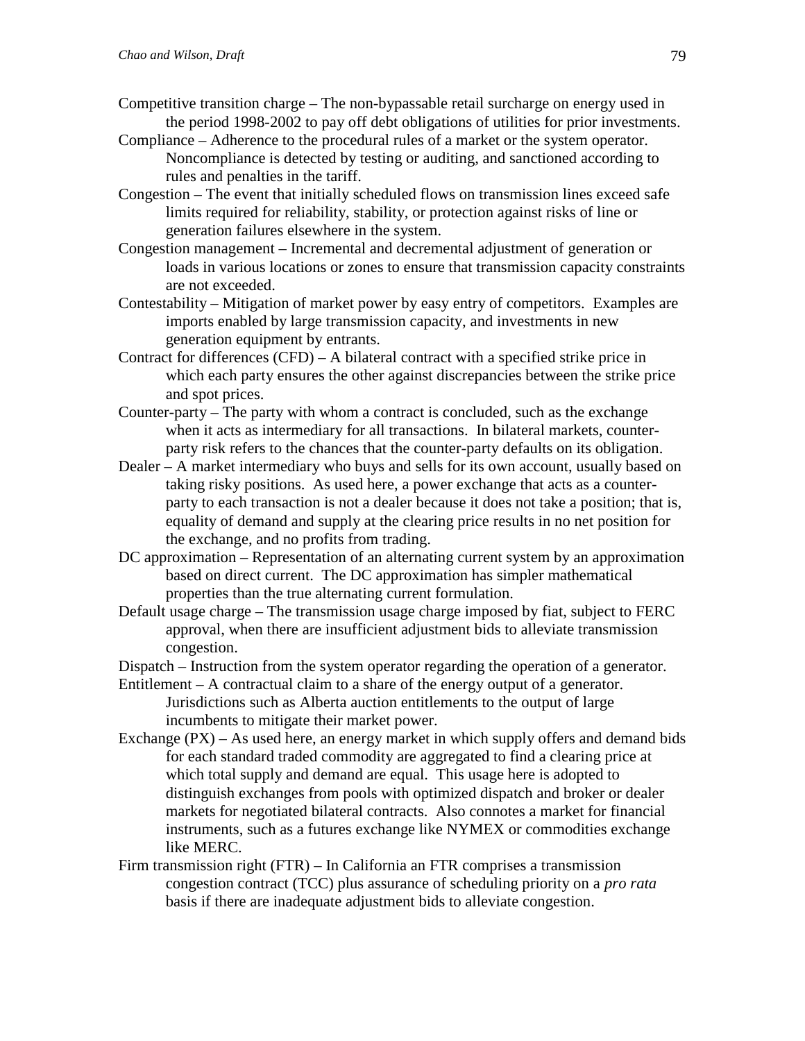Competitive transition charge – The non-bypassable retail surcharge on energy used in the period 1998-2002 to pay off debt obligations of utilities for prior investments.

Compliance – Adherence to the procedural rules of a market or the system operator. Noncompliance is detected by testing or auditing, and sanctioned according to rules and penalties in the tariff.

Congestion – The event that initially scheduled flows on transmission lines exceed safe limits required for reliability, stability, or protection against risks of line or generation failures elsewhere in the system.

Congestion management – Incremental and decremental adjustment of generation or loads in various locations or zones to ensure that transmission capacity constraints are not exceeded.

Contestability – Mitigation of market power by easy entry of competitors. Examples are imports enabled by large transmission capacity, and investments in new generation equipment by entrants.

Contract for differences (CFD) – A bilateral contract with a specified strike price in which each party ensures the other against discrepancies between the strike price and spot prices.

Counter-party – The party with whom a contract is concluded, such as the exchange when it acts as intermediary for all transactions. In bilateral markets, counter-party risk refers to the chances that the counter-party defaults on its obligation.

Dealer – A market intermediary who buys and sells for its own account, usually based on taking risky positions. As used here, a power exchange that acts as a counter-party to each transaction is not a dealer because it does not take a position; that is, equality of demand and supply at the clearing price results in no net position for the exchange, and no profits from trading.

DC approximation – Representation of an alternating current system by an approximation based on direct current. The DC approximation has simpler mathematical properties than the true alternating current formulation.

Default usage charge – The transmission usage charge imposed by fiat, subject to FERC approval, when there are insufficient adjustment bids to alleviate transmission congestion.

Dispatch – Instruction from the system operator regarding the operation of a generator.

Entitlement – A contractual claim to a share of the energy output of a generator. Jurisdictions such as Alberta auction entitlements to the output of large incumbents to mitigate their market power.

Exchange (PX) – As used here, an energy market in which supply offers and demand bids for each standard traded commodity are aggregated to find a clearing price at which total supply and demand are equal. This usage here is adopted to distinguish exchanges from pools with optimized dispatch and broker or dealer markets for negotiated bilateral contracts. Also connotes a market for financial instruments, such as a futures exchange like NYMEX or commodities exchange like MERC.

Firm transmission right (FTR) – In California an FTR comprises a transmission congestion contract (TCC) plus assurance of scheduling priority on a *pro rata* basis if there are inadequate adjustment bids to alleviate congestion.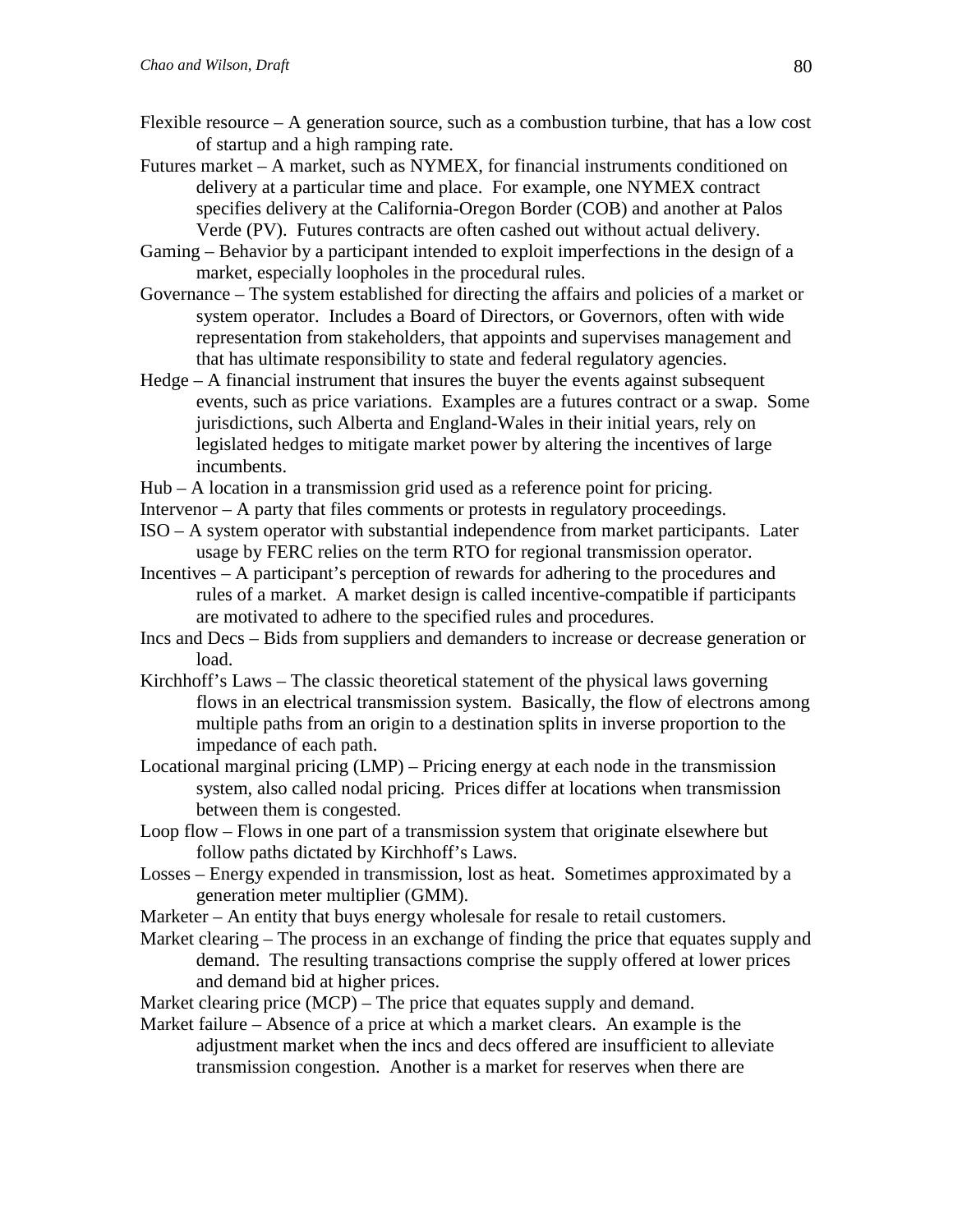Flexible resource – A generation source, such as a combustion turbine, that has a low cost of startup and a high ramping rate.

Futures market – A market, such as NYMEX, for financial instruments conditioned on delivery at a particular time and place. For example, one NYMEX contract specifies delivery at the California-Oregon Border (COB) and another at Palos Verde (PV). Futures contracts are often cashed out without actual delivery.

Gaming – Behavior by a participant intended to exploit imperfections in the design of a market, especially loopholes in the procedural rules.

Governance – The system established for directing the affairs and policies of a market or system operator. Includes a Board of Directors, or Governors, often with wide representation from stakeholders, that appoints and supervises management and that has ultimate responsibility to state and federal regulatory agencies.

Hedge – A financial instrument that insures the buyer the events against subsequent events, such as price variations. Examples are a futures contract or a swap. Some jurisdictions, such Alberta and England-Wales in their initial years, rely on legislated hedges to mitigate market power by altering the incentives of large incumbents.

Hub – A location in a transmission grid used as a reference point for pricing.

Intervenor – A party that files comments or protests in regulatory proceedings.

ISO – A system operator with substantial independence from market participants. Later usage by FERC relies on the term RTO for regional transmission operator.

Incentives – A participant's perception of rewards for adhering to the procedures and rules of a market. A market design is called incentive-compatible if participants are motivated to adhere to the specified rules and procedures.

Incs and Decs – Bids from suppliers and demanders to increase or decrease generation or load.

Kirchhoff's Laws – The classic theoretical statement of the physical laws governing flows in an electrical transmission system. Basically, the flow of electrons among multiple paths from an origin to a destination splits in inverse proportion to the impedance of each path.

Locational marginal pricing (LMP) – Pricing energy at each node in the transmission system, also called nodal pricing. Prices differ at locations when transmission between them is congested.

Loop flow – Flows in one part of a transmission system that originate elsewhere but follow paths dictated by Kirchhoff's Laws.

Losses – Energy expended in transmission, lost as heat. Sometimes approximated by a generation meter multiplier (GMM).

Marketer – An entity that buys energy wholesale for resale to retail customers.

Market clearing – The process in an exchange of finding the price that equates supply and demand. The resulting transactions comprise the supply offered at lower prices and demand bid at higher prices.

Market clearing price (MCP) – The price that equates supply and demand.

Market failure – Absence of a price at which a market clears. An example is the adjustment market when the incs and decs offered are insufficient to alleviate transmission congestion. Another is a market for reserves when there are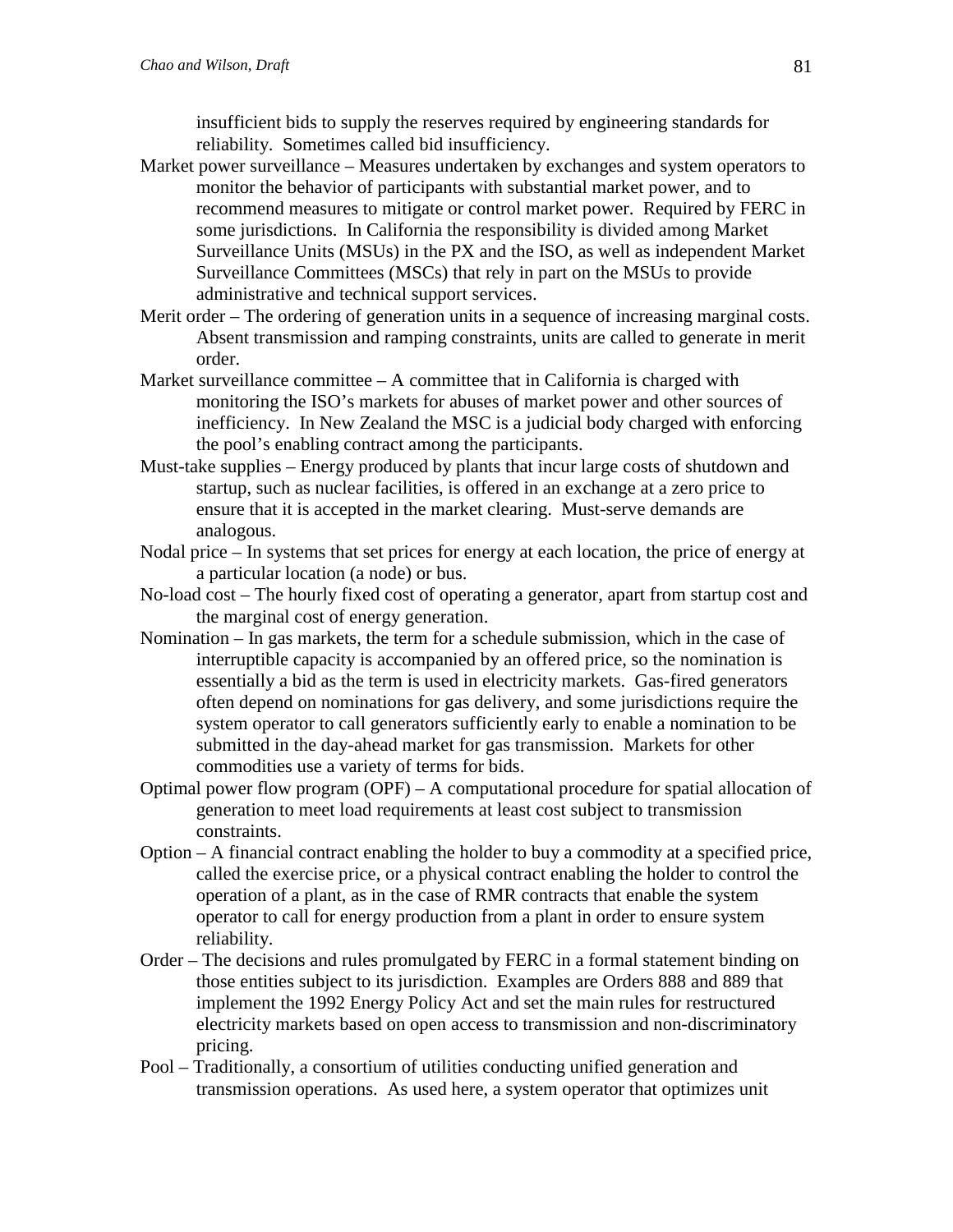insufficient bids to supply the reserves required by engineering standards for reliability. Sometimes called bid insufficiency.

Market power surveillance – Measures undertaken by exchanges and system operators to monitor the behavior of participants with substantial market power, and to recommend measures to mitigate or control market power. Required by FERC in some jurisdictions. In California the responsibility is divided among Market Surveillance Units (MSUs) in the PX and the ISO, as well as independent Market Surveillance Committees (MSCs) that rely in part on the MSUs to provide administrative and technical support services.

Merit order – The ordering of generation units in a sequence of increasing marginal costs. Absent transmission and ramping constraints, units are called to generate in merit order.

Market surveillance committee – A committee that in California is charged with monitoring the ISO's markets for abuses of market power and other sources of inefficiency. In New Zealand the MSC is a judicial body charged with enforcing the pool's enabling contract among the participants.

Must-take supplies – Energy produced by plants that incur large costs of shutdown and startup, such as nuclear facilities, is offered in an exchange at a zero price to ensure that it is accepted in the market clearing. Must-serve demands are analogous.

Nodal price – In systems that set prices for energy at each location, the price of energy at a particular location (a node) or bus.

No-load cost – The hourly fixed cost of operating a generator, apart from startup cost and the marginal cost of energy generation.

Nomination – In gas markets, the term for a schedule submission, which in the case of interruptible capacity is accompanied by an offered price, so the nomination is essentially a bid as the term is used in electricity markets. Gas-fired generators often depend on nominations for gas delivery, and some jurisdictions require the system operator to call generators sufficiently early to enable a nomination to be submitted in the day-ahead market for gas transmission. Markets for other commodities use a variety of terms for bids.

Optimal power flow program (OPF) – A computational procedure for spatial allocation of generation to meet load requirements at least cost subject to transmission constraints.

Option – A financial contract enabling the holder to buy a commodity at a specified price, called the exercise price, or a physical contract enabling the holder to control the operation of a plant, as in the case of RMR contracts that enable the system operator to call for energy production from a plant in order to ensure system reliability.

Order – The decisions and rules promulgated by FERC in a formal statement binding on those entities subject to its jurisdiction. Examples are Orders 888 and 889 that implement the 1992 Energy Policy Act and set the main rules for restructured electricity markets based on open access to transmission and non-discriminatory pricing.

Pool – Traditionally, a consortium of utilities conducting unified generation and transmission operations. As used here, a system operator that optimizes unit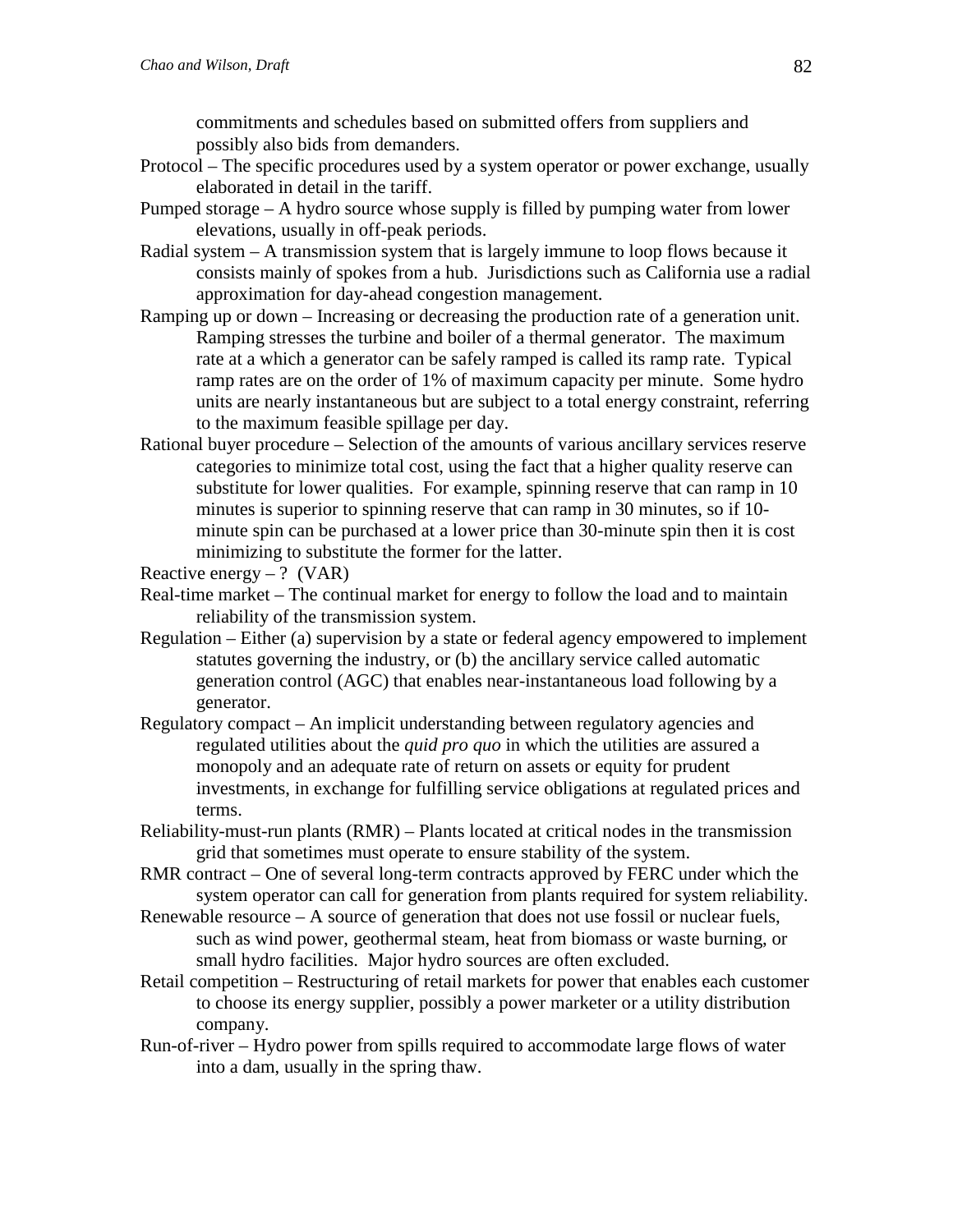commitments and schedules based on submitted offers from suppliers and possibly also bids from demanders.

Protocol – The specific procedures used by a system operator or power exchange, usually elaborated in detail in the tariff.

Pumped storage – A hydro source whose supply is filled by pumping water from lower elevations, usually in off-peak periods.

Radial system – A transmission system that is largely immune to loop flows because it consists mainly of spokes from a hub. Jurisdictions such as California use a radial approximation for day-ahead congestion management.

Ramping up or down – Increasing or decreasing the production rate of a generation unit. Ramping stresses the turbine and boiler of a thermal generator. The maximum rate at a which a generator can be safely ramped is called its ramp rate. Typical ramp rates are on the order of 1% of maximum capacity per minute. Some hydro units are nearly instantaneous but are subject to a total energy constraint, referring to the maximum feasible spillage per day.

Rational buyer procedure – Selection of the amounts of various ancillary services reserve categories to minimize total cost, using the fact that a higher quality reserve can substitute for lower qualities. For example, spinning reserve that can ramp in 10 minutes is superior to spinning reserve that can ramp in 30 minutes, so if 10-minute spin can be purchased at a lower price than 30-minute spin then it is cost minimizing to substitute the former for the latter.

Reactive energy – ? (VAR)

Real-time market – The continual market for energy to follow the load and to maintain reliability of the transmission system.

Regulation – Either (a) supervision by a state or federal agency empowered to implement statutes governing the industry, or (b) the ancillary service called automatic generation control (AGC) that enables near-instantaneous load following by a generator.

Regulatory compact – An implicit understanding between regulatory agencies and regulated utilities about the *quid pro quo* in which the utilities are assured a monopoly and an adequate rate of return on assets or equity for prudent investments, in exchange for fulfilling service obligations at regulated prices and terms.

Reliability-must-run plants (RMR) – Plants located at critical nodes in the transmission grid that sometimes must operate to ensure stability of the system.

RMR contract – One of several long-term contracts approved by FERC under which the system operator can call for generation from plants required for system reliability.

Renewable resource – A source of generation that does not use fossil or nuclear fuels, such as wind power, geothermal steam, heat from biomass or waste burning, or small hydro facilities. Major hydro sources are often excluded.

Retail competition – Restructuring of retail markets for power that enables each customer to choose its energy supplier, possibly a power marketer or a utility distribution company.

Run-of-river – Hydro power from spills required to accommodate large flows of water into a dam, usually in the spring thaw.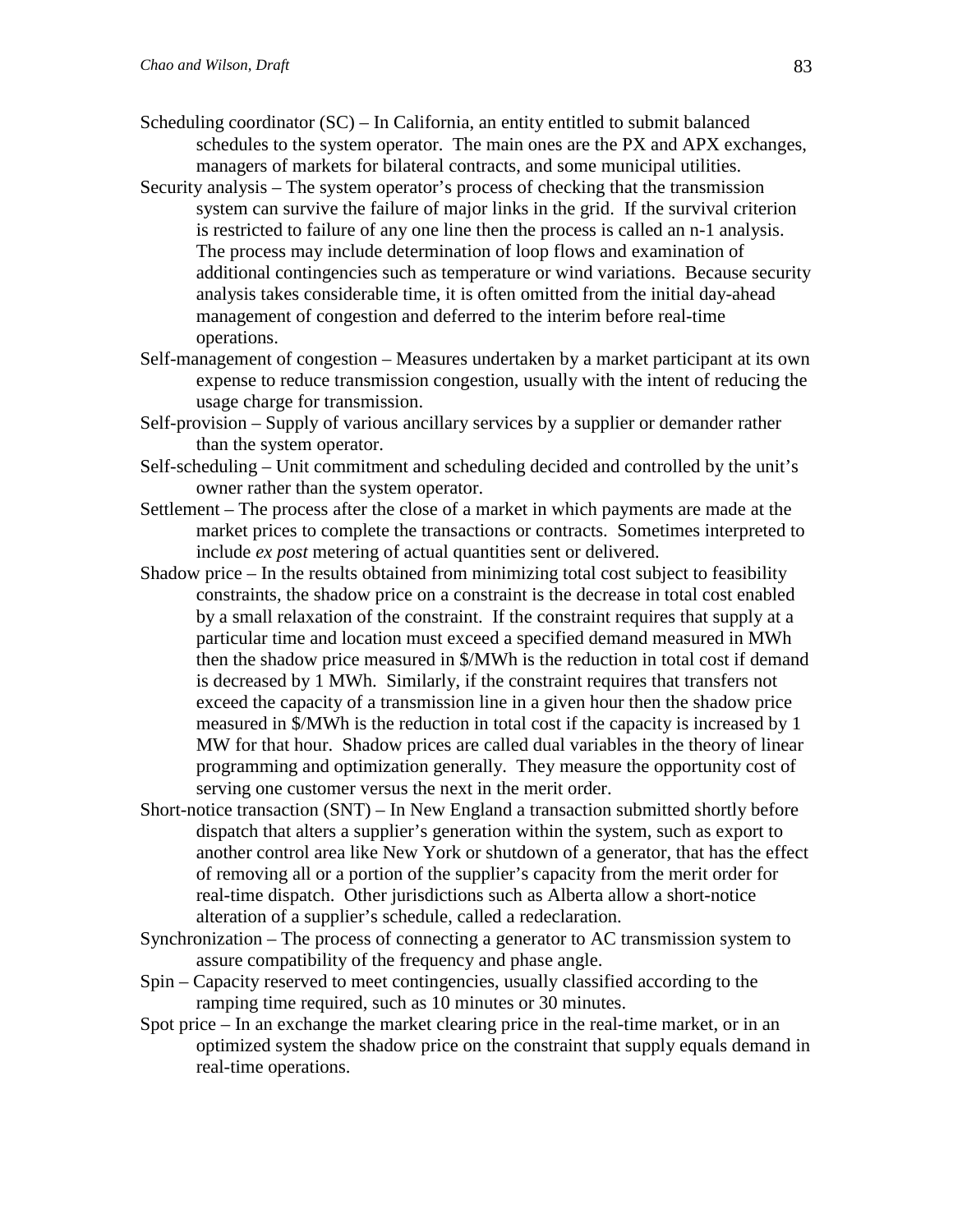Scheduling coordinator (SC) – In California, an entity entitled to submit balanced schedules to the system operator. The main ones are the PX and APX exchanges, managers of markets for bilateral contracts, and some municipal utilities.

Security analysis – The system operator's process of checking that the transmission system can survive the failure of major links in the grid. If the survival criterion is restricted to failure of any one line then the process is called an n-1 analysis. The process may include determination of loop flows and examination of additional contingencies such as temperature or wind variations. Because security analysis takes considerable time, it is often omitted from the initial day-ahead management of congestion and deferred to the interim before real-time operations.

Self-management of congestion – Measures undertaken by a market participant at its own expense to reduce transmission congestion, usually with the intent of reducing the usage charge for transmission.

Self-provision – Supply of various ancillary services by a supplier or demander rather than the system operator.

Self-scheduling – Unit commitment and scheduling decided and controlled by the unit's owner rather than the system operator.

Settlement – The process after the close of a market in which payments are made at the market prices to complete the transactions or contracts. Sometimes interpreted to include *ex post* metering of actual quantities sent or delivered.

Shadow price – In the results obtained from minimizing total cost subject to feasibility constraints, the shadow price on a constraint is the decrease in total cost enabled by a small relaxation of the constraint. If the constraint requires that supply at a particular time and location must exceed a specified demand measured in MWh then the shadow price measured in \$/MWh is the reduction in total cost if demand is decreased by 1 MWh. Similarly, if the constraint requires that transfers not exceed the capacity of a transmission line in a given hour then the shadow price measured in \$/MWh is the reduction in total cost if the capacity is increased by 1 MW for that hour. Shadow prices are called dual variables in the theory of linear programming and optimization generally. They measure the opportunity cost of serving one customer versus the next in the merit order.

Short-notice transaction (SNT) – In New England a transaction submitted shortly before dispatch that alters a supplier's generation within the system, such as export to another control area like New York or shutdown of a generator, that has the effect of removing all or a portion of the supplier's capacity from the merit order for real-time dispatch. Other jurisdictions such as Alberta allow a short-notice alteration of a supplier's schedule, called a redeclaration.

Synchronization – The process of connecting a generator to AC transmission system to assure compatibility of the frequency and phase angle.

Spin – Capacity reserved to meet contingencies, usually classified according to the ramping time required, such as 10 minutes or 30 minutes.

Spot price – In an exchange the market clearing price in the real-time market, or in an optimized system the shadow price on the constraint that supply equals demand in real-time operations.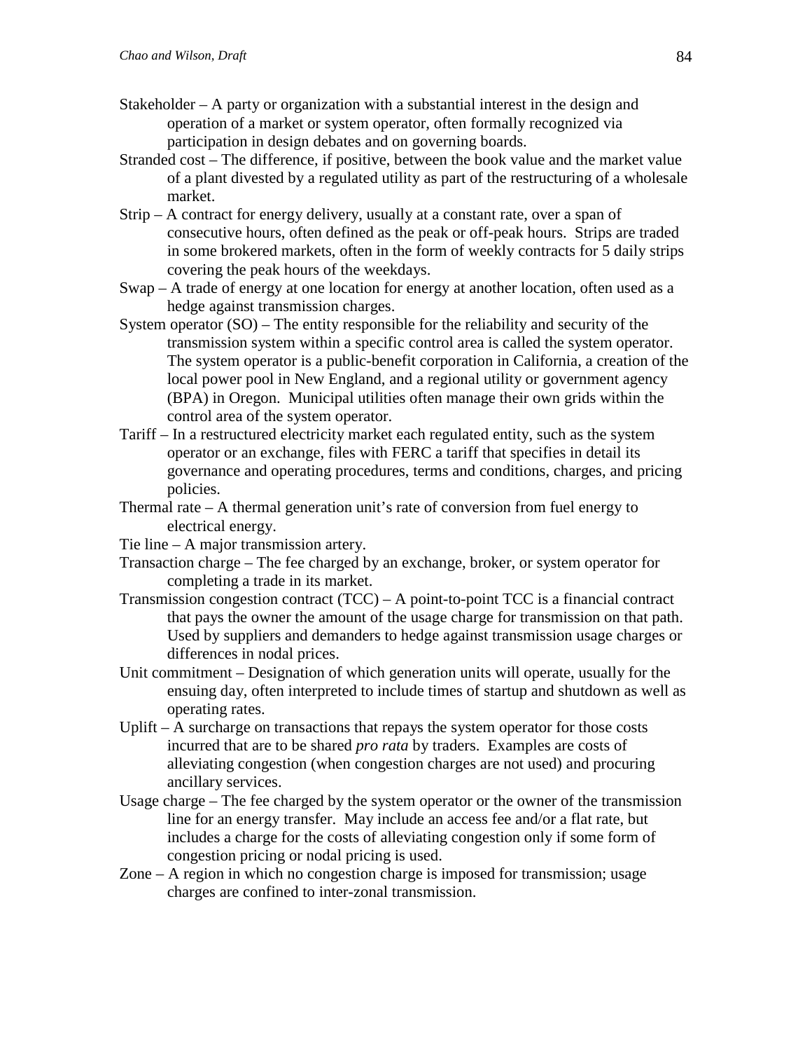Stakeholder – A party or organization with a substantial interest in the design and operation of a market or system operator, often formally recognized via participation in design debates and on governing boards.

Stranded cost – The difference, if positive, between the book value and the market value of a plant divested by a regulated utility as part of the restructuring of a wholesale market.

Strip – A contract for energy delivery, usually at a constant rate, over a span of consecutive hours, often defined as the peak or off-peak hours. Strips are traded in some brokered markets, often in the form of weekly contracts for 5 daily strips covering the peak hours of the weekdays.

Swap – A trade of energy at one location for energy at another location, often used as a hedge against transmission charges.

System operator (SO) – The entity responsible for the reliability and security of the transmission system within a specific control area is called the system operator. The system operator is a public-benefit corporation in California, a creation of the local power pool in New England, and a regional utility or government agency (BPA) in Oregon. Municipal utilities often manage their own grids within the control area of the system operator.

Tariff – In a restructured electricity market each regulated entity, such as the system operator or an exchange, files with FERC a tariff that specifies in detail its governance and operating procedures, terms and conditions, charges, and pricing policies.

Thermal rate – A thermal generation unit's rate of conversion from fuel energy to electrical energy.

Tie line – A major transmission artery.

Transaction charge – The fee charged by an exchange, broker, or system operator for completing a trade in its market.

Transmission congestion contract (TCC) – A point-to-point TCC is a financial contract that pays the owner the amount of the usage charge for transmission on that path. Used by suppliers and demanders to hedge against transmission usage charges or differences in nodal prices.

Unit commitment – Designation of which generation units will operate, usually for the ensuing day, often interpreted to include times of startup and shutdown as well as operating rates.

Uplift – A surcharge on transactions that repays the system operator for those costs incurred that are to be shared *pro rata* by traders. Examples are costs of alleviating congestion (when congestion charges are not used) and procuring ancillary services.

Usage charge – The fee charged by the system operator or the owner of the transmission line for an energy transfer. May include an access fee and/or a flat rate, but includes a charge for the costs of alleviating congestion only if some form of congestion pricing or nodal pricing is used.

Zone – A region in which no congestion charge is imposed for transmission; usage charges are confined to inter-zonal transmission.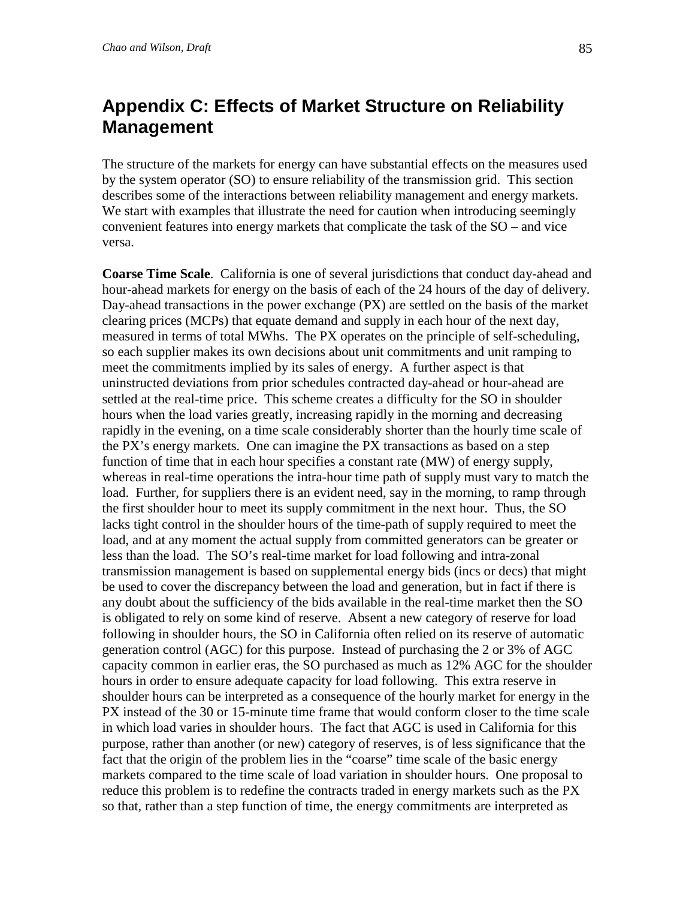# Appendix C: Effects of Market Structure on Reliability Management

The structure of the markets for energy can have substantial effects on the measures used by the system operator (SO) to ensure reliability of the transmission grid. This section describes some of the interactions between reliability management and energy markets. We start with examples that illustrate the need for caution when introducing seemingly convenient features into energy markets that complicate the task of the SO – and vice versa.

**Coarse Time Scale**. California is one of several jurisdictions that conduct day-ahead and hour-ahead markets for energy on the basis of each of the 24 hours of the day of delivery. Day-ahead transactions in the power exchange (PX) are settled on the basis of the market clearing prices (MCPs) that equate demand and supply in each hour of the next day, measured in terms of total MWhs. The PX operates on the principle of self-scheduling, so each supplier makes its own decisions about unit commitments and unit ramping to meet the commitments implied by its sales of energy. A further aspect is that uninstructed deviations from prior schedules contracted day-ahead or hour-ahead are settled at the real-time price. This scheme creates a difficulty for the SO in shoulder hours when the load varies greatly, increasing rapidly in the morning and decreasing rapidly in the evening, on a time scale considerably shorter than the hourly time scale of the PX's energy markets. One can imagine the PX transactions as based on a step function of time that in each hour specifies a constant rate (MW) of energy supply, whereas in real-time operations the intra-hour time path of supply must vary to match the load. Further, for suppliers there is an evident need, say in the morning, to ramp through the first shoulder hour to meet its supply commitment in the next hour. Thus, the SO lacks tight control in the shoulder hours of the time-path of supply required to meet the load, and at any moment the actual supply from committed generators can be greater or less than the load. The SO's real-time market for load following and intra-zonal transmission management is based on supplemental energy bids (incs or decs) that might be used to cover the discrepancy between the load and generation, but in fact if there is any doubt about the sufficiency of the bids available in the real-time market then the SO is obligated to rely on some kind of reserve. Absent a new category of reserve for load following in shoulder hours, the SO in California often relied on its reserve of automatic generation control (AGC) for this purpose. Instead of purchasing the 2 or 3% of AGC capacity common in earlier eras, the SO purchased as much as 12% AGC for the shoulder hours in order to ensure adequate capacity for load following. This extra reserve in shoulder hours can be interpreted as a consequence of the hourly market for energy in the PX instead of the 30 or 15-minute time frame that would conform closer to the time scale in which load varies in shoulder hours. The fact that AGC is used in California for this purpose, rather than another (or new) category of reserves, is of less significance that the fact that the origin of the problem lies in the "coarse" time scale of the basic energy markets compared to the time scale of load variation in shoulder hours. One proposal to reduce this problem is to redefine the contracts traded in energy markets such as the PX so that, rather than a step function of time, the energy commitments are interpreted as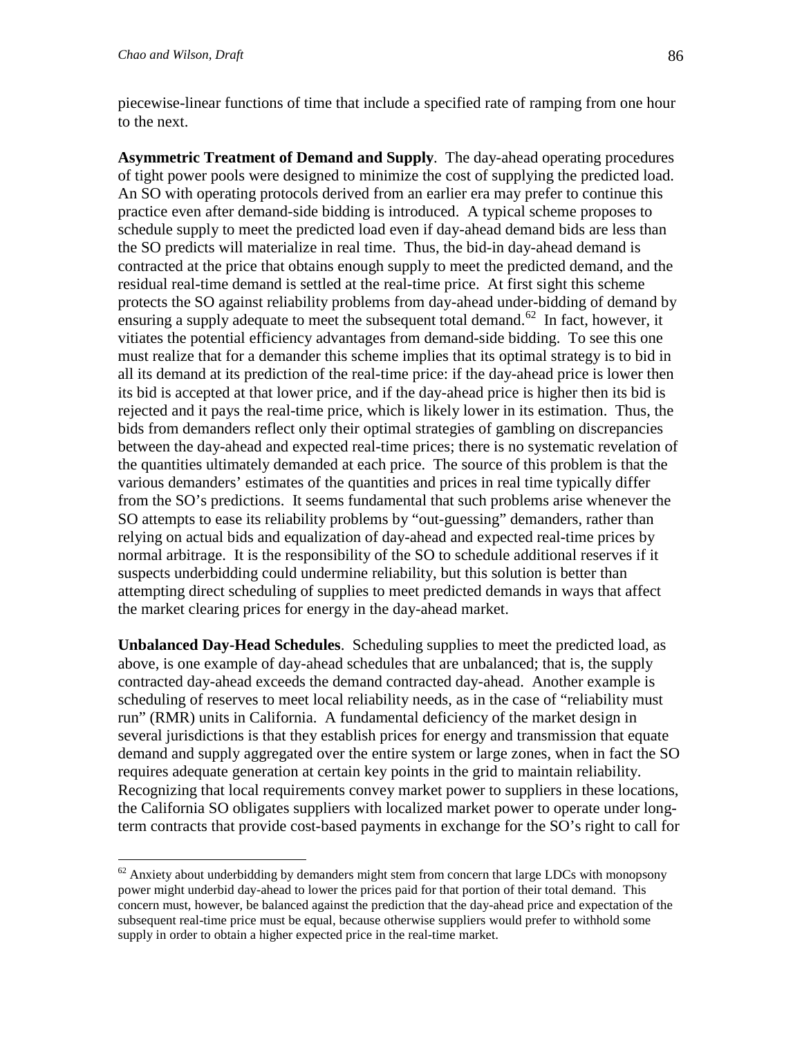piecewise-linear functions of time that include a specified rate of ramping from one hour to the next.

**Asymmetric Treatment of Demand and Supply**. The day-ahead operating procedures of tight power pools were designed to minimize the cost of supplying the predicted load. An SO with operating protocols derived from an earlier era may prefer to continue this practice even after demand-side bidding is introduced. A typical scheme proposes to schedule supply to meet the predicted load even if day-ahead demand bids are less than the SO predicts will materialize in real time. Thus, the bid-in day-ahead demand is contracted at the price that obtains enough supply to meet the predicted demand, and the residual real-time demand is settled at the real-time price. At first sight this scheme protects the SO against reliability problems from day-ahead under-bidding of demand by ensuring a supply adequate to meet the subsequent total demand.[62] In fact, however, it vitiates the potential efficiency advantages from demand-side bidding. To see this one must realize that for a demander this scheme implies that its optimal strategy is to bid in all its demand at its prediction of the real-time price: if the day-ahead price is lower then its bid is accepted at that lower price, and if the day-ahead price is higher then its bid is rejected and it pays the real-time price, which is likely lower in its estimation. Thus, the bids from demanders reflect only their optimal strategies of gambling on discrepancies between the day-ahead and expected real-time prices; there is no systematic revelation of the quantities ultimately demanded at each price. The source of this problem is that the various demanders' estimates of the quantities and prices in real time typically differ from the SO's predictions. It seems fundamental that such problems arise whenever the SO attempts to ease its reliability problems by "out-guessing" demanders, rather than relying on actual bids and equalization of day-ahead and expected real-time prices by normal arbitrage. It is the responsibility of the SO to schedule additional reserves if it suspects underbidding could undermine reliability, but this solution is better than attempting direct scheduling of supplies to meet predicted demands in ways that affect the market clearing prices for energy in the day-ahead market.

**Unbalanced Day-Head Schedules**. Scheduling supplies to meet the predicted load, as above, is one example of day-ahead schedules that are unbalanced; that is, the supply contracted day-ahead exceeds the demand contracted day-ahead. Another example is scheduling of reserves to meet local reliability needs, as in the case of "reliability must run" (RMR) units in California. A fundamental deficiency of the market design in several jurisdictions is that they establish prices for energy and transmission that equate demand and supply aggregated over the entire system or large zones, when in fact the SO requires adequate generation at certain key points in the grid to maintain reliability. Recognizing that local requirements convey market power to suppliers in these locations, the California SO obligates suppliers with localized market power to operate under long-term contracts that provide cost-based payments in exchange for the SO's right to call for

[62] Anxiety about underbidding by demanders might stem from concern that large LDCs with monopsony power might underbid day-ahead to lower the prices paid for that portion of their total demand. This concern must, however, be balanced against the prediction that the day-ahead price and expectation of the subsequent real-time price must be equal, because otherwise suppliers would prefer to withhold some supply in order to obtain a higher expected price in the real-time market.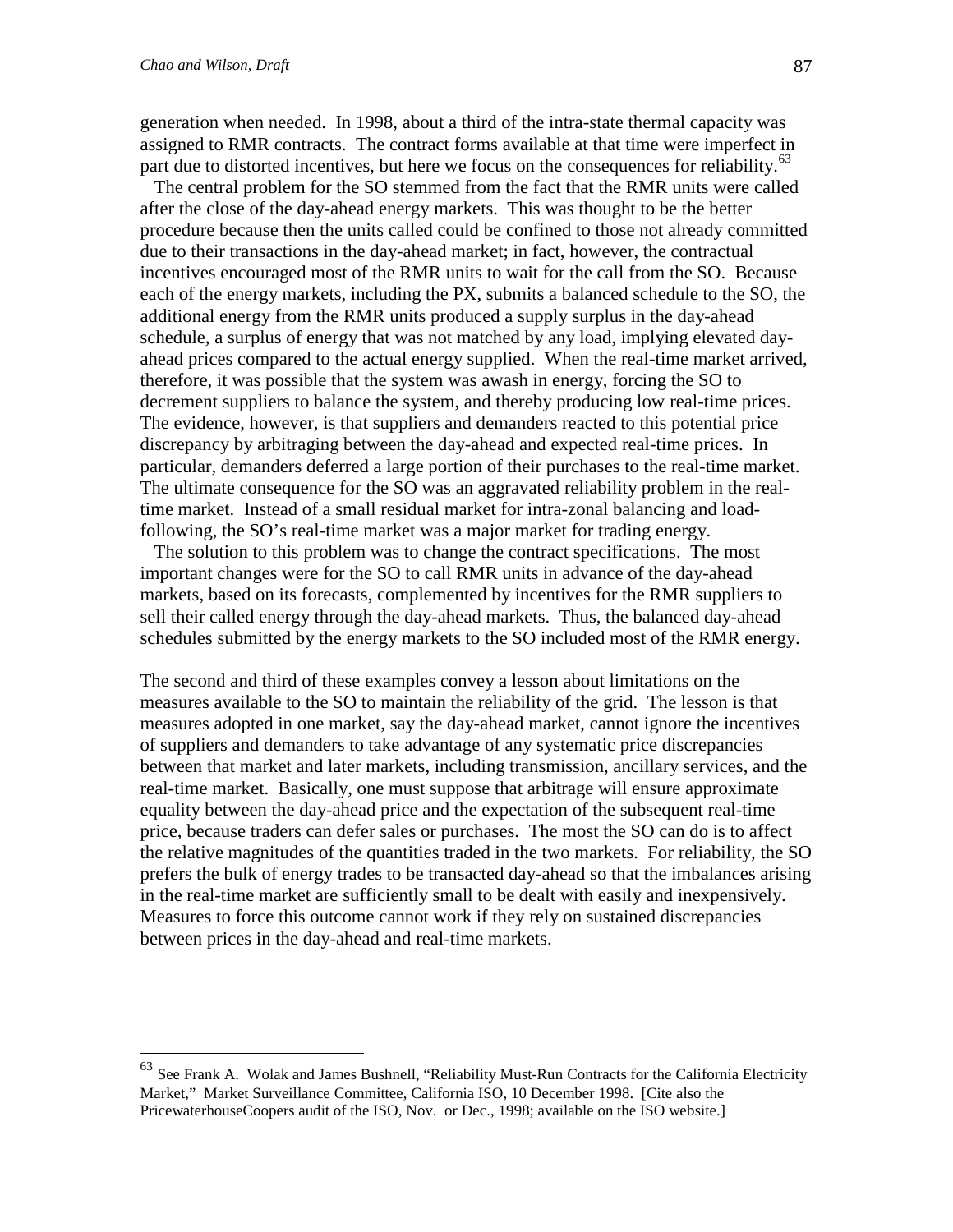generation when needed. In 1998, about a third of the intra-state thermal capacity was assigned to RMR contracts. The contract forms available at that time were imperfect in part due to distorted incentives, but here we focus on the consequences for reliability.[63]

The central problem for the SO stemmed from the fact that the RMR units were called after the close of the day-ahead energy markets. This was thought to be the better procedure because then the units called could be confined to those not already committed due to their transactions in the day-ahead market; in fact, however, the contractual incentives encouraged most of the RMR units to wait for the call from the SO. Because each of the energy markets, including the PX, submits a balanced schedule to the SO, the additional energy from the RMR units produced a supply surplus in the day-ahead schedule, a surplus of energy that was not matched by any load, implying elevated day-ahead prices compared to the actual energy supplied. When the real-time market arrived, therefore, it was possible that the system was awash in energy, forcing the SO to decrement suppliers to balance the system, and thereby producing low real-time prices. The evidence, however, is that suppliers and demanders reacted to this potential price discrepancy by arbitraging between the day-ahead and expected real-time prices. In particular, demanders deferred a large portion of their purchases to the real-time market. The ultimate consequence for the SO was an aggravated reliability problem in the real-time market. Instead of a small residual market for intra-zonal balancing and load-following, the SO's real-time market was a major market for trading energy.

The solution to this problem was to change the contract specifications. The most important changes were for the SO to call RMR units in advance of the day-ahead markets, based on its forecasts, complemented by incentives for the RMR suppliers to sell their called energy through the day-ahead markets. Thus, the balanced day-ahead schedules submitted by the energy markets to the SO included most of the RMR energy.

The second and third of these examples convey a lesson about limitations on the measures available to the SO to maintain the reliability of the grid. The lesson is that measures adopted in one market, say the day-ahead market, cannot ignore the incentives of suppliers and demanders to take advantage of any systematic price discrepancies between that market and later markets, including transmission, ancillary services, and the real-time market. Basically, one must suppose that arbitrage will ensure approximate equality between the day-ahead price and the expectation of the subsequent real-time price, because traders can defer sales or purchases. The most the SO can do is to affect the relative magnitudes of the quantities traded in the two markets. For reliability, the SO prefers the bulk of energy trades to be transacted day-ahead so that the imbalances arising in the real-time market are sufficiently small to be dealt with easily and inexpensively. Measures to force this outcome cannot work if they rely on sustained discrepancies between prices in the day-ahead and real-time markets.

[63] See Frank A. Wolak and James Bushnell, "Reliability Must-Run Contracts for the California Electricity Market," Market Surveillance Committee, California ISO, 10 December 1998. [Cite also the PricewaterhouseCoopers audit of the ISO, Nov. or Dec., 1998; available on the ISO website.]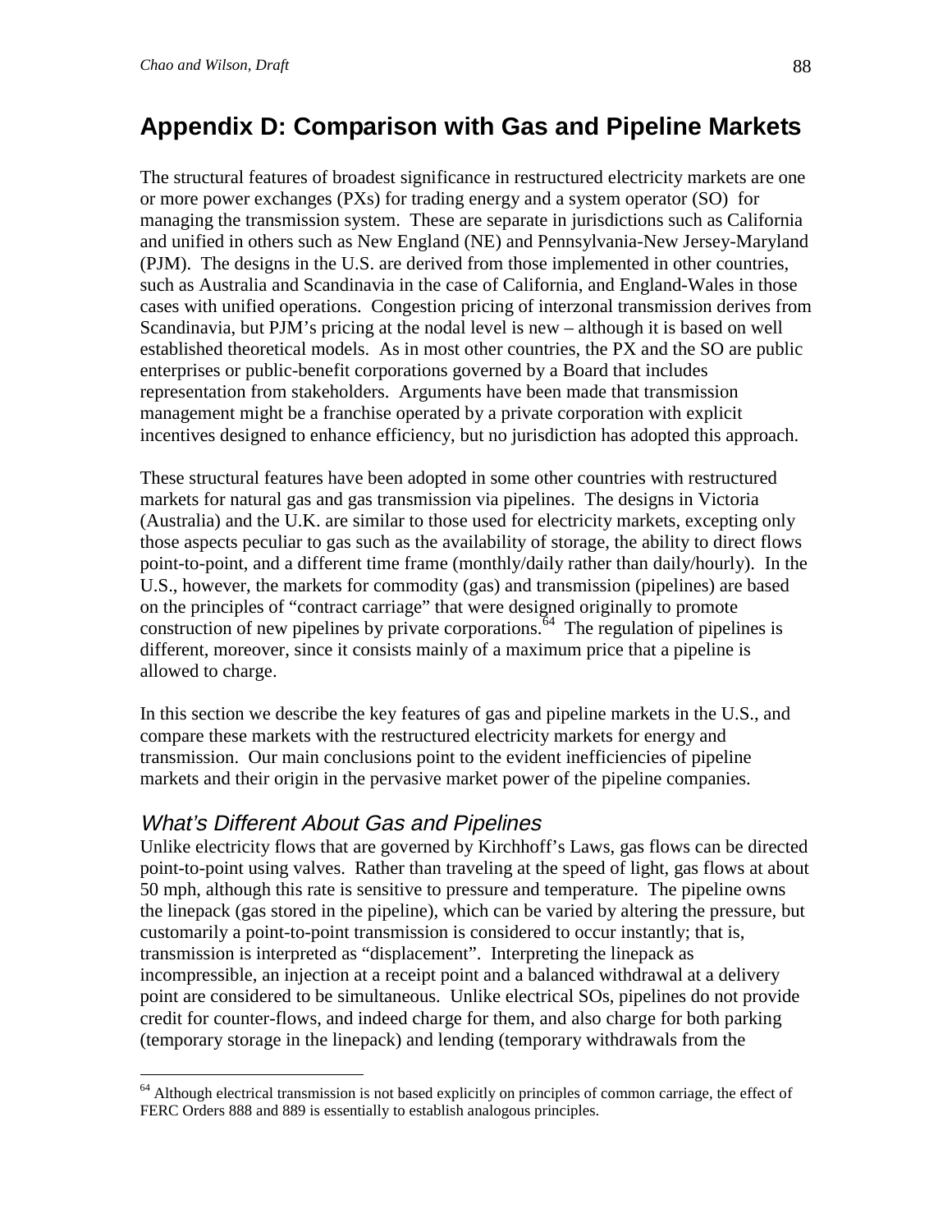# Appendix D: Comparison with Gas and Pipeline Markets

The structural features of broadest significance in restructured electricity markets are one or more power exchanges (PXs) for trading energy and a system operator (SO) for managing the transmission system. These are separate in jurisdictions such as California and unified in others such as New England (NE) and Pennsylvania-New Jersey-Maryland (PJM). The designs in the U.S. are derived from those implemented in other countries, such as Australia and Scandinavia in the case of California, and England-Wales in those cases with unified operations. Congestion pricing of interzonal transmission derives from Scandinavia, but PJM's pricing at the nodal level is new – although it is based on well established theoretical models. As in most other countries, the PX and the SO are public enterprises or public-benefit corporations governed by a Board that includes representation from stakeholders. Arguments have been made that transmission management might be a franchise operated by a private corporation with explicit incentives designed to enhance efficiency, but no jurisdiction has adopted this approach.

These structural features have been adopted in some other countries with restructured markets for natural gas and gas transmission via pipelines. The designs in Victoria (Australia) and the U.K. are similar to those used for electricity markets, excepting only those aspects peculiar to gas such as the availability of storage, the ability to direct flows point-to-point, and a different time frame (monthly/daily rather than daily/hourly). In the U.S., however, the markets for commodity (gas) and transmission (pipelines) are based on the principles of "contract carriage" that were designed originally to promote construction of new pipelines by private corporations.[64] The regulation of pipelines is different, moreover, since it consists mainly of a maximum price that a pipeline is allowed to charge.

In this section we describe the key features of gas and pipeline markets in the U.S., and compare these markets with the restructured electricity markets for energy and transmission. Our main conclusions point to the evident inefficiencies of pipeline markets and their origin in the pervasive market power of the pipeline companies.

## *What's Different About Gas and Pipelines*

Unlike electricity flows that are governed by Kirchhoff's Laws, gas flows can be directed point-to-point using valves. Rather than traveling at the speed of light, gas flows at about 50 mph, although this rate is sensitive to pressure and temperature. The pipeline owns the linepack (gas stored in the pipeline), which can be varied by altering the pressure, but customarily a point-to-point transmission is considered to occur instantly; that is, transmission is interpreted as "displacement". Interpreting the linepack as incompressible, an injection at a receipt point and a balanced withdrawal at a delivery point are considered to be simultaneous. Unlike electrical SOs, pipelines do not provide credit for counter-flows, and indeed charge for them, and also charge for both parking (temporary storage in the linepack) and lending (temporary withdrawals from the

---

[64] Although electrical transmission is not based explicitly on principles of common carriage, the effect of FERC Orders 888 and 889 is essentially to establish analogous principles.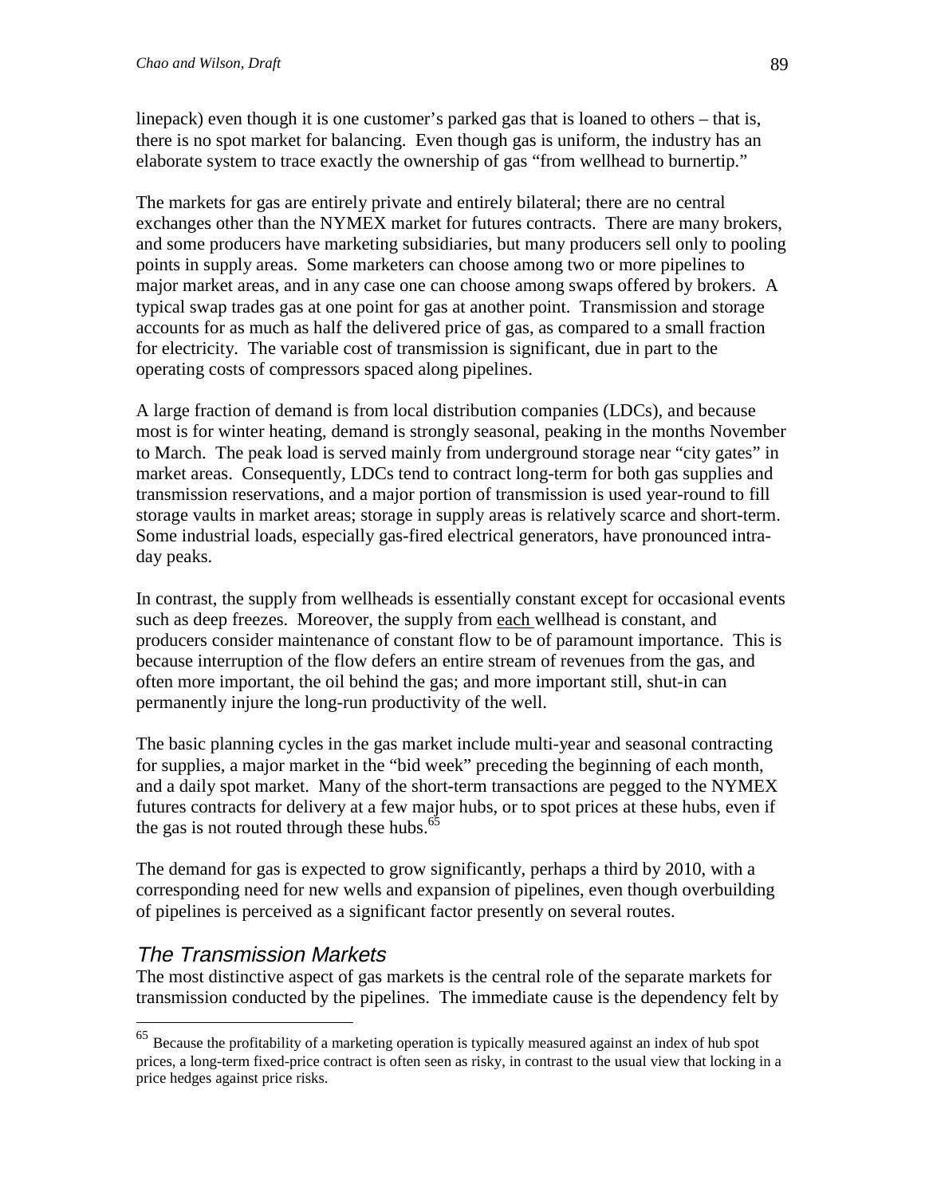linepack) even though it is one customer's parked gas that is loaned to others – that is, there is no spot market for balancing. Even though gas is uniform, the industry has an elaborate system to trace exactly the ownership of gas "from wellhead to burnertip."

The markets for gas are entirely private and entirely bilateral; there are no central exchanges other than the NYMEX market for futures contracts. There are many brokers, and some producers have marketing subsidiaries, but many producers sell only to pooling points in supply areas. Some marketers can choose among two or more pipelines to major market areas, and in any case one can choose among swaps offered by brokers. A typical swap trades gas at one point for gas at another point. Transmission and storage accounts for as much as half the delivered price of gas, as compared to a small fraction for electricity. The variable cost of transmission is significant, due in part to the operating costs of compressors spaced along pipelines.

A large fraction of demand is from local distribution companies (LDCs), and because most is for winter heating, demand is strongly seasonal, peaking in the months November to March. The peak load is served mainly from underground storage near "city gates" in market areas. Consequently, LDCs tend to contract long-term for both gas supplies and transmission reservations, and a major portion of transmission is used year-round to fill storage vaults in market areas; storage in supply areas is relatively scarce and short-term. Some industrial loads, especially gas-fired electrical generators, have pronounced intra-day peaks.

In contrast, the supply from wellheads is essentially constant except for occasional events such as deep freezes. Moreover, the supply from <u>each</u> wellhead is constant, and producers consider maintenance of constant flow to be of paramount importance. This is because interruption of the flow defers an entire stream of revenues from the gas, and often more important, the oil behind the gas; and more important still, shut-in can permanently injure the long-run productivity of the well.

The basic planning cycles in the gas market include multi-year and seasonal contracting for supplies, a major market in the "bid week" preceding the beginning of each month, and a daily spot market. Many of the short-term transactions are pegged to the NYMEX futures contracts for delivery at a few major hubs, or to spot prices at these hubs, even if the gas is not routed through these hubs.[65]

The demand for gas is expected to grow significantly, perhaps a third by 2010, with a corresponding need for new wells and expansion of pipelines, even though overbuilding of pipelines is perceived as a significant factor presently on several routes.

## *The Transmission Markets*

The most distinctive aspect of gas markets is the central role of the separate markets for transmission conducted by the pipelines. The immediate cause is the dependency felt by

[65] Because the profitability of a marketing operation is typically measured against an index of hub spot prices, a long-term fixed-price contract is often seen as risky, in contrast to the usual view that locking in a price hedges against price risks.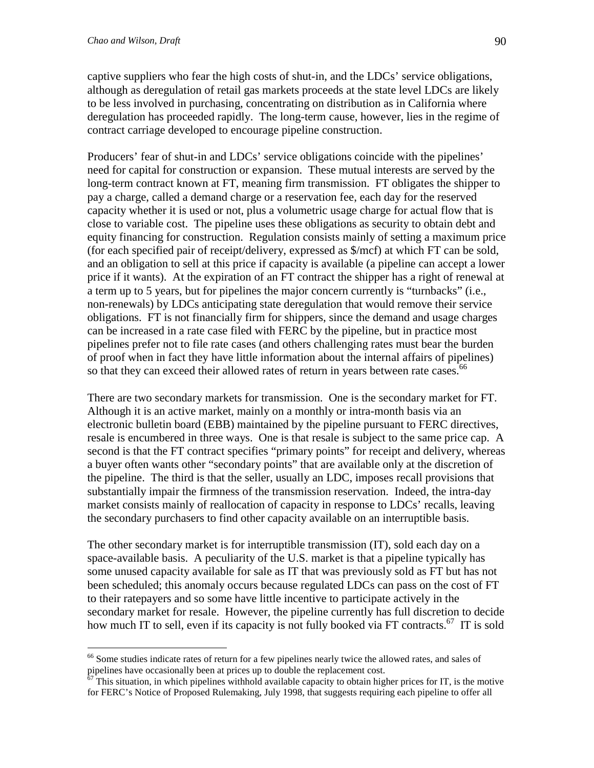captive suppliers who fear the high costs of shut-in, and the LDCs' service obligations, although as deregulation of retail gas markets proceeds at the state level LDCs are likely to be less involved in purchasing, concentrating on distribution as in California where deregulation has proceeded rapidly. The long-term cause, however, lies in the regime of contract carriage developed to encourage pipeline construction.

Producers' fear of shut-in and LDCs' service obligations coincide with the pipelines' need for capital for construction or expansion. These mutual interests are served by the long-term contract known at FT, meaning firm transmission. FT obligates the shipper to pay a charge, called a demand charge or a reservation fee, each day for the reserved capacity whether it is used or not, plus a volumetric usage charge for actual flow that is close to variable cost. The pipeline uses these obligations as security to obtain debt and equity financing for construction. Regulation consists mainly of setting a maximum price (for each specified pair of receipt/delivery, expressed as \$/mcf) at which FT can be sold, and an obligation to sell at this price if capacity is available (a pipeline can accept a lower price if it wants). At the expiration of an FT contract the shipper has a right of renewal at a term up to 5 years, but for pipelines the major concern currently is "turnbacks" (i.e., non-renewals) by LDCs anticipating state deregulation that would remove their service obligations. FT is not financially firm for shippers, since the demand and usage charges can be increased in a rate case filed with FERC by the pipeline, but in practice most pipelines prefer not to file rate cases (and others challenging rates must bear the burden of proof when in fact they have little information about the internal affairs of pipelines) so that they can exceed their allowed rates of return in years between rate cases.[66]

There are two secondary markets for transmission. One is the secondary market for FT. Although it is an active market, mainly on a monthly or intra-month basis via an electronic bulletin board (EBB) maintained by the pipeline pursuant to FERC directives, resale is encumbered in three ways. One is that resale is subject to the same price cap. A second is that the FT contract specifies "primary points" for receipt and delivery, whereas a buyer often wants other "secondary points" that are available only at the discretion of the pipeline. The third is that the seller, usually an LDC, imposes recall provisions that substantially impair the firmness of the transmission reservation. Indeed, the intra-day market consists mainly of reallocation of capacity in response to LDCs' recalls, leaving the secondary purchasers to find other capacity available on an interruptible basis.

The other secondary market is for interruptible transmission (IT), sold each day on a space-available basis. A peculiarity of the U.S. market is that a pipeline typically has some unused capacity available for sale as IT that was previously sold as FT but has not been scheduled; this anomaly occurs because regulated LDCs can pass on the cost of FT to their ratepayers and so some have little incentive to participate actively in the secondary market for resale. However, the pipeline currently has full discretion to decide how much IT to sell, even if its capacity is not fully booked via FT contracts.[67] IT is sold

---

[66] Some studies indicate rates of return for a few pipelines nearly twice the allowed rates, and sales of pipelines have occasionally been at prices up to double the replacement cost.

[67] This situation, in which pipelines withhold available capacity to obtain higher prices for IT, is the motive for FERC's Notice of Proposed Rulemaking, July 1998, that suggests requiring each pipeline to offer all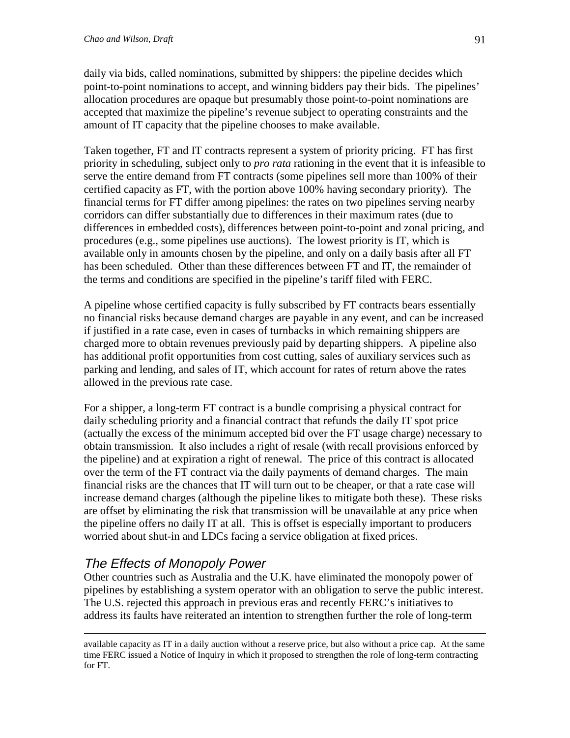daily via bids, called nominations, submitted by shippers: the pipeline decides which point-to-point nominations to accept, and winning bidders pay their bids. The pipelines' allocation procedures are opaque but presumably those point-to-point nominations are accepted that maximize the pipeline's revenue subject to operating constraints and the amount of IT capacity that the pipeline chooses to make available.

Taken together, FT and IT contracts represent a system of priority pricing. FT has first priority in scheduling, subject only to *pro rata* rationing in the event that it is infeasible to serve the entire demand from FT contracts (some pipelines sell more than 100% of their certified capacity as FT, with the portion above 100% having secondary priority). The financial terms for FT differ among pipelines: the rates on two pipelines serving nearby corridors can differ substantially due to differences in their maximum rates (due to differences in embedded costs), differences between point-to-point and zonal pricing, and procedures (e.g., some pipelines use auctions). The lowest priority is IT, which is available only in amounts chosen by the pipeline, and only on a daily basis after all FT has been scheduled. Other than these differences between FT and IT, the remainder of the terms and conditions are specified in the pipeline's tariff filed with FERC.

A pipeline whose certified capacity is fully subscribed by FT contracts bears essentially no financial risks because demand charges are payable in any event, and can be increased if justified in a rate case, even in cases of turnbacks in which remaining shippers are charged more to obtain revenues previously paid by departing shippers. A pipeline also has additional profit opportunities from cost cutting, sales of auxiliary services such as parking and lending, and sales of IT, which account for rates of return above the rates allowed in the previous rate case.

For a shipper, a long-term FT contract is a bundle comprising a physical contract for daily scheduling priority and a financial contract that refunds the daily IT spot price (actually the excess of the minimum accepted bid over the FT usage charge) necessary to obtain transmission. It also includes a right of resale (with recall provisions enforced by the pipeline) and at expiration a right of renewal. The price of this contract is allocated over the term of the FT contract via the daily payments of demand charges. The main financial risks are the chances that IT will turn out to be cheaper, or that a rate case will increase demand charges (although the pipeline likes to mitigate both these). These risks are offset by eliminating the risk that transmission will be unavailable at any price when the pipeline offers no daily IT at all. This is offset is especially important to producers worried about shut-in and LDCs facing a service obligation at fixed prices.

## The Effects of Monopoly Power

Other countries such as Australia and the U.K. have eliminated the monopoly power of pipelines by establishing a system operator with an obligation to serve the public interest. The U.S. rejected this approach in previous eras and recently FERC's initiatives to address its faults have reiterated an intention to strengthen further the role of long-term

---

available capacity as IT in a daily auction without a reserve price, but also without a price cap. At the same time FERC issued a Notice of Inquiry in which it proposed to strengthen the role of long-term contracting for FT.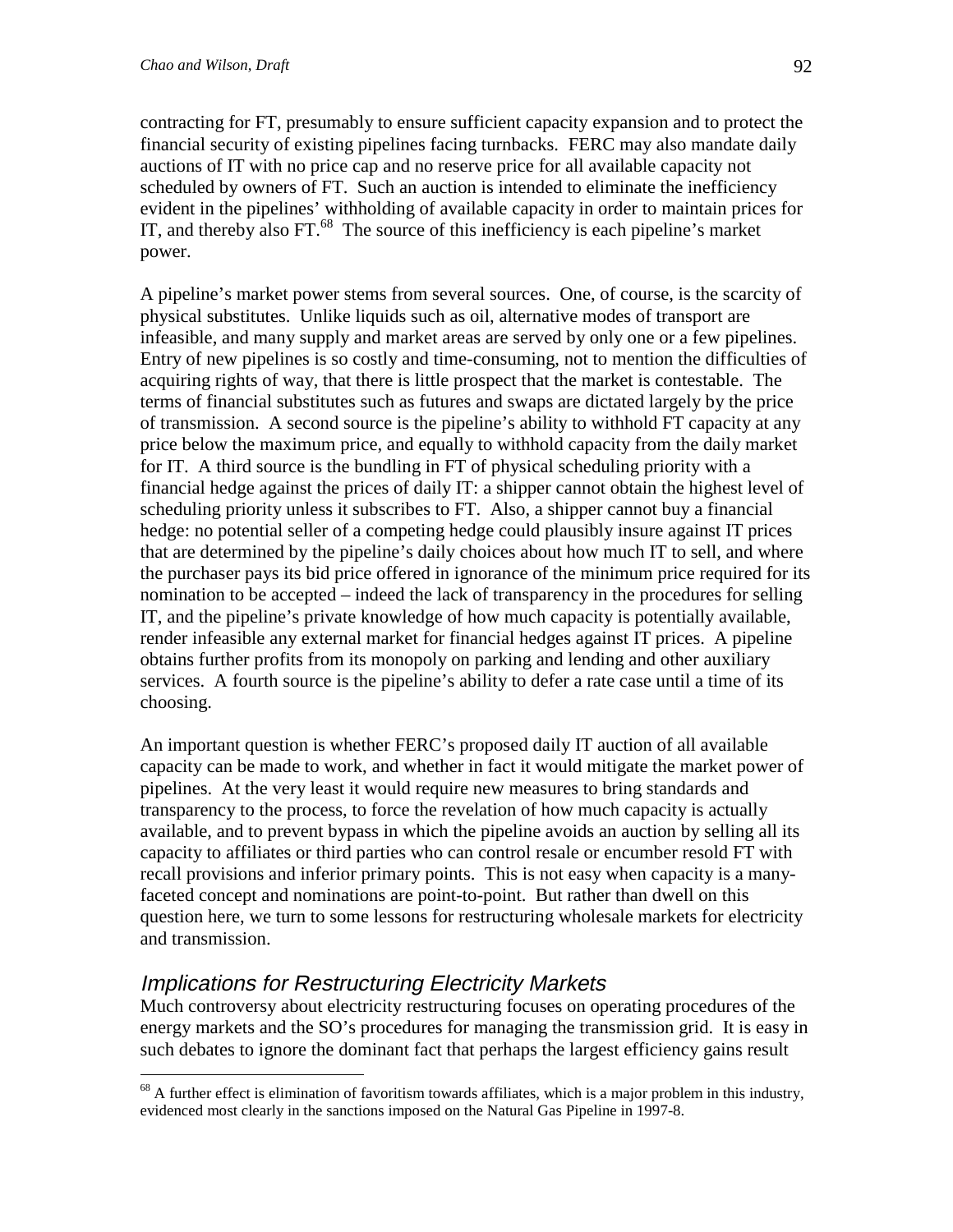contracting for FT, presumably to ensure sufficient capacity expansion and to protect the financial security of existing pipelines facing turnbacks. FERC may also mandate daily auctions of IT with no price cap and no reserve price for all available capacity not scheduled by owners of FT. Such an auction is intended to eliminate the inefficiency evident in the pipelines' withholding of available capacity in order to maintain prices for IT, and thereby also FT.[68] The source of this inefficiency is each pipeline's market power.

A pipeline's market power stems from several sources. One, of course, is the scarcity of physical substitutes. Unlike liquids such as oil, alternative modes of transport are infeasible, and many supply and market areas are served by only one or a few pipelines. Entry of new pipelines is so costly and time-consuming, not to mention the difficulties of acquiring rights of way, that there is little prospect that the market is contestable. The terms of financial substitutes such as futures and swaps are dictated largely by the price of transmission. A second source is the pipeline's ability to withhold FT capacity at any price below the maximum price, and equally to withhold capacity from the daily market for IT. A third source is the bundling in FT of physical scheduling priority with a financial hedge against the prices of daily IT: a shipper cannot obtain the highest level of scheduling priority unless it subscribes to FT. Also, a shipper cannot buy a financial hedge: no potential seller of a competing hedge could plausibly insure against IT prices that are determined by the pipeline's daily choices about how much IT to sell, and where the purchaser pays its bid price offered in ignorance of the minimum price required for its nomination to be accepted – indeed the lack of transparency in the procedures for selling IT, and the pipeline's private knowledge of how much capacity is potentially available, render infeasible any external market for financial hedges against IT prices. A pipeline obtains further profits from its monopoly on parking and lending and other auxiliary services. A fourth source is the pipeline's ability to defer a rate case until a time of its choosing.

An important question is whether FERC's proposed daily IT auction of all available capacity can be made to work, and whether in fact it would mitigate the market power of pipelines. At the very least it would require new measures to bring standards and transparency to the process, to force the revelation of how much capacity is actually available, and to prevent bypass in which the pipeline avoids an auction by selling all its capacity to affiliates or third parties who can control resale or encumber resold FT with recall provisions and inferior primary points. This is not easy when capacity is a many-faceted concept and nominations are point-to-point. But rather than dwell on this question here, we turn to some lessons for restructuring wholesale markets for electricity and transmission.

## *Implications for Restructuring Electricity Markets*

Much controversy about electricity restructuring focuses on operating procedures of the energy markets and the SO's procedures for managing the transmission grid. It is easy in such debates to ignore the dominant fact that perhaps the largest efficiency gains result

---

[68] A further effect is elimination of favoritism towards affiliates, which is a major problem in this industry, evidenced most clearly in the sanctions imposed on the Natural Gas Pipeline in 1997-8.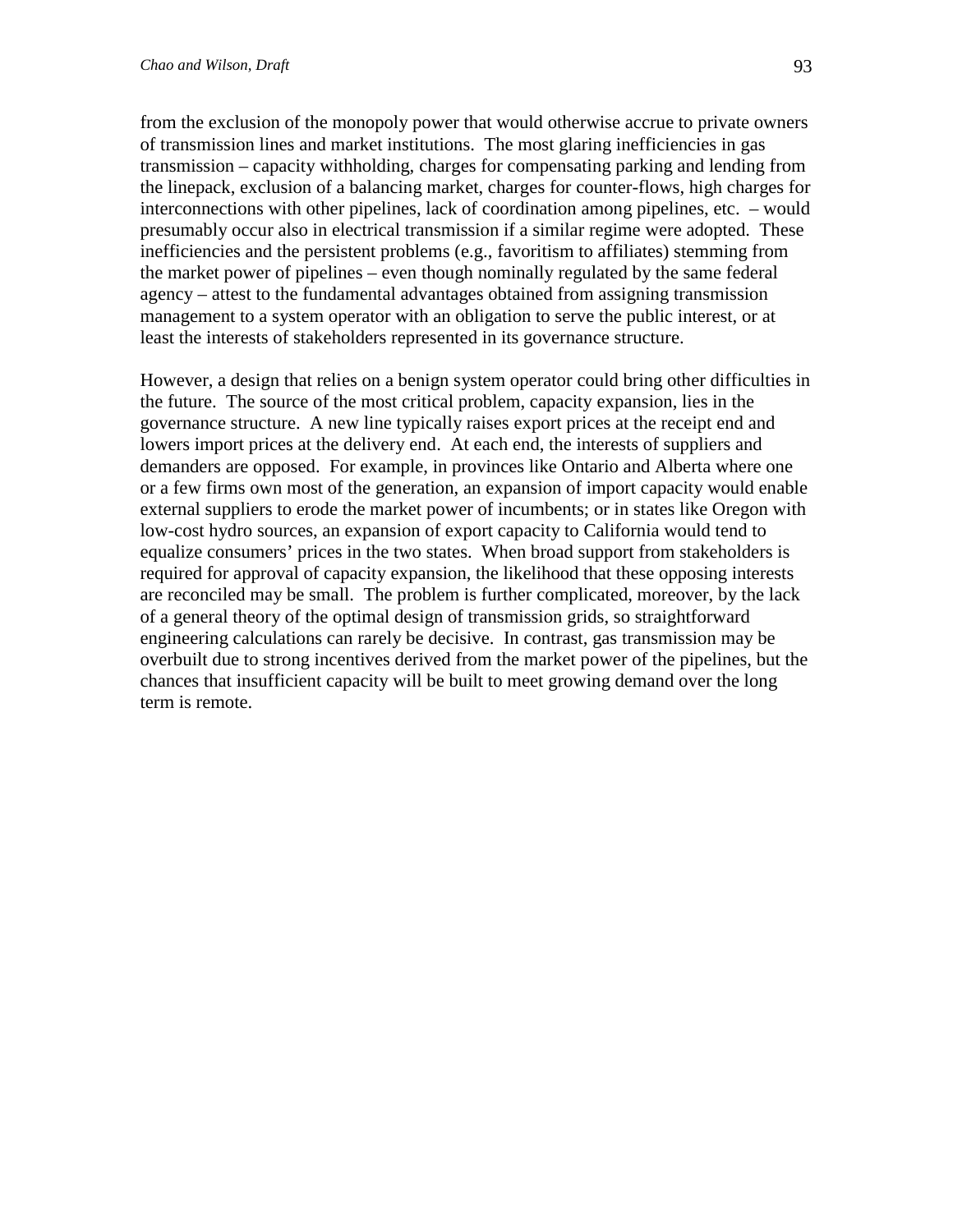from the exclusion of the monopoly power that would otherwise accrue to private owners of transmission lines and market institutions. The most glaring inefficiencies in gas transmission – capacity withholding, charges for compensating parking and lending from the linepack, exclusion of a balancing market, charges for counter-flows, high charges for interconnections with other pipelines, lack of coordination among pipelines, etc. – would presumably occur also in electrical transmission if a similar regime were adopted. These inefficiencies and the persistent problems (e.g., favoritism to affiliates) stemming from the market power of pipelines – even though nominally regulated by the same federal agency – attest to the fundamental advantages obtained from assigning transmission management to a system operator with an obligation to serve the public interest, or at least the interests of stakeholders represented in its governance structure.

However, a design that relies on a benign system operator could bring other difficulties in the future. The source of the most critical problem, capacity expansion, lies in the governance structure. A new line typically raises export prices at the receipt end and lowers import prices at the delivery end. At each end, the interests of suppliers and demanders are opposed. For example, in provinces like Ontario and Alberta where one or a few firms own most of the generation, an expansion of import capacity would enable external suppliers to erode the market power of incumbents; or in states like Oregon with low-cost hydro sources, an expansion of export capacity to California would tend to equalize consumers' prices in the two states. When broad support from stakeholders is required for approval of capacity expansion, the likelihood that these opposing interests are reconciled may be small. The problem is further complicated, moreover, by the lack of a general theory of the optimal design of transmission grids, so straightforward engineering calculations can rarely be decisive. In contrast, gas transmission may be overbuilt due to strong incentives derived from the market power of the pipelines, but the chances that insufficient capacity will be built to meet growing demand over the long term is remote.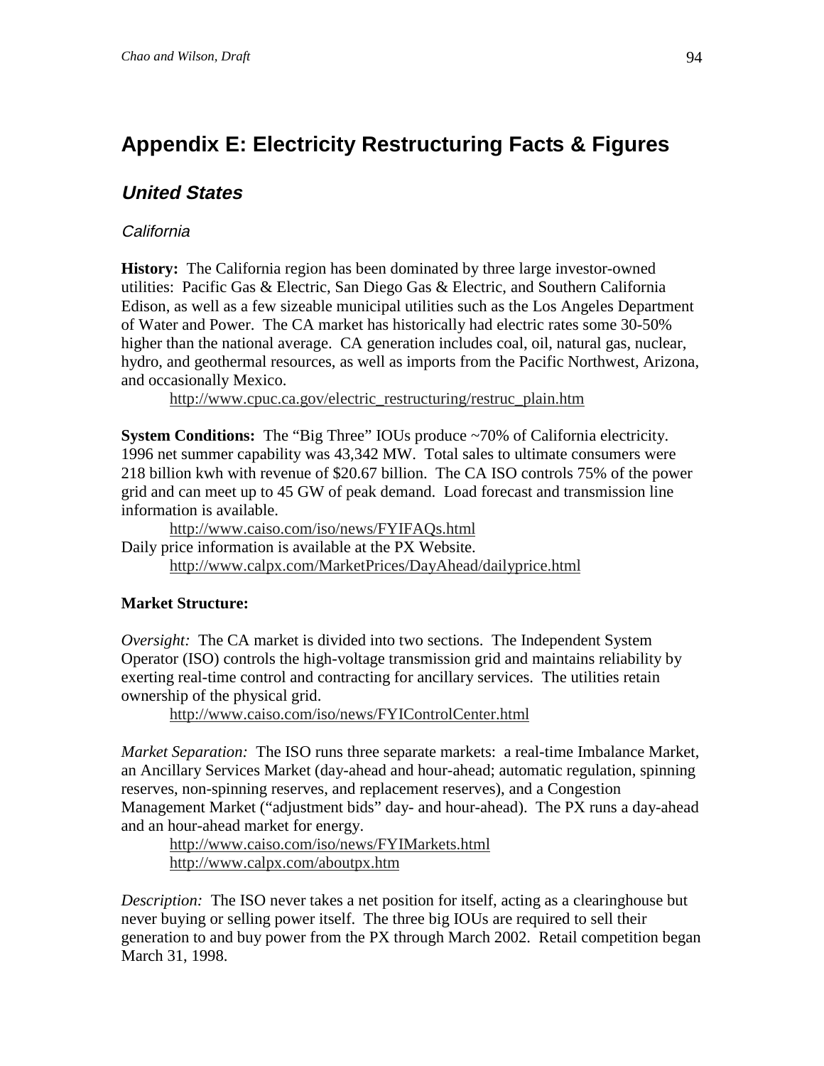# Appendix E: Electricity Restructuring Facts & Figures

## United States

### California

**History:** The California region has been dominated by three large investor-owned utilities: Pacific Gas & Electric, San Diego Gas & Electric, and Southern California Edison, as well as a few sizeable municipal utilities such as the Los Angeles Department of Water and Power. The CA market has historically had electric rates some 30-50% higher than the national average. CA generation includes coal, oil, natural gas, nuclear, hydro, and geothermal resources, as well as imports from the Pacific Northwest, Arizona, and occasionally Mexico.

http://www.cpuc.ca.gov/electric_restructuring/restruc_plain.htm

**System Conditions:** The "Big Three" IOUs produce ~70% of California electricity. 1996 net summer capability was 43,342 MW. Total sales to ultimate consumers were 218 billion kwh with revenue of $20.67 billion. The CA ISO controls 75% of the power grid and can meet up to 45 GW of peak demand. Load forecast and transmission line information is available.

http://www.caiso.com/iso/news/FYIFAQs.html

Daily price information is available at the PX Website.

http://www.calpx.com/MarketPrices/DayAhead/dailyprice.html

**Market Structure:**

*Oversight:* The CA market is divided into two sections. The Independent System Operator (ISO) controls the high-voltage transmission grid and maintains reliability by exerting real-time control and contracting for ancillary services. The utilities retain ownership of the physical grid.

http://www.caiso.com/iso/news/FYIControlCenter.html

*Market Separation:* The ISO runs three separate markets: a real-time Imbalance Market, an Ancillary Services Market (day-ahead and hour-ahead; automatic regulation, spinning reserves, non-spinning reserves, and replacement reserves), and a Congestion Management Market ("adjustment bids" day- and hour-ahead). The PX runs a day-ahead and an hour-ahead market for energy.

http://www.caiso.com/iso/news/FYIMarkets.html
http://www.calpx.com/aboutpx.htm

*Description:* The ISO never takes a net position for itself, acting as a clearinghouse but never buying or selling power itself. The three big IOUs are required to sell their generation to and buy power from the PX through March 2002. Retail competition began March 31, 1998.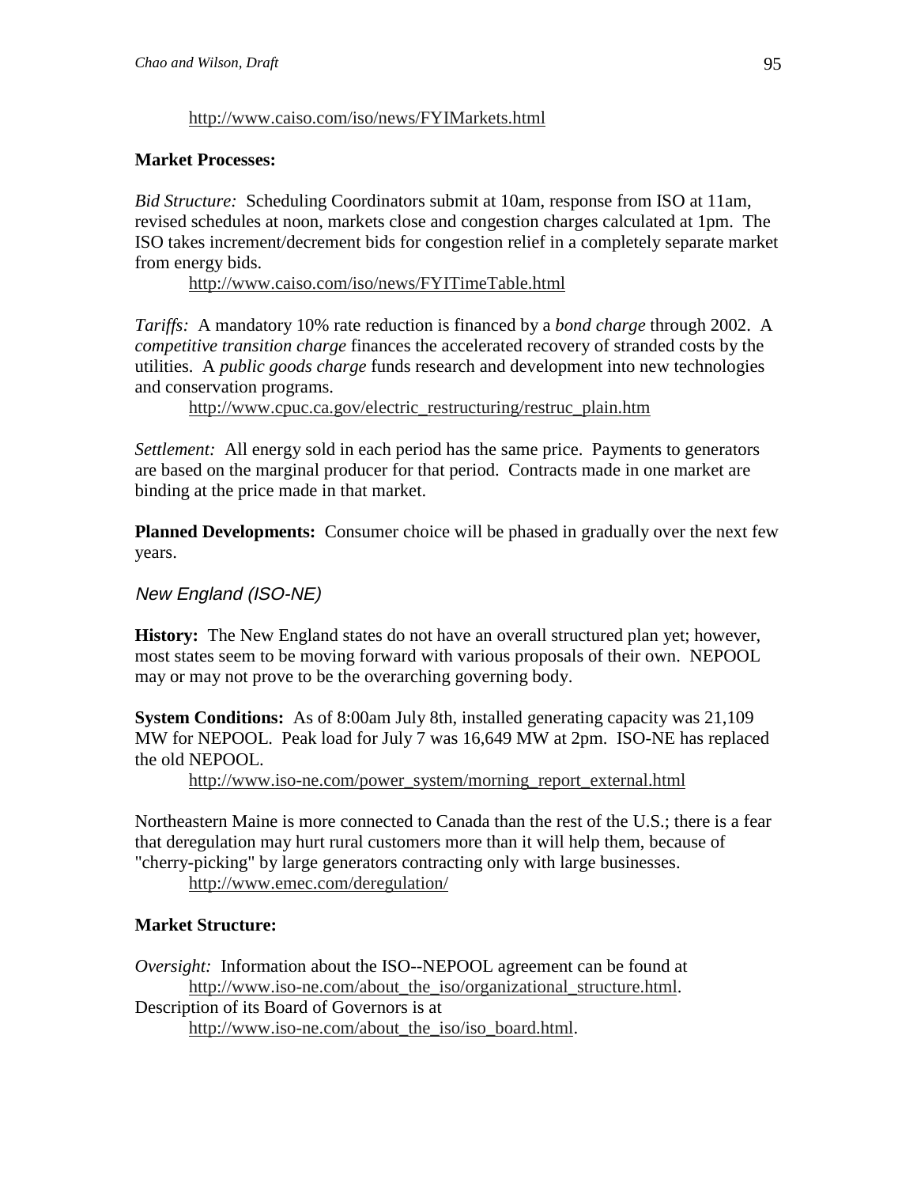http://www.caiso.com/iso/news/FYIMarkets.html

**Market Processes:**

*Bid Structure:* Scheduling Coordinators submit at 10am, response from ISO at 11am, revised schedules at noon, markets close and congestion charges calculated at 1pm. The ISO takes increment/decrement bids for congestion relief in a completely separate market from energy bids.

http://www.caiso.com/iso/news/FYITimeTable.html

*Tariffs:* A mandatory 10% rate reduction is financed by a *bond charge* through 2002. A *competitive transition charge* finances the accelerated recovery of stranded costs by the utilities. A *public goods charge* funds research and development into new technologies and conservation programs.

http://www.cpuc.ca.gov/electric_restructuring/restruc_plain.htm

*Settlement:* All energy sold in each period has the same price. Payments to generators are based on the marginal producer for that period. Contracts made in one market are binding at the price made in that market.

**Planned Developments:** Consumer choice will be phased in gradually over the next few years.

### *New England (ISO-NE)*

**History:** The New England states do not have an overall structured plan yet; however, most states seem to be moving forward with various proposals of their own. NEPOOL may or may not prove to be the overarching governing body.

**System Conditions:** As of 8:00am July 8th, installed generating capacity was 21,109 MW for NEPOOL. Peak load for July 7 was 16,649 MW at 2pm. ISO-NE has replaced the old NEPOOL.

http://www.iso-ne.com/power_system/morning_report_external.html

Northeastern Maine is more connected to Canada than the rest of the U.S.; there is a fear that deregulation may hurt rural customers more than it will help them, because of "cherry-picking" by large generators contracting only with large businesses.

http://www.emec.com/deregulation/

**Market Structure:**

*Oversight:* Information about the ISO--NEPOOL agreement can be found at http://www.iso-ne.com/about_the_iso/organizational_structure.html.
Description of its Board of Governors is at
http://www.iso-ne.com/about_the_iso/iso_board.html.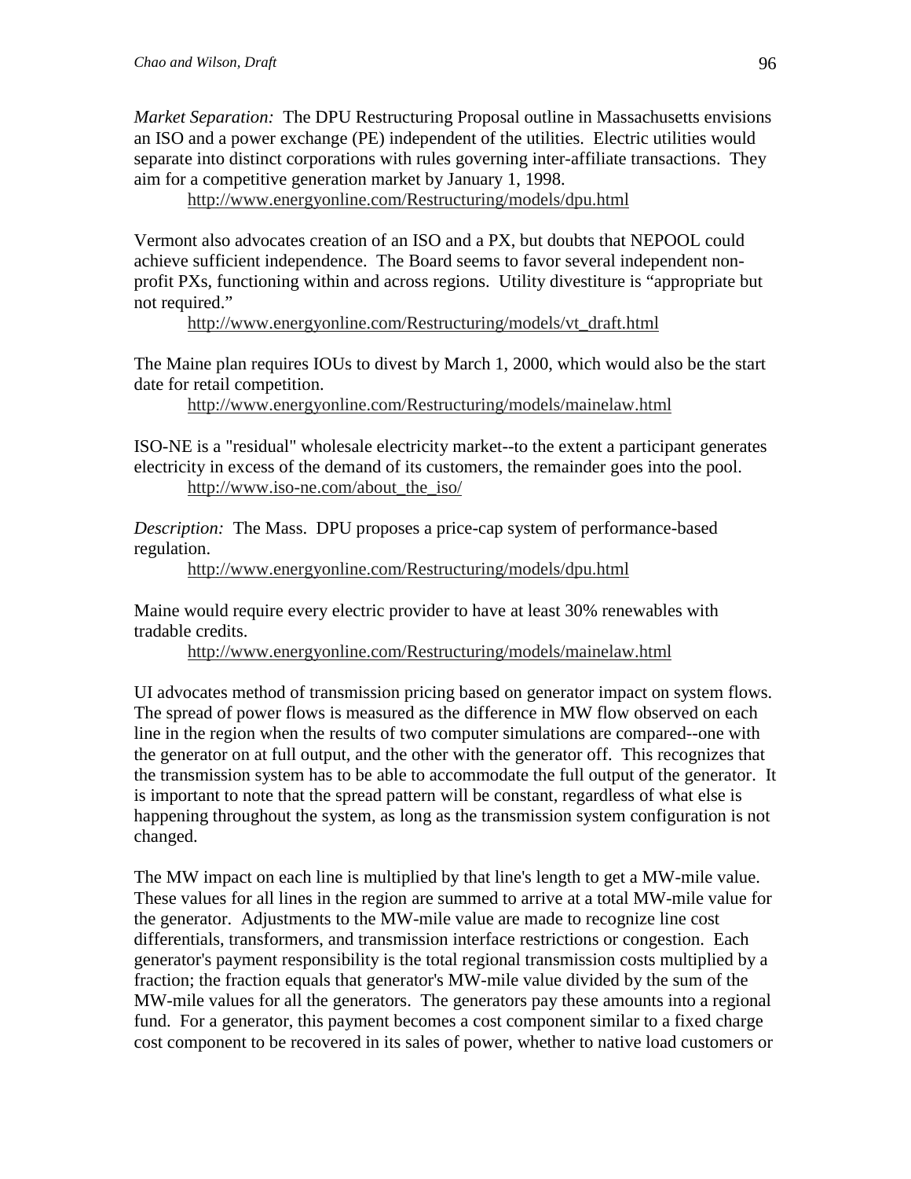*Market Separation:* The DPU Restructuring Proposal outline in Massachusetts envisions an ISO and a power exchange (PE) independent of the utilities. Electric utilities would separate into distinct corporations with rules governing inter-affiliate transactions. They aim for a competitive generation market by January 1, 1998.

http://www.energyonline.com/Restructuring/models/dpu.html

Vermont also advocates creation of an ISO and a PX, but doubts that NEPOOL could achieve sufficient independence. The Board seems to favor several independent non-profit PXs, functioning within and across regions. Utility divestiture is "appropriate but not required."

http://www.energyonline.com/Restructuring/models/vt_draft.html

The Maine plan requires IOUs to divest by March 1, 2000, which would also be the start date for retail competition.

http://www.energyonline.com/Restructuring/models/mainelaw.html

ISO-NE is a "residual" wholesale electricity market--to the extent a participant generates electricity in excess of the demand of its customers, the remainder goes into the pool.

http://www.iso-ne.com/about_the_iso/

*Description:* The Mass. DPU proposes a price-cap system of performance-based regulation.

http://www.energyonline.com/Restructuring/models/dpu.html

Maine would require every electric provider to have at least 30% renewables with tradable credits.

http://www.energyonline.com/Restructuring/models/mainelaw.html

UI advocates method of transmission pricing based on generator impact on system flows. The spread of power flows is measured as the difference in MW flow observed on each line in the region when the results of two computer simulations are compared--one with the generator on at full output, and the other with the generator off. This recognizes that the transmission system has to be able to accommodate the full output of the generator. It is important to note that the spread pattern will be constant, regardless of what else is happening throughout the system, as long as the transmission system configuration is not changed.

The MW impact on each line is multiplied by that line's length to get a MW-mile value. These values for all lines in the region are summed to arrive at a total MW-mile value for the generator. Adjustments to the MW-mile value are made to recognize line cost differentials, transformers, and transmission interface restrictions or congestion. Each generator's payment responsibility is the total regional transmission costs multiplied by a fraction; the fraction equals that generator's MW-mile value divided by the sum of the MW-mile values for all the generators. The generators pay these amounts into a regional fund. For a generator, this payment becomes a cost component similar to a fixed charge cost component to be recovered in its sales of power, whether to native load customers or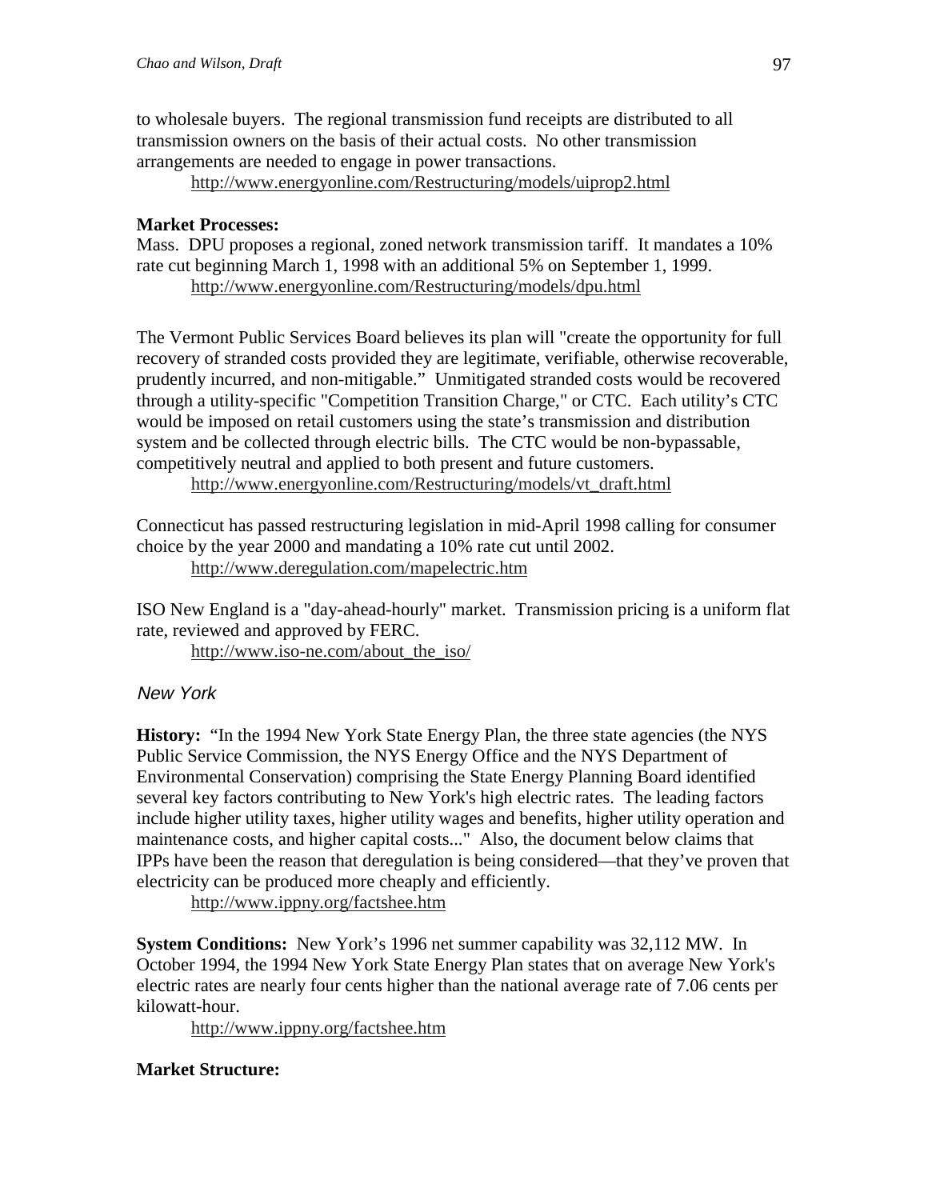to wholesale buyers. The regional transmission fund receipts are distributed to all transmission owners on the basis of their actual costs. No other transmission arrangements are needed to engage in power transactions.

http://www.energyonline.com/Restructuring/models/uiprop2.html

**Market Processes:**

Mass. DPU proposes a regional, zoned network transmission tariff. It mandates a 10% rate cut beginning March 1, 1998 with an additional 5% on September 1, 1999.

http://www.energyonline.com/Restructuring/models/dpu.html

The Vermont Public Services Board believes its plan will "create the opportunity for full recovery of stranded costs provided they are legitimate, verifiable, otherwise recoverable, prudently incurred, and non-mitigable." Unmitigated stranded costs would be recovered through a utility-specific "Competition Transition Charge," or CTC. Each utility's CTC would be imposed on retail customers using the state's transmission and distribution system and be collected through electric bills. The CTC would be non-bypassable, competitively neutral and applied to both present and future customers.

http://www.energyonline.com/Restructuring/models/vt_draft.html

Connecticut has passed restructuring legislation in mid-April 1998 calling for consumer choice by the year 2000 and mandating a 10% rate cut until 2002.

http://www.deregulation.com/mapelectric.htm

ISO New England is a "day-ahead-hourly" market. Transmission pricing is a uniform flat rate, reviewed and approved by FERC.

http://www.iso-ne.com/about_the_iso/

### *New York*

**History:** "In the 1994 New York State Energy Plan, the three state agencies (the NYS Public Service Commission, the NYS Energy Office and the NYS Department of Environmental Conservation) comprising the State Energy Planning Board identified several key factors contributing to New York's high electric rates. The leading factors include higher utility taxes, higher utility wages and benefits, higher utility operation and maintenance costs, and higher capital costs..." Also, the document below claims that IPPs have been the reason that deregulation is being considered—that they've proven that electricity can be produced more cheaply and efficiently.

http://www.ippny.org/factshee.htm

**System Conditions:** New York's 1996 net summer capability was 32,112 MW. In October 1994, the 1994 New York State Energy Plan states that on average New York's electric rates are nearly four cents higher than the national average rate of 7.06 cents per kilowatt-hour.

http://www.ippny.org/factshee.htm

**Market Structure:**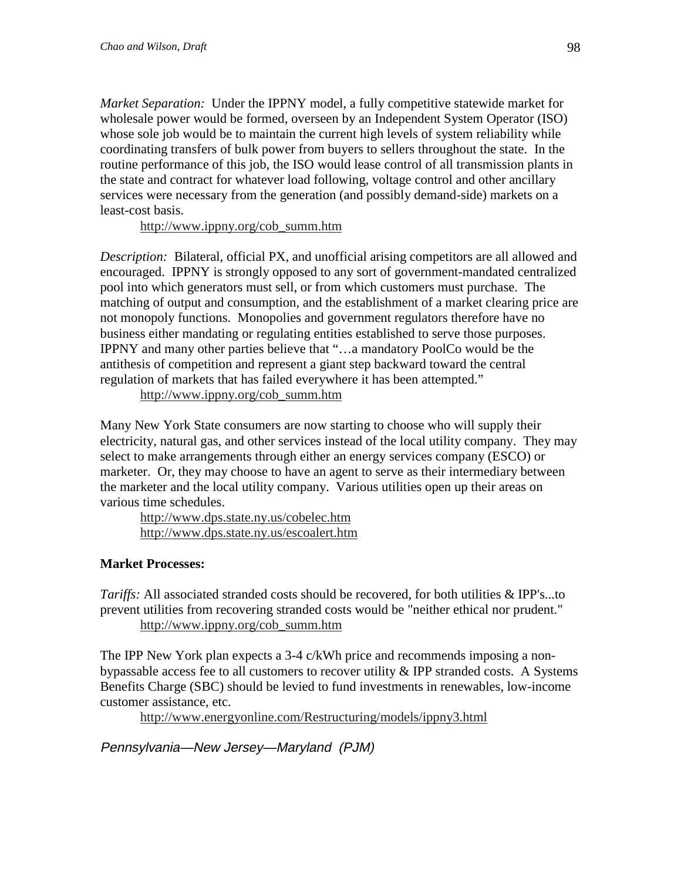*Market Separation:* Under the IPPNY model, a fully competitive statewide market for wholesale power would be formed, overseen by an Independent System Operator (ISO) whose sole job would be to maintain the current high levels of system reliability while coordinating transfers of bulk power from buyers to sellers throughout the state. In the routine performance of this job, the ISO would lease control of all transmission plants in the state and contract for whatever load following, voltage control and other ancillary services were necessary from the generation (and possibly demand-side) markets on a least-cost basis.

http://www.ippny.org/cob_summ.htm

*Description:* Bilateral, official PX, and unofficial arising competitors are all allowed and encouraged. IPPNY is strongly opposed to any sort of government-mandated centralized pool into which generators must sell, or from which customers must purchase. The matching of output and consumption, and the establishment of a market clearing price are not monopoly functions. Monopolies and government regulators therefore have no business either mandating or regulating entities established to serve those purposes. IPPNY and many other parties believe that "…a mandatory PoolCo would be the antithesis of competition and represent a giant step backward toward the central regulation of markets that has failed everywhere it has been attempted."

http://www.ippny.org/cob_summ.htm

Many New York State consumers are now starting to choose who will supply their electricity, natural gas, and other services instead of the local utility company. They may select to make arrangements through either an energy services company (ESCO) or marketer. Or, they may choose to have an agent to serve as their intermediary between the marketer and the local utility company. Various utilities open up their areas on various time schedules.

http://www.dps.state.ny.us/cobelec.htm
http://www.dps.state.ny.us/escoalert.htm

**Market Processes:**

*Tariffs:* All associated stranded costs should be recovered, for both utilities & IPP's...to prevent utilities from recovering stranded costs would be "neither ethical nor prudent."

http://www.ippny.org/cob_summ.htm

The IPP New York plan expects a 3-4 c/kWh price and recommends imposing a non-bypassable access fee to all customers to recover utility & IPP stranded costs. A Systems Benefits Charge (SBC) should be levied to fund investments in renewables, low-income customer assistance, etc.

http://www.energyonline.com/Restructuring/models/ippny3.html

## *Pennsylvania—New Jersey—Maryland (PJM)*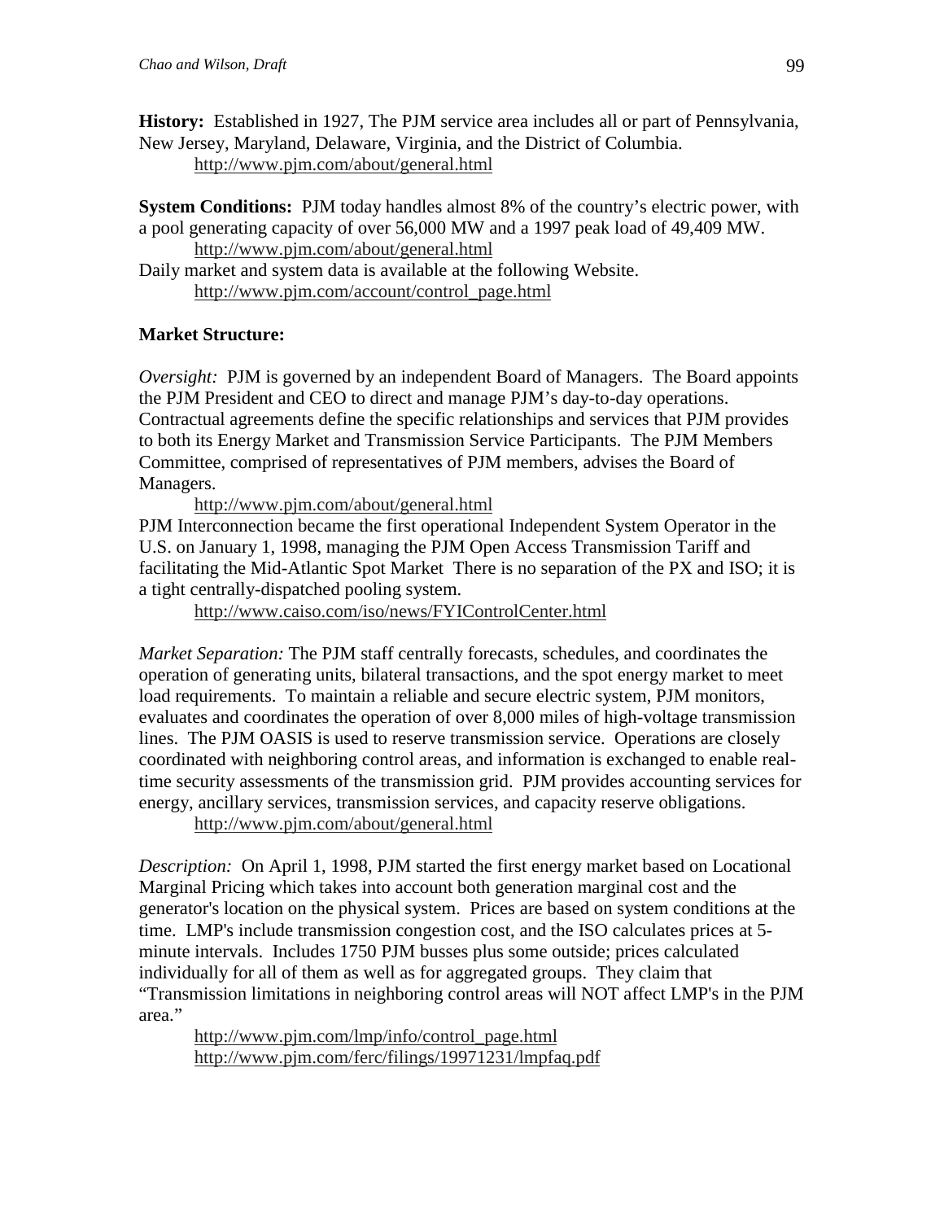**History:** Established in 1927, The PJM service area includes all or part of Pennsylvania, New Jersey, Maryland, Delaware, Virginia, and the District of Columbia.

http://www.pjm.com/about/general.html

**System Conditions:** PJM today handles almost 8% of the country's electric power, with a pool generating capacity of over 56,000 MW and a 1997 peak load of 49,409 MW.

http://www.pjm.com/about/general.html

Daily market and system data is available at the following Website.

http://www.pjm.com/account/control_page.html

**Market Structure:**

*Oversight:* PJM is governed by an independent Board of Managers. The Board appoints the PJM President and CEO to direct and manage PJM's day-to-day operations. Contractual agreements define the specific relationships and services that PJM provides to both its Energy Market and Transmission Service Participants. The PJM Members Committee, comprised of representatives of PJM members, advises the Board of Managers.

http://www.pjm.com/about/general.html

PJM Interconnection became the first operational Independent System Operator in the U.S. on January 1, 1998, managing the PJM Open Access Transmission Tariff and facilitating the Mid-Atlantic Spot Market There is no separation of the PX and ISO; it is a tight centrally-dispatched pooling system.

http://www.caiso.com/iso/news/FYIControlCenter.html

*Market Separation:* The PJM staff centrally forecasts, schedules, and coordinates the operation of generating units, bilateral transactions, and the spot energy market to meet load requirements. To maintain a reliable and secure electric system, PJM monitors, evaluates and coordinates the operation of over 8,000 miles of high-voltage transmission lines. The PJM OASIS is used to reserve transmission service. Operations are closely coordinated with neighboring control areas, and information is exchanged to enable real-time security assessments of the transmission grid. PJM provides accounting services for energy, ancillary services, transmission services, and capacity reserve obligations.

http://www.pjm.com/about/general.html

*Description:* On April 1, 1998, PJM started the first energy market based on Locational Marginal Pricing which takes into account both generation marginal cost and the generator's location on the physical system. Prices are based on system conditions at the time. LMP's include transmission congestion cost, and the ISO calculates prices at 5-minute intervals. Includes 1750 PJM busses plus some outside; prices calculated individually for all of them as well as for aggregated groups. They claim that "Transmission limitations in neighboring control areas will NOT affect LMP's in the PJM area."

http://www.pjm.com/lmp/info/control_page.html
http://www.pjm.com/ferc/filings/19971231/lmpfaq.pdf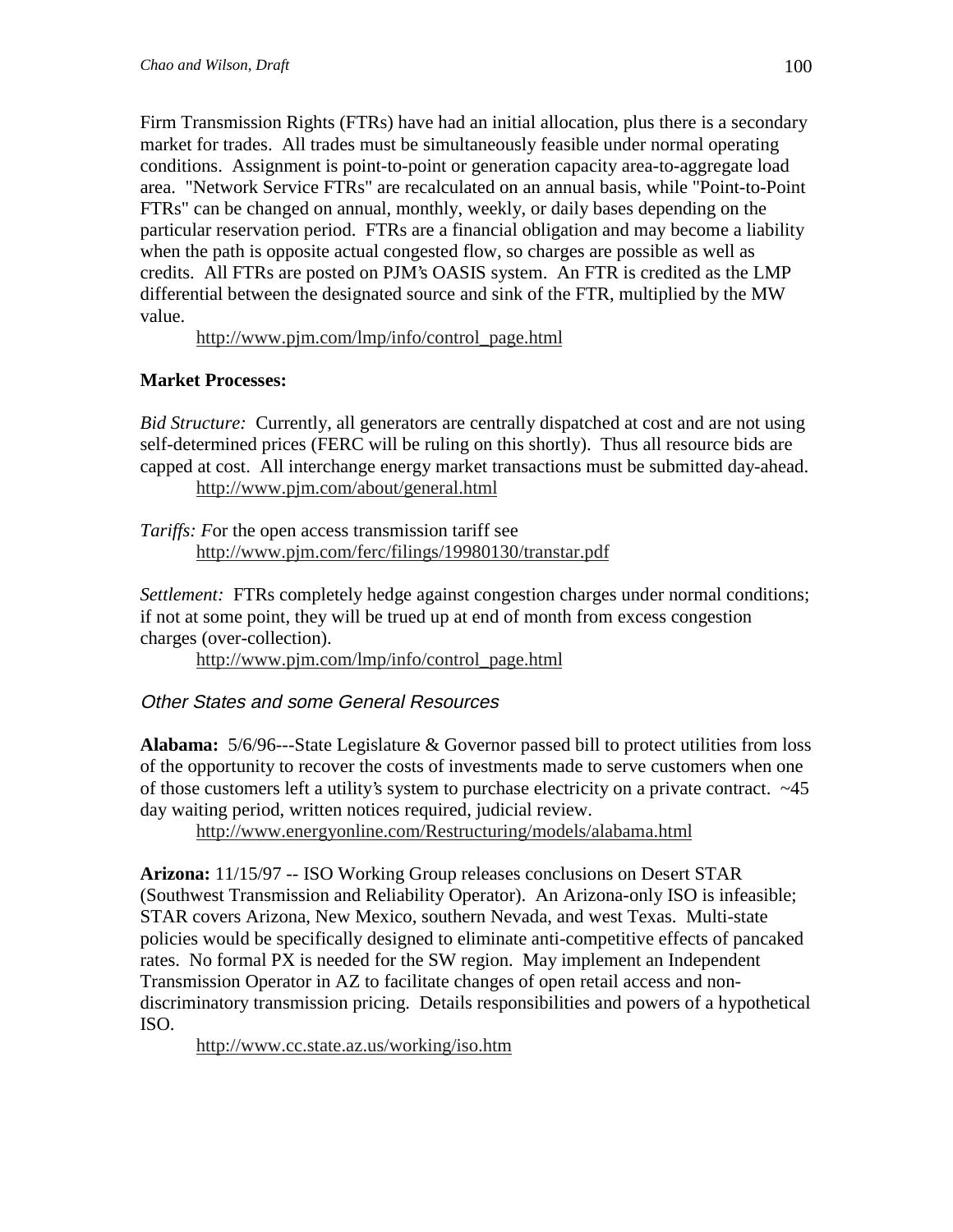Firm Transmission Rights (FTRs) have had an initial allocation, plus there is a secondary market for trades. All trades must be simultaneously feasible under normal operating conditions. Assignment is point-to-point or generation capacity area-to-aggregate load area. "Network Service FTRs" are recalculated on an annual basis, while "Point-to-Point FTRs" can be changed on annual, monthly, weekly, or daily bases depending on the particular reservation period. FTRs are a financial obligation and may become a liability when the path is opposite actual congested flow, so charges are possible as well as credits. All FTRs are posted on PJM's OASIS system. An FTR is credited as the LMP differential between the designated source and sink of the FTR, multiplied by the MW value.

http://www.pjm.com/lmp/info/control_page.html

**Market Processes:**

*Bid Structure:* Currently, all generators are centrally dispatched at cost and are not using self-determined prices (FERC will be ruling on this shortly). Thus all resource bids are capped at cost. All interchange energy market transactions must be submitted day-ahead.

http://www.pjm.com/about/general.html

*Tariffs: F*or the open access transmission tariff see

http://www.pjm.com/ferc/filings/19980130/transtar.pdf

*Settlement:* FTRs completely hedge against congestion charges under normal conditions; if not at some point, they will be trued up at end of month from excess congestion charges (over-collection).

http://www.pjm.com/lmp/info/control_page.html

## *Other States and some General Resources*

**Alabama:** 5/6/96---State Legislature & Governor passed bill to protect utilities from loss of the opportunity to recover the costs of investments made to serve customers when one of those customers left a utility's system to purchase electricity on a private contract. ~45 day waiting period, written notices required, judicial review.

http://www.energyonline.com/Restructuring/models/alabama.html

**Arizona:** 11/15/97 -- ISO Working Group releases conclusions on Desert STAR (Southwest Transmission and Reliability Operator). An Arizona-only ISO is infeasible; STAR covers Arizona, New Mexico, southern Nevada, and west Texas. Multi-state policies would be specifically designed to eliminate anti-competitive effects of pancaked rates. No formal PX is needed for the SW region. May implement an Independent Transmission Operator in AZ to facilitate changes of open retail access and non-discriminatory transmission pricing. Details responsibilities and powers of a hypothetical ISO.

http://www.cc.state.az.us/working/iso.htm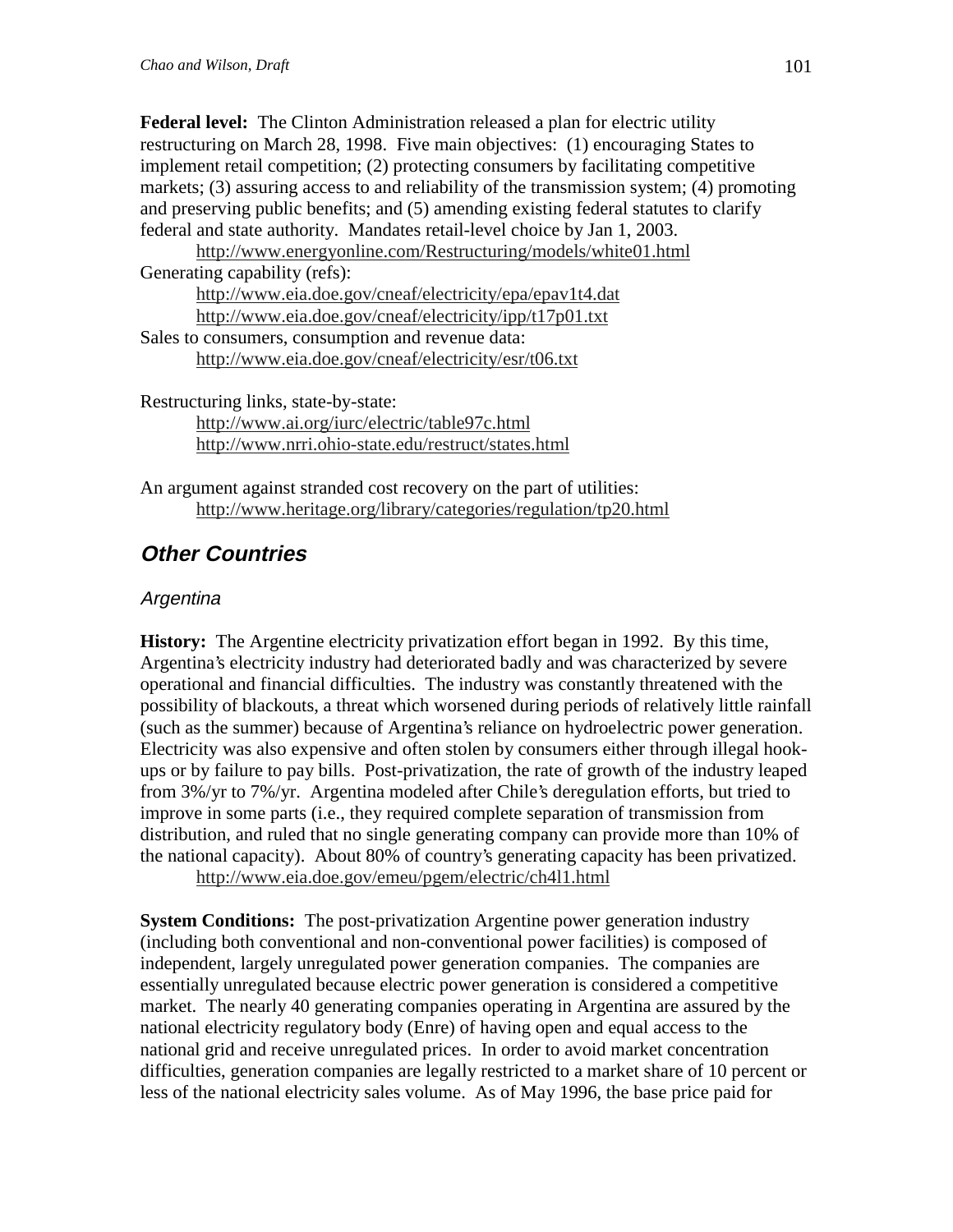**Federal level:** The Clinton Administration released a plan for electric utility restructuring on March 28, 1998. Five main objectives: (1) encouraging States to implement retail competition; (2) protecting consumers by facilitating competitive markets; (3) assuring access to and reliability of the transmission system; (4) promoting and preserving public benefits; and (5) amending existing federal statutes to clarify federal and state authority. Mandates retail-level choice by Jan 1, 2003.

http://www.energyonline.com/Restructuring/models/white01.html

Generating capability (refs):

http://www.eia.doe.gov/cneaf/electricity/epa/epav1t4.dat
http://www.eia.doe.gov/cneaf/electricity/ipp/t17p01.txt

Sales to consumers, consumption and revenue data:

http://www.eia.doe.gov/cneaf/electricity/esr/t06.txt

Restructuring links, state-by-state:

http://www.ai.org/iurc/electric/table97c.html
http://www.nrri.ohio-state.edu/restruct/states.html

An argument against stranded cost recovery on the part of utilities:

http://www.heritage.org/library/categories/regulation/tp20.html

## *Other Countries*

### *Argentina*

**History:** The Argentine electricity privatization effort began in 1992. By this time, Argentina's electricity industry had deteriorated badly and was characterized by severe operational and financial difficulties. The industry was constantly threatened with the possibility of blackouts, a threat which worsened during periods of relatively little rainfall (such as the summer) because of Argentina's reliance on hydroelectric power generation. Electricity was also expensive and often stolen by consumers either through illegal hook-ups or by failure to pay bills. Post-privatization, the rate of growth of the industry leaped from 3%/yr to 7%/yr. Argentina modeled after Chile's deregulation efforts, but tried to improve in some parts (i.e., they required complete separation of transmission from distribution, and ruled that no single generating company can provide more than 10% of the national capacity). About 80% of country's generating capacity has been privatized.

http://www.eia.doe.gov/emeu/pgem/electric/ch4l1.html

**System Conditions:** The post-privatization Argentine power generation industry (including both conventional and non-conventional power facilities) is composed of independent, largely unregulated power generation companies. The companies are essentially unregulated because electric power generation is considered a competitive market. The nearly 40 generating companies operating in Argentina are assured by the national electricity regulatory body (Enre) of having open and equal access to the national grid and receive unregulated prices. In order to avoid market concentration difficulties, generation companies are legally restricted to a market share of 10 percent or less of the national electricity sales volume. As of May 1996, the base price paid for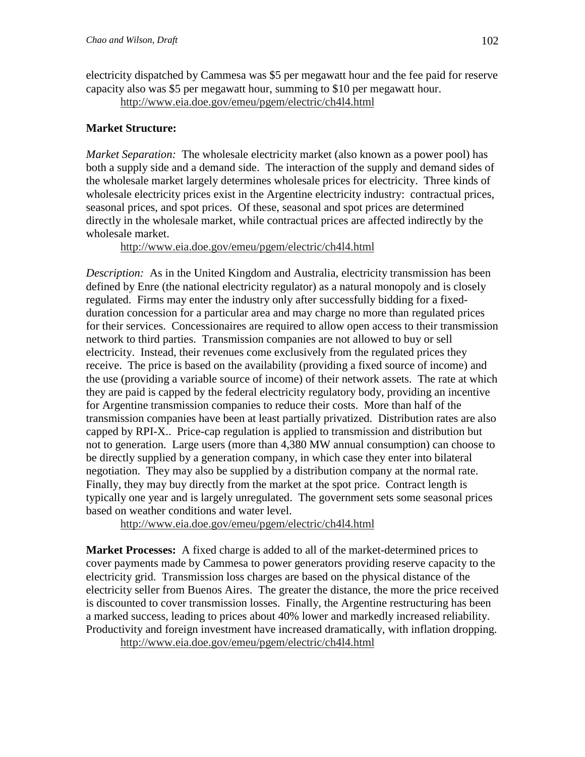electricity dispatched by Cammesa was $5 per megawatt hour and the fee paid for reserve capacity also was $5 per megawatt hour, summing to $10 per megawatt hour.

http://www.eia.doe.gov/emeu/pgem/electric/ch4l4.html

**Market Structure:**

*Market Separation:* The wholesale electricity market (also known as a power pool) has both a supply side and a demand side. The interaction of the supply and demand sides of the wholesale market largely determines wholesale prices for electricity. Three kinds of wholesale electricity prices exist in the Argentine electricity industry: contractual prices, seasonal prices, and spot prices. Of these, seasonal and spot prices are determined directly in the wholesale market, while contractual prices are affected indirectly by the wholesale market.

http://www.eia.doe.gov/emeu/pgem/electric/ch4l4.html

*Description:* As in the United Kingdom and Australia, electricity transmission has been defined by Enre (the national electricity regulator) as a natural monopoly and is closely regulated. Firms may enter the industry only after successfully bidding for a fixed-duration concession for a particular area and may charge no more than regulated prices for their services. Concessionaires are required to allow open access to their transmission network to third parties. Transmission companies are not allowed to buy or sell electricity. Instead, their revenues come exclusively from the regulated prices they receive. The price is based on the availability (providing a fixed source of income) and the use (providing a variable source of income) of their network assets. The rate at which they are paid is capped by the federal electricity regulatory body, providing an incentive for Argentine transmission companies to reduce their costs. More than half of the transmission companies have been at least partially privatized. Distribution rates are also capped by RPI-X.. Price-cap regulation is applied to transmission and distribution but not to generation. Large users (more than 4,380 MW annual consumption) can choose to be directly supplied by a generation company, in which case they enter into bilateral negotiation. They may also be supplied by a distribution company at the normal rate. Finally, they may buy directly from the market at the spot price. Contract length is typically one year and is largely unregulated. The government sets some seasonal prices based on weather conditions and water level.

http://www.eia.doe.gov/emeu/pgem/electric/ch4l4.html

**Market Processes:** A fixed charge is added to all of the market-determined prices to cover payments made by Cammesa to power generators providing reserve capacity to the electricity grid. Transmission loss charges are based on the physical distance of the electricity seller from Buenos Aires. The greater the distance, the more the price received is discounted to cover transmission losses. Finally, the Argentine restructuring has been a marked success, leading to prices about 40% lower and markedly increased reliability. Productivity and foreign investment have increased dramatically, with inflation dropping.

http://www.eia.doe.gov/emeu/pgem/electric/ch4l4.html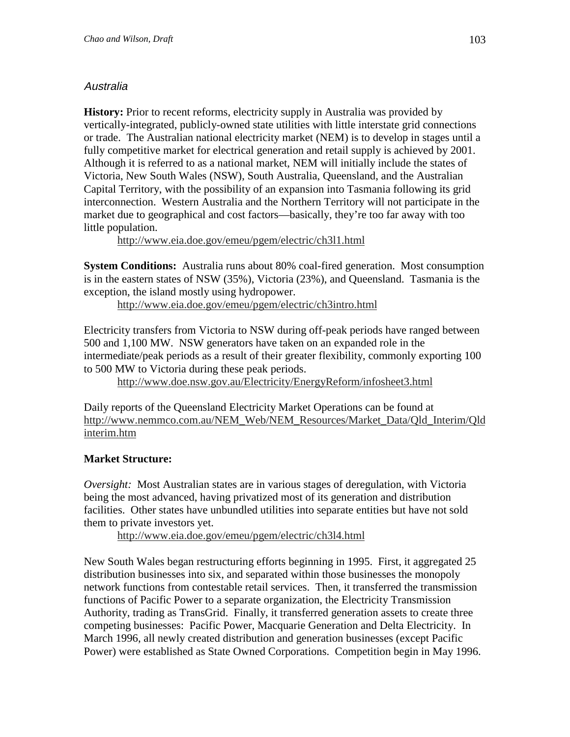## *Australia*

**History:** Prior to recent reforms, electricity supply in Australia was provided by vertically-integrated, publicly-owned state utilities with little interstate grid connections or trade. The Australian national electricity market (NEM) is to develop in stages until a fully competitive market for electrical generation and retail supply is achieved by 2001. Although it is referred to as a national market, NEM will initially include the states of Victoria, New South Wales (NSW), South Australia, Queensland, and the Australian Capital Territory, with the possibility of an expansion into Tasmania following its grid interconnection. Western Australia and the Northern Territory will not participate in the market due to geographical and cost factors—basically, they're too far away with too little population.

http://www.eia.doe.gov/emeu/pgem/electric/ch3l1.html

**System Conditions:** Australia runs about 80% coal-fired generation. Most consumption is in the eastern states of NSW (35%), Victoria (23%), and Queensland. Tasmania is the exception, the island mostly using hydropower.

http://www.eia.doe.gov/emeu/pgem/electric/ch3intro.html

Electricity transfers from Victoria to NSW during off-peak periods have ranged between 500 and 1,100 MW. NSW generators have taken on an expanded role in the intermediate/peak periods as a result of their greater flexibility, commonly exporting 100 to 500 MW to Victoria during these peak periods.

http://www.doe.nsw.gov.au/Electricity/EnergyReform/infosheet3.html

Daily reports of the Queensland Electricity Market Operations can be found at http://www.nemmco.com.au/NEM_Web/NEM_Resources/Market_Data/Qld_Interim/Qldinterim.htm

**Market Structure:**

*Oversight:* Most Australian states are in various stages of deregulation, with Victoria being the most advanced, having privatized most of its generation and distribution facilities. Other states have unbundled utilities into separate entities but have not sold them to private investors yet.

http://www.eia.doe.gov/emeu/pgem/electric/ch3l4.html

New South Wales began restructuring efforts beginning in 1995. First, it aggregated 25 distribution businesses into six, and separated within those businesses the monopoly network functions from contestable retail services. Then, it transferred the transmission functions of Pacific Power to a separate organization, the Electricity Transmission Authority, trading as TransGrid. Finally, it transferred generation assets to create three competing businesses: Pacific Power, Macquarie Generation and Delta Electricity. In March 1996, all newly created distribution and generation businesses (except Pacific Power) were established as State Owned Corporations. Competition begin in May 1996.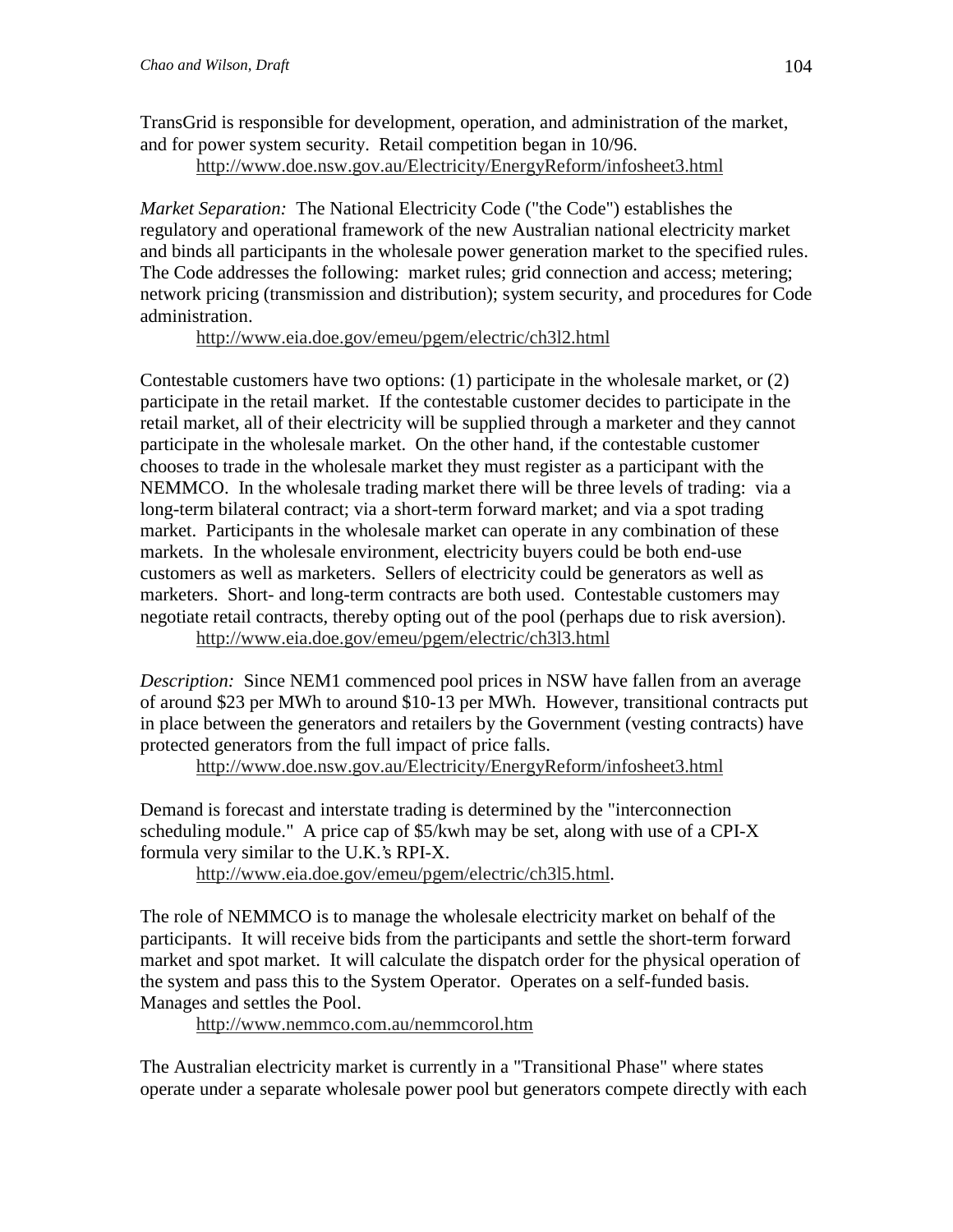TransGrid is responsible for development, operation, and administration of the market, and for power system security. Retail competition began in 10/96.

http://www.doe.nsw.gov.au/Electricity/EnergyReform/infosheet3.html

*Market Separation:* The National Electricity Code ("the Code") establishes the regulatory and operational framework of the new Australian national electricity market and binds all participants in the wholesale power generation market to the specified rules. The Code addresses the following: market rules; grid connection and access; metering; network pricing (transmission and distribution); system security, and procedures for Code administration.

http://www.eia.doe.gov/emeu/pgem/electric/ch3l2.html

Contestable customers have two options: (1) participate in the wholesale market, or (2) participate in the retail market. If the contestable customer decides to participate in the retail market, all of their electricity will be supplied through a marketer and they cannot participate in the wholesale market. On the other hand, if the contestable customer chooses to trade in the wholesale market they must register as a participant with the NEMMCO. In the wholesale trading market there will be three levels of trading: via a long-term bilateral contract; via a short-term forward market; and via a spot trading market. Participants in the wholesale market can operate in any combination of these markets. In the wholesale environment, electricity buyers could be both end-use customers as well as marketers. Sellers of electricity could be generators as well as marketers. Short- and long-term contracts are both used. Contestable customers may negotiate retail contracts, thereby opting out of the pool (perhaps due to risk aversion).

http://www.eia.doe.gov/emeu/pgem/electric/ch3l3.html

*Description:* Since NEM1 commenced pool prices in NSW have fallen from an average of around $23 per MWh to around $10-13 per MWh. However, transitional contracts put in place between the generators and retailers by the Government (vesting contracts) have protected generators from the full impact of price falls.

http://www.doe.nsw.gov.au/Electricity/EnergyReform/infosheet3.html

Demand is forecast and interstate trading is determined by the "interconnection scheduling module." A price cap of $5/kwh may be set, along with use of a CPI-X formula very similar to the U.K.'s RPI-X.

http://www.eia.doe.gov/emeu/pgem/electric/ch3l5.html.

The role of NEMMCO is to manage the wholesale electricity market on behalf of the participants. It will receive bids from the participants and settle the short-term forward market and spot market. It will calculate the dispatch order for the physical operation of the system and pass this to the System Operator. Operates on a self-funded basis. Manages and settles the Pool.

http://www.nemmco.com.au/nemmcorol.htm

The Australian electricity market is currently in a "Transitional Phase" where states operate under a separate wholesale power pool but generators compete directly with each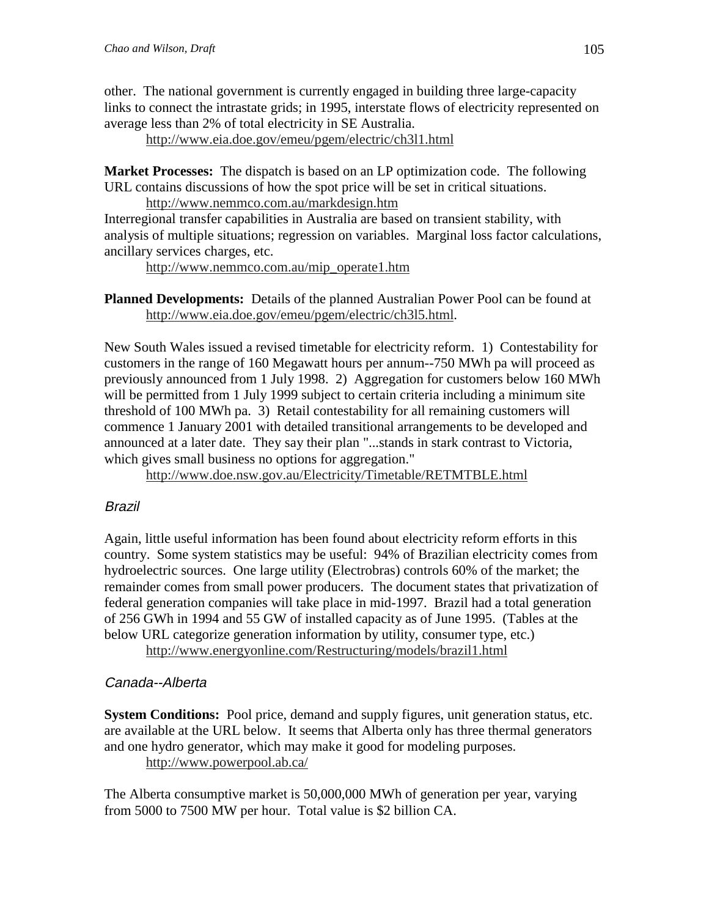other. The national government is currently engaged in building three large-capacity links to connect the intrastate grids; in 1995, interstate flows of electricity represented on average less than 2% of total electricity in SE Australia.

http://www.eia.doe.gov/emeu/pgem/electric/ch3l1.html

**Market Processes:** The dispatch is based on an LP optimization code. The following URL contains discussions of how the spot price will be set in critical situations.

http://www.nemmco.com.au/markdesign.htm

Interregional transfer capabilities in Australia are based on transient stability, with analysis of multiple situations; regression on variables. Marginal loss factor calculations, ancillary services charges, etc.

http://www.nemmco.com.au/mip_operate1.htm

**Planned Developments:** Details of the planned Australian Power Pool can be found at http://www.eia.doe.gov/emeu/pgem/electric/ch3l5.html.

New South Wales issued a revised timetable for electricity reform. 1) Contestability for customers in the range of 160 Megawatt hours per annum--750 MWh pa will proceed as previously announced from 1 July 1998. 2) Aggregation for customers below 160 MWh will be permitted from 1 July 1999 subject to certain criteria including a minimum site threshold of 100 MWh pa. 3) Retail contestability for all remaining customers will commence 1 January 2001 with detailed transitional arrangements to be developed and announced at a later date. They say their plan "...stands in stark contrast to Victoria, which gives small business no options for aggregation."

http://www.doe.nsw.gov.au/Electricity/Timetable/RETMTBLE.html

### *Brazil*

Again, little useful information has been found about electricity reform efforts in this country. Some system statistics may be useful: 94% of Brazilian electricity comes from hydroelectric sources. One large utility (Electrobras) controls 60% of the market; the remainder comes from small power producers. The document states that privatization of federal generation companies will take place in mid-1997. Brazil had a total generation of 256 GWh in 1994 and 55 GW of installed capacity as of June 1995. (Tables at the below URL categorize generation information by utility, consumer type, etc.)

http://www.energyonline.com/Restructuring/models/brazil1.html

### *Canada--Alberta*

**System Conditions:** Pool price, demand and supply figures, unit generation status, etc. are available at the URL below. It seems that Alberta only has three thermal generators and one hydro generator, which may make it good for modeling purposes.

http://www.powerpool.ab.ca/

The Alberta consumptive market is 50,000,000 MWh of generation per year, varying from 5000 to 7500 MW per hour. Total value is $2 billion CA.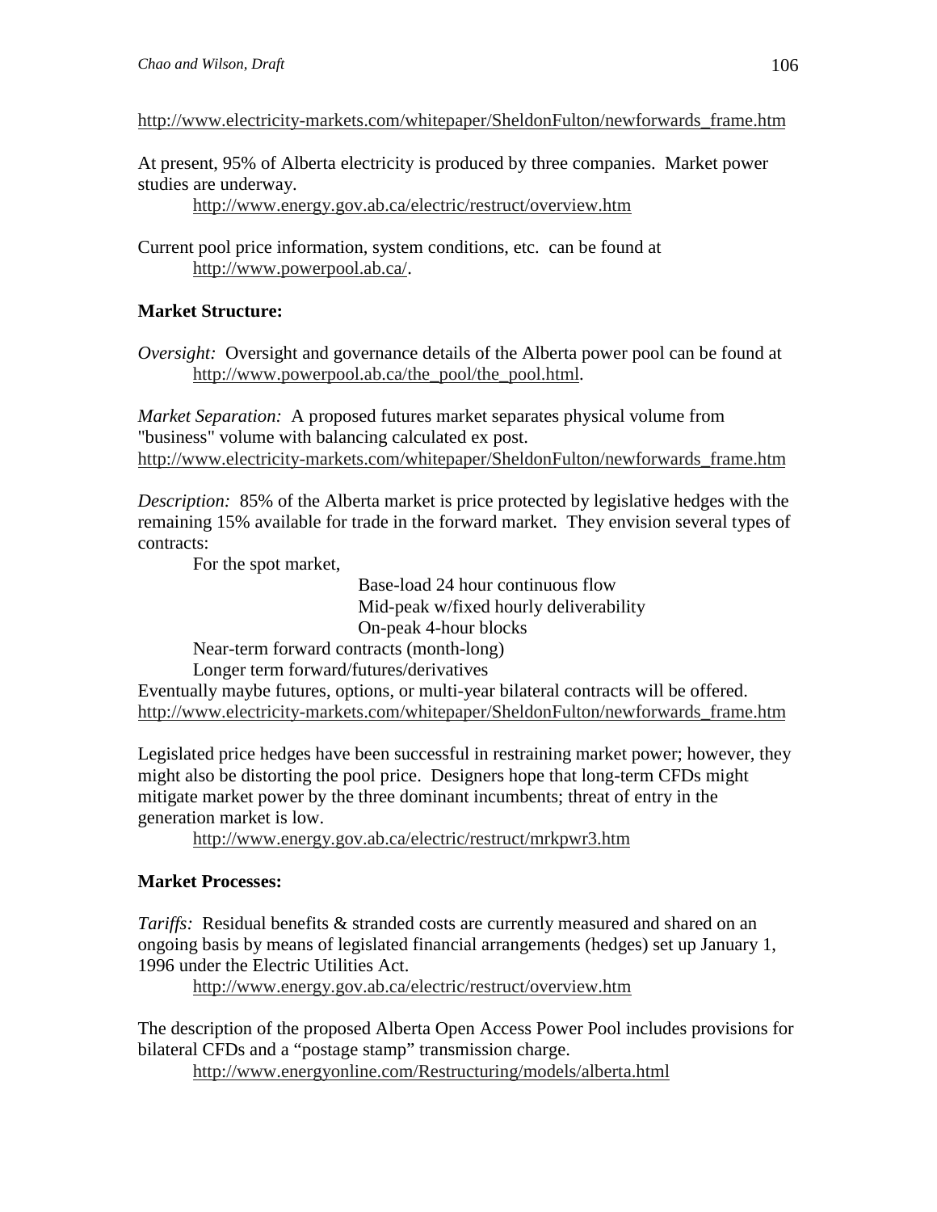http://www.electricity-markets.com/whitepaper/SheldonFulton/newforwards_frame.htm

At present, 95% of Alberta electricity is produced by three companies. Market power studies are underway.

http://www.energy.gov.ab.ca/electric/restruct/overview.htm

Current pool price information, system conditions, etc. can be found at http://www.powerpool.ab.ca/.

**Market Structure:**

*Oversight:* Oversight and governance details of the Alberta power pool can be found at http://www.powerpool.ab.ca/the_pool/the_pool.html.

*Market Separation:* A proposed futures market separates physical volume from "business" volume with balancing calculated ex post.
http://www.electricity-markets.com/whitepaper/SheldonFulton/newforwards_frame.htm

*Description:* 85% of the Alberta market is price protected by legislative hedges with the remaining 15% available for trade in the forward market. They envision several types of contracts:

For the spot market,

- Base-load 24 hour continuous flow
- Mid-peak w/fixed hourly deliverability
- On-peak 4-hour blocks

Near-term forward contracts (month-long)

Longer term forward/futures/derivatives

Eventually maybe futures, options, or multi-year bilateral contracts will be offered.
http://www.electricity-markets.com/whitepaper/SheldonFulton/newforwards_frame.htm

Legislated price hedges have been successful in restraining market power; however, they might also be distorting the pool price. Designers hope that long-term CFDs might mitigate market power by the three dominant incumbents; threat of entry in the generation market is low.

http://www.energy.gov.ab.ca/electric/restruct/mrkpwr3.htm

**Market Processes:**

*Tariffs:* Residual benefits & stranded costs are currently measured and shared on an ongoing basis by means of legislated financial arrangements (hedges) set up January 1, 1996 under the Electric Utilities Act.

http://www.energy.gov.ab.ca/electric/restruct/overview.htm

The description of the proposed Alberta Open Access Power Pool includes provisions for bilateral CFDs and a "postage stamp" transmission charge.

http://www.energyonline.com/Restructuring/models/alberta.html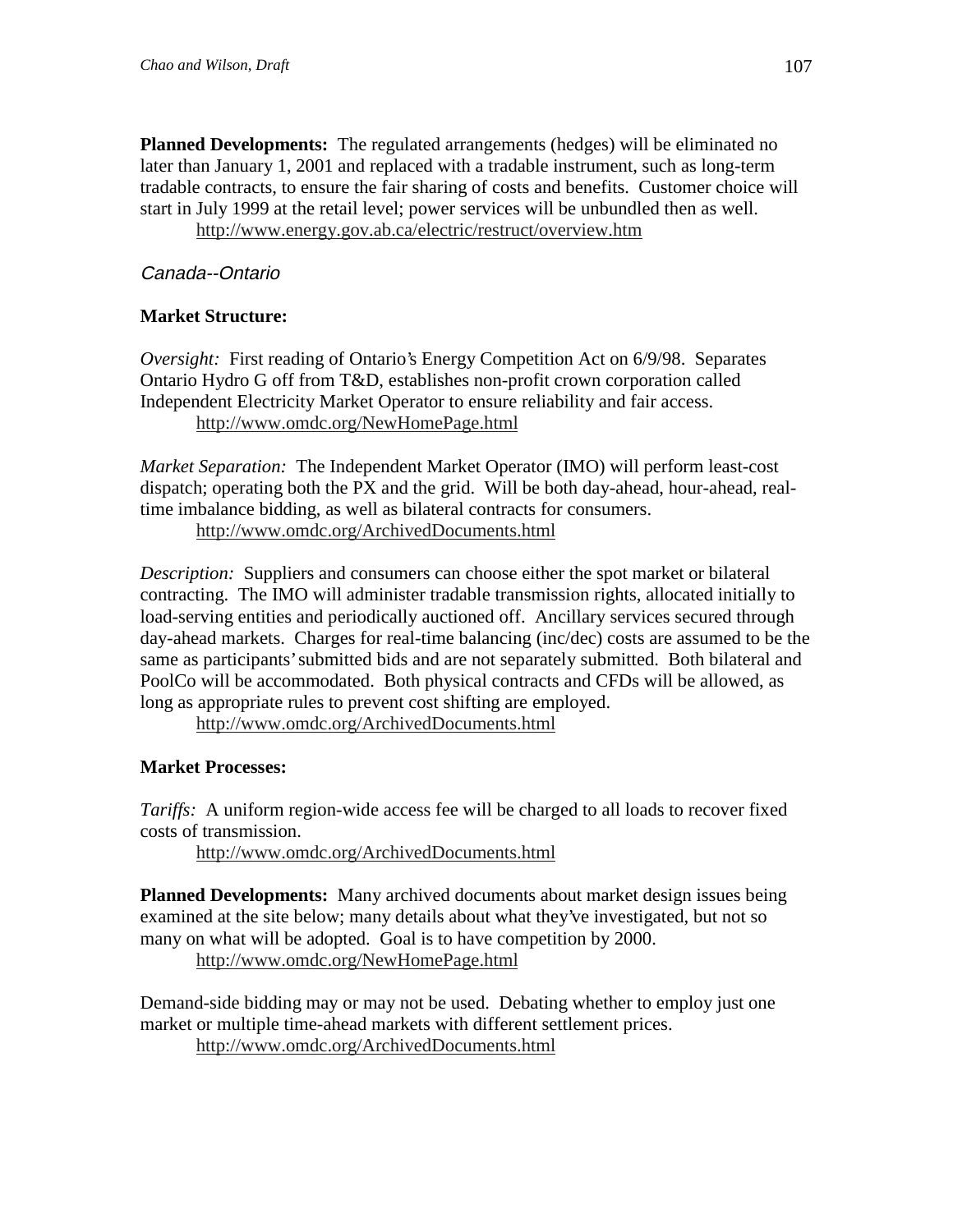**Planned Developments:** The regulated arrangements (hedges) will be eliminated no later than January 1, 2001 and replaced with a tradable instrument, such as long-term tradable contracts, to ensure the fair sharing of costs and benefits. Customer choice will start in July 1999 at the retail level; power services will be unbundled then as well.

http://www.energy.gov.ab.ca/electric/restruct/overview.htm

### *Canada--Ontario*

**Market Structure:**

*Oversight:* First reading of Ontario's Energy Competition Act on 6/9/98. Separates Ontario Hydro G off from T&D, establishes non-profit crown corporation called Independent Electricity Market Operator to ensure reliability and fair access.

http://www.omdc.org/NewHomePage.html

*Market Separation:* The Independent Market Operator (IMO) will perform least-cost dispatch; operating both the PX and the grid. Will be both day-ahead, hour-ahead, real-time imbalance bidding, as well as bilateral contracts for consumers.

http://www.omdc.org/ArchivedDocuments.html

*Description:* Suppliers and consumers can choose either the spot market or bilateral contracting. The IMO will administer tradable transmission rights, allocated initially to load-serving entities and periodically auctioned off. Ancillary services secured through day-ahead markets. Charges for real-time balancing (inc/dec) costs are assumed to be the same as participants' submitted bids and are not separately submitted. Both bilateral and PoolCo will be accommodated. Both physical contracts and CFDs will be allowed, as long as appropriate rules to prevent cost shifting are employed.

http://www.omdc.org/ArchivedDocuments.html

**Market Processes:**

*Tariffs:* A uniform region-wide access fee will be charged to all loads to recover fixed costs of transmission.

http://www.omdc.org/ArchivedDocuments.html

**Planned Developments:** Many archived documents about market design issues being examined at the site below; many details about what they've investigated, but not so many on what will be adopted. Goal is to have competition by 2000.

http://www.omdc.org/NewHomePage.html

Demand-side bidding may or may not be used. Debating whether to employ just one market or multiple time-ahead markets with different settlement prices.

http://www.omdc.org/ArchivedDocuments.html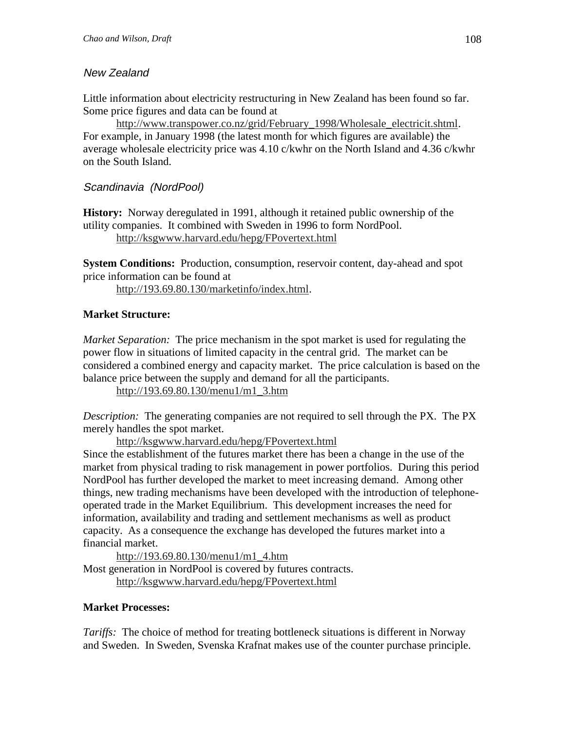### *New Zealand*

Little information about electricity restructuring in New Zealand has been found so far. Some price figures and data can be found at

http://www.transpower.co.nz/grid/February_1998/Wholesale_electricit.shtml.

For example, in January 1998 (the latest month for which figures are available) the average wholesale electricity price was 4.10 c/kwhr on the North Island and 4.36 c/kwhr on the South Island.

### *Scandinavia (NordPool)*

**History:** Norway deregulated in 1991, although it retained public ownership of the utility companies. It combined with Sweden in 1996 to form NordPool.

http://ksgwww.harvard.edu/hepg/FPovertext.html

**System Conditions:** Production, consumption, reservoir content, day-ahead and spot price information can be found at

http://193.69.80.130/marketinfo/index.html.

**Market Structure:**

*Market Separation:* The price mechanism in the spot market is used for regulating the power flow in situations of limited capacity in the central grid. The market can be considered a combined energy and capacity market. The price calculation is based on the balance price between the supply and demand for all the participants.

http://193.69.80.130/menu1/m1_3.htm

*Description:* The generating companies are not required to sell through the PX. The PX merely handles the spot market.

http://ksgwww.harvard.edu/hepg/FPovertext.html

Since the establishment of the futures market there has been a change in the use of the market from physical trading to risk management in power portfolios. During this period NordPool has further developed the market to meet increasing demand. Among other things, new trading mechanisms have been developed with the introduction of telephone-operated trade in the Market Equilibrium. This development increases the need for information, availability and trading and settlement mechanisms as well as product capacity. As a consequence the exchange has developed the futures market into a financial market.

http://193.69.80.130/menu1/m1_4.htm

Most generation in NordPool is covered by futures contracts.

http://ksgwww.harvard.edu/hepg/FPovertext.html

**Market Processes:**

*Tariffs:* The choice of method for treating bottleneck situations is different in Norway and Sweden. In Sweden, Svenska Krafnat makes use of the counter purchase principle.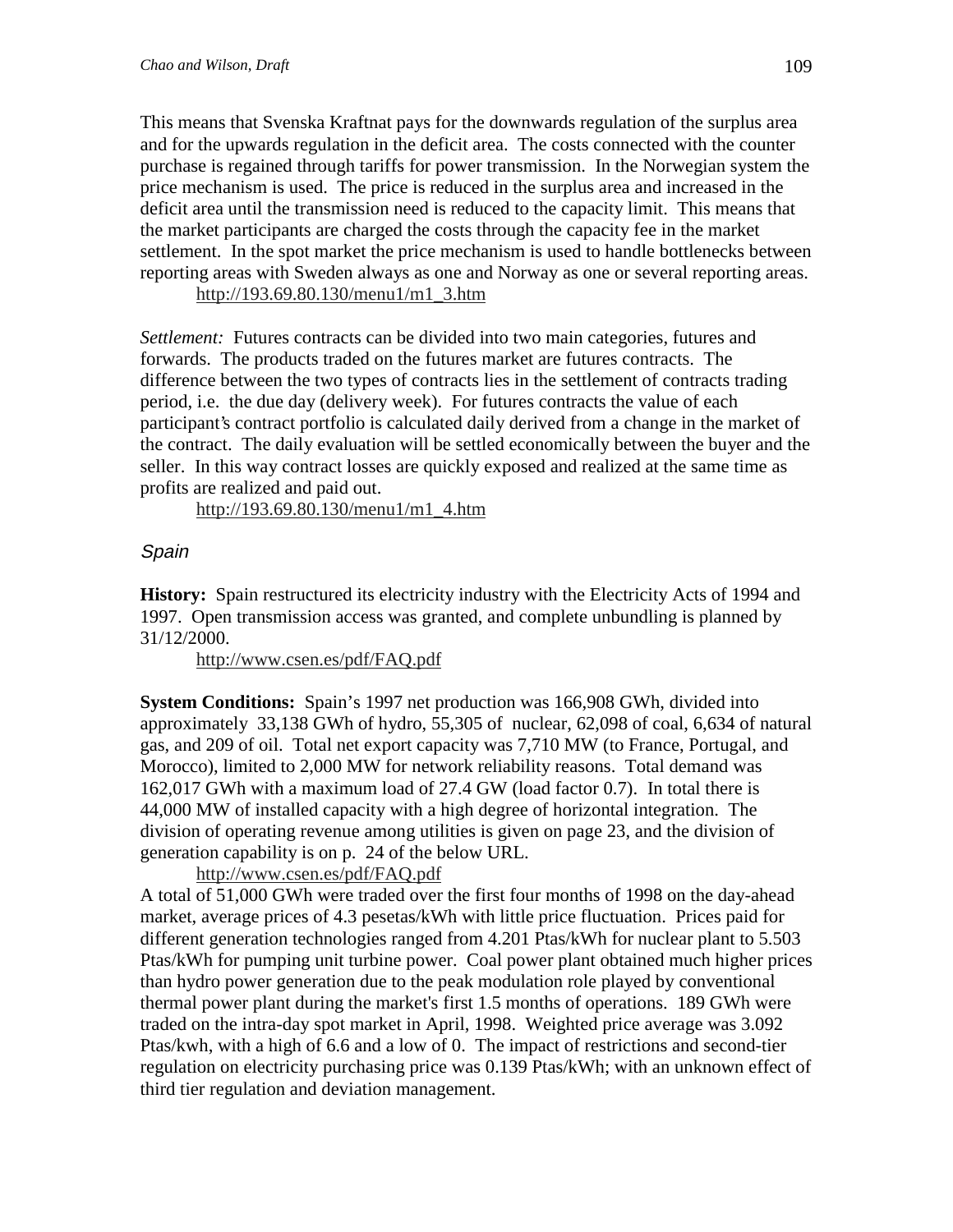This means that Svenska Kraftnat pays for the downwards regulation of the surplus area and for the upwards regulation in the deficit area. The costs connected with the counter purchase is regained through tariffs for power transmission. In the Norwegian system the price mechanism is used. The price is reduced in the surplus area and increased in the deficit area until the transmission need is reduced to the capacity limit. This means that the market participants are charged the costs through the capacity fee in the market settlement. In the spot market the price mechanism is used to handle bottlenecks between reporting areas with Sweden always as one and Norway as one or several reporting areas.

http://193.69.80.130/menu1/m1_3.htm

*Settlement:* Futures contracts can be divided into two main categories, futures and forwards. The products traded on the futures market are futures contracts. The difference between the two types of contracts lies in the settlement of contracts trading period, i.e. the due day (delivery week). For futures contracts the value of each participant's contract portfolio is calculated daily derived from a change in the market of the contract. The daily evaluation will be settled economically between the buyer and the seller. In this way contract losses are quickly exposed and realized at the same time as profits are realized and paid out.

http://193.69.80.130/menu1/m1_4.htm

### *Spain*

**History:** Spain restructured its electricity industry with the Electricity Acts of 1994 and 1997. Open transmission access was granted, and complete unbundling is planned by 31/12/2000.

http://www.csen.es/pdf/FAQ.pdf

**System Conditions:** Spain's 1997 net production was 166,908 GWh, divided into approximately 33,138 GWh of hydro, 55,305 of nuclear, 62,098 of coal, 6,634 of natural gas, and 209 of oil. Total net export capacity was 7,710 MW (to France, Portugal, and Morocco), limited to 2,000 MW for network reliability reasons. Total demand was 162,017 GWh with a maximum load of 27.4 GW (load factor 0.7). In total there is 44,000 MW of installed capacity with a high degree of horizontal integration. The division of operating revenue among utilities is given on page 23, and the division of generation capability is on p. 24 of the below URL.

http://www.csen.es/pdf/FAQ.pdf

A total of 51,000 GWh were traded over the first four months of 1998 on the day-ahead market, average prices of 4.3 pesetas/kWh with little price fluctuation. Prices paid for different generation technologies ranged from 4.201 Ptas/kWh for nuclear plant to 5.503 Ptas/kWh for pumping unit turbine power. Coal power plant obtained much higher prices than hydro power generation due to the peak modulation role played by conventional thermal power plant during the market's first 1.5 months of operations. 189 GWh were traded on the intra-day spot market in April, 1998. Weighted price average was 3.092 Ptas/kwh, with a high of 6.6 and a low of 0. The impact of restrictions and second-tier regulation on electricity purchasing price was 0.139 Ptas/kWh; with an unknown effect of third tier regulation and deviation management.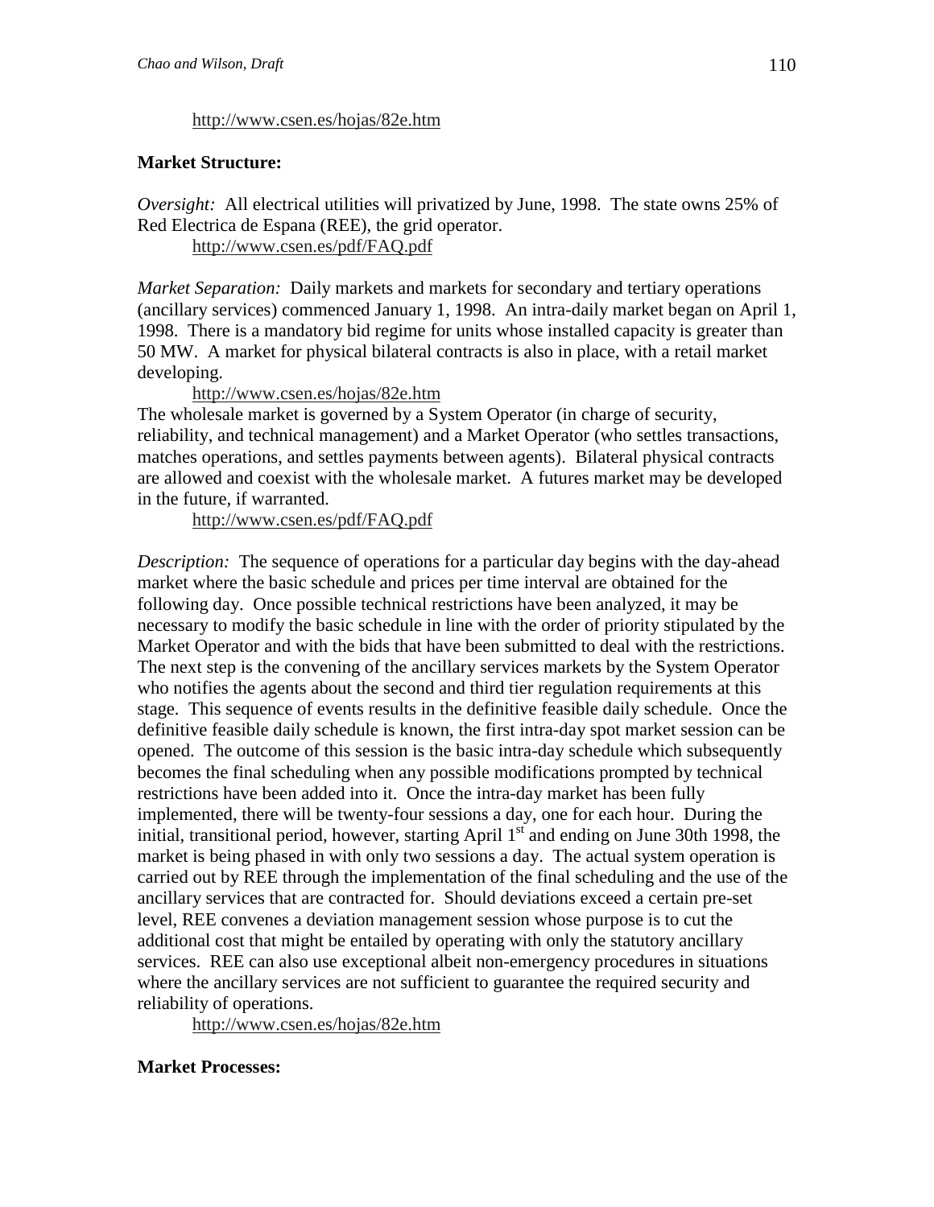http://www.csen.es/hojas/82e.htm

**Market Structure:**

*Oversight:* All electrical utilities will privatized by June, 1998. The state owns 25% of Red Electrica de Espana (REE), the grid operator.

http://www.csen.es/pdf/FAQ.pdf

*Market Separation:* Daily markets and markets for secondary and tertiary operations (ancillary services) commenced January 1, 1998. An intra-daily market began on April 1, 1998. There is a mandatory bid regime for units whose installed capacity is greater than 50 MW. A market for physical bilateral contracts is also in place, with a retail market developing.

http://www.csen.es/hojas/82e.htm

The wholesale market is governed by a System Operator (in charge of security, reliability, and technical management) and a Market Operator (who settles transactions, matches operations, and settles payments between agents). Bilateral physical contracts are allowed and coexist with the wholesale market. A futures market may be developed in the future, if warranted.

http://www.csen.es/pdf/FAQ.pdf

*Description:* The sequence of operations for a particular day begins with the day-ahead market where the basic schedule and prices per time interval are obtained for the following day. Once possible technical restrictions have been analyzed, it may be necessary to modify the basic schedule in line with the order of priority stipulated by the Market Operator and with the bids that have been submitted to deal with the restrictions. The next step is the convening of the ancillary services markets by the System Operator who notifies the agents about the second and third tier regulation requirements at this stage. This sequence of events results in the definitive feasible daily schedule. Once the definitive feasible daily schedule is known, the first intra-day spot market session can be opened. The outcome of this session is the basic intra-day schedule which subsequently becomes the final scheduling when any possible modifications prompted by technical restrictions have been added into it. Once the intra-day market has been fully implemented, there will be twenty-four sessions a day, one for each hour. During the initial, transitional period, however, starting April 1st and ending on June 30th 1998, the market is being phased in with only two sessions a day. The actual system operation is carried out by REE through the implementation of the final scheduling and the use of the ancillary services that are contracted for. Should deviations exceed a certain pre-set level, REE convenes a deviation management session whose purpose is to cut the additional cost that might be entailed by operating with only the statutory ancillary services. REE can also use exceptional albeit non-emergency procedures in situations where the ancillary services are not sufficient to guarantee the required security and reliability of operations.

http://www.csen.es/hojas/82e.htm

**Market Processes:**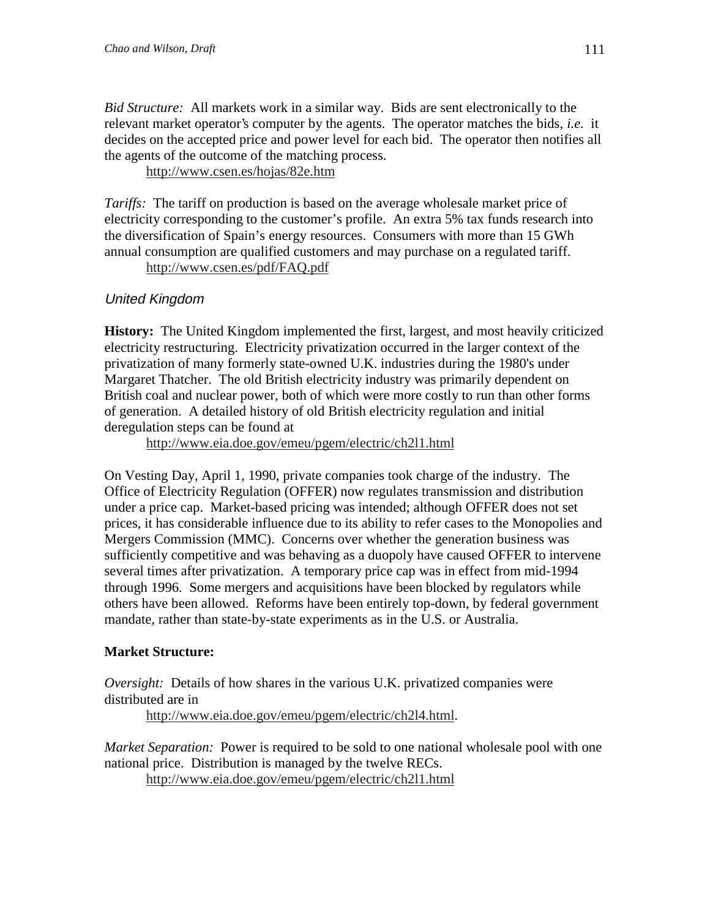*Bid Structure:* All markets work in a similar way. Bids are sent electronically to the relevant market operator's computer by the agents. The operator matches the bids, *i.e.* it decides on the accepted price and power level for each bid. The operator then notifies all the agents of the outcome of the matching process.

http://www.csen.es/hojas/82e.htm

*Tariffs:* The tariff on production is based on the average wholesale market price of electricity corresponding to the customer's profile. An extra 5% tax funds research into the diversification of Spain's energy resources. Consumers with more than 15 GWh annual consumption are qualified customers and may purchase on a regulated tariff.

http://www.csen.es/pdf/FAQ.pdf

### *United Kingdom*

**History:** The United Kingdom implemented the first, largest, and most heavily criticized electricity restructuring. Electricity privatization occurred in the larger context of the privatization of many formerly state-owned U.K. industries during the 1980's under Margaret Thatcher. The old British electricity industry was primarily dependent on British coal and nuclear power, both of which were more costly to run than other forms of generation. A detailed history of old British electricity regulation and initial deregulation steps can be found at

http://www.eia.doe.gov/emeu/pgem/electric/ch2l1.html

On Vesting Day, April 1, 1990, private companies took charge of the industry. The Office of Electricity Regulation (OFFER) now regulates transmission and distribution under a price cap. Market-based pricing was intended; although OFFER does not set prices, it has considerable influence due to its ability to refer cases to the Monopolies and Mergers Commission (MMC). Concerns over whether the generation business was sufficiently competitive and was behaving as a duopoly have caused OFFER to intervene several times after privatization. A temporary price cap was in effect from mid-1994 through 1996. Some mergers and acquisitions have been blocked by regulators while others have been allowed. Reforms have been entirely top-down, by federal government mandate, rather than state-by-state experiments as in the U.S. or Australia.

**Market Structure:**

*Oversight:* Details of how shares in the various U.K. privatized companies were distributed are in

http://www.eia.doe.gov/emeu/pgem/electric/ch2l4.html.

*Market Separation:* Power is required to be sold to one national wholesale pool with one national price. Distribution is managed by the twelve RECs.

http://www.eia.doe.gov/emeu/pgem/electric/ch2l1.html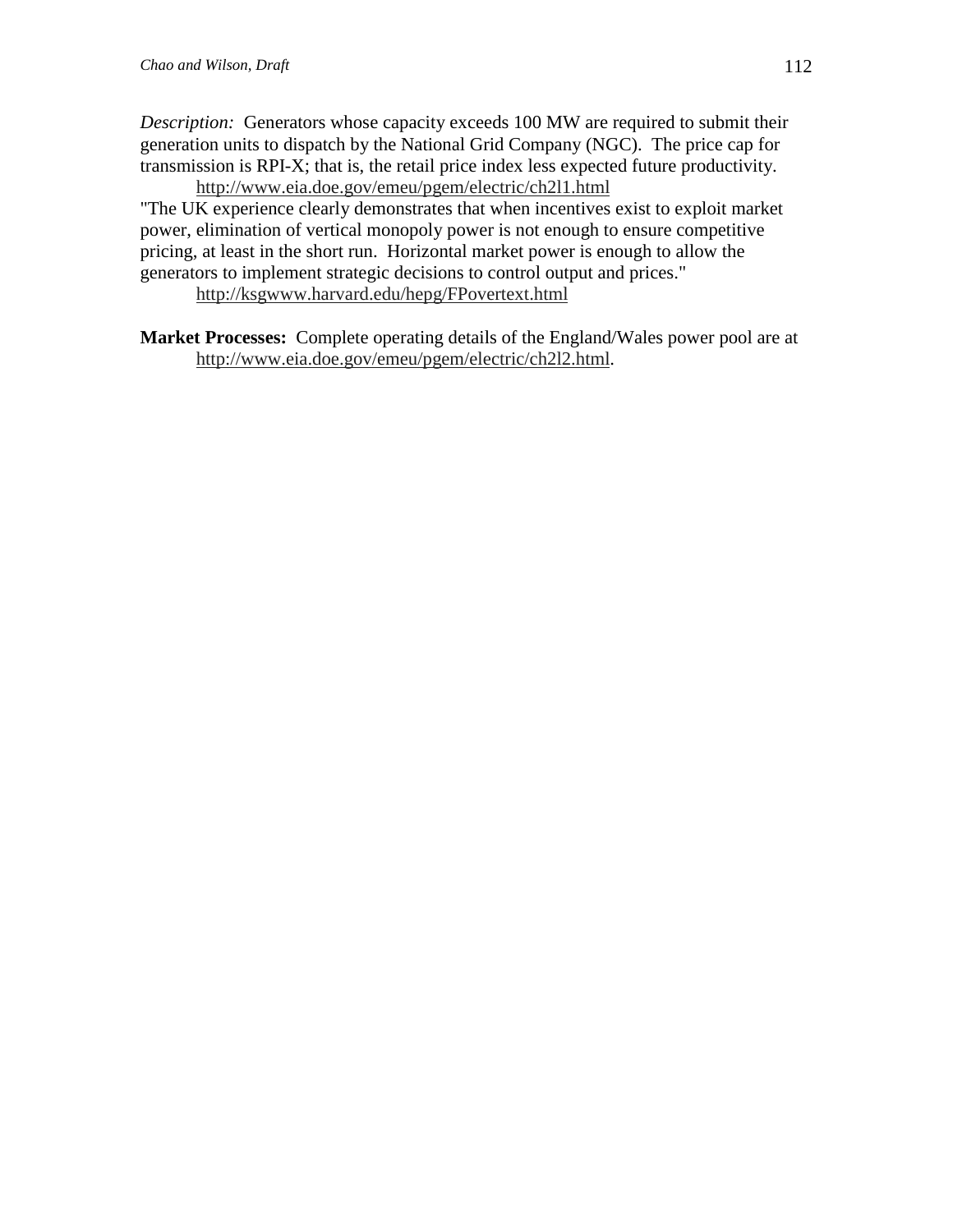*Description:* Generators whose capacity exceeds 100 MW are required to submit their generation units to dispatch by the National Grid Company (NGC). The price cap for transmission is RPI-X; that is, the retail price index less expected future productivity.

http://www.eia.doe.gov/emeu/pgem/electric/ch2l1.html

"The UK experience clearly demonstrates that when incentives exist to exploit market power, elimination of vertical monopoly power is not enough to ensure competitive pricing, at least in the short run. Horizontal market power is enough to allow the generators to implement strategic decisions to control output and prices."

http://ksgwww.harvard.edu/hepg/FPovertext.html

**Market Processes:** Complete operating details of the England/Wales power pool are at http://www.eia.doe.gov/emeu/pgem/electric/ch2l2.html.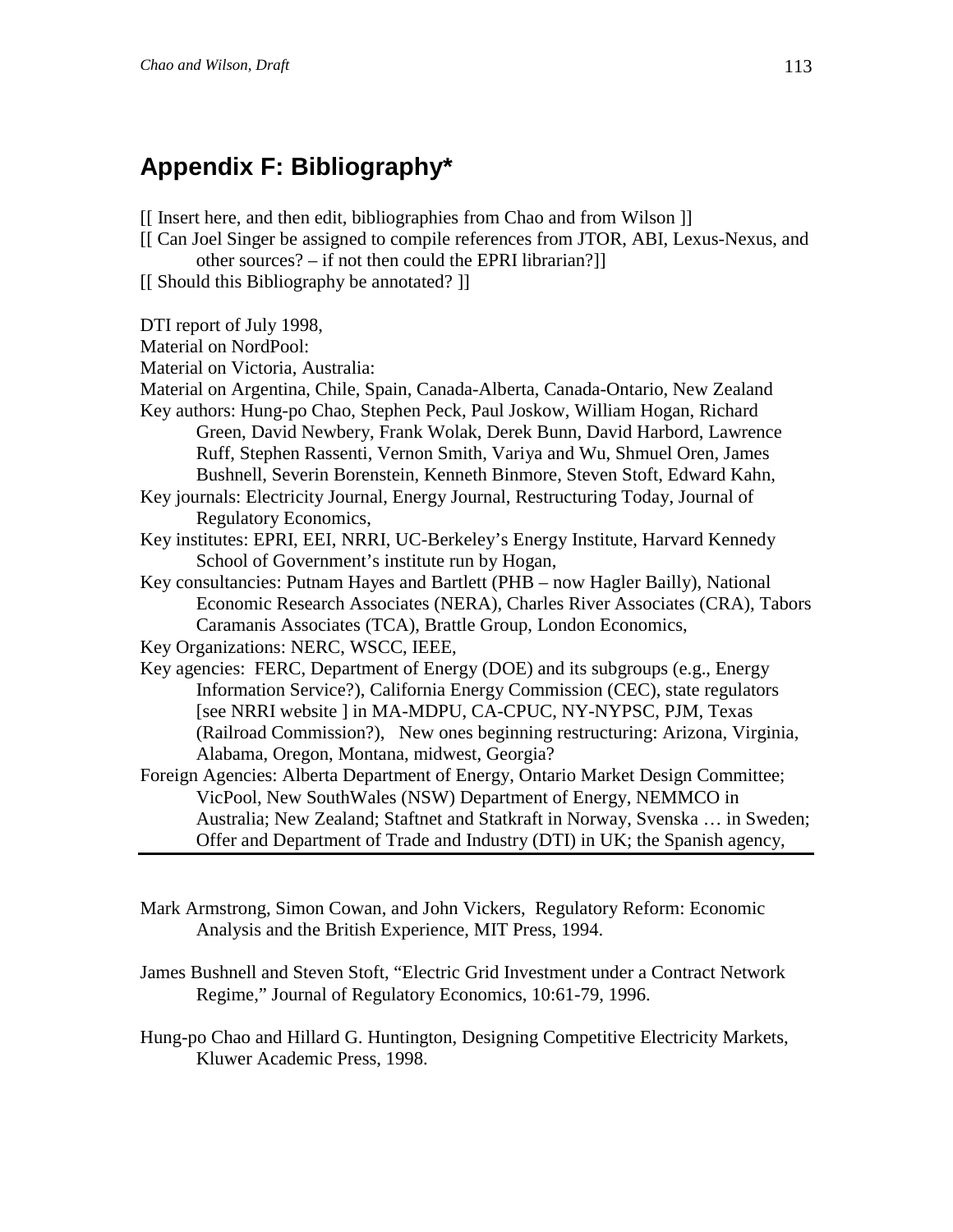## Appendix F: Bibliography*

[[ Insert here, and then edit, bibliographies from Chao and from Wilson ]]

[[ Can Joel Singer be assigned to compile references from JTOR, ABI, Lexus-Nexus, and other sources? – if not then could the EPRI librarian?]]

[[ Should this Bibliography be annotated? ]]

DTI report of July 1998,

Material on NordPool:

Material on Victoria, Australia:

Material on Argentina, Chile, Spain, Canada-Alberta, Canada-Ontario, New Zealand

Key authors: Hung-po Chao, Stephen Peck, Paul Joskow, William Hogan, Richard Green, David Newbery, Frank Wolak, Derek Bunn, David Harbord, Lawrence Ruff, Stephen Rassenti, Vernon Smith, Variya and Wu, Shmuel Oren, James Bushnell, Severin Borenstein, Kenneth Binmore, Steven Stoft, Edward Kahn,

Key journals: Electricity Journal, Energy Journal, Restructuring Today, Journal of Regulatory Economics,

Key institutes: EPRI, EEI, NRRI, UC-Berkeley's Energy Institute, Harvard Kennedy School of Government's institute run by Hogan,

Key consultancies: Putnam Hayes and Bartlett (PHB – now Hagler Bailly), National Economic Research Associates (NERA), Charles River Associates (CRA), Tabors Caramanis Associates (TCA), Brattle Group, London Economics,

Key Organizations: NERC, WSCC, IEEE,

Key agencies: FERC, Department of Energy (DOE) and its subgroups (e.g., Energy Information Service?), California Energy Commission (CEC), state regulators [see NRRI website ] in MA-MDPU, CA-CPUC, NY-NYPSC, PJM, Texas (Railroad Commission?), New ones beginning restructuring: Arizona, Virginia, Alabama, Oregon, Montana, midwest, Georgia?

Foreign Agencies: Alberta Department of Energy, Ontario Market Design Committee; VicPool, New SouthWales (NSW) Department of Energy, NEMMCO in Australia; New Zealand; Staftnet and Statkraft in Norway, Svenska … in Sweden; Offer and Department of Trade and Industry (DTI) in UK; the Spanish agency,

---

Mark Armstrong, Simon Cowan, and John Vickers, Regulatory Reform: Economic Analysis and the British Experience, MIT Press, 1994.

James Bushnell and Steven Stoft, "Electric Grid Investment under a Contract Network Regime," Journal of Regulatory Economics, 10:61-79, 1996.

Hung-po Chao and Hillard G. Huntington, Designing Competitive Electricity Markets, Kluwer Academic Press, 1998.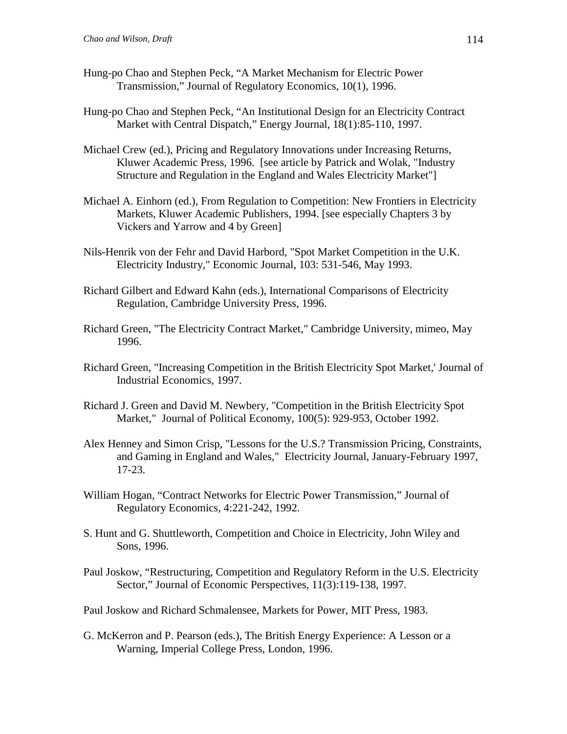Hung-po Chao and Stephen Peck, “A Market Mechanism for Electric Power Transmission,” Journal of Regulatory Economics, 10(1), 1996.

Hung-po Chao and Stephen Peck, “An Institutional Design for an Electricity Contract Market with Central Dispatch,” Energy Journal, 18(1):85-110, 1997.

Michael Crew (ed.), Pricing and Regulatory Innovations under Increasing Returns, Kluwer Academic Press, 1996. [see article by Patrick and Wolak, "Industry Structure and Regulation in the England and Wales Electricity Market"]

Michael A. Einhorn (ed.), From Regulation to Competition: New Frontiers in Electricity Markets, Kluwer Academic Publishers, 1994. [see especially Chapters 3 by Vickers and Yarrow and 4 by Green]

Nils-Henrik von der Fehr and David Harbord, "Spot Market Competition in the U.K. Electricity Industry," Economic Journal, 103: 531-546, May 1993.

Richard Gilbert and Edward Kahn (eds.), International Comparisons of Electricity Regulation, Cambridge University Press, 1996.

Richard Green, "The Electricity Contract Market," Cambridge University, mimeo, May 1996.

Richard Green, "Increasing Competition in the British Electricity Spot Market,' Journal of Industrial Economics, 1997.

Richard J. Green and David M. Newbery, "Competition in the British Electricity Spot Market," Journal of Political Economy, 100(5): 929-953, October 1992.

Alex Henney and Simon Crisp, "Lessons for the U.S.? Transmission Pricing, Constraints, and Gaming in England and Wales," Electricity Journal, January-February 1997, 17-23.

William Hogan, “Contract Networks for Electric Power Transmission,” Journal of Regulatory Economics, 4:221-242, 1992.

S. Hunt and G. Shuttleworth, Competition and Choice in Electricity, John Wiley and Sons, 1996.

Paul Joskow, “Restructuring, Competition and Regulatory Reform in the U.S. Electricity Sector,” Journal of Economic Perspectives, 11(3):119-138, 1997.

Paul Joskow and Richard Schmalensee, Markets for Power, MIT Press, 1983.

G. McKerron and P. Pearson (eds.), The British Energy Experience: A Lesson or a Warning, Imperial College Press, London, 1996.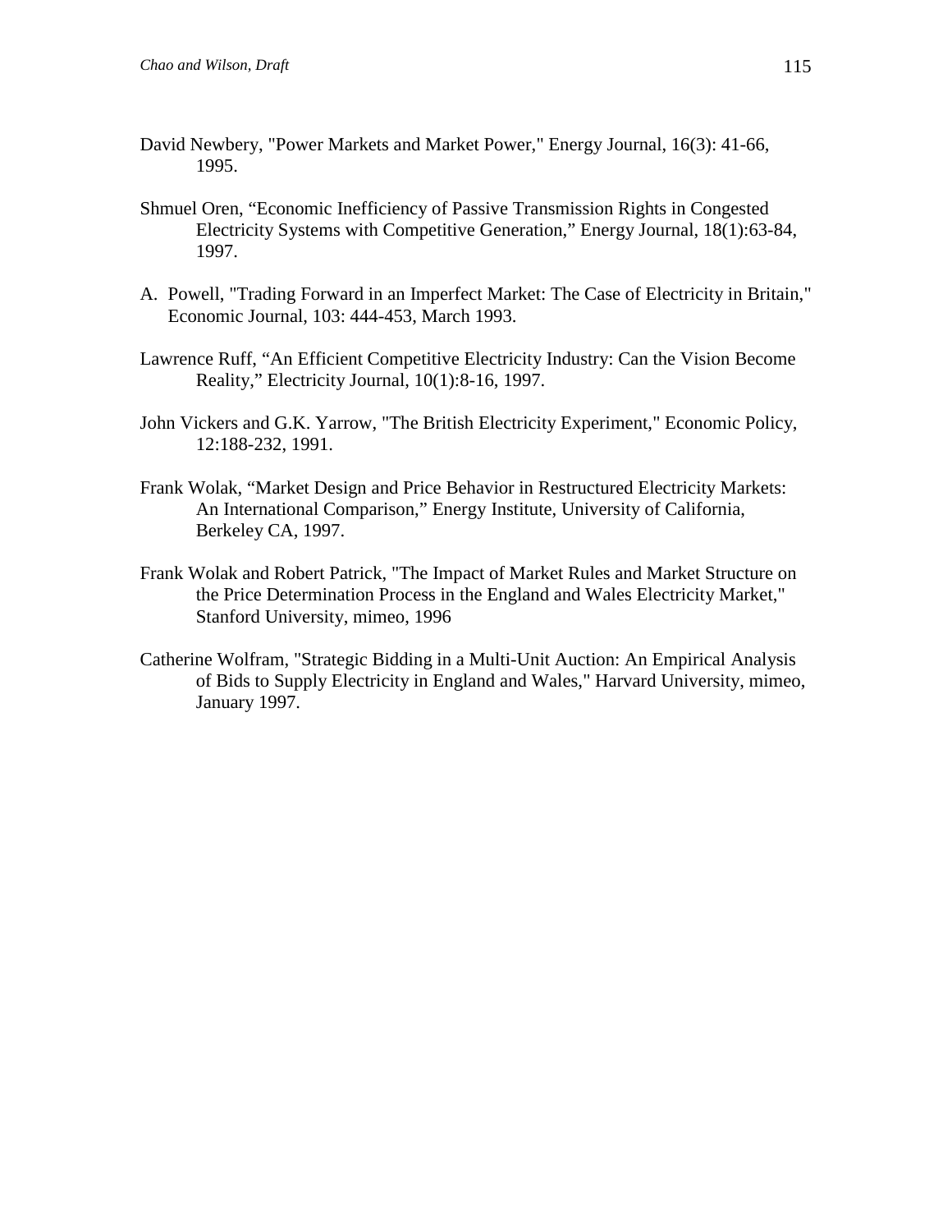David Newbery, "Power Markets and Market Power," Energy Journal, 16(3): 41-66, 1995.

Shmuel Oren, "Economic Inefficiency of Passive Transmission Rights in Congested Electricity Systems with Competitive Generation," Energy Journal, 18(1):63-84, 1997.

A. Powell, "Trading Forward in an Imperfect Market: The Case of Electricity in Britain," Economic Journal, 103: 444-453, March 1993.

Lawrence Ruff, "An Efficient Competitive Electricity Industry: Can the Vision Become Reality," Electricity Journal, 10(1):8-16, 1997.

John Vickers and G.K. Yarrow, "The British Electricity Experiment," Economic Policy, 12:188-232, 1991.

Frank Wolak, "Market Design and Price Behavior in Restructured Electricity Markets: An International Comparison," Energy Institute, University of California, Berkeley CA, 1997.

Frank Wolak and Robert Patrick, "The Impact of Market Rules and Market Structure on the Price Determination Process in the England and Wales Electricity Market," Stanford University, mimeo, 1996

Catherine Wolfram, "Strategic Bidding in a Multi-Unit Auction: An Empirical Analysis of Bids to Supply Electricity in England and Wales," Harvard University, mimeo, January 1997.